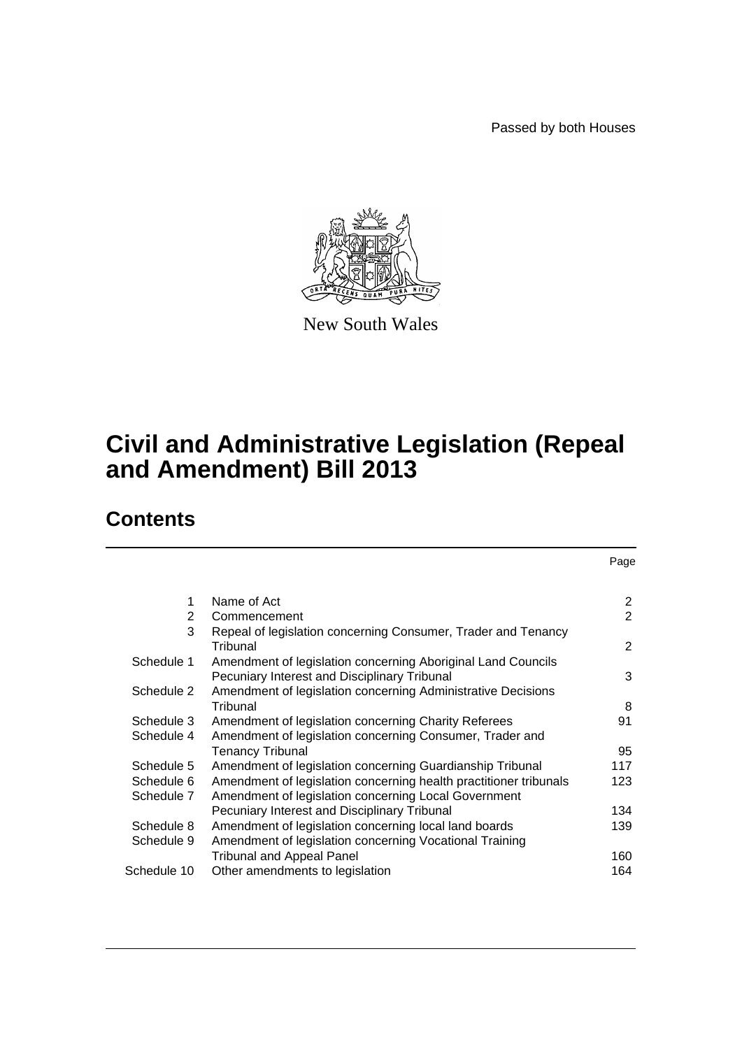Passed by both Houses

New South Wales

# Civil and Administrative Legislation (Repeal and Amendment) Bill 2013

## Contents

| | | Page |
|---|---|---|
| 1 | Name of Act | 2 |
| 2 | Commencement | 2 |
| 3 | Repeal of legislation concerning Consumer, Trader and Tenancy Tribunal | 2 |
| Schedule 1 | Amendment of legislation concerning Aboriginal Land Councils Pecuniary Interest and Disciplinary Tribunal | 3 |
| Schedule 2 | Amendment of legislation concerning Administrative Decisions Tribunal | 8 |
| Schedule 3 | Amendment of legislation concerning Charity Referees | 91 |
| Schedule 4 | Amendment of legislation concerning Consumer, Trader and Tenancy Tribunal | 95 |
| Schedule 5 | Amendment of legislation concerning Guardianship Tribunal | 117 |
| Schedule 6 | Amendment of legislation concerning health practitioner tribunals | 123 |
| Schedule 7 | Amendment of legislation concerning Local Government Pecuniary Interest and Disciplinary Tribunal | 134 |
| Schedule 8 | Amendment of legislation concerning local land boards | 139 |
| Schedule 9 | Amendment of legislation concerning Vocational Training Tribunal and Appeal Panel | 160 |
| Schedule 10 | Other amendments to legislation | 164 |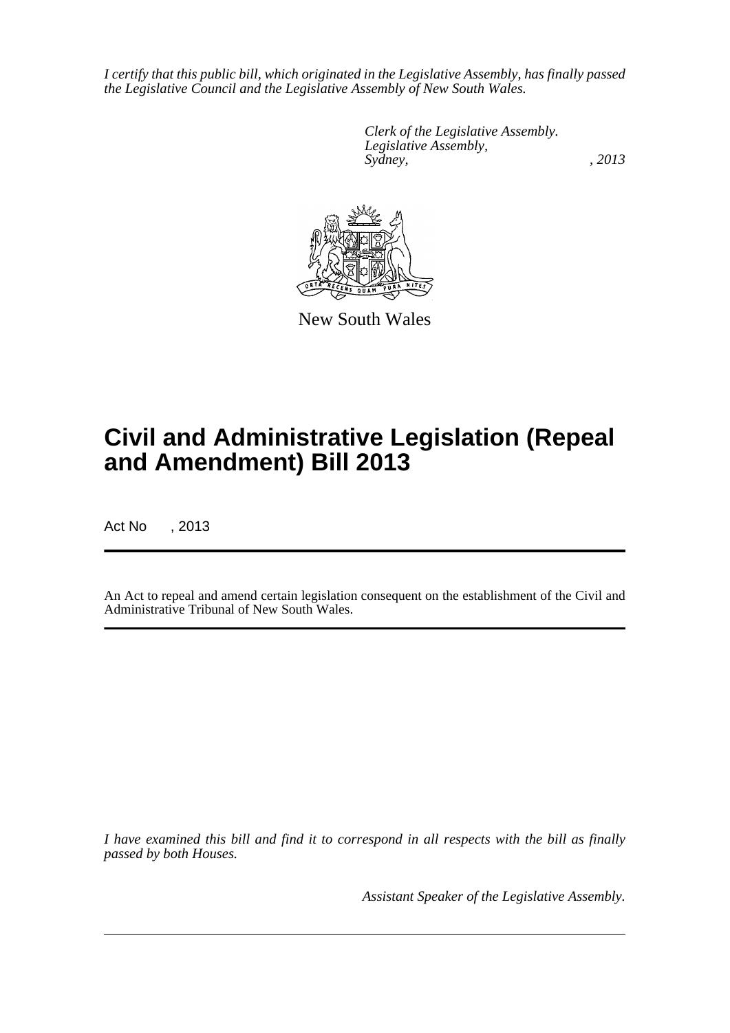*I certify that this public bill, which originated in the Legislative Assembly, has finally passed the Legislative Council and the Legislative Assembly of New South Wales.*

*Clerk of the Legislative Assembly.*
*Legislative Assembly,*
*Sydney, , 2013*

New South Wales

# Civil and Administrative Legislation (Repeal and Amendment) Bill 2013

Act No , 2013

An Act to repeal and amend certain legislation consequent on the establishment of the Civil and Administrative Tribunal of New South Wales.

*I have examined this bill and find it to correspond in all respects with the bill as finally passed by both Houses.*

*Assistant Speaker of the Legislative Assembly.*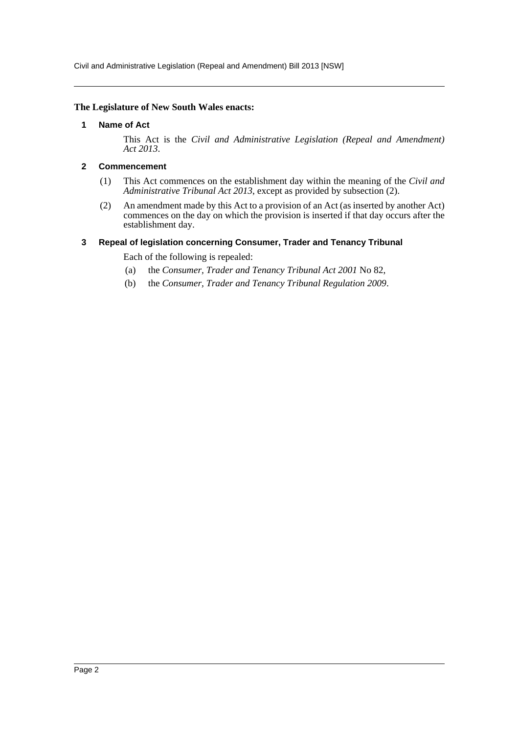**The Legislature of New South Wales enacts:**

### 1 Name of Act

This Act is the *Civil and Administrative Legislation (Repeal and Amendment) Act 2013*.

### 2 Commencement

(1) This Act commences on the establishment day within the meaning of the *Civil and Administrative Tribunal Act 2013*, except as provided by subsection (2).

(2) An amendment made by this Act to a provision of an Act (as inserted by another Act) commences on the day on which the provision is inserted if that day occurs after the establishment day.

### 3 Repeal of legislation concerning Consumer, Trader and Tenancy Tribunal

Each of the following is repealed:

(a) the *Consumer, Trader and Tenancy Tribunal Act 2001* No 82,

(b) the *Consumer, Trader and Tenancy Tribunal Regulation 2009*.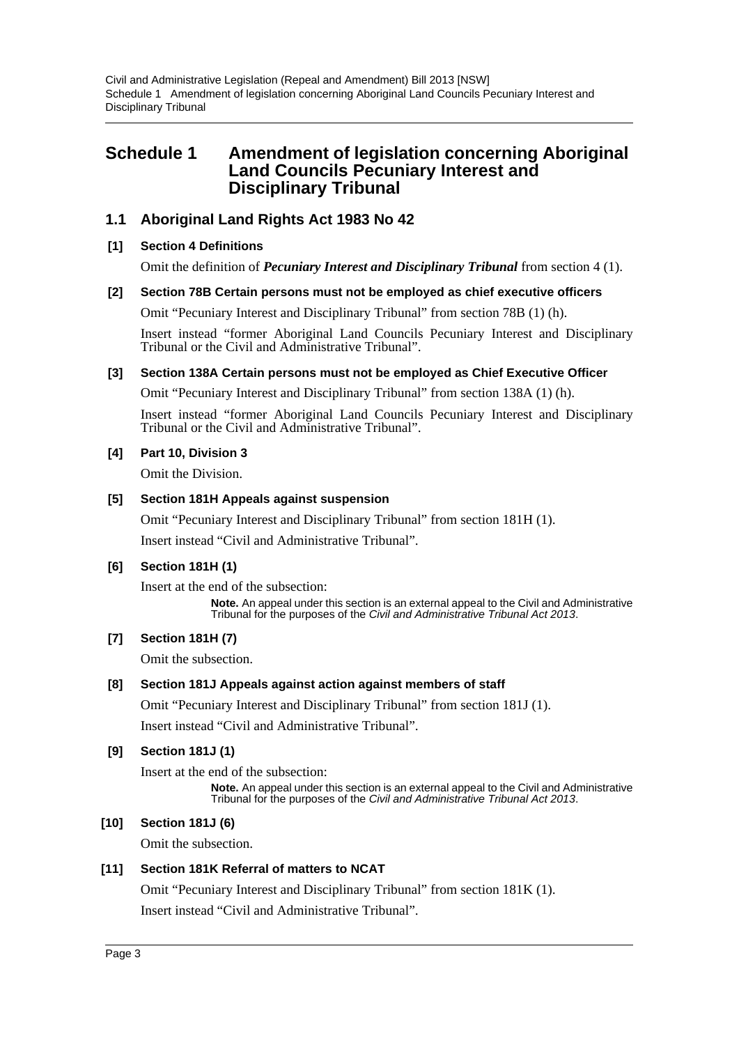# Schedule 1 Amendment of legislation concerning Aboriginal Land Councils Pecuniary Interest and Disciplinary Tribunal

## 1.1 Aboriginal Land Rights Act 1983 No 42

### [1] Section 4 Definitions

Omit the definition of ***Pecuniary Interest and Disciplinary Tribunal*** from section 4 (1).

### [2] Section 78B Certain persons must not be employed as chief executive officers

Omit "Pecuniary Interest and Disciplinary Tribunal" from section 78B (1) (h).

Insert instead "former Aboriginal Land Councils Pecuniary Interest and Disciplinary Tribunal or the Civil and Administrative Tribunal".

### [3] Section 138A Certain persons must not be employed as Chief Executive Officer

Omit "Pecuniary Interest and Disciplinary Tribunal" from section 138A (1) (h).

Insert instead "former Aboriginal Land Councils Pecuniary Interest and Disciplinary Tribunal or the Civil and Administrative Tribunal".

### [4] Part 10, Division 3

Omit the Division.

### [5] Section 181H Appeals against suspension

Omit "Pecuniary Interest and Disciplinary Tribunal" from section 181H (1).

Insert instead "Civil and Administrative Tribunal".

### [6] Section 181H (1)

Insert at the end of the subsection:

> **Note.** An appeal under this section is an external appeal to the Civil and Administrative Tribunal for the purposes of the *Civil and Administrative Tribunal Act 2013*.

### [7] Section 181H (7)

Omit the subsection.

### [8] Section 181J Appeals against action against members of staff

Omit "Pecuniary Interest and Disciplinary Tribunal" from section 181J (1).

Insert instead "Civil and Administrative Tribunal".

### [9] Section 181J (1)

Insert at the end of the subsection:

> **Note.** An appeal under this section is an external appeal to the Civil and Administrative Tribunal for the purposes of the *Civil and Administrative Tribunal Act 2013*.

### [10] Section 181J (6)

Omit the subsection.

### [11] Section 181K Referral of matters to NCAT

Omit "Pecuniary Interest and Disciplinary Tribunal" from section 181K (1).

Insert instead "Civil and Administrative Tribunal".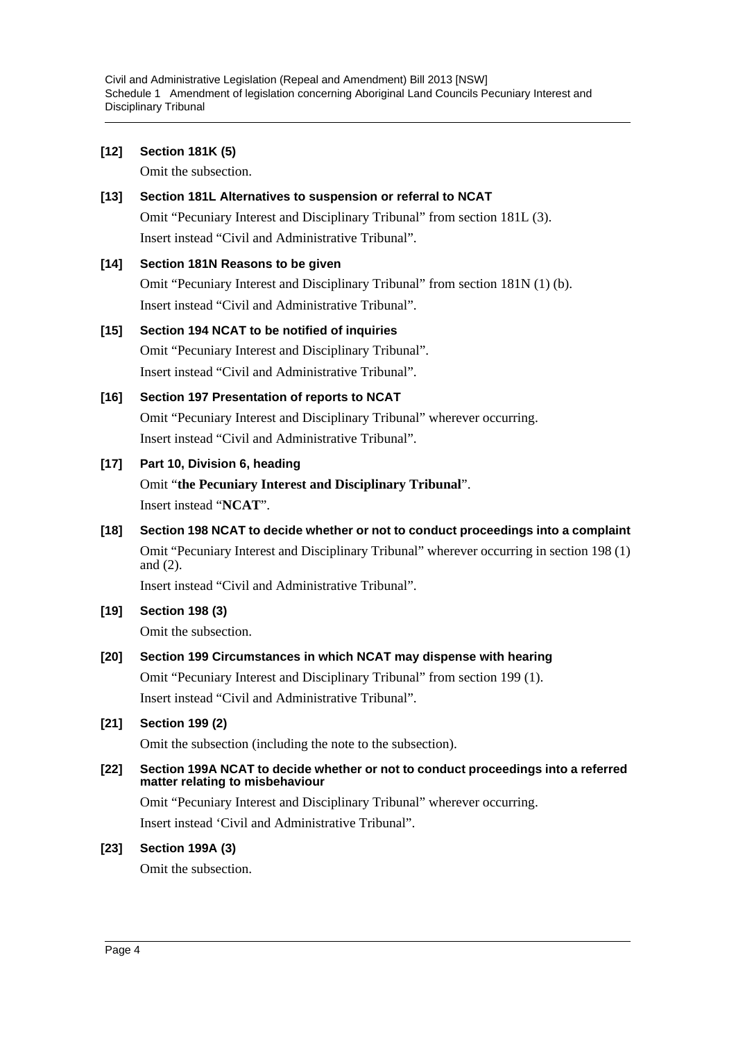**[12] Section 181K (5)**

Omit the subsection.

**[13] Section 181L Alternatives to suspension or referral to NCAT**

Omit "Pecuniary Interest and Disciplinary Tribunal" from section 181L (3).

Insert instead "Civil and Administrative Tribunal".

**[14] Section 181N Reasons to be given**

Omit "Pecuniary Interest and Disciplinary Tribunal" from section 181N (1) (b).

Insert instead "Civil and Administrative Tribunal".

**[15] Section 194 NCAT to be notified of inquiries**

Omit "Pecuniary Interest and Disciplinary Tribunal".

Insert instead "Civil and Administrative Tribunal".

**[16] Section 197 Presentation of reports to NCAT**

Omit "Pecuniary Interest and Disciplinary Tribunal" wherever occurring.

Insert instead "Civil and Administrative Tribunal".

**[17] Part 10, Division 6, heading**

Omit "**the Pecuniary Interest and Disciplinary Tribunal**".

Insert instead "**NCAT**".

**[18] Section 198 NCAT to decide whether or not to conduct proceedings into a complaint**

Omit "Pecuniary Interest and Disciplinary Tribunal" wherever occurring in section 198 (1) and (2).

Insert instead "Civil and Administrative Tribunal".

**[19] Section 198 (3)**

Omit the subsection.

**[20] Section 199 Circumstances in which NCAT may dispense with hearing**

Omit "Pecuniary Interest and Disciplinary Tribunal" from section 199 (1).

Insert instead "Civil and Administrative Tribunal".

**[21] Section 199 (2)**

Omit the subsection (including the note to the subsection).

**[22] Section 199A NCAT to decide whether or not to conduct proceedings into a referred matter relating to misbehaviour**

Omit "Pecuniary Interest and Disciplinary Tribunal" wherever occurring.

Insert instead 'Civil and Administrative Tribunal".

**[23] Section 199A (3)**

Omit the subsection.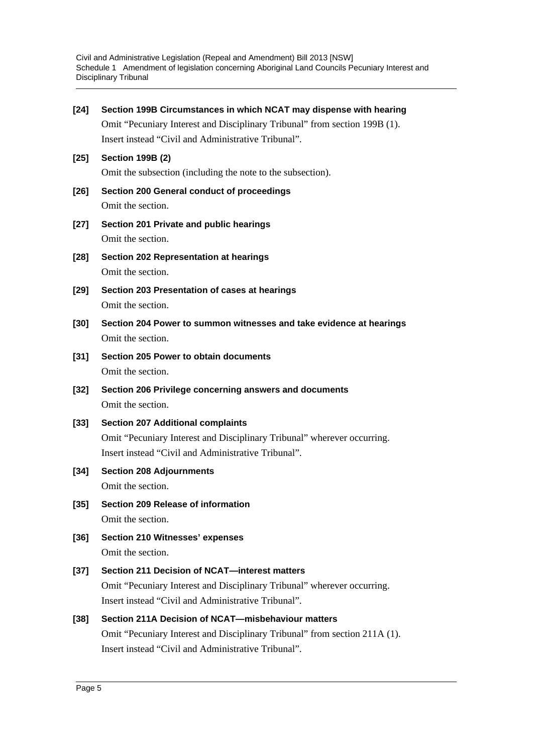**[24] Section 199B Circumstances in which NCAT may dispense with hearing**

Omit "Pecuniary Interest and Disciplinary Tribunal" from section 199B (1).

Insert instead "Civil and Administrative Tribunal".

**[25] Section 199B (2)**

Omit the subsection (including the note to the subsection).

**[26] Section 200 General conduct of proceedings**

Omit the section.

**[27] Section 201 Private and public hearings**

Omit the section.

**[28] Section 202 Representation at hearings**

Omit the section.

**[29] Section 203 Presentation of cases at hearings**

Omit the section.

**[30] Section 204 Power to summon witnesses and take evidence at hearings**

Omit the section.

**[31] Section 205 Power to obtain documents**

Omit the section.

**[32] Section 206 Privilege concerning answers and documents**

Omit the section.

**[33] Section 207 Additional complaints**

Omit "Pecuniary Interest and Disciplinary Tribunal" wherever occurring.

Insert instead "Civil and Administrative Tribunal".

**[34] Section 208 Adjournments**

Omit the section.

**[35] Section 209 Release of information**

Omit the section.

**[36] Section 210 Witnesses' expenses**

Omit the section.

**[37] Section 211 Decision of NCAT—interest matters**

Omit "Pecuniary Interest and Disciplinary Tribunal" wherever occurring.

Insert instead "Civil and Administrative Tribunal".

**[38] Section 211A Decision of NCAT—misbehaviour matters**

Omit "Pecuniary Interest and Disciplinary Tribunal" from section 211A (1).

Insert instead "Civil and Administrative Tribunal".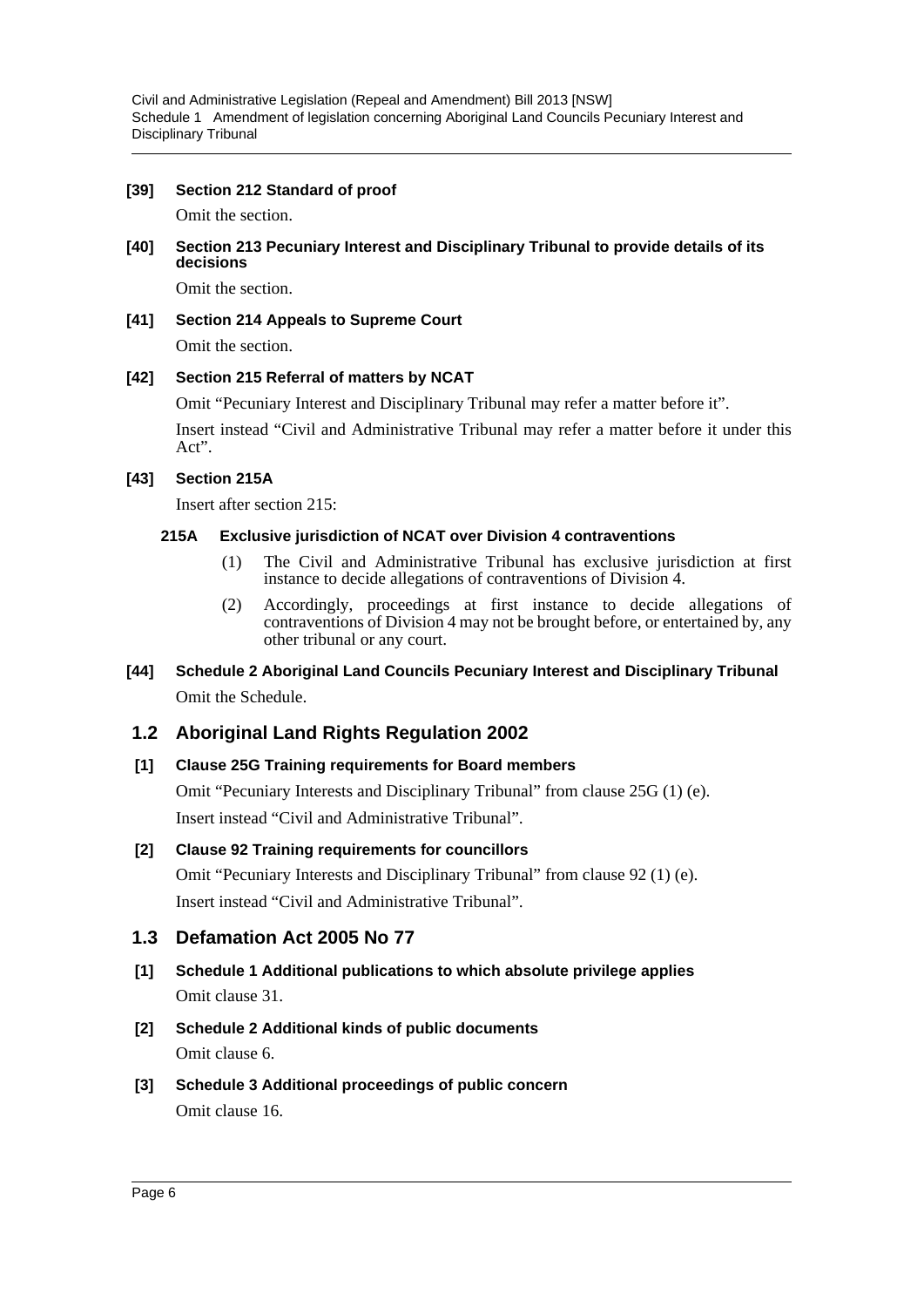**[39] Section 212 Standard of proof**

Omit the section.

**[40] Section 213 Pecuniary Interest and Disciplinary Tribunal to provide details of its decisions**

Omit the section.

**[41] Section 214 Appeals to Supreme Court**

Omit the section.

**[42] Section 215 Referral of matters by NCAT**

Omit "Pecuniary Interest and Disciplinary Tribunal may refer a matter before it".

Insert instead "Civil and Administrative Tribunal may refer a matter before it under this Act".

**[43] Section 215A**

Insert after section 215:

**215A Exclusive jurisdiction of NCAT over Division 4 contraventions**

(1) The Civil and Administrative Tribunal has exclusive jurisdiction at first instance to decide allegations of contraventions of Division 4.

(2) Accordingly, proceedings at first instance to decide allegations of contraventions of Division 4 may not be brought before, or entertained by, any other tribunal or any court.

**[44] Schedule 2 Aboriginal Land Councils Pecuniary Interest and Disciplinary Tribunal**

Omit the Schedule.

## 1.2 Aboriginal Land Rights Regulation 2002

**[1] Clause 25G Training requirements for Board members**

Omit "Pecuniary Interests and Disciplinary Tribunal" from clause 25G (1) (e).

Insert instead "Civil and Administrative Tribunal".

**[2] Clause 92 Training requirements for councillors**

Omit "Pecuniary Interests and Disciplinary Tribunal" from clause 92 (1) (e).

Insert instead "Civil and Administrative Tribunal".

## 1.3 Defamation Act 2005 No 77

**[1] Schedule 1 Additional publications to which absolute privilege applies**

Omit clause 31.

**[2] Schedule 2 Additional kinds of public documents**

Omit clause 6.

**[3] Schedule 3 Additional proceedings of public concern**

Omit clause 16.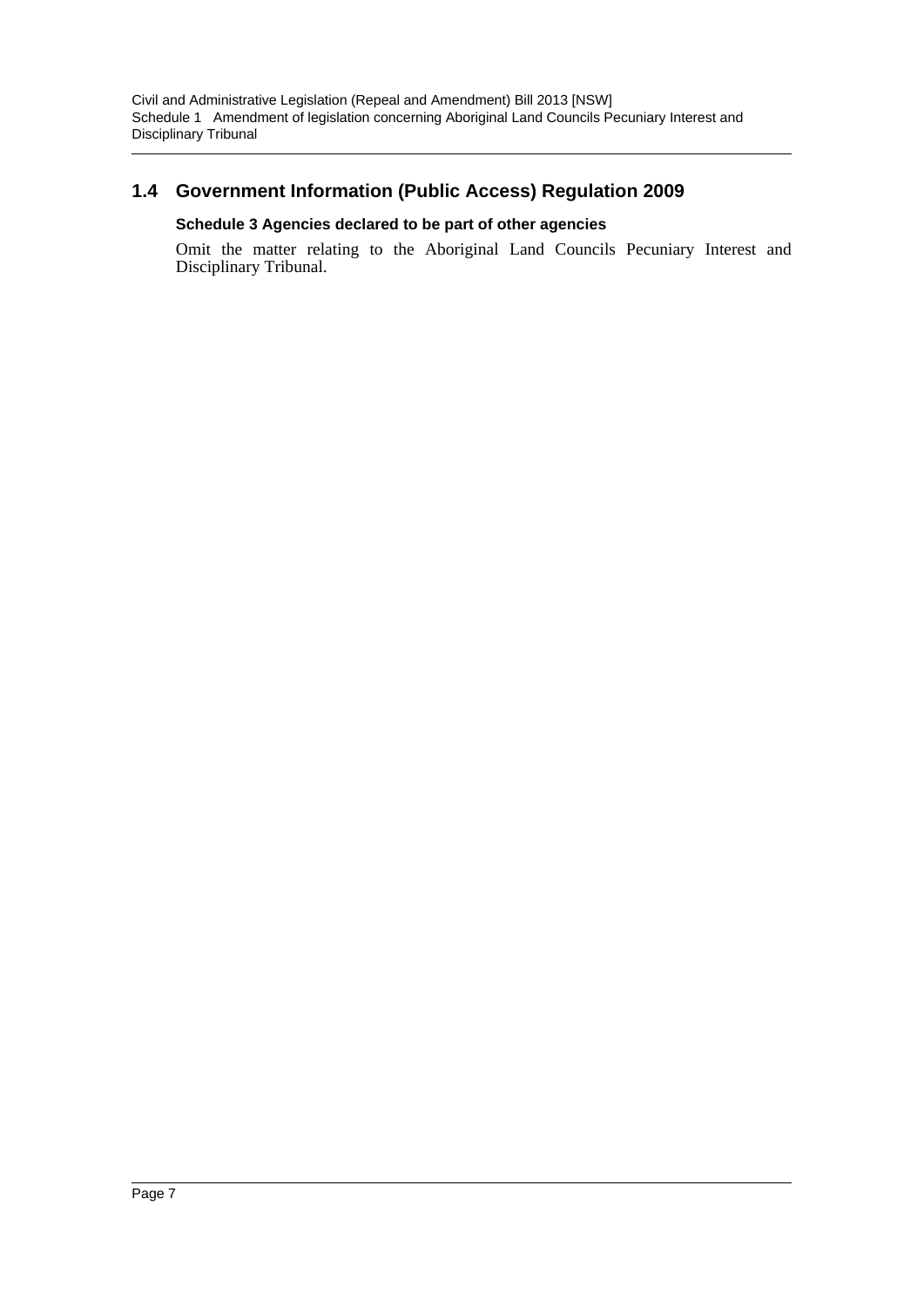## 1.4 Government Information (Public Access) Regulation 2009

### Schedule 3 Agencies declared to be part of other agencies

Omit the matter relating to the Aboriginal Land Councils Pecuniary Interest and Disciplinary Tribunal.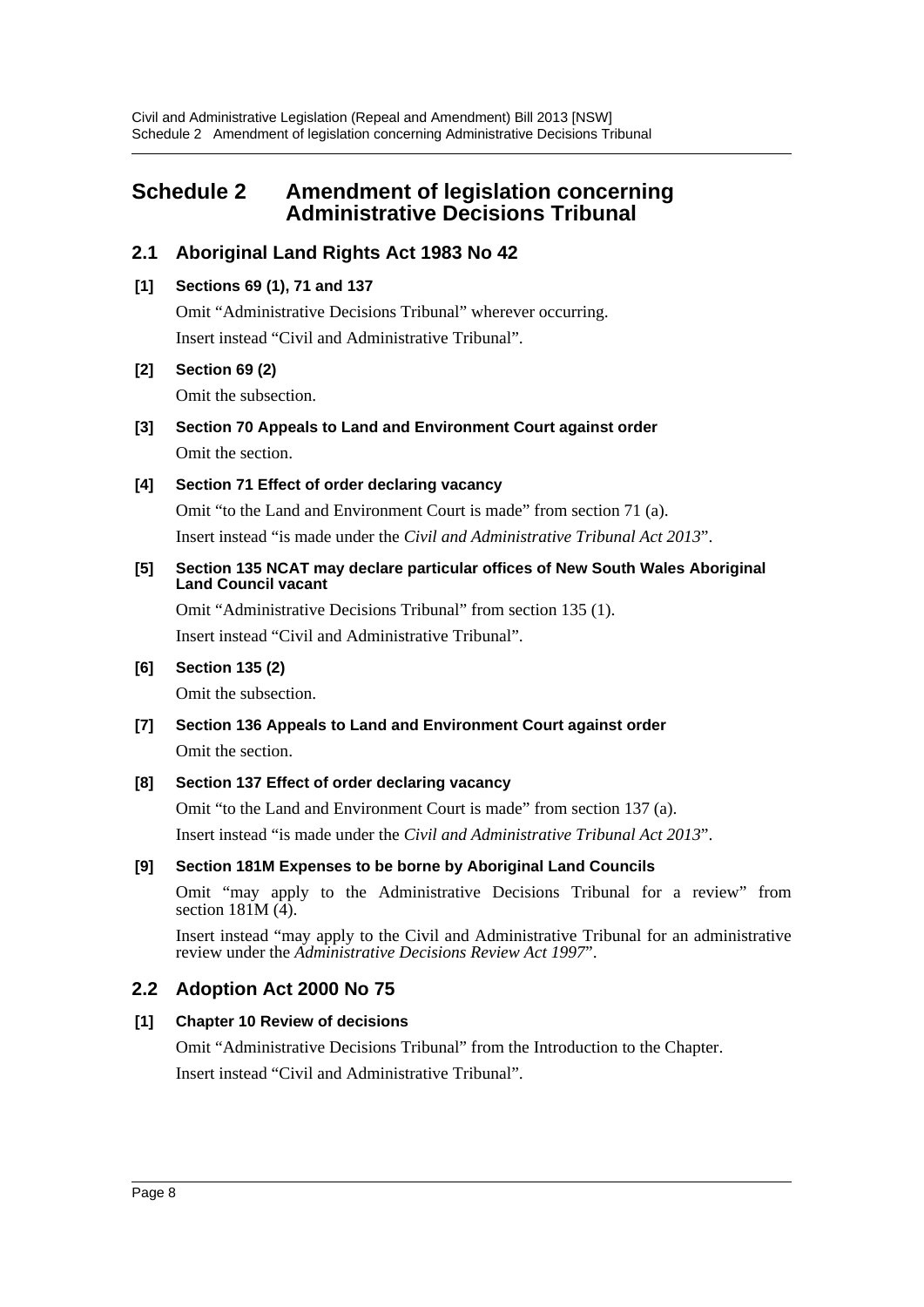# Schedule 2 Amendment of legislation concerning Administrative Decisions Tribunal

## 2.1 Aboriginal Land Rights Act 1983 No 42

### [1] Sections 69 (1), 71 and 137

Omit "Administrative Decisions Tribunal" wherever occurring.

Insert instead "Civil and Administrative Tribunal".

### [2] Section 69 (2)

Omit the subsection.

### [3] Section 70 Appeals to Land and Environment Court against order

Omit the section.

### [4] Section 71 Effect of order declaring vacancy

Omit "to the Land and Environment Court is made" from section 71 (a).

Insert instead "is made under the *Civil and Administrative Tribunal Act 2013*".

### [5] Section 135 NCAT may declare particular offices of New South Wales Aboriginal Land Council vacant

Omit "Administrative Decisions Tribunal" from section 135 (1).

Insert instead "Civil and Administrative Tribunal".

### [6] Section 135 (2)

Omit the subsection.

### [7] Section 136 Appeals to Land and Environment Court against order

Omit the section.

### [8] Section 137 Effect of order declaring vacancy

Omit "to the Land and Environment Court is made" from section 137 (a).

Insert instead "is made under the *Civil and Administrative Tribunal Act 2013*".

### [9] Section 181M Expenses to be borne by Aboriginal Land Councils

Omit "may apply to the Administrative Decisions Tribunal for a review" from section 181M (4).

Insert instead "may apply to the Civil and Administrative Tribunal for an administrative review under the *Administrative Decisions Review Act 1997*".

## 2.2 Adoption Act 2000 No 75

### [1] Chapter 10 Review of decisions

Omit "Administrative Decisions Tribunal" from the Introduction to the Chapter.

Insert instead "Civil and Administrative Tribunal".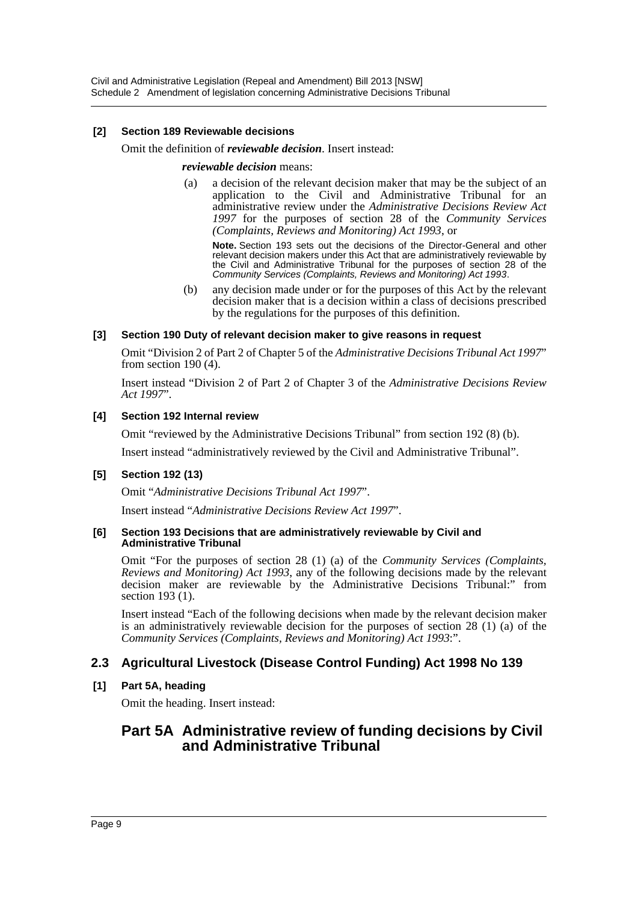**[2] Section 189 Reviewable decisions**

Omit the definition of ***reviewable decision***. Insert instead:

***reviewable decision*** means:

(a) a decision of the relevant decision maker that may be the subject of an application to the Civil and Administrative Tribunal for an administrative review under the *Administrative Decisions Review Act 1997* for the purposes of section 28 of the *Community Services (Complaints, Reviews and Monitoring) Act 1993*, or

**Note.** Section 193 sets out the decisions of the Director-General and other relevant decision makers under this Act that are administratively reviewable by the Civil and Administrative Tribunal for the purposes of section 28 of the *Community Services (Complaints, Reviews and Monitoring) Act 1993*.

(b) any decision made under or for the purposes of this Act by the relevant decision maker that is a decision within a class of decisions prescribed by the regulations for the purposes of this definition.

**[3] Section 190 Duty of relevant decision maker to give reasons in request**

Omit "Division 2 of Part 2 of Chapter 5 of the *Administrative Decisions Tribunal Act 1997*" from section 190 (4).

Insert instead "Division 2 of Part 2 of Chapter 3 of the *Administrative Decisions Review Act 1997*".

**[4] Section 192 Internal review**

Omit "reviewed by the Administrative Decisions Tribunal" from section 192 (8) (b).

Insert instead "administratively reviewed by the Civil and Administrative Tribunal".

**[5] Section 192 (13)**

Omit "*Administrative Decisions Tribunal Act 1997*".

Insert instead "*Administrative Decisions Review Act 1997*".

**[6] Section 193 Decisions that are administratively reviewable by Civil and Administrative Tribunal**

Omit "For the purposes of section 28 (1) (a) of the *Community Services (Complaints, Reviews and Monitoring) Act 1993*, any of the following decisions made by the relevant decision maker are reviewable by the Administrative Decisions Tribunal:" from section 193 (1).

Insert instead "Each of the following decisions when made by the relevant decision maker is an administratively reviewable decision for the purposes of section 28 (1) (a) of the *Community Services (Complaints, Reviews and Monitoring) Act 1993*:".

## 2.3 Agricultural Livestock (Disease Control Funding) Act 1998 No 139

**[1] Part 5A, heading**

Omit the heading. Insert instead:

## Part 5A Administrative review of funding decisions by Civil and Administrative Tribunal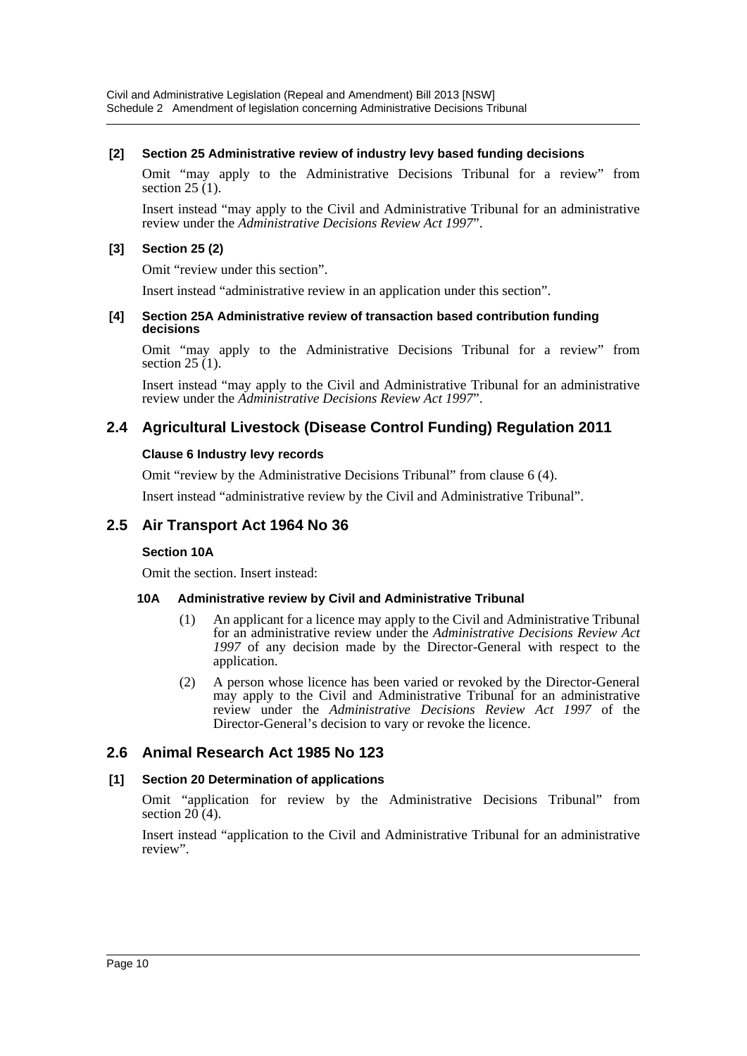#### [2] Section 25 Administrative review of industry levy based funding decisions

Omit "may apply to the Administrative Decisions Tribunal for a review" from section 25 (1).

Insert instead "may apply to the Civil and Administrative Tribunal for an administrative review under the *Administrative Decisions Review Act 1997*".

#### [3] Section 25 (2)

Omit "review under this section".

Insert instead "administrative review in an application under this section".

#### [4] Section 25A Administrative review of transaction based contribution funding decisions

Omit "may apply to the Administrative Decisions Tribunal for a review" from section 25 (1).

Insert instead "may apply to the Civil and Administrative Tribunal for an administrative review under the *Administrative Decisions Review Act 1997*".

## 2.4 Agricultural Livestock (Disease Control Funding) Regulation 2011

#### Clause 6 Industry levy records

Omit "review by the Administrative Decisions Tribunal" from clause 6 (4).

Insert instead "administrative review by the Civil and Administrative Tribunal".

## 2.5 Air Transport Act 1964 No 36

#### Section 10A

Omit the section. Insert instead:

**10A Administrative review by Civil and Administrative Tribunal**

(1) An applicant for a licence may apply to the Civil and Administrative Tribunal for an administrative review under the *Administrative Decisions Review Act 1997* of any decision made by the Director-General with respect to the application.

(2) A person whose licence has been varied or revoked by the Director-General may apply to the Civil and Administrative Tribunal for an administrative review under the *Administrative Decisions Review Act 1997* of the Director-General's decision to vary or revoke the licence.

## 2.6 Animal Research Act 1985 No 123

#### [1] Section 20 Determination of applications

Omit "application for review by the Administrative Decisions Tribunal" from section 20 (4).

Insert instead "application to the Civil and Administrative Tribunal for an administrative review".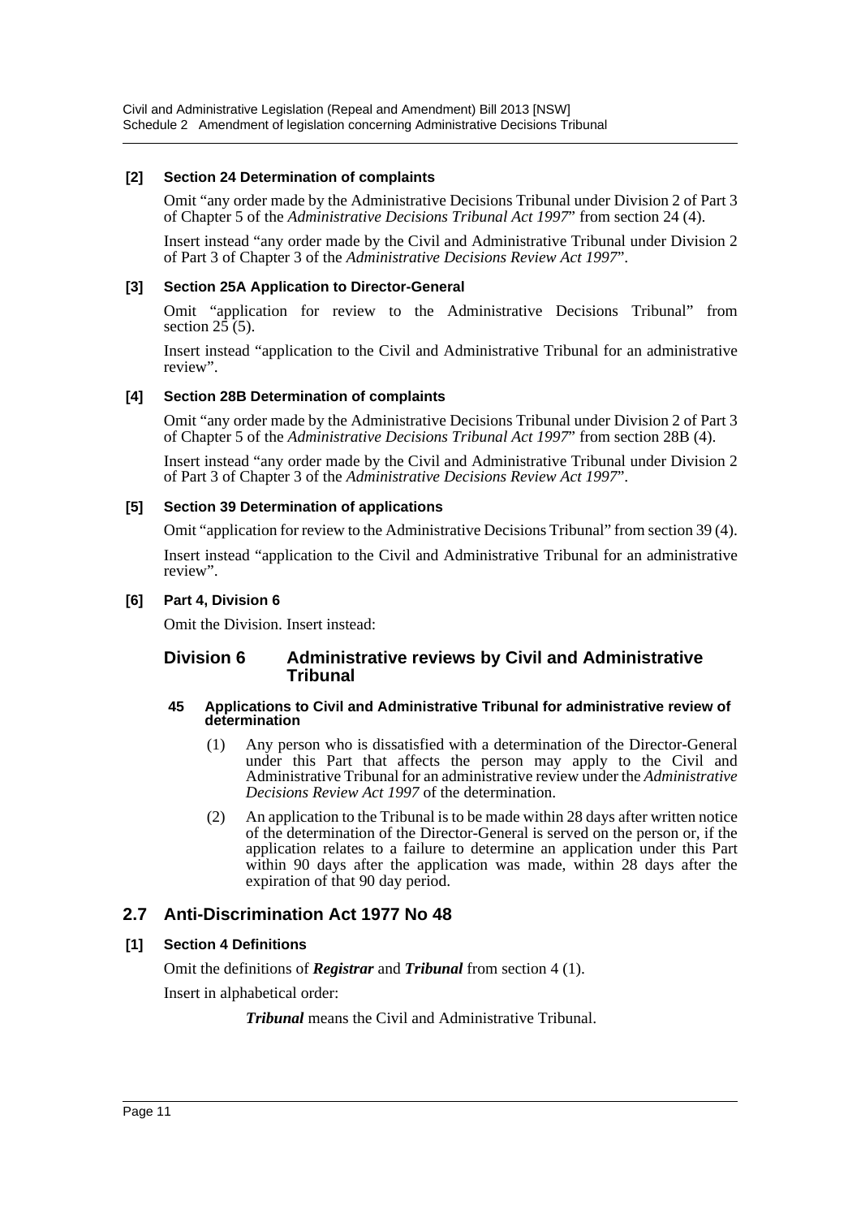**[2] Section 24 Determination of complaints**

Omit "any order made by the Administrative Decisions Tribunal under Division 2 of Part 3 of Chapter 5 of the *Administrative Decisions Tribunal Act 1997*" from section 24 (4).

Insert instead "any order made by the Civil and Administrative Tribunal under Division 2 of Part 3 of Chapter 3 of the *Administrative Decisions Review Act 1997*".

**[3] Section 25A Application to Director-General**

Omit "application for review to the Administrative Decisions Tribunal" from section 25 (5).

Insert instead "application to the Civil and Administrative Tribunal for an administrative review".

**[4] Section 28B Determination of complaints**

Omit "any order made by the Administrative Decisions Tribunal under Division 2 of Part 3 of Chapter 5 of the *Administrative Decisions Tribunal Act 1997*" from section 28B (4).

Insert instead "any order made by the Civil and Administrative Tribunal under Division 2 of Part 3 of Chapter 3 of the *Administrative Decisions Review Act 1997*".

**[5] Section 39 Determination of applications**

Omit "application for review to the Administrative Decisions Tribunal" from section 39 (4).

Insert instead "application to the Civil and Administrative Tribunal for an administrative review".

**[6] Part 4, Division 6**

Omit the Division. Insert instead:

### Division 6 Administrative reviews by Civil and Administrative Tribunal

**45 Applications to Civil and Administrative Tribunal for administrative review of determination**

(1) Any person who is dissatisfied with a determination of the Director-General under this Part that affects the person may apply to the Civil and Administrative Tribunal for an administrative review under the *Administrative Decisions Review Act 1997* of the determination.

(2) An application to the Tribunal is to be made within 28 days after written notice of the determination of the Director-General is served on the person or, if the application relates to a failure to determine an application under this Part within 90 days after the application was made, within 28 days after the expiration of that 90 day period.

## 2.7 Anti-Discrimination Act 1977 No 48

**[1] Section 4 Definitions**

Omit the definitions of ***Registrar*** and ***Tribunal*** from section 4 (1).

Insert in alphabetical order:

***Tribunal*** means the Civil and Administrative Tribunal.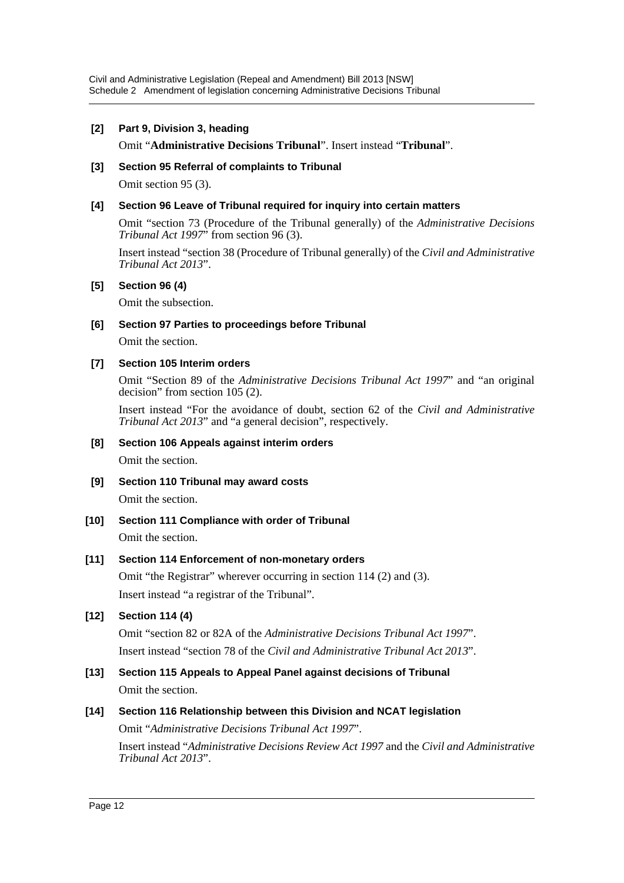**[2] Part 9, Division 3, heading**

Omit "**Administrative Decisions Tribunal**". Insert instead "**Tribunal**".

**[3] Section 95 Referral of complaints to Tribunal**

Omit section 95 (3).

**[4] Section 96 Leave of Tribunal required for inquiry into certain matters**

Omit "section 73 (Procedure of the Tribunal generally) of the *Administrative Decisions Tribunal Act 1997*" from section 96 (3).

Insert instead "section 38 (Procedure of Tribunal generally) of the *Civil and Administrative Tribunal Act 2013*".

**[5] Section 96 (4)**

Omit the subsection.

**[6] Section 97 Parties to proceedings before Tribunal**

Omit the section.

**[7] Section 105 Interim orders**

Omit "Section 89 of the *Administrative Decisions Tribunal Act 1997*" and "an original decision" from section 105 (2).

Insert instead "For the avoidance of doubt, section 62 of the *Civil and Administrative Tribunal Act 2013*" and "a general decision", respectively.

**[8] Section 106 Appeals against interim orders**

Omit the section.

**[9] Section 110 Tribunal may award costs**

Omit the section.

**[10] Section 111 Compliance with order of Tribunal**

Omit the section.

**[11] Section 114 Enforcement of non-monetary orders**

Omit "the Registrar" wherever occurring in section 114 (2) and (3).

Insert instead "a registrar of the Tribunal".

**[12] Section 114 (4)**

Omit "section 82 or 82A of the *Administrative Decisions Tribunal Act 1997*".

Insert instead "section 78 of the *Civil and Administrative Tribunal Act 2013*".

**[13] Section 115 Appeals to Appeal Panel against decisions of Tribunal**

Omit the section.

**[14] Section 116 Relationship between this Division and NCAT legislation**

Omit "*Administrative Decisions Tribunal Act 1997*".

Insert instead "*Administrative Decisions Review Act 1997* and the *Civil and Administrative Tribunal Act 2013*".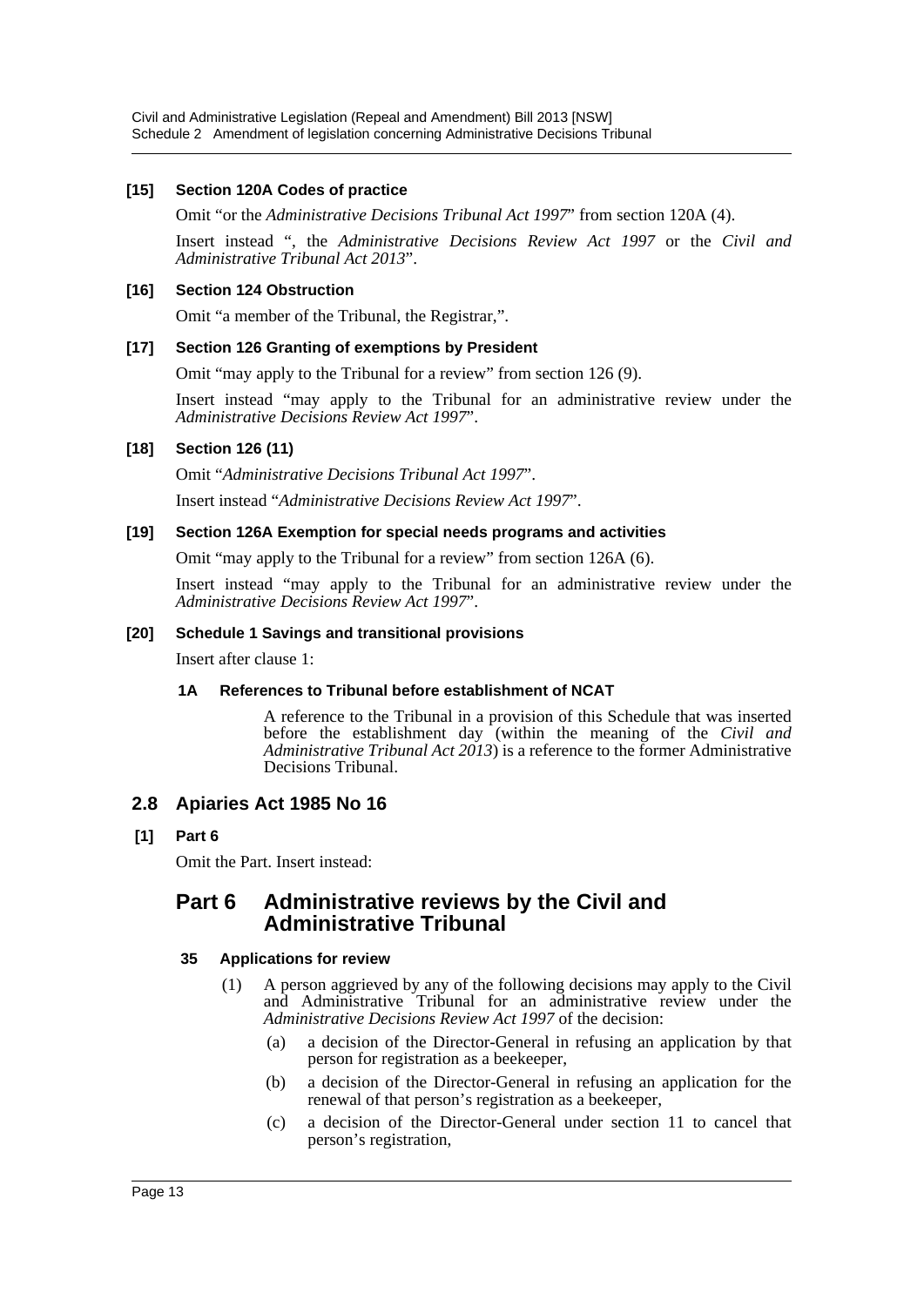**[15] Section 120A Codes of practice**

Omit "or the *Administrative Decisions Tribunal Act 1997*" from section 120A (4).

Insert instead ", the *Administrative Decisions Review Act 1997* or the *Civil and Administrative Tribunal Act 2013*".

**[16] Section 124 Obstruction**

Omit "a member of the Tribunal, the Registrar,".

**[17] Section 126 Granting of exemptions by President**

Omit "may apply to the Tribunal for a review" from section 126 (9).

Insert instead "may apply to the Tribunal for an administrative review under the *Administrative Decisions Review Act 1997*".

**[18] Section 126 (11)**

Omit "*Administrative Decisions Tribunal Act 1997*".

Insert instead "*Administrative Decisions Review Act 1997*".

**[19] Section 126A Exemption for special needs programs and activities**

Omit "may apply to the Tribunal for a review" from section 126A (6).

Insert instead "may apply to the Tribunal for an administrative review under the *Administrative Decisions Review Act 1997*".

**[20] Schedule 1 Savings and transitional provisions**

Insert after clause 1:

**1A References to Tribunal before establishment of NCAT**

A reference to the Tribunal in a provision of this Schedule that was inserted before the establishment day (within the meaning of the *Civil and Administrative Tribunal Act 2013*) is a reference to the former Administrative Decisions Tribunal.

## 2.8 Apiaries Act 1985 No 16

**[1] Part 6**

Omit the Part. Insert instead:

## Part 6 Administrative reviews by the Civil and Administrative Tribunal

**35 Applications for review**

(1) A person aggrieved by any of the following decisions may apply to the Civil and Administrative Tribunal for an administrative review under the *Administrative Decisions Review Act 1997* of the decision:

(a) a decision of the Director-General in refusing an application by that person for registration as a beekeeper,

(b) a decision of the Director-General in refusing an application for the renewal of that person's registration as a beekeeper,

(c) a decision of the Director-General under section 11 to cancel that person's registration,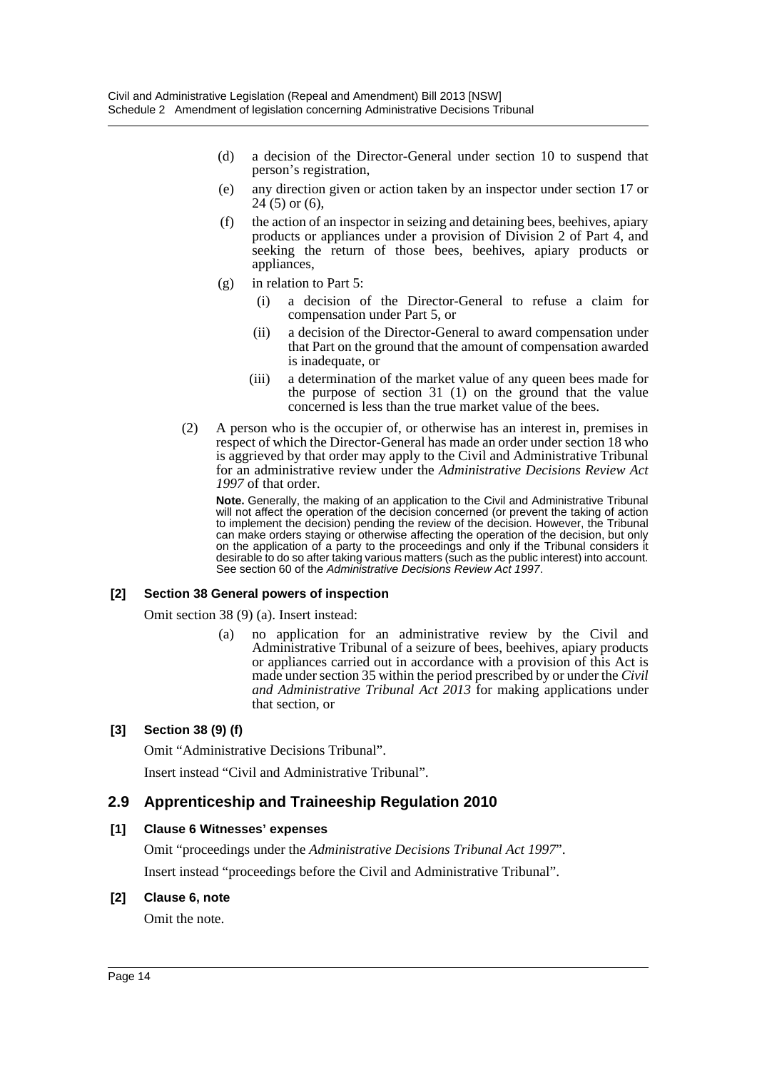(d) a decision of the Director-General under section 10 to suspend that person's registration,

(e) any direction given or action taken by an inspector under section 17 or 24 (5) or (6),

(f) the action of an inspector in seizing and detaining bees, beehives, apiary products or appliances under a provision of Division 2 of Part 4, and seeking the return of those bees, beehives, apiary products or appliances,

(g) in relation to Part 5:

(i) a decision of the Director-General to refuse a claim for compensation under Part 5, or

(ii) a decision of the Director-General to award compensation under that Part on the ground that the amount of compensation awarded is inadequate, or

(iii) a determination of the market value of any queen bees made for the purpose of section 31 (1) on the ground that the value concerned is less than the true market value of the bees.

(2) A person who is the occupier of, or otherwise has an interest in, premises in respect of which the Director-General has made an order under section 18 who is aggrieved by that order may apply to the Civil and Administrative Tribunal for an administrative review under the *Administrative Decisions Review Act 1997* of that order.

**Note.** Generally, the making of an application to the Civil and Administrative Tribunal will not affect the operation of the decision concerned (or prevent the taking of action to implement the decision) pending the review of the decision. However, the Tribunal can make orders staying or otherwise affecting the operation of the decision, but only on the application of a party to the proceedings and only if the Tribunal considers it desirable to do so after taking various matters (such as the public interest) into account. See section 60 of the *Administrative Decisions Review Act 1997*.

#### [2] Section 38 General powers of inspection

Omit section 38 (9) (a). Insert instead:

(a) no application for an administrative review by the Civil and Administrative Tribunal of a seizure of bees, beehives, apiary products or appliances carried out in accordance with a provision of this Act is made under section 35 within the period prescribed by or under the *Civil and Administrative Tribunal Act 2013* for making applications under that section, or

#### [3] Section 38 (9) (f)

Omit "Administrative Decisions Tribunal".

Insert instead "Civil and Administrative Tribunal".

## 2.9 Apprenticeship and Traineeship Regulation 2010

#### [1] Clause 6 Witnesses' expenses

Omit "proceedings under the *Administrative Decisions Tribunal Act 1997*".

Insert instead "proceedings before the Civil and Administrative Tribunal".

#### [2] Clause 6, note

Omit the note.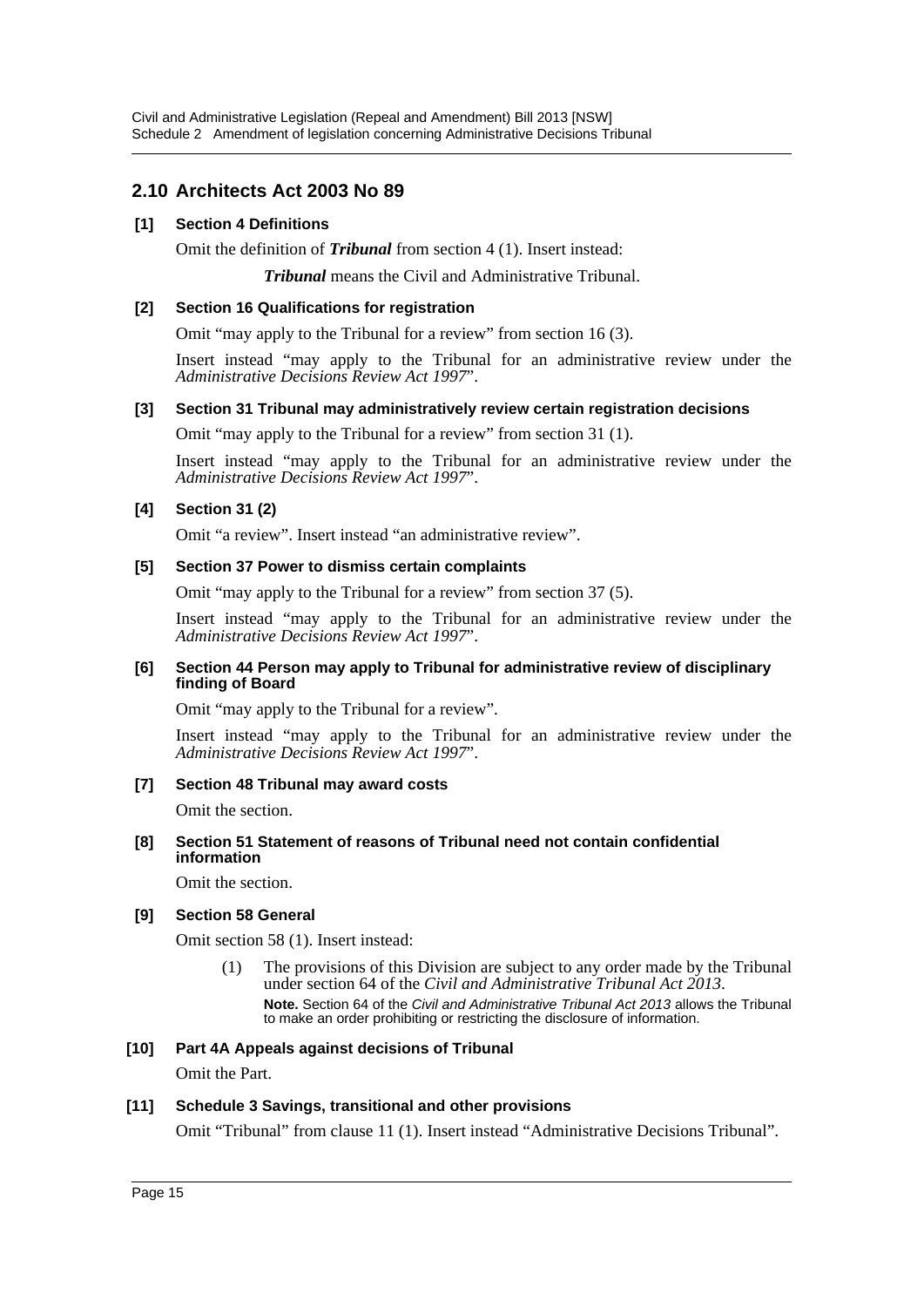## 2.10 Architects Act 2003 No 89

**[1] Section 4 Definitions**

Omit the definition of ***Tribunal*** from section 4 (1). Insert instead:

> ***Tribunal*** means the Civil and Administrative Tribunal.

**[2] Section 16 Qualifications for registration**

Omit "may apply to the Tribunal for a review" from section 16 (3).

Insert instead "may apply to the Tribunal for an administrative review under the *Administrative Decisions Review Act 1997*".

**[3] Section 31 Tribunal may administratively review certain registration decisions**

Omit "may apply to the Tribunal for a review" from section 31 (1).

Insert instead "may apply to the Tribunal for an administrative review under the *Administrative Decisions Review Act 1997*".

**[4] Section 31 (2)**

Omit "a review". Insert instead "an administrative review".

**[5] Section 37 Power to dismiss certain complaints**

Omit "may apply to the Tribunal for a review" from section 37 (5).

Insert instead "may apply to the Tribunal for an administrative review under the *Administrative Decisions Review Act 1997*".

**[6] Section 44 Person may apply to Tribunal for administrative review of disciplinary finding of Board**

Omit "may apply to the Tribunal for a review".

Insert instead "may apply to the Tribunal for an administrative review under the *Administrative Decisions Review Act 1997*".

**[7] Section 48 Tribunal may award costs**

Omit the section.

**[8] Section 51 Statement of reasons of Tribunal need not contain confidential information**

Omit the section.

**[9] Section 58 General**

Omit section 58 (1). Insert instead:

> (1) The provisions of this Division are subject to any order made by the Tribunal under section 64 of the *Civil and Administrative Tribunal Act 2013*.
>
> **Note.** Section 64 of the *Civil and Administrative Tribunal Act 2013* allows the Tribunal to make an order prohibiting or restricting the disclosure of information.

**[10] Part 4A Appeals against decisions of Tribunal**

Omit the Part.

**[11] Schedule 3 Savings, transitional and other provisions**

Omit "Tribunal" from clause 11 (1). Insert instead "Administrative Decisions Tribunal".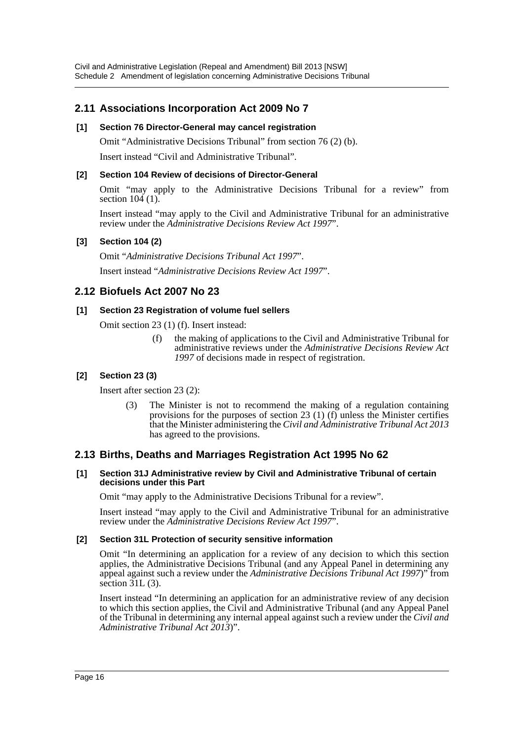## 2.11 Associations Incorporation Act 2009 No 7

### [1] Section 76 Director-General may cancel registration

Omit "Administrative Decisions Tribunal" from section 76 (2) (b).

Insert instead "Civil and Administrative Tribunal".

### [2] Section 104 Review of decisions of Director-General

Omit "may apply to the Administrative Decisions Tribunal for a review" from section 104 (1).

Insert instead "may apply to the Civil and Administrative Tribunal for an administrative review under the *Administrative Decisions Review Act 1997*".

### [3] Section 104 (2)

Omit "*Administrative Decisions Tribunal Act 1997*".

Insert instead "*Administrative Decisions Review Act 1997*".

## 2.12 Biofuels Act 2007 No 23

### [1] Section 23 Registration of volume fuel sellers

Omit section 23 (1) (f). Insert instead:

> (f) the making of applications to the Civil and Administrative Tribunal for administrative reviews under the *Administrative Decisions Review Act 1997* of decisions made in respect of registration.

### [2] Section 23 (3)

Insert after section 23 (2):

> (3) The Minister is not to recommend the making of a regulation containing provisions for the purposes of section 23 (1) (f) unless the Minister certifies that the Minister administering the *Civil and Administrative Tribunal Act 2013* has agreed to the provisions.

## 2.13 Births, Deaths and Marriages Registration Act 1995 No 62

### [1] Section 31J Administrative review by Civil and Administrative Tribunal of certain decisions under this Part

Omit "may apply to the Administrative Decisions Tribunal for a review".

Insert instead "may apply to the Civil and Administrative Tribunal for an administrative review under the *Administrative Decisions Review Act 1997*".

### [2] Section 31L Protection of security sensitive information

Omit "In determining an application for a review of any decision to which this section applies, the Administrative Decisions Tribunal (and any Appeal Panel in determining any appeal against such a review under the *Administrative Decisions Tribunal Act 1997*)" from section 31L (3).

Insert instead "In determining an application for an administrative review of any decision to which this section applies, the Civil and Administrative Tribunal (and any Appeal Panel of the Tribunal in determining any internal appeal against such a review under the *Civil and Administrative Tribunal Act 2013*)".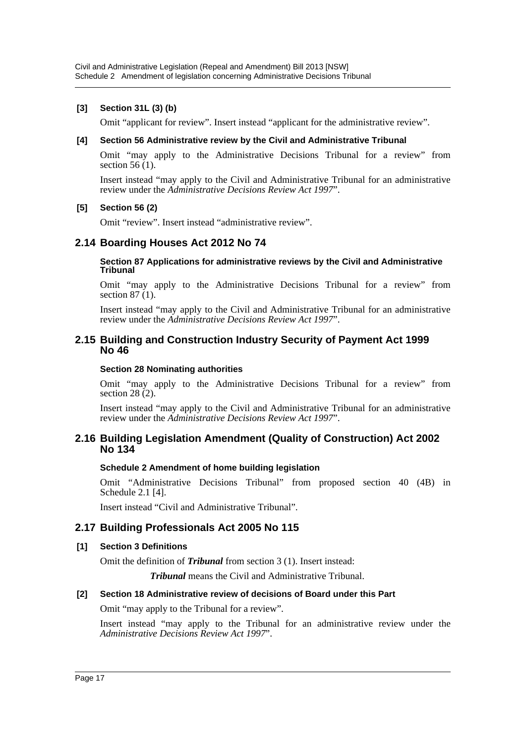#### [3] Section 31L (3) (b)

Omit "applicant for review". Insert instead "applicant for the administrative review".

#### [4] Section 56 Administrative review by the Civil and Administrative Tribunal

Omit "may apply to the Administrative Decisions Tribunal for a review" from section 56 (1).

Insert instead "may apply to the Civil and Administrative Tribunal for an administrative review under the *Administrative Decisions Review Act 1997*".

#### [5] Section 56 (2)

Omit "review". Insert instead "administrative review".

## 2.14 Boarding Houses Act 2012 No 74

#### Section 87 Applications for administrative reviews by the Civil and Administrative Tribunal

Omit "may apply to the Administrative Decisions Tribunal for a review" from section 87 (1).

Insert instead "may apply to the Civil and Administrative Tribunal for an administrative review under the *Administrative Decisions Review Act 1997*".

## 2.15 Building and Construction Industry Security of Payment Act 1999 No 46

#### Section 28 Nominating authorities

Omit "may apply to the Administrative Decisions Tribunal for a review" from section 28 (2).

Insert instead "may apply to the Civil and Administrative Tribunal for an administrative review under the *Administrative Decisions Review Act 1997*".

## 2.16 Building Legislation Amendment (Quality of Construction) Act 2002 No 134

#### Schedule 2 Amendment of home building legislation

Omit "Administrative Decisions Tribunal" from proposed section 40 (4B) in Schedule 2.1 [4].

Insert instead "Civil and Administrative Tribunal".

## 2.17 Building Professionals Act 2005 No 115

#### [1] Section 3 Definitions

Omit the definition of ***Tribunal*** from section 3 (1). Insert instead:

***Tribunal*** means the Civil and Administrative Tribunal.

#### [2] Section 18 Administrative review of decisions of Board under this Part

Omit "may apply to the Tribunal for a review".

Insert instead "may apply to the Tribunal for an administrative review under the *Administrative Decisions Review Act 1997*".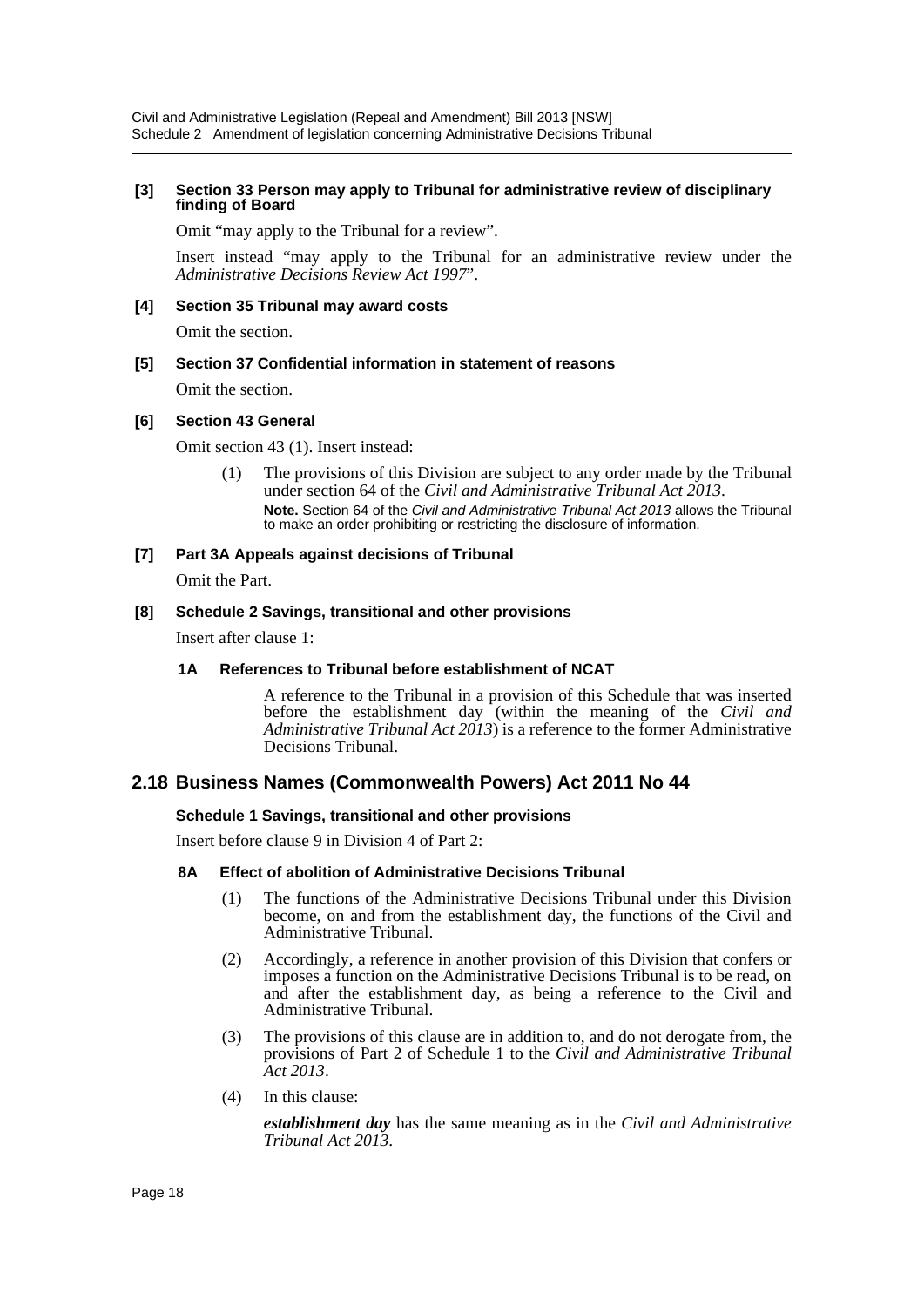**[3] Section 33 Person may apply to Tribunal for administrative review of disciplinary finding of Board**

Omit "may apply to the Tribunal for a review".

Insert instead "may apply to the Tribunal for an administrative review under the *Administrative Decisions Review Act 1997*".

**[4] Section 35 Tribunal may award costs**

Omit the section.

**[5] Section 37 Confidential information in statement of reasons**

Omit the section.

**[6] Section 43 General**

Omit section 43 (1). Insert instead:

(1) The provisions of this Division are subject to any order made by the Tribunal under section 64 of the *Civil and Administrative Tribunal Act 2013*.

**Note.** Section 64 of the *Civil and Administrative Tribunal Act 2013* allows the Tribunal to make an order prohibiting or restricting the disclosure of information.

**[7] Part 3A Appeals against decisions of Tribunal**

Omit the Part.

**[8] Schedule 2 Savings, transitional and other provisions**

Insert after clause 1:

**1A References to Tribunal before establishment of NCAT**

A reference to the Tribunal in a provision of this Schedule that was inserted before the establishment day (within the meaning of the *Civil and Administrative Tribunal Act 2013*) is a reference to the former Administrative Decisions Tribunal.

## 2.18 Business Names (Commonwealth Powers) Act 2011 No 44

**Schedule 1 Savings, transitional and other provisions**

Insert before clause 9 in Division 4 of Part 2:

**8A Effect of abolition of Administrative Decisions Tribunal**

(1) The functions of the Administrative Decisions Tribunal under this Division become, on and from the establishment day, the functions of the Civil and Administrative Tribunal.

(2) Accordingly, a reference in another provision of this Division that confers or imposes a function on the Administrative Decisions Tribunal is to be read, on and after the establishment day, as being a reference to the Civil and Administrative Tribunal.

(3) The provisions of this clause are in addition to, and do not derogate from, the provisions of Part 2 of Schedule 1 to the *Civil and Administrative Tribunal Act 2013*.

(4) In this clause:

***establishment day*** has the same meaning as in the *Civil and Administrative Tribunal Act 2013*.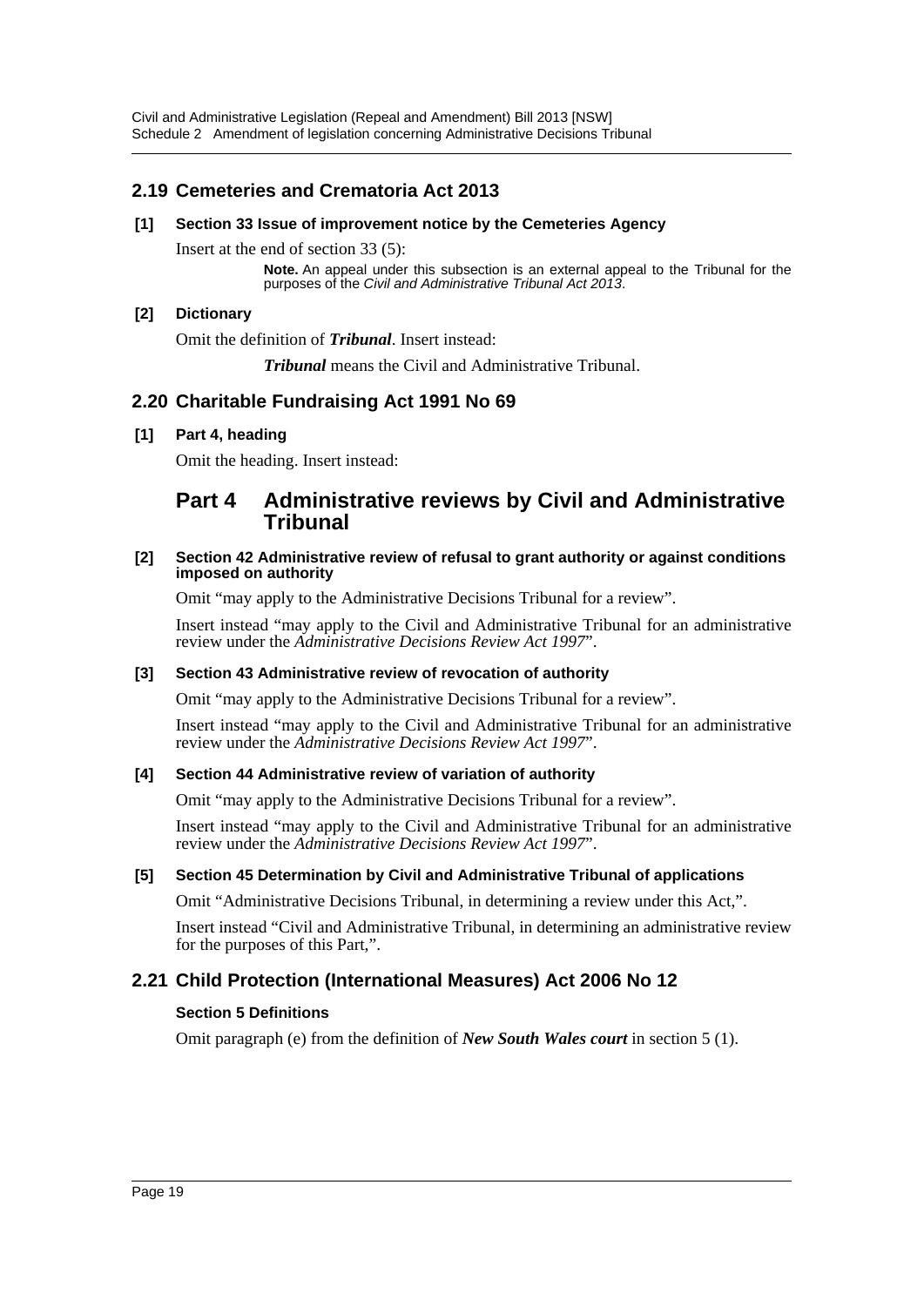## 2.19 Cemeteries and Crematoria Act 2013

### [1] Section 33 Issue of improvement notice by the Cemeteries Agency

Insert at the end of section 33 (5):

> **Note.** An appeal under this subsection is an external appeal to the Tribunal for the purposes of the *Civil and Administrative Tribunal Act 2013*.

### [2] Dictionary

Omit the definition of ***Tribunal***. Insert instead:

> ***Tribunal*** means the Civil and Administrative Tribunal.

## 2.20 Charitable Fundraising Act 1991 No 69

### [1] Part 4, heading

Omit the heading. Insert instead:

> # Part 4 Administrative reviews by Civil and Administrative Tribunal

### [2] Section 42 Administrative review of refusal to grant authority or against conditions imposed on authority

Omit "may apply to the Administrative Decisions Tribunal for a review".

Insert instead "may apply to the Civil and Administrative Tribunal for an administrative review under the *Administrative Decisions Review Act 1997*".

### [3] Section 43 Administrative review of revocation of authority

Omit "may apply to the Administrative Decisions Tribunal for a review".

Insert instead "may apply to the Civil and Administrative Tribunal for an administrative review under the *Administrative Decisions Review Act 1997*".

### [4] Section 44 Administrative review of variation of authority

Omit "may apply to the Administrative Decisions Tribunal for a review".

Insert instead "may apply to the Civil and Administrative Tribunal for an administrative review under the *Administrative Decisions Review Act 1997*".

### [5] Section 45 Determination by Civil and Administrative Tribunal of applications

Omit "Administrative Decisions Tribunal, in determining a review under this Act,".

Insert instead "Civil and Administrative Tribunal, in determining an administrative review for the purposes of this Part,".

## 2.21 Child Protection (International Measures) Act 2006 No 12

### Section 5 Definitions

Omit paragraph (e) from the definition of ***New South Wales court*** in section 5 (1).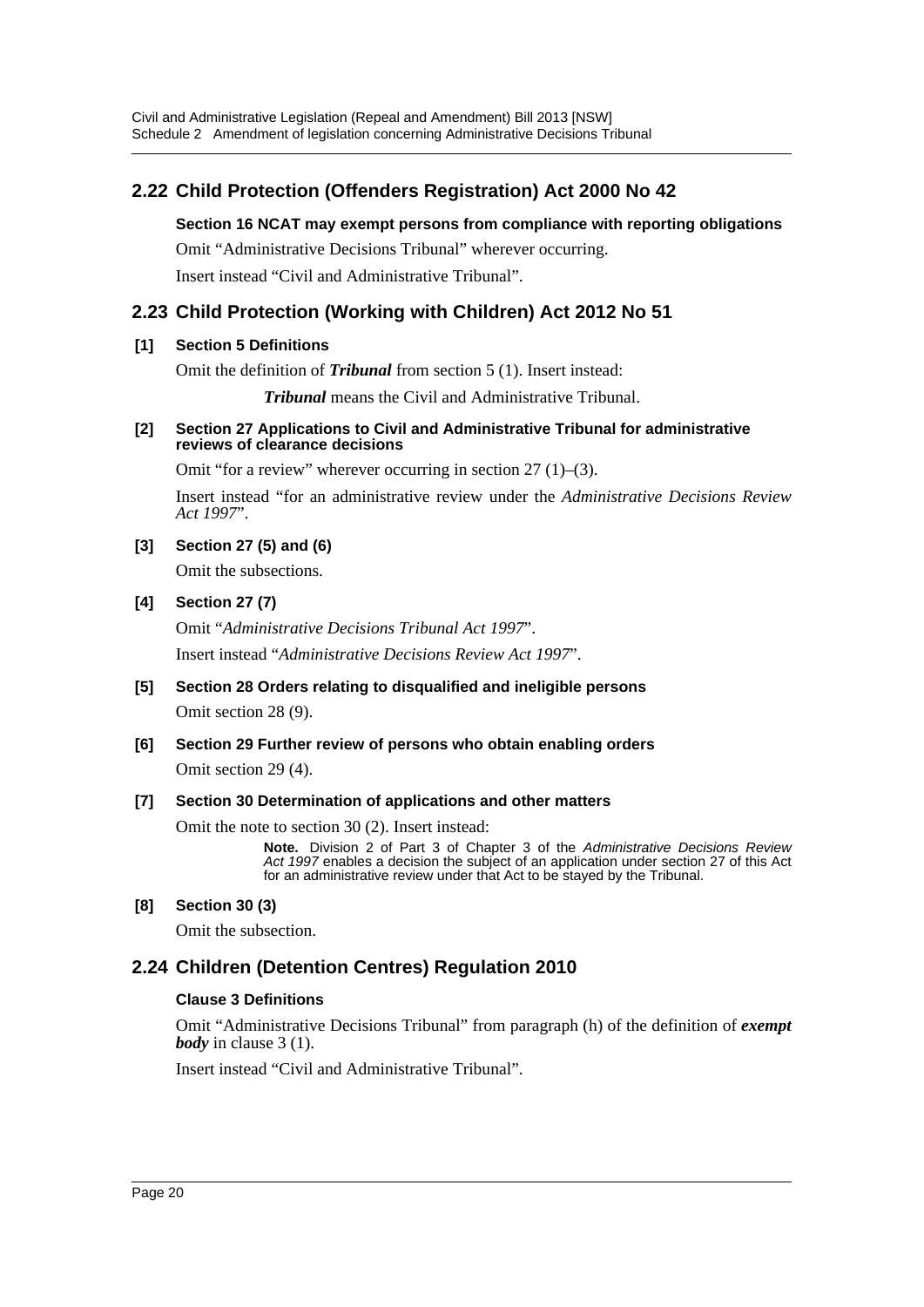## 2.22 Child Protection (Offenders Registration) Act 2000 No 42

**Section 16 NCAT may exempt persons from compliance with reporting obligations**

Omit "Administrative Decisions Tribunal" wherever occurring.

Insert instead "Civil and Administrative Tribunal".

## 2.23 Child Protection (Working with Children) Act 2012 No 51

**[1] Section 5 Definitions**

Omit the definition of ***Tribunal*** from section 5 (1). Insert instead:

> ***Tribunal*** means the Civil and Administrative Tribunal.

**[2] Section 27 Applications to Civil and Administrative Tribunal for administrative reviews of clearance decisions**

Omit "for a review" wherever occurring in section 27 (1)–(3).

Insert instead "for an administrative review under the *Administrative Decisions Review Act 1997*".

**[3] Section 27 (5) and (6)**

Omit the subsections.

**[4] Section 27 (7)**

Omit "*Administrative Decisions Tribunal Act 1997*".

Insert instead "*Administrative Decisions Review Act 1997*".

**[5] Section 28 Orders relating to disqualified and ineligible persons**

Omit section 28 (9).

**[6] Section 29 Further review of persons who obtain enabling orders**

Omit section 29 (4).

**[7] Section 30 Determination of applications and other matters**

Omit the note to section 30 (2). Insert instead:

> **Note.** Division 2 of Part 3 of Chapter 3 of the *Administrative Decisions Review Act 1997* enables a decision the subject of an application under section 27 of this Act for an administrative review under that Act to be stayed by the Tribunal.

**[8] Section 30 (3)**

Omit the subsection.

## 2.24 Children (Detention Centres) Regulation 2010

**Clause 3 Definitions**

Omit "Administrative Decisions Tribunal" from paragraph (h) of the definition of ***exempt body*** in clause 3 (1).

Insert instead "Civil and Administrative Tribunal".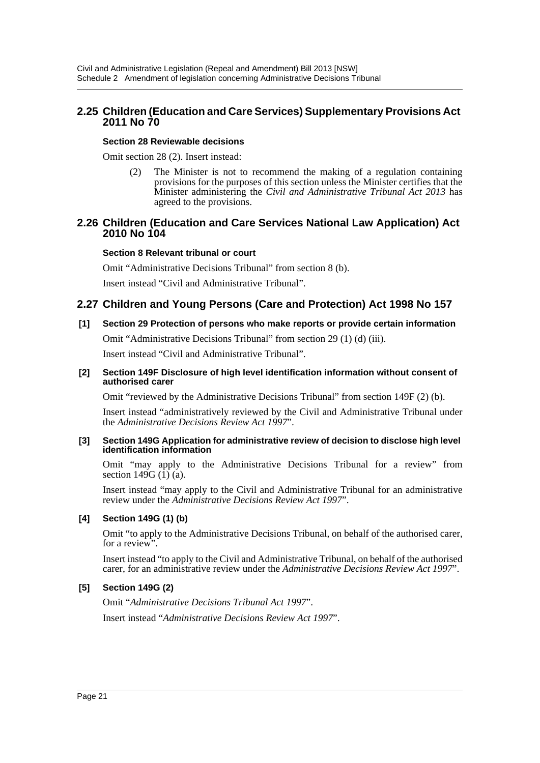## 2.25 Children (Education and Care Services) Supplementary Provisions Act 2011 No 70

**Section 28 Reviewable decisions**

Omit section 28 (2). Insert instead:

> (2) The Minister is not to recommend the making of a regulation containing provisions for the purposes of this section unless the Minister certifies that the Minister administering the *Civil and Administrative Tribunal Act 2013* has agreed to the provisions.

## 2.26 Children (Education and Care Services National Law Application) Act 2010 No 104

**Section 8 Relevant tribunal or court**

Omit "Administrative Decisions Tribunal" from section 8 (b).

Insert instead "Civil and Administrative Tribunal".

## 2.27 Children and Young Persons (Care and Protection) Act 1998 No 157

**[1] Section 29 Protection of persons who make reports or provide certain information**

Omit "Administrative Decisions Tribunal" from section 29 (1) (d) (iii).

Insert instead "Civil and Administrative Tribunal".

**[2] Section 149F Disclosure of high level identification information without consent of authorised carer**

Omit "reviewed by the Administrative Decisions Tribunal" from section 149F (2) (b).

Insert instead "administratively reviewed by the Civil and Administrative Tribunal under the *Administrative Decisions Review Act 1997*".

**[3] Section 149G Application for administrative review of decision to disclose high level identification information**

Omit "may apply to the Administrative Decisions Tribunal for a review" from section 149G (1) (a).

Insert instead "may apply to the Civil and Administrative Tribunal for an administrative review under the *Administrative Decisions Review Act 1997*".

**[4] Section 149G (1) (b)**

Omit "to apply to the Administrative Decisions Tribunal, on behalf of the authorised carer, for a review".

Insert instead "to apply to the Civil and Administrative Tribunal, on behalf of the authorised carer, for an administrative review under the *Administrative Decisions Review Act 1997*".

**[5] Section 149G (2)**

Omit "*Administrative Decisions Tribunal Act 1997*".

Insert instead "*Administrative Decisions Review Act 1997*".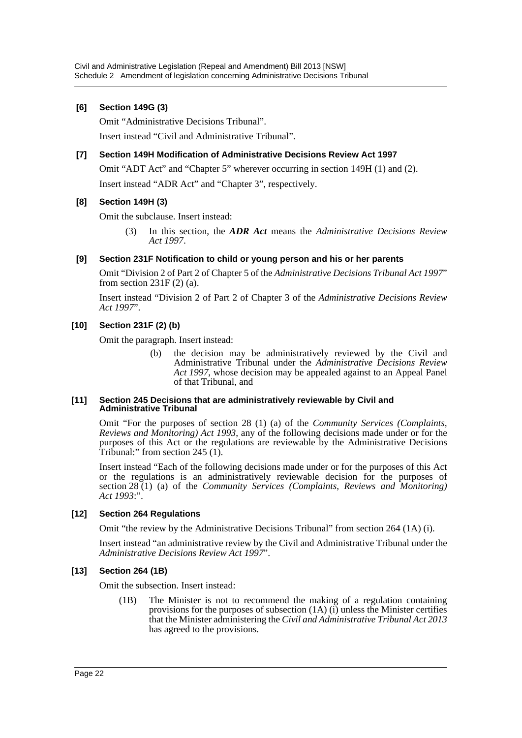**[6] Section 149G (3)**

Omit "Administrative Decisions Tribunal".

Insert instead "Civil and Administrative Tribunal".

**[7] Section 149H Modification of Administrative Decisions Review Act 1997**

Omit "ADT Act" and "Chapter 5" wherever occurring in section 149H (1) and (2).

Insert instead "ADR Act" and "Chapter 3", respectively.

**[8] Section 149H (3)**

Omit the subclause. Insert instead:

> (3) In this section, the ***ADR Act*** means the *Administrative Decisions Review Act 1997*.

**[9] Section 231F Notification to child or young person and his or her parents**

Omit "Division 2 of Part 2 of Chapter 5 of the *Administrative Decisions Tribunal Act 1997*" from section 231F (2) (a).

Insert instead "Division 2 of Part 2 of Chapter 3 of the *Administrative Decisions Review Act 1997*".

**[10] Section 231F (2) (b)**

Omit the paragraph. Insert instead:

> (b) the decision may be administratively reviewed by the Civil and Administrative Tribunal under the *Administrative Decisions Review Act 1997*, whose decision may be appealed against to an Appeal Panel of that Tribunal, and

**[11] Section 245 Decisions that are administratively reviewable by Civil and Administrative Tribunal**

Omit "For the purposes of section 28 (1) (a) of the *Community Services (Complaints, Reviews and Monitoring) Act 1993*, any of the following decisions made under or for the purposes of this Act or the regulations are reviewable by the Administrative Decisions Tribunal:" from section 245 (1).

Insert instead "Each of the following decisions made under or for the purposes of this Act or the regulations is an administratively reviewable decision for the purposes of section 28 (1) (a) of the *Community Services (Complaints, Reviews and Monitoring) Act 1993*:".

**[12] Section 264 Regulations**

Omit "the review by the Administrative Decisions Tribunal" from section 264 (1A) (i).

Insert instead "an administrative review by the Civil and Administrative Tribunal under the *Administrative Decisions Review Act 1997*".

**[13] Section 264 (1B)**

Omit the subsection. Insert instead:

> (1B) The Minister is not to recommend the making of a regulation containing provisions for the purposes of subsection (1A) (i) unless the Minister certifies that the Minister administering the *Civil and Administrative Tribunal Act 2013* has agreed to the provisions.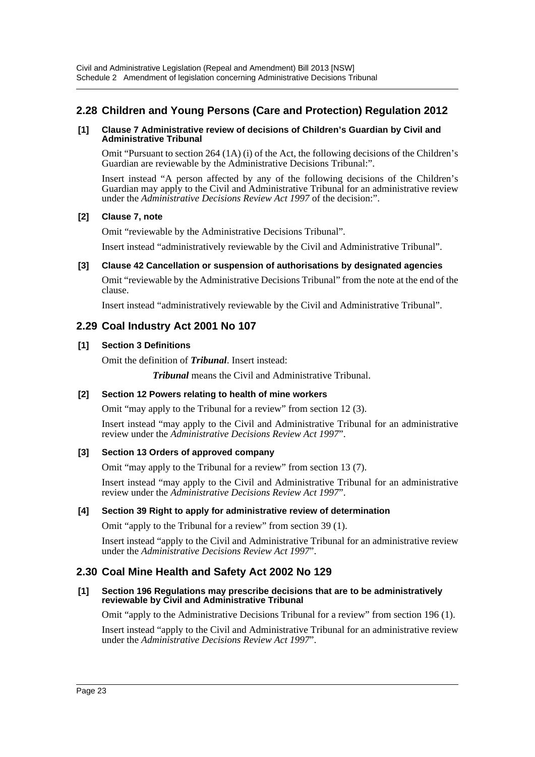## 2.28 Children and Young Persons (Care and Protection) Regulation 2012

**[1] Clause 7 Administrative review of decisions of Children's Guardian by Civil and Administrative Tribunal**

Omit "Pursuant to section 264 (1A) (i) of the Act, the following decisions of the Children's Guardian are reviewable by the Administrative Decisions Tribunal:".

Insert instead "A person affected by any of the following decisions of the Children's Guardian may apply to the Civil and Administrative Tribunal for an administrative review under the *Administrative Decisions Review Act 1997* of the decision:".

**[2] Clause 7, note**

Omit "reviewable by the Administrative Decisions Tribunal".

Insert instead "administratively reviewable by the Civil and Administrative Tribunal".

**[3] Clause 42 Cancellation or suspension of authorisations by designated agencies**

Omit "reviewable by the Administrative Decisions Tribunal" from the note at the end of the clause.

Insert instead "administratively reviewable by the Civil and Administrative Tribunal".

## 2.29 Coal Industry Act 2001 No 107

**[1] Section 3 Definitions**

Omit the definition of ***Tribunal***. Insert instead:

***Tribunal*** means the Civil and Administrative Tribunal.

**[2] Section 12 Powers relating to health of mine workers**

Omit "may apply to the Tribunal for a review" from section 12 (3).

Insert instead "may apply to the Civil and Administrative Tribunal for an administrative review under the *Administrative Decisions Review Act 1997*".

**[3] Section 13 Orders of approved company**

Omit "may apply to the Tribunal for a review" from section 13 (7).

Insert instead "may apply to the Civil and Administrative Tribunal for an administrative review under the *Administrative Decisions Review Act 1997*".

**[4] Section 39 Right to apply for administrative review of determination**

Omit "apply to the Tribunal for a review" from section 39 (1).

Insert instead "apply to the Civil and Administrative Tribunal for an administrative review under the *Administrative Decisions Review Act 1997*".

## 2.30 Coal Mine Health and Safety Act 2002 No 129

**[1] Section 196 Regulations may prescribe decisions that are to be administratively reviewable by Civil and Administrative Tribunal**

Omit "apply to the Administrative Decisions Tribunal for a review" from section 196 (1).

Insert instead "apply to the Civil and Administrative Tribunal for an administrative review under the *Administrative Decisions Review Act 1997*".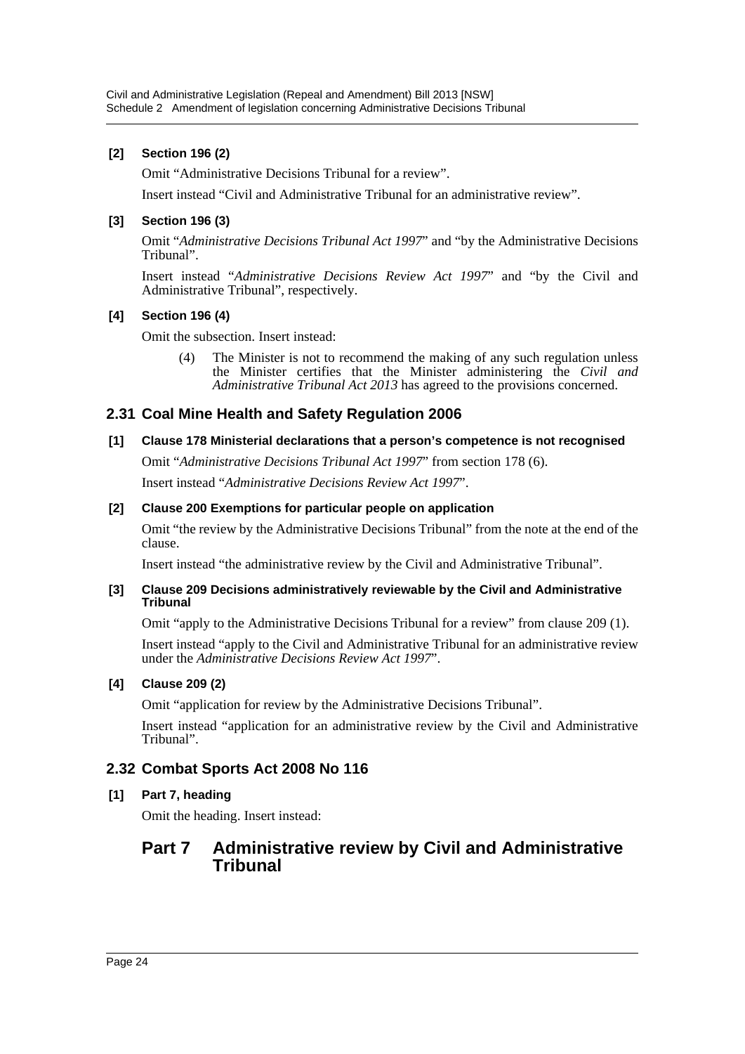**[2] Section 196 (2)**

Omit "Administrative Decisions Tribunal for a review".

Insert instead "Civil and Administrative Tribunal for an administrative review".

**[3] Section 196 (3)**

Omit "*Administrative Decisions Tribunal Act 1997*" and "by the Administrative Decisions Tribunal".

Insert instead "*Administrative Decisions Review Act 1997*" and "by the Civil and Administrative Tribunal", respectively.

**[4] Section 196 (4)**

Omit the subsection. Insert instead:

> (4) The Minister is not to recommend the making of any such regulation unless the Minister certifies that the Minister administering the *Civil and Administrative Tribunal Act 2013* has agreed to the provisions concerned.

## 2.31 Coal Mine Health and Safety Regulation 2006

**[1] Clause 178 Ministerial declarations that a person's competence is not recognised**

Omit "*Administrative Decisions Tribunal Act 1997*" from section 178 (6).

Insert instead "*Administrative Decisions Review Act 1997*".

**[2] Clause 200 Exemptions for particular people on application**

Omit "the review by the Administrative Decisions Tribunal" from the note at the end of the clause.

Insert instead "the administrative review by the Civil and Administrative Tribunal".

**[3] Clause 209 Decisions administratively reviewable by the Civil and Administrative Tribunal**

Omit "apply to the Administrative Decisions Tribunal for a review" from clause 209 (1).

Insert instead "apply to the Civil and Administrative Tribunal for an administrative review under the *Administrative Decisions Review Act 1997*".

**[4] Clause 209 (2)**

Omit "application for review by the Administrative Decisions Tribunal".

Insert instead "application for an administrative review by the Civil and Administrative Tribunal".

## 2.32 Combat Sports Act 2008 No 116

**[1] Part 7, heading**

Omit the heading. Insert instead:

### Part 7 Administrative review by Civil and Administrative Tribunal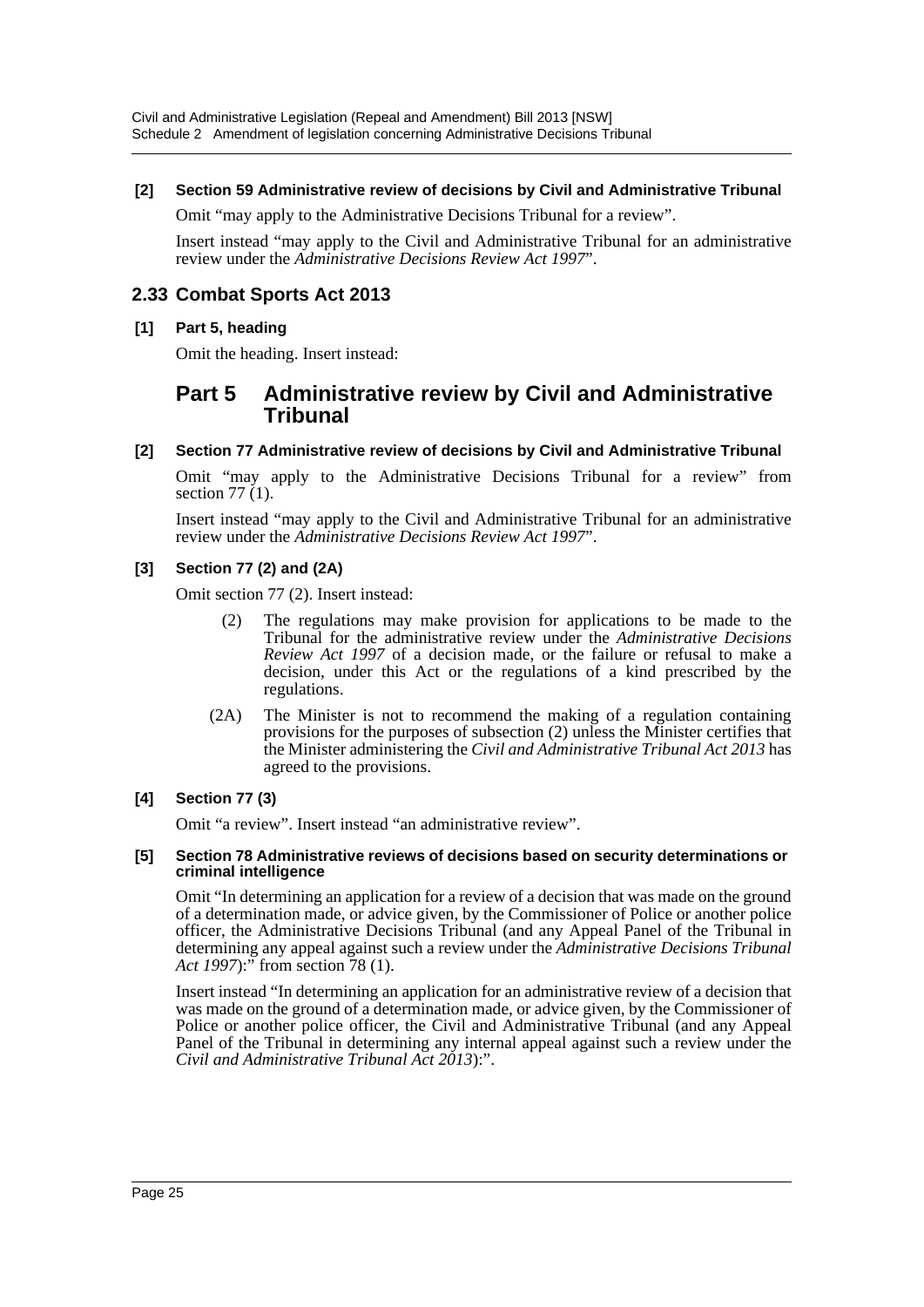**[2] Section 59 Administrative review of decisions by Civil and Administrative Tribunal**

Omit "may apply to the Administrative Decisions Tribunal for a review".

Insert instead "may apply to the Civil and Administrative Tribunal for an administrative review under the *Administrative Decisions Review Act 1997*".

## 2.33 Combat Sports Act 2013

**[1] Part 5, heading**

Omit the heading. Insert instead:

## Part 5 Administrative review by Civil and Administrative Tribunal

**[2] Section 77 Administrative review of decisions by Civil and Administrative Tribunal**

Omit "may apply to the Administrative Decisions Tribunal for a review" from section 77 (1).

Insert instead "may apply to the Civil and Administrative Tribunal for an administrative review under the *Administrative Decisions Review Act 1997*".

**[3] Section 77 (2) and (2A)**

Omit section 77 (2). Insert instead:

(2) The regulations may make provision for applications to be made to the Tribunal for the administrative review under the *Administrative Decisions Review Act 1997* of a decision made, or the failure or refusal to make a decision, under this Act or the regulations of a kind prescribed by the regulations.

(2A) The Minister is not to recommend the making of a regulation containing provisions for the purposes of subsection (2) unless the Minister certifies that the Minister administering the *Civil and Administrative Tribunal Act 2013* has agreed to the provisions.

**[4] Section 77 (3)**

Omit "a review". Insert instead "an administrative review".

**[5] Section 78 Administrative reviews of decisions based on security determinations or criminal intelligence**

Omit "In determining an application for a review of a decision that was made on the ground of a determination made, or advice given, by the Commissioner of Police or another police officer, the Administrative Decisions Tribunal (and any Appeal Panel of the Tribunal in determining any appeal against such a review under the *Administrative Decisions Tribunal Act 1997*):" from section 78 (1).

Insert instead "In determining an application for an administrative review of a decision that was made on the ground of a determination made, or advice given, by the Commissioner of Police or another police officer, the Civil and Administrative Tribunal (and any Appeal Panel of the Tribunal in determining any internal appeal against such a review under the *Civil and Administrative Tribunal Act 2013*):".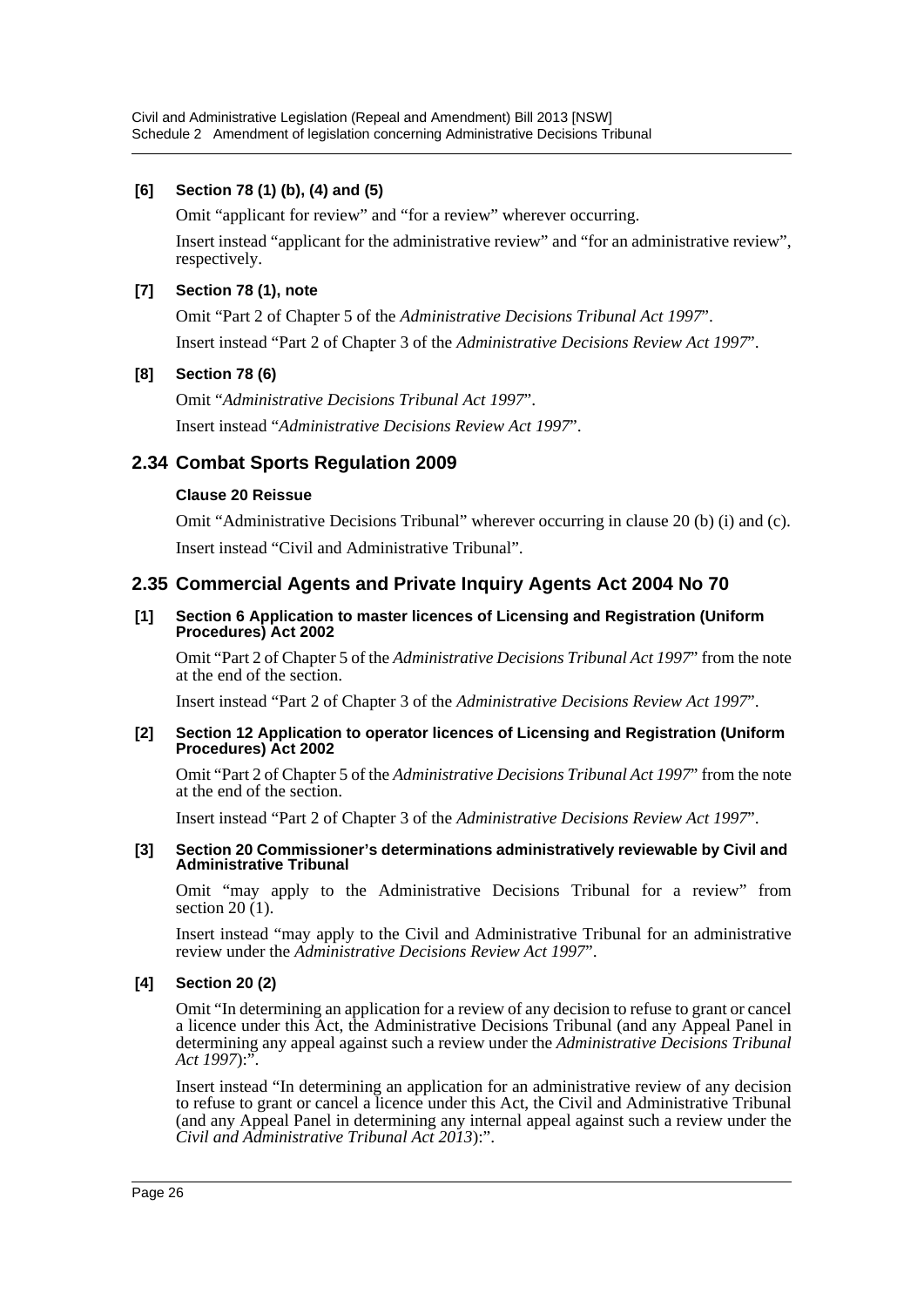**[6] Section 78 (1) (b), (4) and (5)**

Omit "applicant for review" and "for a review" wherever occurring.

Insert instead "applicant for the administrative review" and "for an administrative review", respectively.

**[7] Section 78 (1), note**

Omit "Part 2 of Chapter 5 of the *Administrative Decisions Tribunal Act 1997*".

Insert instead "Part 2 of Chapter 3 of the *Administrative Decisions Review Act 1997*".

**[8] Section 78 (6)**

Omit "*Administrative Decisions Tribunal Act 1997*".

Insert instead "*Administrative Decisions Review Act 1997*".

## 2.34 Combat Sports Regulation 2009

**Clause 20 Reissue**

Omit "Administrative Decisions Tribunal" wherever occurring in clause 20 (b) (i) and (c).

Insert instead "Civil and Administrative Tribunal".

## 2.35 Commercial Agents and Private Inquiry Agents Act 2004 No 70

**[1] Section 6 Application to master licences of Licensing and Registration (Uniform Procedures) Act 2002**

Omit "Part 2 of Chapter 5 of the *Administrative Decisions Tribunal Act 1997*" from the note at the end of the section.

Insert instead "Part 2 of Chapter 3 of the *Administrative Decisions Review Act 1997*".

**[2] Section 12 Application to operator licences of Licensing and Registration (Uniform Procedures) Act 2002**

Omit "Part 2 of Chapter 5 of the *Administrative Decisions Tribunal Act 1997*" from the note at the end of the section.

Insert instead "Part 2 of Chapter 3 of the *Administrative Decisions Review Act 1997*".

**[3] Section 20 Commissioner's determinations administratively reviewable by Civil and Administrative Tribunal**

Omit "may apply to the Administrative Decisions Tribunal for a review" from section 20 (1).

Insert instead "may apply to the Civil and Administrative Tribunal for an administrative review under the *Administrative Decisions Review Act 1997*".

**[4] Section 20 (2)**

Omit "In determining an application for a review of any decision to refuse to grant or cancel a licence under this Act, the Administrative Decisions Tribunal (and any Appeal Panel in determining any appeal against such a review under the *Administrative Decisions Tribunal Act 1997*):".

Insert instead "In determining an application for an administrative review of any decision to refuse to grant or cancel a licence under this Act, the Civil and Administrative Tribunal (and any Appeal Panel in determining any internal appeal against such a review under the *Civil and Administrative Tribunal Act 2013*):".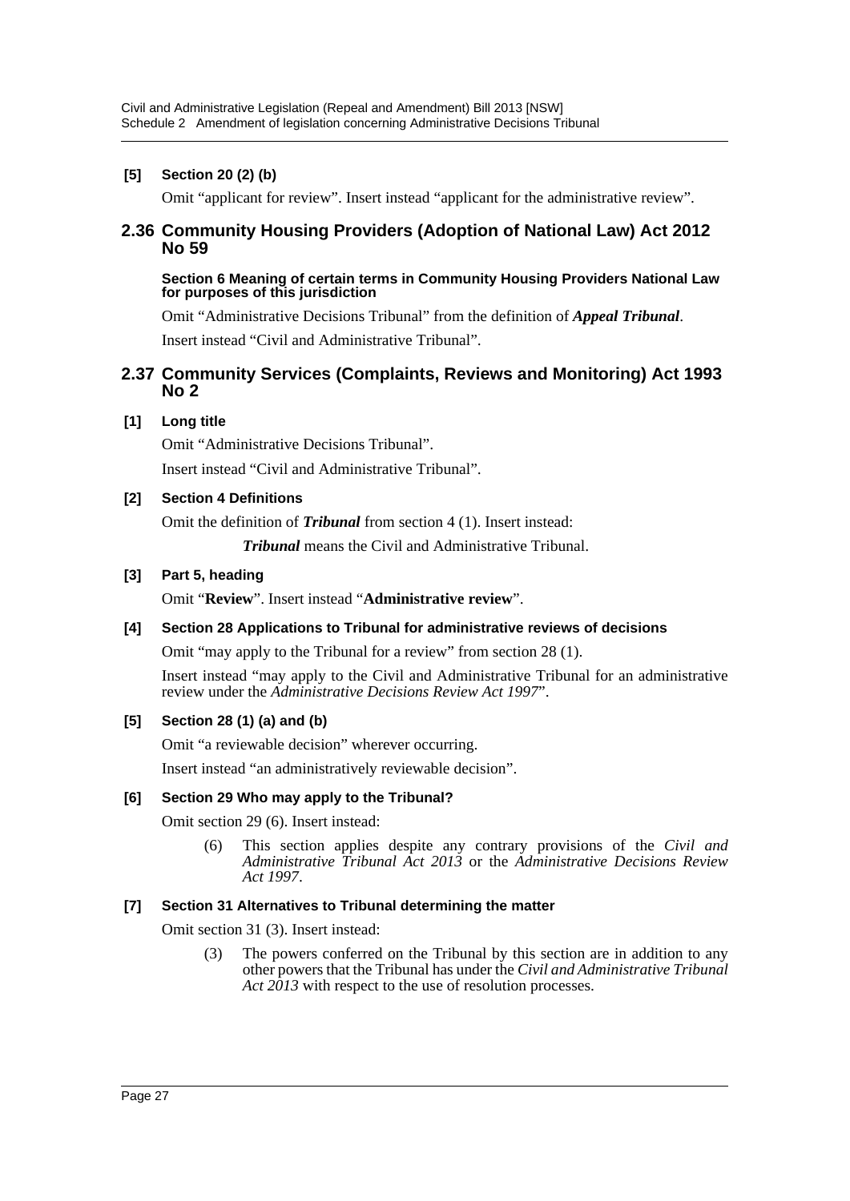**[5] Section 20 (2) (b)**

Omit "applicant for review". Insert instead "applicant for the administrative review".

## 2.36 Community Housing Providers (Adoption of National Law) Act 2012 No 59

**Section 6 Meaning of certain terms in Community Housing Providers National Law for purposes of this jurisdiction**

Omit "Administrative Decisions Tribunal" from the definition of ***Appeal Tribunal***.

Insert instead "Civil and Administrative Tribunal".

## 2.37 Community Services (Complaints, Reviews and Monitoring) Act 1993 No 2

**[1] Long title**

Omit "Administrative Decisions Tribunal".

Insert instead "Civil and Administrative Tribunal".

**[2] Section 4 Definitions**

Omit the definition of ***Tribunal*** from section 4 (1). Insert instead:

> ***Tribunal*** means the Civil and Administrative Tribunal.

**[3] Part 5, heading**

Omit "**Review**". Insert instead "**Administrative review**".

**[4] Section 28 Applications to Tribunal for administrative reviews of decisions**

Omit "may apply to the Tribunal for a review" from section 28 (1).

Insert instead "may apply to the Civil and Administrative Tribunal for an administrative review under the *Administrative Decisions Review Act 1997*".

**[5] Section 28 (1) (a) and (b)**

Omit "a reviewable decision" wherever occurring.

Insert instead "an administratively reviewable decision".

**[6] Section 29 Who may apply to the Tribunal?**

Omit section 29 (6). Insert instead:

> (6) This section applies despite any contrary provisions of the *Civil and Administrative Tribunal Act 2013* or the *Administrative Decisions Review Act 1997*.

**[7] Section 31 Alternatives to Tribunal determining the matter**

Omit section 31 (3). Insert instead:

> (3) The powers conferred on the Tribunal by this section are in addition to any other powers that the Tribunal has under the *Civil and Administrative Tribunal Act 2013* with respect to the use of resolution processes.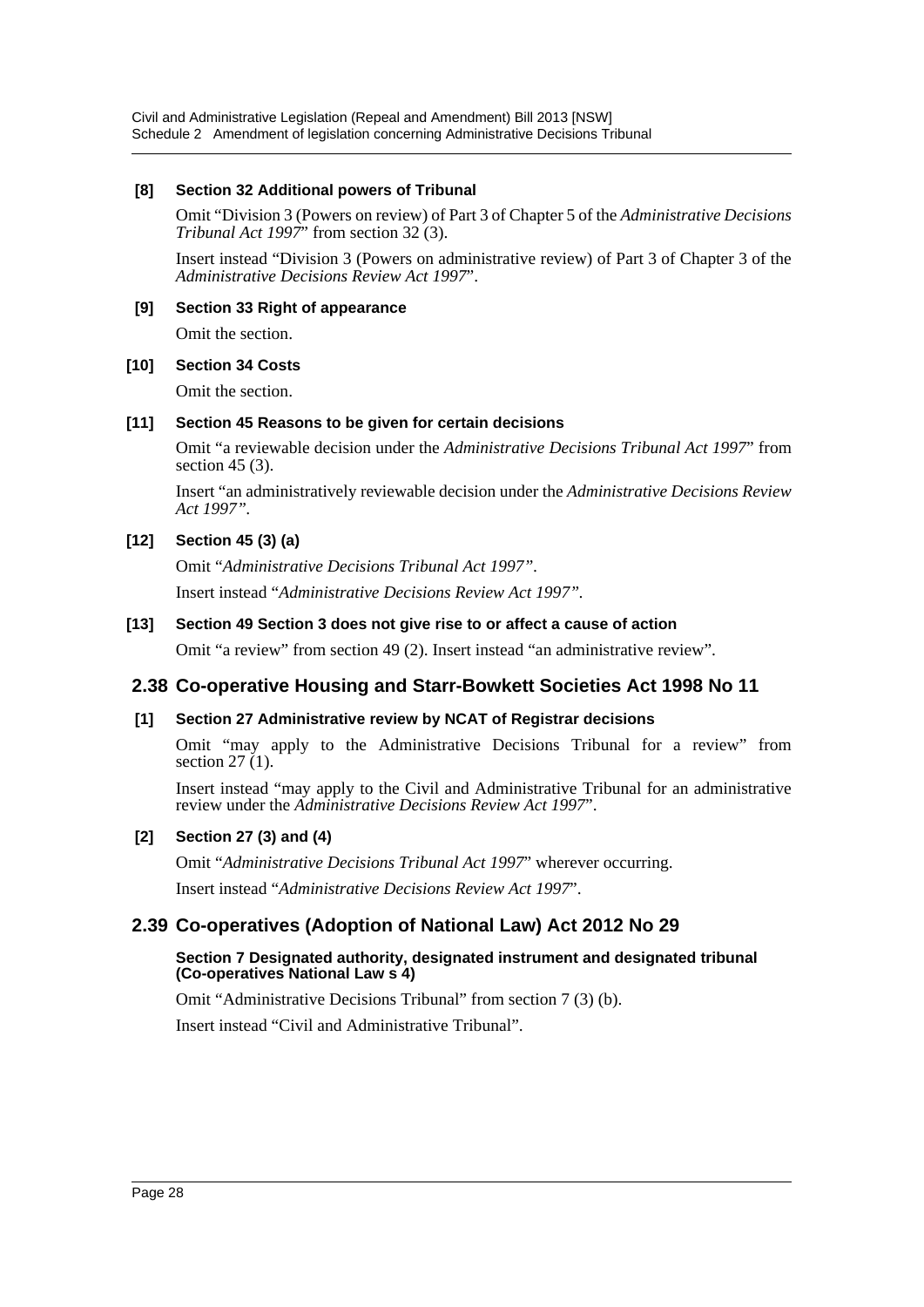**[8] Section 32 Additional powers of Tribunal**

Omit "Division 3 (Powers on review) of Part 3 of Chapter 5 of the *Administrative Decisions Tribunal Act 1997*" from section 32 (3).

Insert instead "Division 3 (Powers on administrative review) of Part 3 of Chapter 3 of the *Administrative Decisions Review Act 1997*".

**[9] Section 33 Right of appearance**

Omit the section.

**[10] Section 34 Costs**

Omit the section.

**[11] Section 45 Reasons to be given for certain decisions**

Omit "a reviewable decision under the *Administrative Decisions Tribunal Act 1997*" from section 45 (3).

Insert "an administratively reviewable decision under the *Administrative Decisions Review Act 1997"*.

**[12] Section 45 (3) (a)**

Omit "*Administrative Decisions Tribunal Act 1997"*.

Insert instead "*Administrative Decisions Review Act 1997"*.

**[13] Section 49 Section 3 does not give rise to or affect a cause of action**

Omit "a review" from section 49 (2). Insert instead "an administrative review".

## 2.38 Co-operative Housing and Starr-Bowkett Societies Act 1998 No 11

**[1] Section 27 Administrative review by NCAT of Registrar decisions**

Omit "may apply to the Administrative Decisions Tribunal for a review" from section 27 (1).

Insert instead "may apply to the Civil and Administrative Tribunal for an administrative review under the *Administrative Decisions Review Act 1997*".

**[2] Section 27 (3) and (4)**

Omit "*Administrative Decisions Tribunal Act 1997*" wherever occurring.

Insert instead "*Administrative Decisions Review Act 1997*".

## 2.39 Co-operatives (Adoption of National Law) Act 2012 No 29

**Section 7 Designated authority, designated instrument and designated tribunal (Co-operatives National Law s 4)**

Omit "Administrative Decisions Tribunal" from section 7 (3) (b).

Insert instead "Civil and Administrative Tribunal".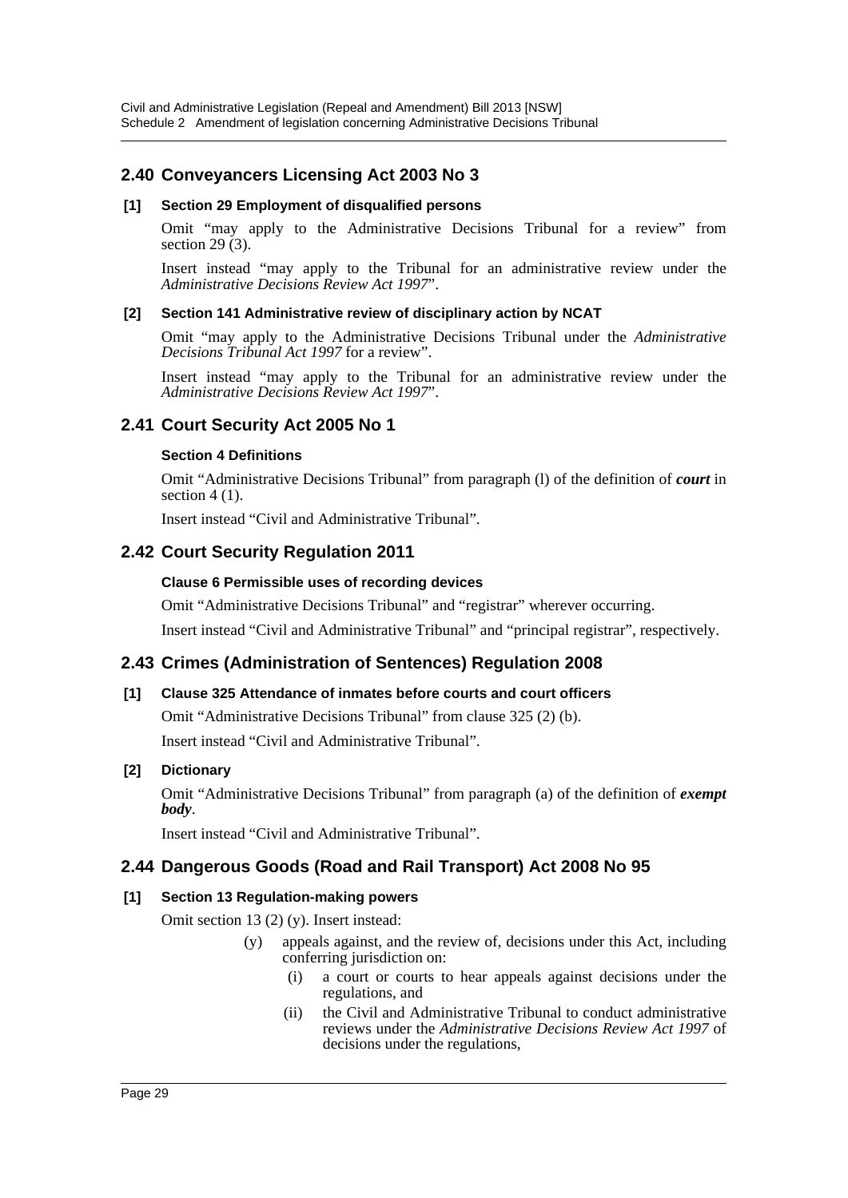## 2.40 Conveyancers Licensing Act 2003 No 3

### [1] Section 29 Employment of disqualified persons

Omit "may apply to the Administrative Decisions Tribunal for a review" from section 29 (3).

Insert instead "may apply to the Tribunal for an administrative review under the *Administrative Decisions Review Act 1997*".

### [2] Section 141 Administrative review of disciplinary action by NCAT

Omit "may apply to the Administrative Decisions Tribunal under the *Administrative Decisions Tribunal Act 1997* for a review".

Insert instead "may apply to the Tribunal for an administrative review under the *Administrative Decisions Review Act 1997*".

## 2.41 Court Security Act 2005 No 1

### Section 4 Definitions

Omit "Administrative Decisions Tribunal" from paragraph (l) of the definition of ***court*** in section 4 (1).

Insert instead "Civil and Administrative Tribunal".

## 2.42 Court Security Regulation 2011

### Clause 6 Permissible uses of recording devices

Omit "Administrative Decisions Tribunal" and "registrar" wherever occurring.

Insert instead "Civil and Administrative Tribunal" and "principal registrar", respectively.

## 2.43 Crimes (Administration of Sentences) Regulation 2008

### [1] Clause 325 Attendance of inmates before courts and court officers

Omit "Administrative Decisions Tribunal" from clause 325 (2) (b).

Insert instead "Civil and Administrative Tribunal".

### [2] Dictionary

Omit "Administrative Decisions Tribunal" from paragraph (a) of the definition of ***exempt body***.

Insert instead "Civil and Administrative Tribunal".

## 2.44 Dangerous Goods (Road and Rail Transport) Act 2008 No 95

### [1] Section 13 Regulation-making powers

Omit section 13 (2) (y). Insert instead:

(y) appeals against, and the review of, decisions under this Act, including conferring jurisdiction on:

(i) a court or courts to hear appeals against decisions under the regulations, and

(ii) the Civil and Administrative Tribunal to conduct administrative reviews under the *Administrative Decisions Review Act 1997* of decisions under the regulations,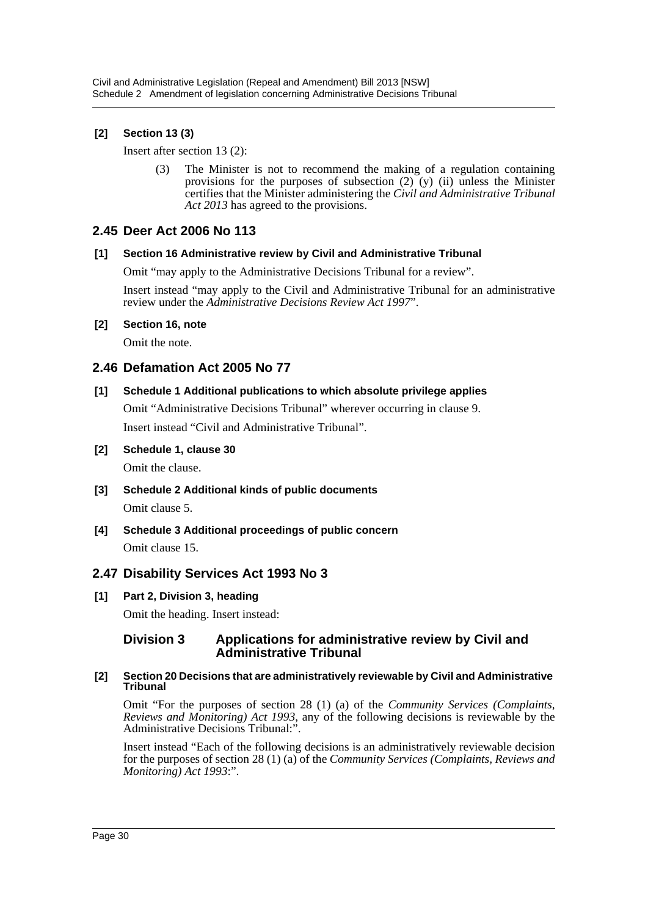### [2] Section 13 (3)

Insert after section 13 (2):

> (3) The Minister is not to recommend the making of a regulation containing provisions for the purposes of subsection (2) (y) (ii) unless the Minister certifies that the Minister administering the *Civil and Administrative Tribunal Act 2013* has agreed to the provisions.

## 2.45 Deer Act 2006 No 113

### [1] Section 16 Administrative review by Civil and Administrative Tribunal

Omit "may apply to the Administrative Decisions Tribunal for a review".

Insert instead "may apply to the Civil and Administrative Tribunal for an administrative review under the *Administrative Decisions Review Act 1997*".

### [2] Section 16, note

Omit the note.

## 2.46 Defamation Act 2005 No 77

### [1] Schedule 1 Additional publications to which absolute privilege applies

Omit "Administrative Decisions Tribunal" wherever occurring in clause 9.

Insert instead "Civil and Administrative Tribunal".

### [2] Schedule 1, clause 30

Omit the clause.

### [3] Schedule 2 Additional kinds of public documents

Omit clause 5.

### [4] Schedule 3 Additional proceedings of public concern

Omit clause 15.

## 2.47 Disability Services Act 1993 No 3

### [1] Part 2, Division 3, heading

Omit the heading. Insert instead:

> **Division 3 Applications for administrative review by Civil and Administrative Tribunal**

### [2] Section 20 Decisions that are administratively reviewable by Civil and Administrative Tribunal

Omit "For the purposes of section 28 (1) (a) of the *Community Services (Complaints, Reviews and Monitoring) Act 1993*, any of the following decisions is reviewable by the Administrative Decisions Tribunal:".

Insert instead "Each of the following decisions is an administratively reviewable decision for the purposes of section 28 (1) (a) of the *Community Services (Complaints, Reviews and Monitoring) Act 1993*:".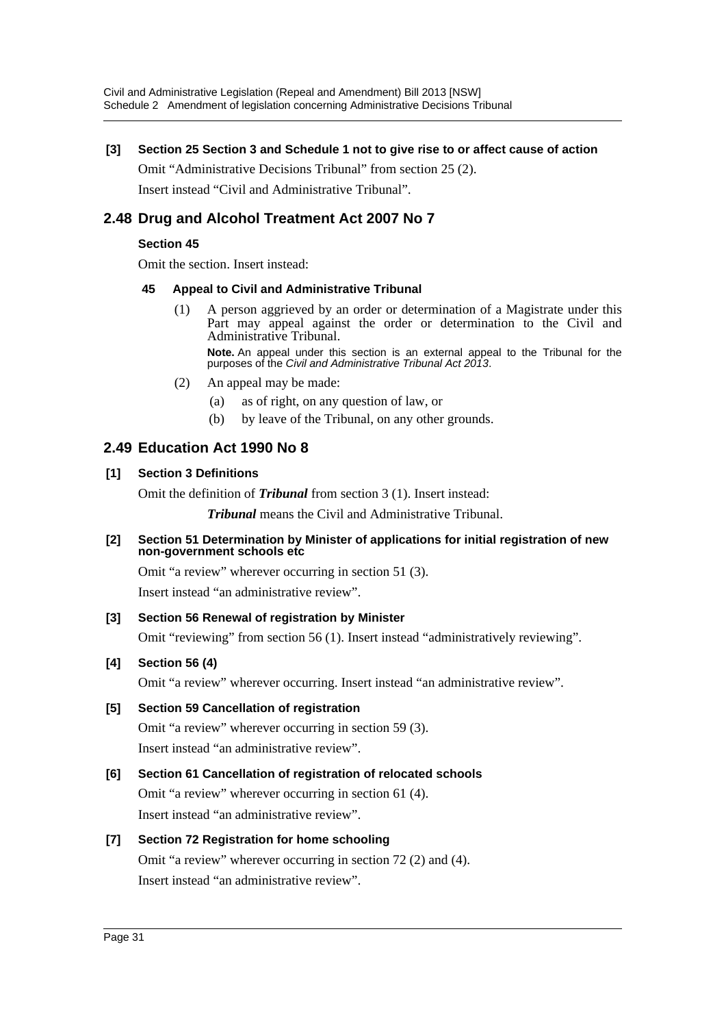**[3] Section 25 Section 3 and Schedule 1 not to give rise to or affect cause of action**

Omit "Administrative Decisions Tribunal" from section 25 (2).

Insert instead "Civil and Administrative Tribunal".

## 2.48 Drug and Alcohol Treatment Act 2007 No 7

**Section 45**

Omit the section. Insert instead:

**45 Appeal to Civil and Administrative Tribunal**

(1) A person aggrieved by an order or determination of a Magistrate under this Part may appeal against the order or determination to the Civil and Administrative Tribunal.

**Note.** An appeal under this section is an external appeal to the Tribunal for the purposes of the *Civil and Administrative Tribunal Act 2013*.

(2) An appeal may be made:

(a) as of right, on any question of law, or

(b) by leave of the Tribunal, on any other grounds.

## 2.49 Education Act 1990 No 8

**[1] Section 3 Definitions**

Omit the definition of ***Tribunal*** from section 3 (1). Insert instead:

***Tribunal*** means the Civil and Administrative Tribunal.

**[2] Section 51 Determination by Minister of applications for initial registration of new non-government schools etc**

Omit "a review" wherever occurring in section 51 (3).

Insert instead "an administrative review".

**[3] Section 56 Renewal of registration by Minister**

Omit "reviewing" from section 56 (1). Insert instead "administratively reviewing".

**[4] Section 56 (4)**

Omit "a review" wherever occurring. Insert instead "an administrative review".

**[5] Section 59 Cancellation of registration**

Omit "a review" wherever occurring in section 59 (3).

Insert instead "an administrative review".

**[6] Section 61 Cancellation of registration of relocated schools**

Omit "a review" wherever occurring in section 61 (4).

Insert instead "an administrative review".

**[7] Section 72 Registration for home schooling**

Omit "a review" wherever occurring in section 72 (2) and (4).

Insert instead "an administrative review".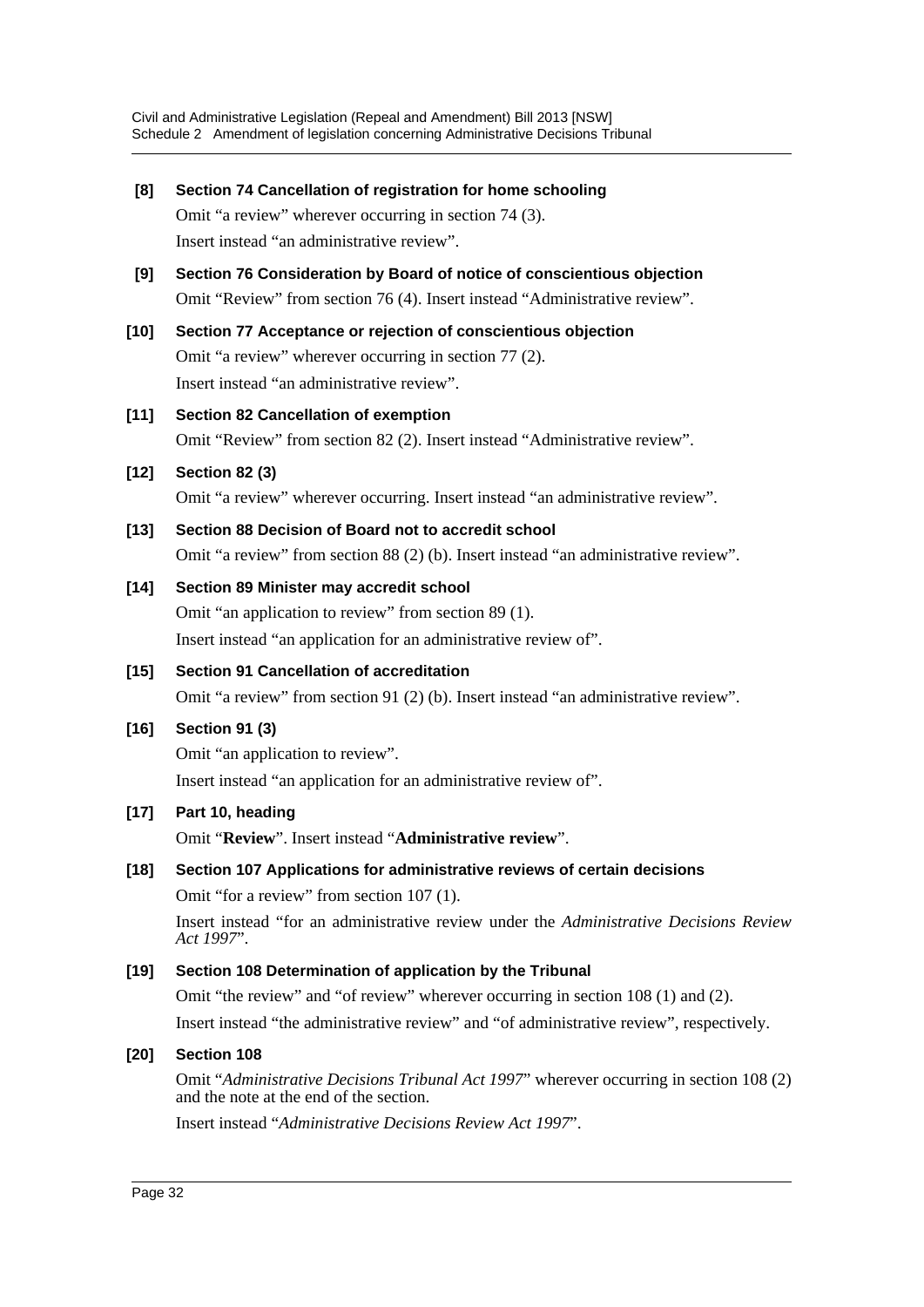**[8] Section 74 Cancellation of registration for home schooling**

Omit "a review" wherever occurring in section 74 (3).

Insert instead "an administrative review".

**[9] Section 76 Consideration by Board of notice of conscientious objection**

Omit "Review" from section 76 (4). Insert instead "Administrative review".

**[10] Section 77 Acceptance or rejection of conscientious objection**

Omit "a review" wherever occurring in section 77 (2).

Insert instead "an administrative review".

**[11] Section 82 Cancellation of exemption**

Omit "Review" from section 82 (2). Insert instead "Administrative review".

**[12] Section 82 (3)**

Omit "a review" wherever occurring. Insert instead "an administrative review".

**[13] Section 88 Decision of Board not to accredit school**

Omit "a review" from section 88 (2) (b). Insert instead "an administrative review".

**[14] Section 89 Minister may accredit school**

Omit "an application to review" from section 89 (1).

Insert instead "an application for an administrative review of".

**[15] Section 91 Cancellation of accreditation**

Omit "a review" from section 91 (2) (b). Insert instead "an administrative review".

**[16] Section 91 (3)**

Omit "an application to review".

Insert instead "an application for an administrative review of".

**[17] Part 10, heading**

Omit "**Review**". Insert instead "**Administrative review**".

**[18] Section 107 Applications for administrative reviews of certain decisions**

Omit "for a review" from section 107 (1).

Insert instead "for an administrative review under the *Administrative Decisions Review Act 1997*".

**[19] Section 108 Determination of application by the Tribunal**

Omit "the review" and "of review" wherever occurring in section 108 (1) and (2).

Insert instead "the administrative review" and "of administrative review", respectively.

**[20] Section 108**

Omit "*Administrative Decisions Tribunal Act 1997*" wherever occurring in section 108 (2) and the note at the end of the section.

Insert instead "*Administrative Decisions Review Act 1997*".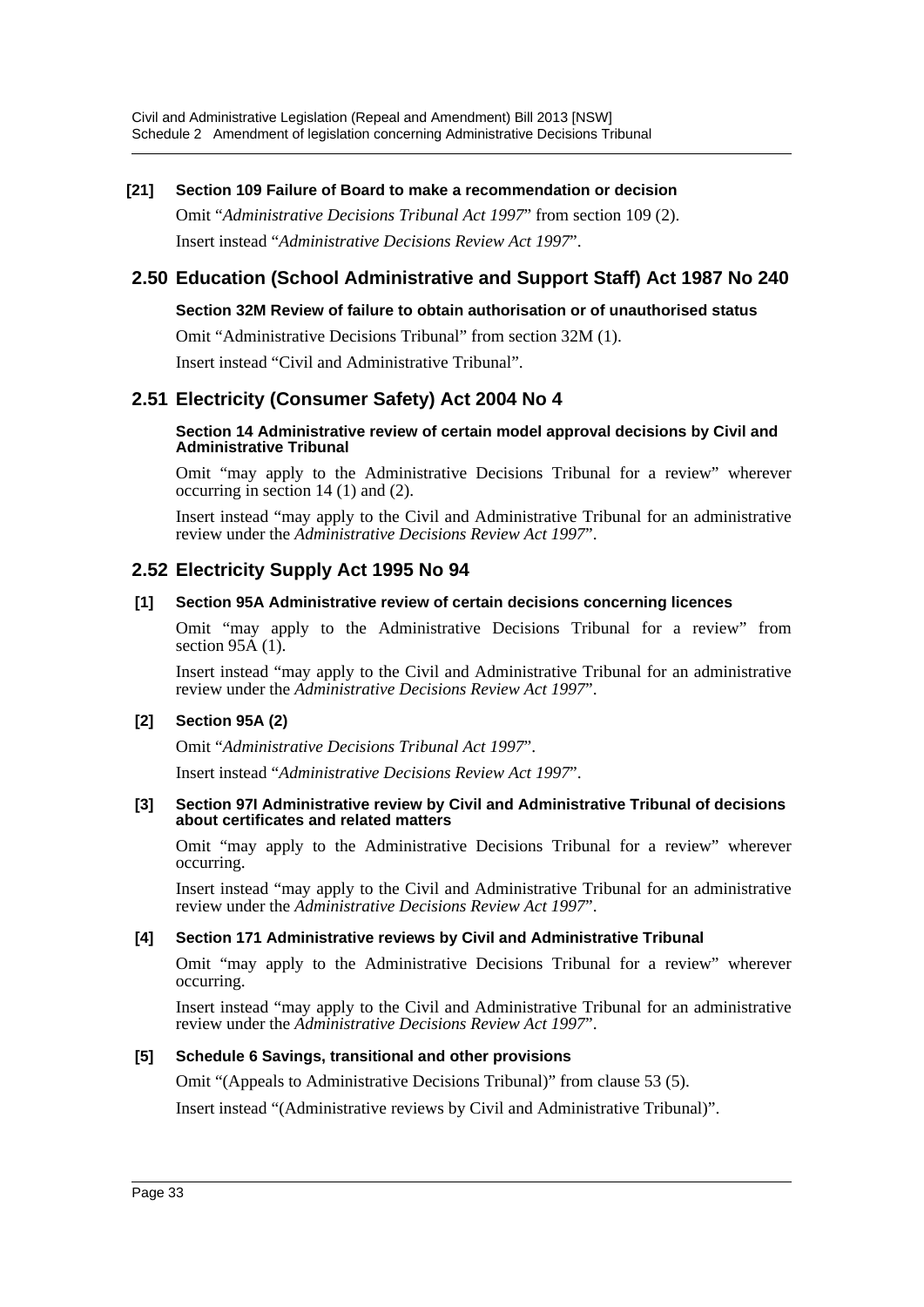**[21] Section 109 Failure of Board to make a recommendation or decision**

Omit "*Administrative Decisions Tribunal Act 1997*" from section 109 (2).

Insert instead "*Administrative Decisions Review Act 1997*".

## 2.50 Education (School Administrative and Support Staff) Act 1987 No 240

**Section 32M Review of failure to obtain authorisation or of unauthorised status**

Omit "Administrative Decisions Tribunal" from section 32M (1).

Insert instead "Civil and Administrative Tribunal".

## 2.51 Electricity (Consumer Safety) Act 2004 No 4

**Section 14 Administrative review of certain model approval decisions by Civil and Administrative Tribunal**

Omit "may apply to the Administrative Decisions Tribunal for a review" wherever occurring in section 14 (1) and (2).

Insert instead "may apply to the Civil and Administrative Tribunal for an administrative review under the *Administrative Decisions Review Act 1997*".

## 2.52 Electricity Supply Act 1995 No 94

**[1] Section 95A Administrative review of certain decisions concerning licences**

Omit "may apply to the Administrative Decisions Tribunal for a review" from section 95A (1).

Insert instead "may apply to the Civil and Administrative Tribunal for an administrative review under the *Administrative Decisions Review Act 1997*".

**[2] Section 95A (2)**

Omit "*Administrative Decisions Tribunal Act 1997*".

Insert instead "*Administrative Decisions Review Act 1997*".

**[3] Section 97I Administrative review by Civil and Administrative Tribunal of decisions about certificates and related matters**

Omit "may apply to the Administrative Decisions Tribunal for a review" wherever occurring.

Insert instead "may apply to the Civil and Administrative Tribunal for an administrative review under the *Administrative Decisions Review Act 1997*".

**[4] Section 171 Administrative reviews by Civil and Administrative Tribunal**

Omit "may apply to the Administrative Decisions Tribunal for a review" wherever occurring.

Insert instead "may apply to the Civil and Administrative Tribunal for an administrative review under the *Administrative Decisions Review Act 1997*".

**[5] Schedule 6 Savings, transitional and other provisions**

Omit "(Appeals to Administrative Decisions Tribunal)" from clause 53 (5).

Insert instead "(Administrative reviews by Civil and Administrative Tribunal)".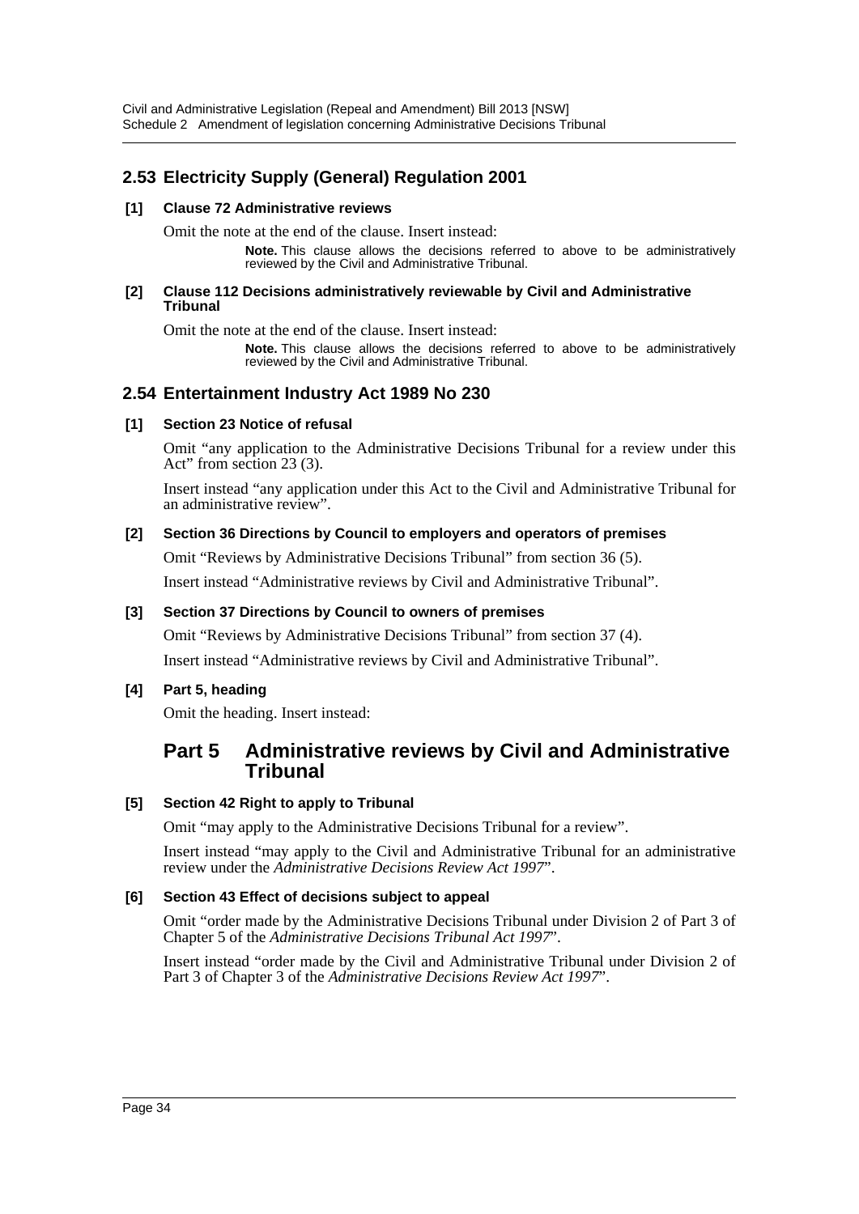## 2.53 Electricity Supply (General) Regulation 2001

### [1] Clause 72 Administrative reviews

Omit the note at the end of the clause. Insert instead:

> **Note.** This clause allows the decisions referred to above to be administratively reviewed by the Civil and Administrative Tribunal.

### [2] Clause 112 Decisions administratively reviewable by Civil and Administrative Tribunal

Omit the note at the end of the clause. Insert instead:

> **Note.** This clause allows the decisions referred to above to be administratively reviewed by the Civil and Administrative Tribunal.

## 2.54 Entertainment Industry Act 1989 No 230

### [1] Section 23 Notice of refusal

Omit "any application to the Administrative Decisions Tribunal for a review under this Act" from section 23 (3).

Insert instead "any application under this Act to the Civil and Administrative Tribunal for an administrative review".

### [2] Section 36 Directions by Council to employers and operators of premises

Omit "Reviews by Administrative Decisions Tribunal" from section 36 (5).

Insert instead "Administrative reviews by Civil and Administrative Tribunal".

### [3] Section 37 Directions by Council to owners of premises

Omit "Reviews by Administrative Decisions Tribunal" from section 37 (4).

Insert instead "Administrative reviews by Civil and Administrative Tribunal".

### [4] Part 5, heading

Omit the heading. Insert instead:

# Part 5 Administrative reviews by Civil and Administrative Tribunal

### [5] Section 42 Right to apply to Tribunal

Omit "may apply to the Administrative Decisions Tribunal for a review".

Insert instead "may apply to the Civil and Administrative Tribunal for an administrative review under the *Administrative Decisions Review Act 1997*".

### [6] Section 43 Effect of decisions subject to appeal

Omit "order made by the Administrative Decisions Tribunal under Division 2 of Part 3 of Chapter 5 of the *Administrative Decisions Tribunal Act 1997*".

Insert instead "order made by the Civil and Administrative Tribunal under Division 2 of Part 3 of Chapter 3 of the *Administrative Decisions Review Act 1997*".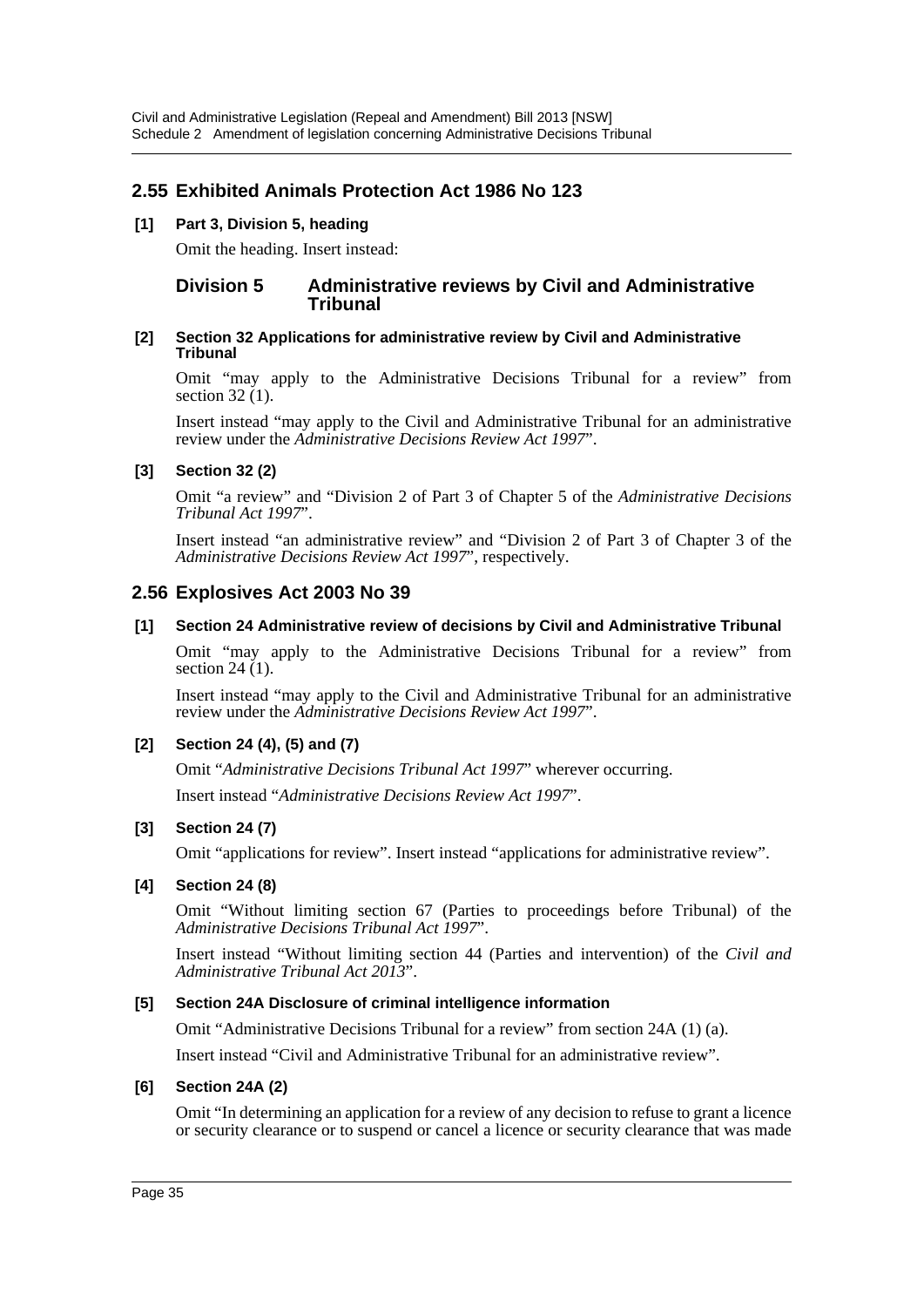## 2.55 Exhibited Animals Protection Act 1986 No 123

### [1] Part 3, Division 5, heading

Omit the heading. Insert instead:

**Division 5 Administrative reviews by Civil and Administrative Tribunal**

### [2] Section 32 Applications for administrative review by Civil and Administrative Tribunal

Omit "may apply to the Administrative Decisions Tribunal for a review" from section 32 (1).

Insert instead "may apply to the Civil and Administrative Tribunal for an administrative review under the *Administrative Decisions Review Act 1997*".

### [3] Section 32 (2)

Omit "a review" and "Division 2 of Part 3 of Chapter 5 of the *Administrative Decisions Tribunal Act 1997*".

Insert instead "an administrative review" and "Division 2 of Part 3 of Chapter 3 of the *Administrative Decisions Review Act 1997*", respectively.

## 2.56 Explosives Act 2003 No 39

### [1] Section 24 Administrative review of decisions by Civil and Administrative Tribunal

Omit "may apply to the Administrative Decisions Tribunal for a review" from section 24 (1).

Insert instead "may apply to the Civil and Administrative Tribunal for an administrative review under the *Administrative Decisions Review Act 1997*".

### [2] Section 24 (4), (5) and (7)

Omit "*Administrative Decisions Tribunal Act 1997*" wherever occurring.

Insert instead "*Administrative Decisions Review Act 1997*".

### [3] Section 24 (7)

Omit "applications for review". Insert instead "applications for administrative review".

### [4] Section 24 (8)

Omit "Without limiting section 67 (Parties to proceedings before Tribunal) of the *Administrative Decisions Tribunal Act 1997*".

Insert instead "Without limiting section 44 (Parties and intervention) of the *Civil and Administrative Tribunal Act 2013*".

### [5] Section 24A Disclosure of criminal intelligence information

Omit "Administrative Decisions Tribunal for a review" from section 24A (1) (a).

Insert instead "Civil and Administrative Tribunal for an administrative review".

### [6] Section 24A (2)

Omit "In determining an application for a review of any decision to refuse to grant a licence or security clearance or to suspend or cancel a licence or security clearance that was made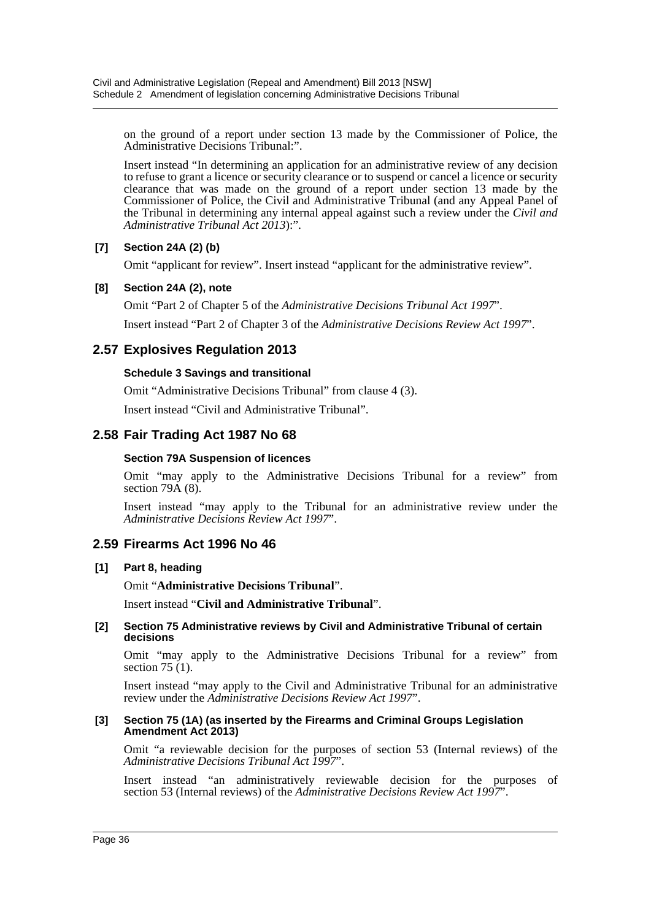on the ground of a report under section 13 made by the Commissioner of Police, the Administrative Decisions Tribunal:".

Insert instead "In determining an application for an administrative review of any decision to refuse to grant a licence or security clearance or to suspend or cancel a licence or security clearance that was made on the ground of a report under section 13 made by the Commissioner of Police, the Civil and Administrative Tribunal (and any Appeal Panel of the Tribunal in determining any internal appeal against such a review under the *Civil and Administrative Tribunal Act 2013*):".

#### [7] Section 24A (2) (b)

Omit "applicant for review". Insert instead "applicant for the administrative review".

#### [8] Section 24A (2), note

Omit "Part 2 of Chapter 5 of the *Administrative Decisions Tribunal Act 1997*".

Insert instead "Part 2 of Chapter 3 of the *Administrative Decisions Review Act 1997*".

## 2.57 Explosives Regulation 2013

#### Schedule 3 Savings and transitional

Omit "Administrative Decisions Tribunal" from clause 4 (3).

Insert instead "Civil and Administrative Tribunal".

## 2.58 Fair Trading Act 1987 No 68

#### Section 79A Suspension of licences

Omit "may apply to the Administrative Decisions Tribunal for a review" from section 79A (8).

Insert instead "may apply to the Tribunal for an administrative review under the *Administrative Decisions Review Act 1997*".

## 2.59 Firearms Act 1996 No 46

#### [1] Part 8, heading

Omit "**Administrative Decisions Tribunal**".

Insert instead "**Civil and Administrative Tribunal**".

#### [2] Section 75 Administrative reviews by Civil and Administrative Tribunal of certain decisions

Omit "may apply to the Administrative Decisions Tribunal for a review" from section 75 (1).

Insert instead "may apply to the Civil and Administrative Tribunal for an administrative review under the *Administrative Decisions Review Act 1997*".

#### [3] Section 75 (1A) (as inserted by the Firearms and Criminal Groups Legislation Amendment Act 2013)

Omit "a reviewable decision for the purposes of section 53 (Internal reviews) of the *Administrative Decisions Tribunal Act 1997*".

Insert instead "an administratively reviewable decision for the purposes of section 53 (Internal reviews) of the *Administrative Decisions Review Act 1997*".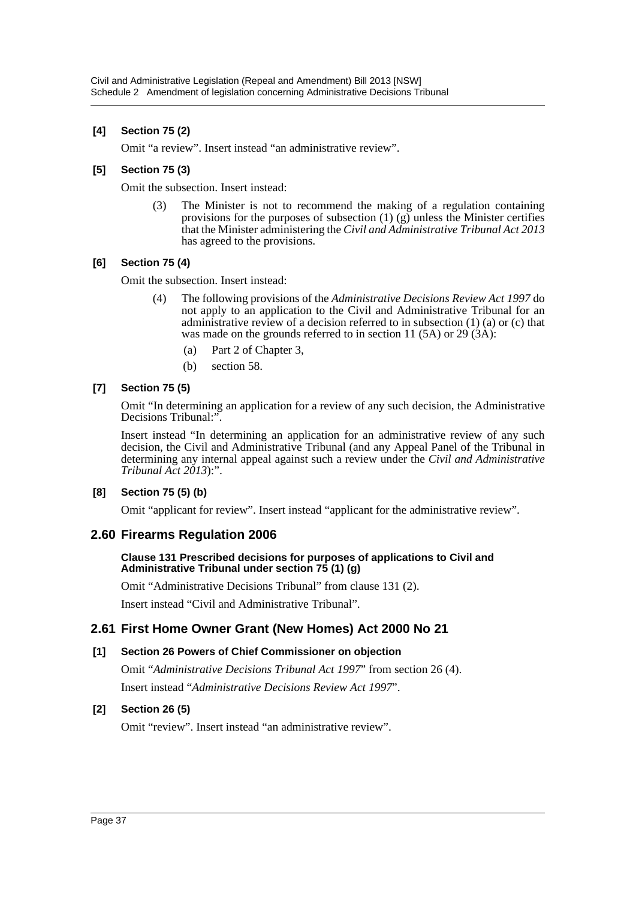**[4] Section 75 (2)**

Omit "a review". Insert instead "an administrative review".

**[5] Section 75 (3)**

Omit the subsection. Insert instead:

> (3) The Minister is not to recommend the making of a regulation containing provisions for the purposes of subsection (1) (g) unless the Minister certifies that the Minister administering the *Civil and Administrative Tribunal Act 2013* has agreed to the provisions.

**[6] Section 75 (4)**

Omit the subsection. Insert instead:

> (4) The following provisions of the *Administrative Decisions Review Act 1997* do not apply to an application to the Civil and Administrative Tribunal for an administrative review of a decision referred to in subsection (1) (a) or (c) that was made on the grounds referred to in section 11 (5A) or 29 (3A):
>
> (a) Part 2 of Chapter 3,
>
> (b) section 58.

**[7] Section 75 (5)**

Omit "In determining an application for a review of any such decision, the Administrative Decisions Tribunal:".

Insert instead "In determining an application for an administrative review of any such decision, the Civil and Administrative Tribunal (and any Appeal Panel of the Tribunal in determining any internal appeal against such a review under the *Civil and Administrative Tribunal Act 2013*):".

**[8] Section 75 (5) (b)**

Omit "applicant for review". Insert instead "applicant for the administrative review".

## 2.60 Firearms Regulation 2006

**Clause 131 Prescribed decisions for purposes of applications to Civil and Administrative Tribunal under section 75 (1) (g)**

Omit "Administrative Decisions Tribunal" from clause 131 (2).

Insert instead "Civil and Administrative Tribunal".

## 2.61 First Home Owner Grant (New Homes) Act 2000 No 21

**[1] Section 26 Powers of Chief Commissioner on objection**

Omit "*Administrative Decisions Tribunal Act 1997*" from section 26 (4).

Insert instead "*Administrative Decisions Review Act 1997*".

**[2] Section 26 (5)**

Omit "review". Insert instead "an administrative review".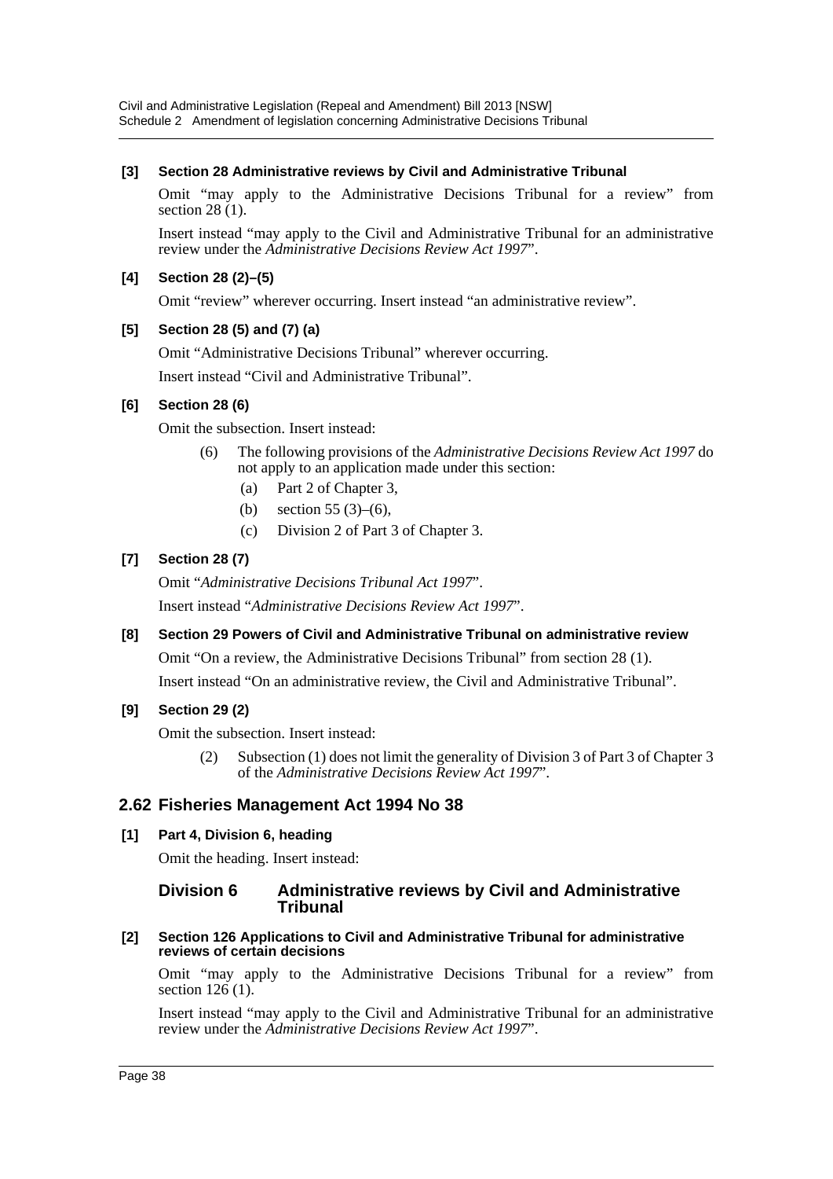**[3] Section 28 Administrative reviews by Civil and Administrative Tribunal**

Omit "may apply to the Administrative Decisions Tribunal for a review" from section 28 (1).

Insert instead "may apply to the Civil and Administrative Tribunal for an administrative review under the *Administrative Decisions Review Act 1997*".

**[4] Section 28 (2)–(5)**

Omit "review" wherever occurring. Insert instead "an administrative review".

**[5] Section 28 (5) and (7) (a)**

Omit "Administrative Decisions Tribunal" wherever occurring.

Insert instead "Civil and Administrative Tribunal".

**[6] Section 28 (6)**

Omit the subsection. Insert instead:

(6) The following provisions of the *Administrative Decisions Review Act 1997* do not apply to an application made under this section:

(a) Part 2 of Chapter 3,

(b) section 55 (3)–(6),

(c) Division 2 of Part 3 of Chapter 3.

**[7] Section 28 (7)**

Omit "*Administrative Decisions Tribunal Act 1997*".

Insert instead "*Administrative Decisions Review Act 1997*".

**[8] Section 29 Powers of Civil and Administrative Tribunal on administrative review**

Omit "On a review, the Administrative Decisions Tribunal" from section 28 (1).

Insert instead "On an administrative review, the Civil and Administrative Tribunal".

**[9] Section 29 (2)**

Omit the subsection. Insert instead:

(2) Subsection (1) does not limit the generality of Division 3 of Part 3 of Chapter 3 of the *Administrative Decisions Review Act 1997*".

## 2.62 Fisheries Management Act 1994 No 38

**[1] Part 4, Division 6, heading**

Omit the heading. Insert instead:

### Division 6 Administrative reviews by Civil and Administrative Tribunal

**[2] Section 126 Applications to Civil and Administrative Tribunal for administrative reviews of certain decisions**

Omit "may apply to the Administrative Decisions Tribunal for a review" from section 126 (1).

Insert instead "may apply to the Civil and Administrative Tribunal for an administrative review under the *Administrative Decisions Review Act 1997*".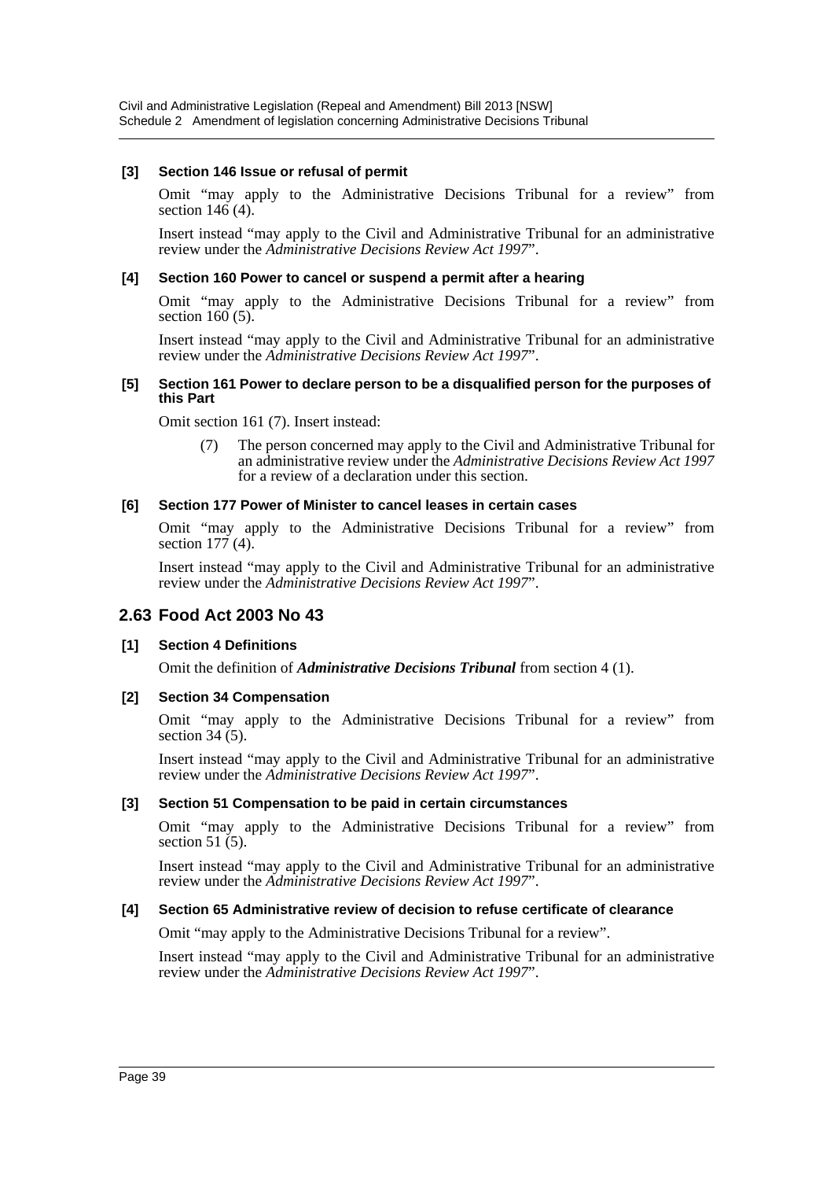#### [3] Section 146 Issue or refusal of permit

Omit "may apply to the Administrative Decisions Tribunal for a review" from section 146 (4).

Insert instead "may apply to the Civil and Administrative Tribunal for an administrative review under the *Administrative Decisions Review Act 1997*".

#### [4] Section 160 Power to cancel or suspend a permit after a hearing

Omit "may apply to the Administrative Decisions Tribunal for a review" from section 160 (5).

Insert instead "may apply to the Civil and Administrative Tribunal for an administrative review under the *Administrative Decisions Review Act 1997*".

#### [5] Section 161 Power to declare person to be a disqualified person for the purposes of this Part

Omit section 161 (7). Insert instead:

> (7) The person concerned may apply to the Civil and Administrative Tribunal for an administrative review under the *Administrative Decisions Review Act 1997* for a review of a declaration under this section.

#### [6] Section 177 Power of Minister to cancel leases in certain cases

Omit "may apply to the Administrative Decisions Tribunal for a review" from section 177 (4).

Insert instead "may apply to the Civil and Administrative Tribunal for an administrative review under the *Administrative Decisions Review Act 1997*".

## 2.63 Food Act 2003 No 43

#### [1] Section 4 Definitions

Omit the definition of ***Administrative Decisions Tribunal*** from section 4 (1).

#### [2] Section 34 Compensation

Omit "may apply to the Administrative Decisions Tribunal for a review" from section 34 (5).

Insert instead "may apply to the Civil and Administrative Tribunal for an administrative review under the *Administrative Decisions Review Act 1997*".

#### [3] Section 51 Compensation to be paid in certain circumstances

Omit "may apply to the Administrative Decisions Tribunal for a review" from section 51 (5).

Insert instead "may apply to the Civil and Administrative Tribunal for an administrative review under the *Administrative Decisions Review Act 1997*".

#### [4] Section 65 Administrative review of decision to refuse certificate of clearance

Omit "may apply to the Administrative Decisions Tribunal for a review".

Insert instead "may apply to the Civil and Administrative Tribunal for an administrative review under the *Administrative Decisions Review Act 1997*".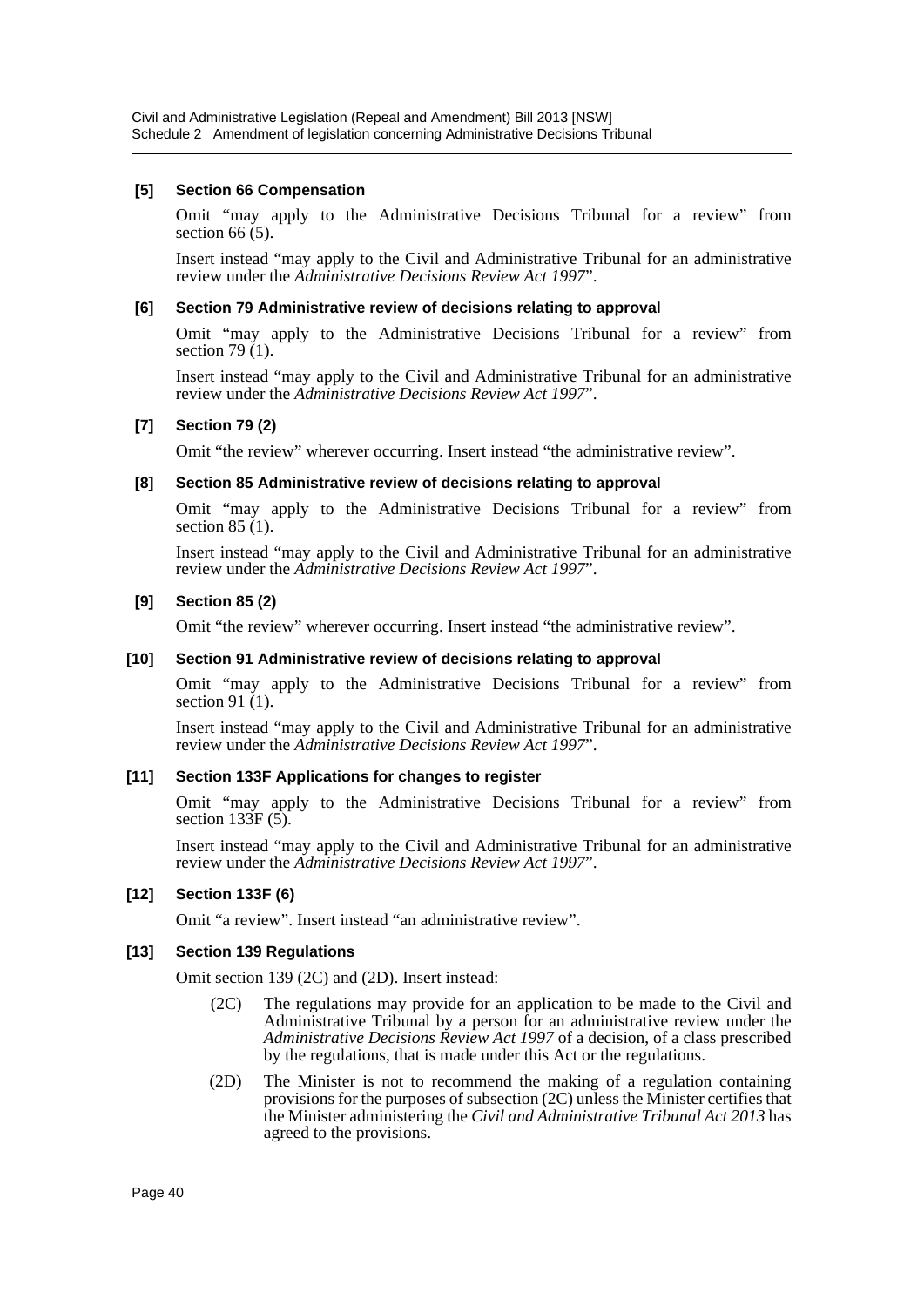### [5] Section 66 Compensation

Omit "may apply to the Administrative Decisions Tribunal for a review" from section 66 (5).

Insert instead "may apply to the Civil and Administrative Tribunal for an administrative review under the *Administrative Decisions Review Act 1997*".

### [6] Section 79 Administrative review of decisions relating to approval

Omit "may apply to the Administrative Decisions Tribunal for a review" from section 79 (1).

Insert instead "may apply to the Civil and Administrative Tribunal for an administrative review under the *Administrative Decisions Review Act 1997*".

### [7] Section 79 (2)

Omit "the review" wherever occurring. Insert instead "the administrative review".

### [8] Section 85 Administrative review of decisions relating to approval

Omit "may apply to the Administrative Decisions Tribunal for a review" from section 85 (1).

Insert instead "may apply to the Civil and Administrative Tribunal for an administrative review under the *Administrative Decisions Review Act 1997*".

### [9] Section 85 (2)

Omit "the review" wherever occurring. Insert instead "the administrative review".

### [10] Section 91 Administrative review of decisions relating to approval

Omit "may apply to the Administrative Decisions Tribunal for a review" from section 91 (1).

Insert instead "may apply to the Civil and Administrative Tribunal for an administrative review under the *Administrative Decisions Review Act 1997*".

### [11] Section 133F Applications for changes to register

Omit "may apply to the Administrative Decisions Tribunal for a review" from section 133F (5).

Insert instead "may apply to the Civil and Administrative Tribunal for an administrative review under the *Administrative Decisions Review Act 1997*".

### [12] Section 133F (6)

Omit "a review". Insert instead "an administrative review".

### [13] Section 139 Regulations

Omit section 139 (2C) and (2D). Insert instead:

(2C) The regulations may provide for an application to be made to the Civil and Administrative Tribunal by a person for an administrative review under the *Administrative Decisions Review Act 1997* of a decision, of a class prescribed by the regulations, that is made under this Act or the regulations.

(2D) The Minister is not to recommend the making of a regulation containing provisions for the purposes of subsection (2C) unless the Minister certifies that the Minister administering the *Civil and Administrative Tribunal Act 2013* has agreed to the provisions.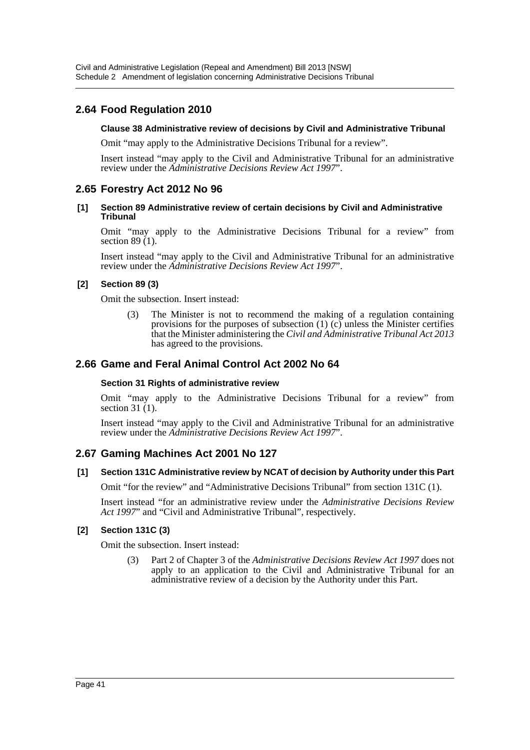## 2.64 Food Regulation 2010

#### Clause 38 Administrative review of decisions by Civil and Administrative Tribunal

Omit "may apply to the Administrative Decisions Tribunal for a review".

Insert instead "may apply to the Civil and Administrative Tribunal for an administrative review under the *Administrative Decisions Review Act 1997*".

## 2.65 Forestry Act 2012 No 96

#### [1] Section 89 Administrative review of certain decisions by Civil and Administrative Tribunal

Omit "may apply to the Administrative Decisions Tribunal for a review" from section 89 (1).

Insert instead "may apply to the Civil and Administrative Tribunal for an administrative review under the *Administrative Decisions Review Act 1997*".

#### [2] Section 89 (3)

Omit the subsection. Insert instead:

> (3) The Minister is not to recommend the making of a regulation containing provisions for the purposes of subsection (1) (c) unless the Minister certifies that the Minister administering the *Civil and Administrative Tribunal Act 2013* has agreed to the provisions.

## 2.66 Game and Feral Animal Control Act 2002 No 64

#### Section 31 Rights of administrative review

Omit "may apply to the Administrative Decisions Tribunal for a review" from section 31 (1).

Insert instead "may apply to the Civil and Administrative Tribunal for an administrative review under the *Administrative Decisions Review Act 1997*".

## 2.67 Gaming Machines Act 2001 No 127

#### [1] Section 131C Administrative review by NCAT of decision by Authority under this Part

Omit "for the review" and "Administrative Decisions Tribunal" from section 131C (1).

Insert instead "for an administrative review under the *Administrative Decisions Review Act 1997*" and "Civil and Administrative Tribunal", respectively.

#### [2] Section 131C (3)

Omit the subsection. Insert instead:

> (3) Part 2 of Chapter 3 of the *Administrative Decisions Review Act 1997* does not apply to an application to the Civil and Administrative Tribunal for an administrative review of a decision by the Authority under this Part.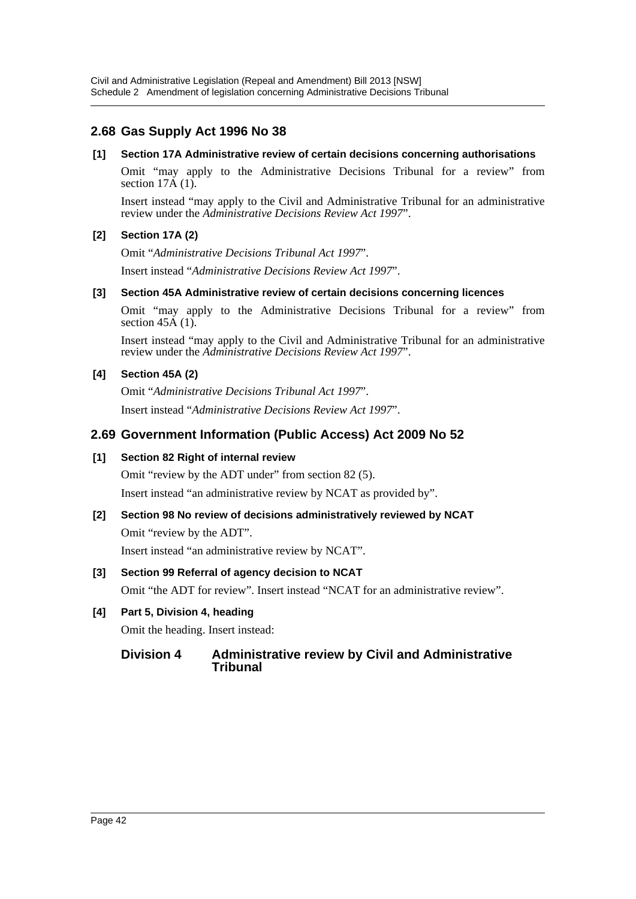## 2.68 Gas Supply Act 1996 No 38

### [1] Section 17A Administrative review of certain decisions concerning authorisations

Omit "may apply to the Administrative Decisions Tribunal for a review" from section 17A (1).

Insert instead "may apply to the Civil and Administrative Tribunal for an administrative review under the *Administrative Decisions Review Act 1997*".

### [2] Section 17A (2)

Omit "*Administrative Decisions Tribunal Act 1997*".

Insert instead "*Administrative Decisions Review Act 1997*".

### [3] Section 45A Administrative review of certain decisions concerning licences

Omit "may apply to the Administrative Decisions Tribunal for a review" from section 45A (1).

Insert instead "may apply to the Civil and Administrative Tribunal for an administrative review under the *Administrative Decisions Review Act 1997*".

### [4] Section 45A (2)

Omit "*Administrative Decisions Tribunal Act 1997*".

Insert instead "*Administrative Decisions Review Act 1997*".

## 2.69 Government Information (Public Access) Act 2009 No 52

### [1] Section 82 Right of internal review

Omit "review by the ADT under" from section 82 (5).

Insert instead "an administrative review by NCAT as provided by".

### [2] Section 98 No review of decisions administratively reviewed by NCAT

Omit "review by the ADT".

Insert instead "an administrative review by NCAT".

### [3] Section 99 Referral of agency decision to NCAT

Omit "the ADT for review". Insert instead "NCAT for an administrative review".

### [4] Part 5, Division 4, heading

Omit the heading. Insert instead:

**Division 4 Administrative review by Civil and Administrative Tribunal**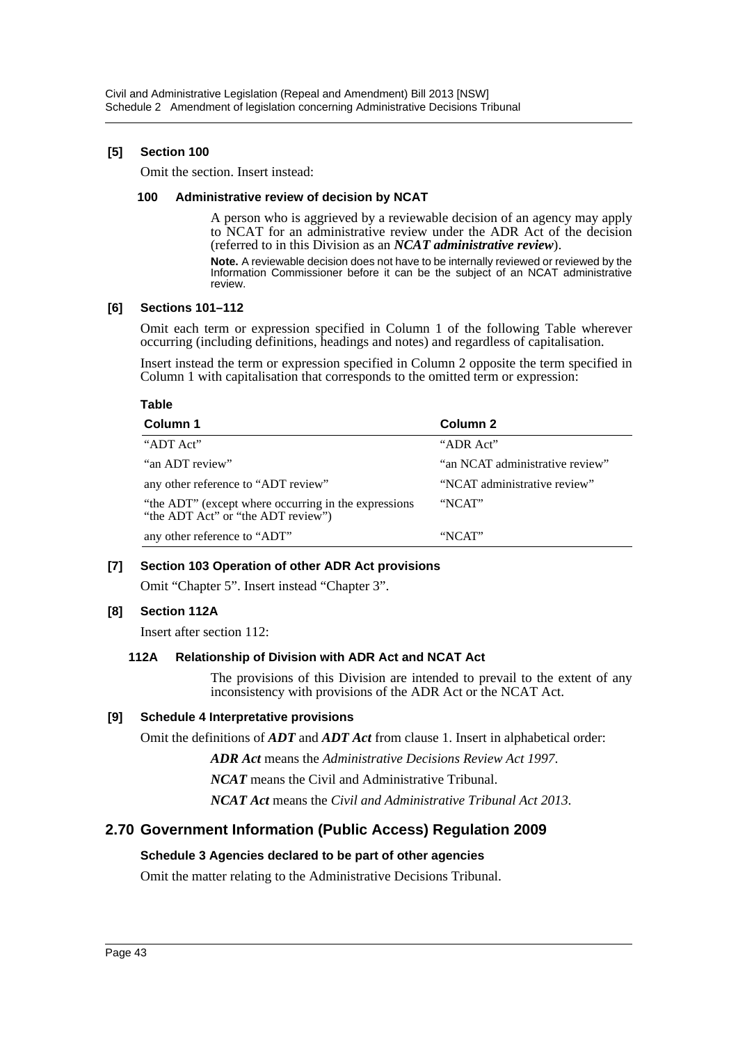**[5] Section 100**

Omit the section. Insert instead:

**100 Administrative review of decision by NCAT**

A person who is aggrieved by a reviewable decision of an agency may apply to NCAT for an administrative review under the ADR Act of the decision (referred to in this Division as an ***NCAT administrative review***).

**Note.** A reviewable decision does not have to be internally reviewed or reviewed by the Information Commissioner before it can be the subject of an NCAT administrative review.

**[6] Sections 101–112**

Omit each term or expression specified in Column 1 of the following Table wherever occurring (including definitions, headings and notes) and regardless of capitalisation.

Insert instead the term or expression specified in Column 2 opposite the term specified in Column 1 with capitalisation that corresponds to the omitted term or expression:

**Table**

| Column 1 | Column 2 |
|---|---|
| "ADT Act" | "ADR Act" |
| "an ADT review" | "an NCAT administrative review" |
| any other reference to "ADT review" | "NCAT administrative review" |
| "the ADT" (except where occurring in the expressions "the ADT Act" or "the ADT review") | "NCAT" |
| any other reference to "ADT" | "NCAT" |

**[7] Section 103 Operation of other ADR Act provisions**

Omit "Chapter 5". Insert instead "Chapter 3".

**[8] Section 112A**

Insert after section 112:

**112A Relationship of Division with ADR Act and NCAT Act**

The provisions of this Division are intended to prevail to the extent of any inconsistency with provisions of the ADR Act or the NCAT Act.

**[9] Schedule 4 Interpretative provisions**

Omit the definitions of ***ADT*** and ***ADT Act*** from clause 1. Insert in alphabetical order:

***ADR Act*** means the *Administrative Decisions Review Act 1997*.

***NCAT*** means the Civil and Administrative Tribunal.

***NCAT Act*** means the *Civil and Administrative Tribunal Act 2013*.

## 2.70 Government Information (Public Access) Regulation 2009

**Schedule 3 Agencies declared to be part of other agencies**

Omit the matter relating to the Administrative Decisions Tribunal.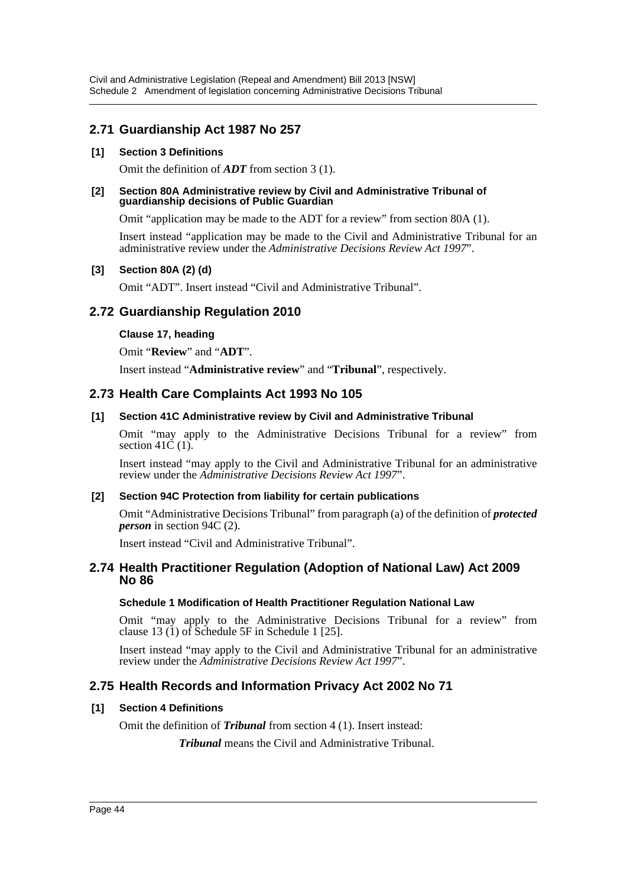## 2.71 Guardianship Act 1987 No 257

### [1] Section 3 Definitions

Omit the definition of ***ADT*** from section 3 (1).

### [2] Section 80A Administrative review by Civil and Administrative Tribunal of guardianship decisions of Public Guardian

Omit "application may be made to the ADT for a review" from section 80A (1).

Insert instead "application may be made to the Civil and Administrative Tribunal for an administrative review under the *Administrative Decisions Review Act 1997*".

### [3] Section 80A (2) (d)

Omit "ADT". Insert instead "Civil and Administrative Tribunal".

## 2.72 Guardianship Regulation 2010

### Clause 17, heading

Omit "**Review**" and "**ADT**".

Insert instead "**Administrative review**" and "**Tribunal**", respectively.

## 2.73 Health Care Complaints Act 1993 No 105

### [1] Section 41C Administrative review by Civil and Administrative Tribunal

Omit "may apply to the Administrative Decisions Tribunal for a review" from section 41C (1).

Insert instead "may apply to the Civil and Administrative Tribunal for an administrative review under the *Administrative Decisions Review Act 1997*".

### [2] Section 94C Protection from liability for certain publications

Omit "Administrative Decisions Tribunal" from paragraph (a) of the definition of ***protected person*** in section 94C (2).

Insert instead "Civil and Administrative Tribunal".

## 2.74 Health Practitioner Regulation (Adoption of National Law) Act 2009 No 86

### Schedule 1 Modification of Health Practitioner Regulation National Law

Omit "may apply to the Administrative Decisions Tribunal for a review" from clause 13 (1) of Schedule 5F in Schedule 1 [25].

Insert instead "may apply to the Civil and Administrative Tribunal for an administrative review under the *Administrative Decisions Review Act 1997*".

## 2.75 Health Records and Information Privacy Act 2002 No 71

### [1] Section 4 Definitions

Omit the definition of ***Tribunal*** from section 4 (1). Insert instead:

***Tribunal*** means the Civil and Administrative Tribunal.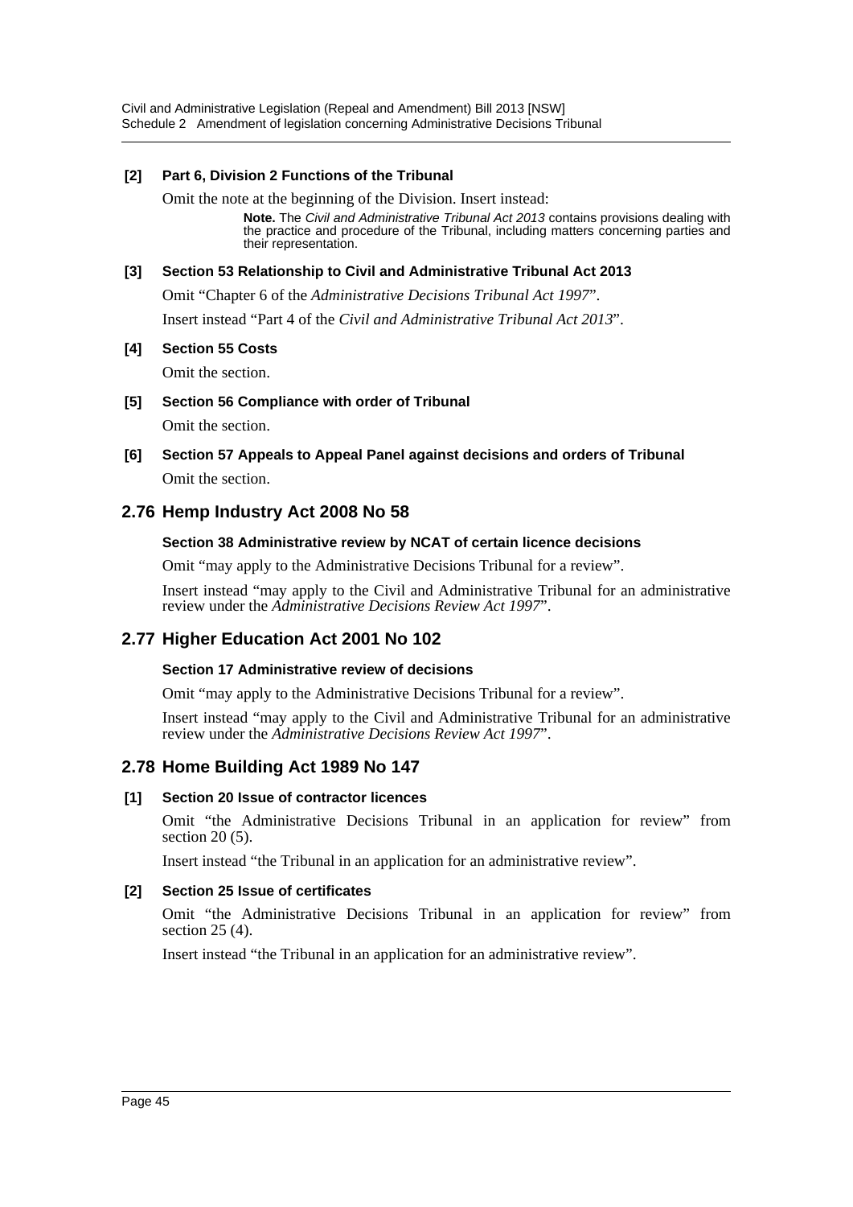**[2] Part 6, Division 2 Functions of the Tribunal**

Omit the note at the beginning of the Division. Insert instead:

> **Note.** The *Civil and Administrative Tribunal Act 2013* contains provisions dealing with the practice and procedure of the Tribunal, including matters concerning parties and their representation.

**[3] Section 53 Relationship to Civil and Administrative Tribunal Act 2013**

Omit "Chapter 6 of the *Administrative Decisions Tribunal Act 1997*".

Insert instead "Part 4 of the *Civil and Administrative Tribunal Act 2013*".

**[4] Section 55 Costs**

Omit the section.

**[5] Section 56 Compliance with order of Tribunal**

Omit the section.

**[6] Section 57 Appeals to Appeal Panel against decisions and orders of Tribunal**

Omit the section.

## 2.76 Hemp Industry Act 2008 No 58

**Section 38 Administrative review by NCAT of certain licence decisions**

Omit "may apply to the Administrative Decisions Tribunal for a review".

Insert instead "may apply to the Civil and Administrative Tribunal for an administrative review under the *Administrative Decisions Review Act 1997*".

## 2.77 Higher Education Act 2001 No 102

**Section 17 Administrative review of decisions**

Omit "may apply to the Administrative Decisions Tribunal for a review".

Insert instead "may apply to the Civil and Administrative Tribunal for an administrative review under the *Administrative Decisions Review Act 1997*".

## 2.78 Home Building Act 1989 No 147

**[1] Section 20 Issue of contractor licences**

Omit "the Administrative Decisions Tribunal in an application for review" from section 20 (5).

Insert instead "the Tribunal in an application for an administrative review".

**[2] Section 25 Issue of certificates**

Omit "the Administrative Decisions Tribunal in an application for review" from section 25 (4).

Insert instead "the Tribunal in an application for an administrative review".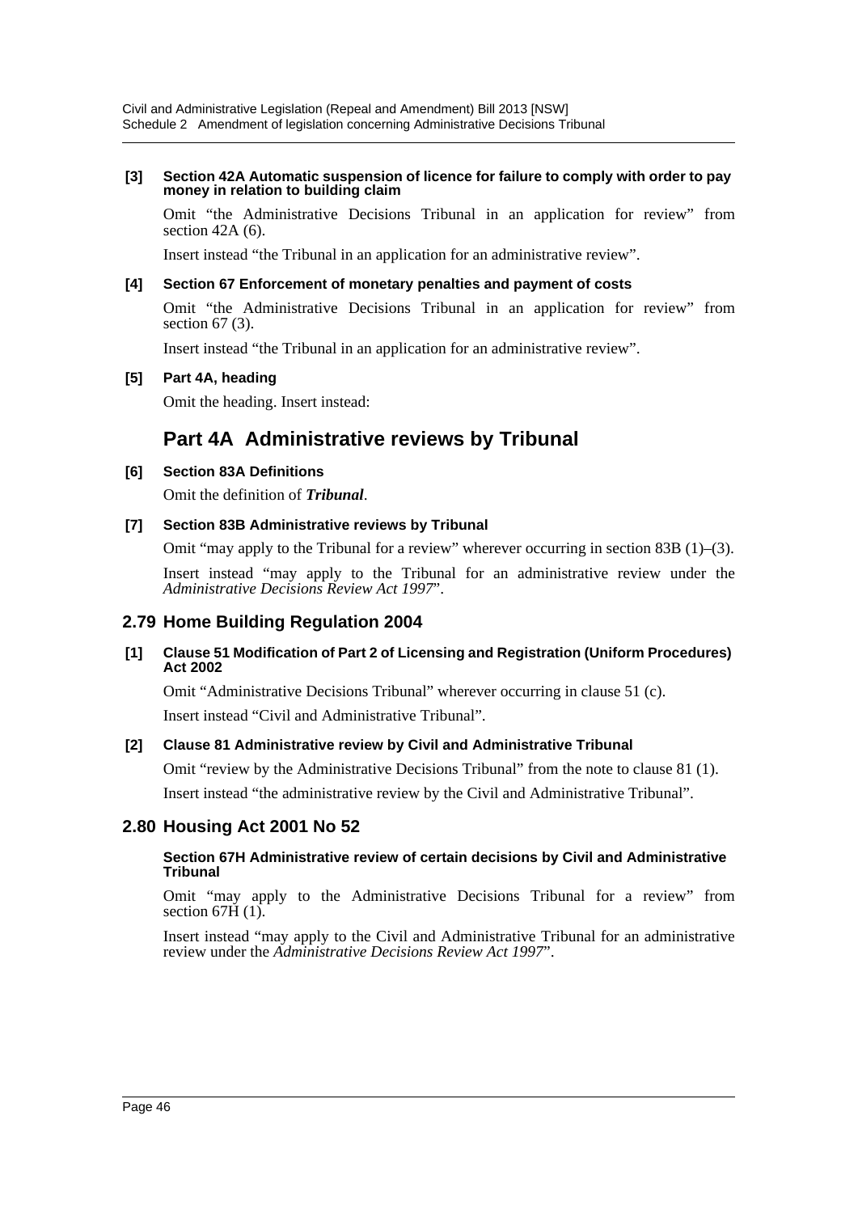**[3] Section 42A Automatic suspension of licence for failure to comply with order to pay money in relation to building claim**

Omit "the Administrative Decisions Tribunal in an application for review" from section 42A (6).

Insert instead "the Tribunal in an application for an administrative review".

**[4] Section 67 Enforcement of monetary penalties and payment of costs**

Omit "the Administrative Decisions Tribunal in an application for review" from section 67 (3).

Insert instead "the Tribunal in an application for an administrative review".

**[5] Part 4A, heading**

Omit the heading. Insert instead:

## Part 4A Administrative reviews by Tribunal

**[6] Section 83A Definitions**

Omit the definition of ***Tribunal***.

**[7] Section 83B Administrative reviews by Tribunal**

Omit "may apply to the Tribunal for a review" wherever occurring in section 83B (1)–(3).

Insert instead "may apply to the Tribunal for an administrative review under the *Administrative Decisions Review Act 1997*".

## 2.79 Home Building Regulation 2004

**[1] Clause 51 Modification of Part 2 of Licensing and Registration (Uniform Procedures) Act 2002**

Omit "Administrative Decisions Tribunal" wherever occurring in clause 51 (c).

Insert instead "Civil and Administrative Tribunal".

**[2] Clause 81 Administrative review by Civil and Administrative Tribunal**

Omit "review by the Administrative Decisions Tribunal" from the note to clause 81 (1).

Insert instead "the administrative review by the Civil and Administrative Tribunal".

## 2.80 Housing Act 2001 No 52

**Section 67H Administrative review of certain decisions by Civil and Administrative Tribunal**

Omit "may apply to the Administrative Decisions Tribunal for a review" from section 67H (1).

Insert instead "may apply to the Civil and Administrative Tribunal for an administrative review under the *Administrative Decisions Review Act 1997*".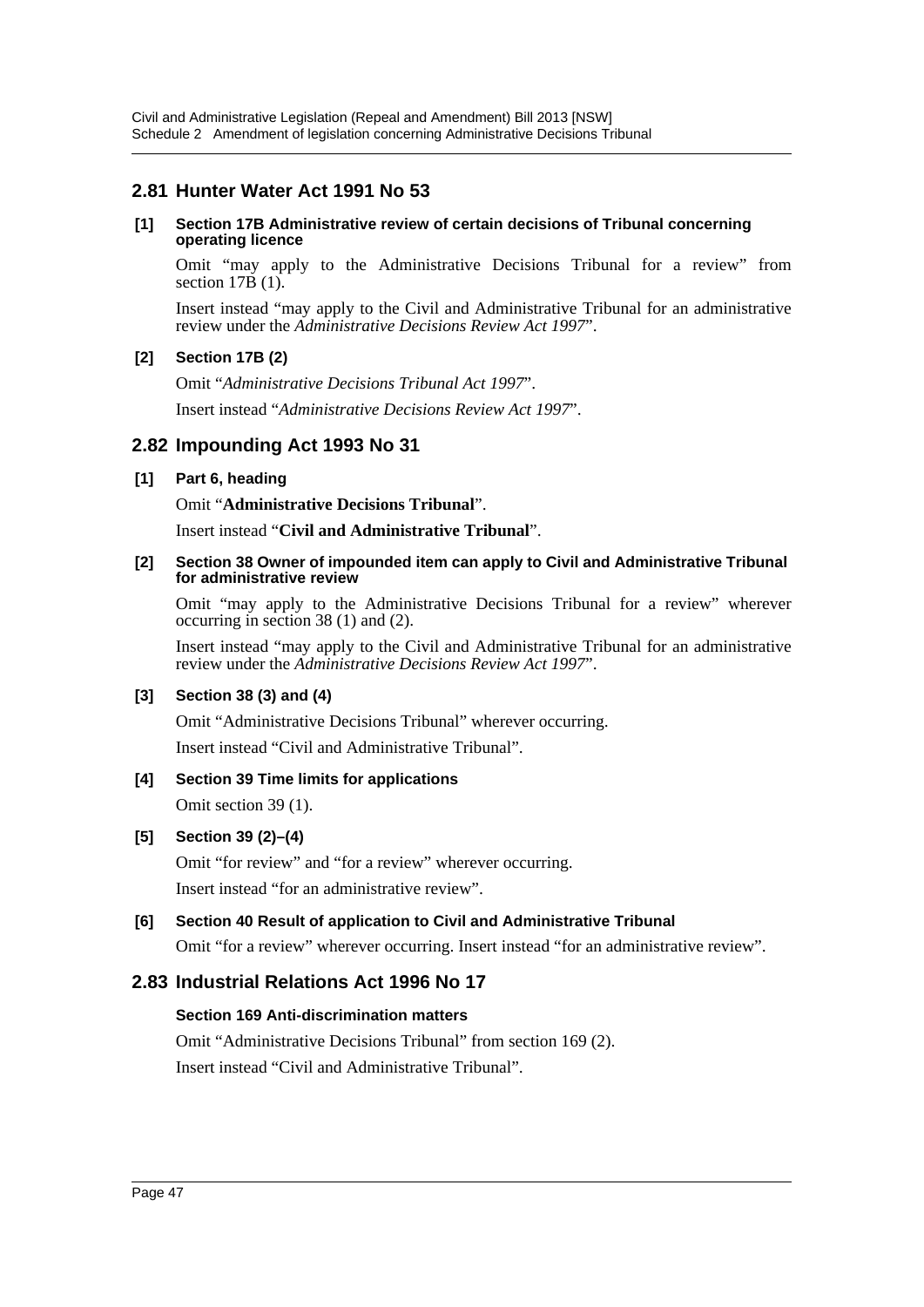## 2.81 Hunter Water Act 1991 No 53

**[1] Section 17B Administrative review of certain decisions of Tribunal concerning operating licence**

Omit "may apply to the Administrative Decisions Tribunal for a review" from section 17B (1).

Insert instead "may apply to the Civil and Administrative Tribunal for an administrative review under the *Administrative Decisions Review Act 1997*".

**[2] Section 17B (2)**

Omit "*Administrative Decisions Tribunal Act 1997*".

Insert instead "*Administrative Decisions Review Act 1997*".

## 2.82 Impounding Act 1993 No 31

**[1] Part 6, heading**

Omit "**Administrative Decisions Tribunal**".

Insert instead "**Civil and Administrative Tribunal**".

**[2] Section 38 Owner of impounded item can apply to Civil and Administrative Tribunal for administrative review**

Omit "may apply to the Administrative Decisions Tribunal for a review" wherever occurring in section 38 (1) and (2).

Insert instead "may apply to the Civil and Administrative Tribunal for an administrative review under the *Administrative Decisions Review Act 1997*".

**[3] Section 38 (3) and (4)**

Omit "Administrative Decisions Tribunal" wherever occurring.

Insert instead "Civil and Administrative Tribunal".

**[4] Section 39 Time limits for applications**

Omit section 39 (1).

**[5] Section 39 (2)–(4)**

Omit "for review" and "for a review" wherever occurring.

Insert instead "for an administrative review".

**[6] Section 40 Result of application to Civil and Administrative Tribunal**

Omit "for a review" wherever occurring. Insert instead "for an administrative review".

## 2.83 Industrial Relations Act 1996 No 17

**Section 169 Anti-discrimination matters**

Omit "Administrative Decisions Tribunal" from section 169 (2).

Insert instead "Civil and Administrative Tribunal".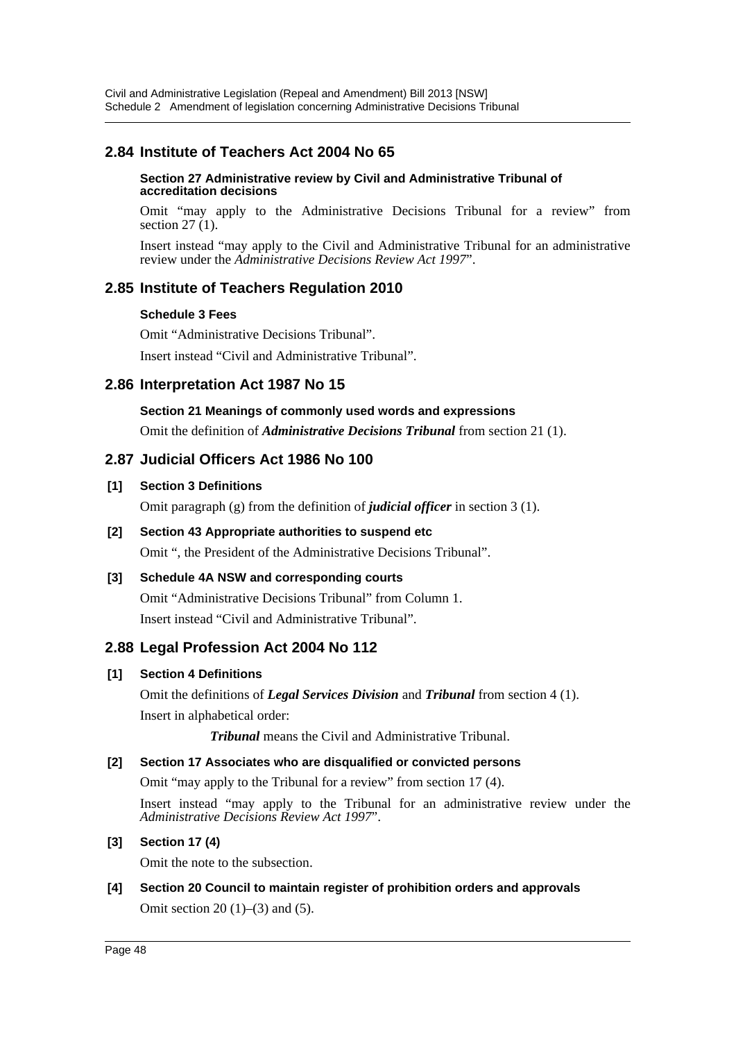## 2.84 Institute of Teachers Act 2004 No 65

**Section 27 Administrative review by Civil and Administrative Tribunal of accreditation decisions**

Omit "may apply to the Administrative Decisions Tribunal for a review" from section 27 (1).

Insert instead "may apply to the Civil and Administrative Tribunal for an administrative review under the *Administrative Decisions Review Act 1997*".

## 2.85 Institute of Teachers Regulation 2010

**Schedule 3 Fees**

Omit "Administrative Decisions Tribunal".

Insert instead "Civil and Administrative Tribunal".

## 2.86 Interpretation Act 1987 No 15

**Section 21 Meanings of commonly used words and expressions**

Omit the definition of ***Administrative Decisions Tribunal*** from section 21 (1).

## 2.87 Judicial Officers Act 1986 No 100

**[1] Section 3 Definitions**

Omit paragraph (g) from the definition of ***judicial officer*** in section 3 (1).

**[2] Section 43 Appropriate authorities to suspend etc**

Omit ", the President of the Administrative Decisions Tribunal".

**[3] Schedule 4A NSW and corresponding courts**

Omit "Administrative Decisions Tribunal" from Column 1.

Insert instead "Civil and Administrative Tribunal".

## 2.88 Legal Profession Act 2004 No 112

**[1] Section 4 Definitions**

Omit the definitions of ***Legal Services Division*** and ***Tribunal*** from section 4 (1).

Insert in alphabetical order:

***Tribunal*** means the Civil and Administrative Tribunal.

**[2] Section 17 Associates who are disqualified or convicted persons**

Omit "may apply to the Tribunal for a review" from section 17 (4).

Insert instead "may apply to the Tribunal for an administrative review under the *Administrative Decisions Review Act 1997*".

**[3] Section 17 (4)**

Omit the note to the subsection.

**[4] Section 20 Council to maintain register of prohibition orders and approvals**

Omit section 20 (1)–(3) and (5).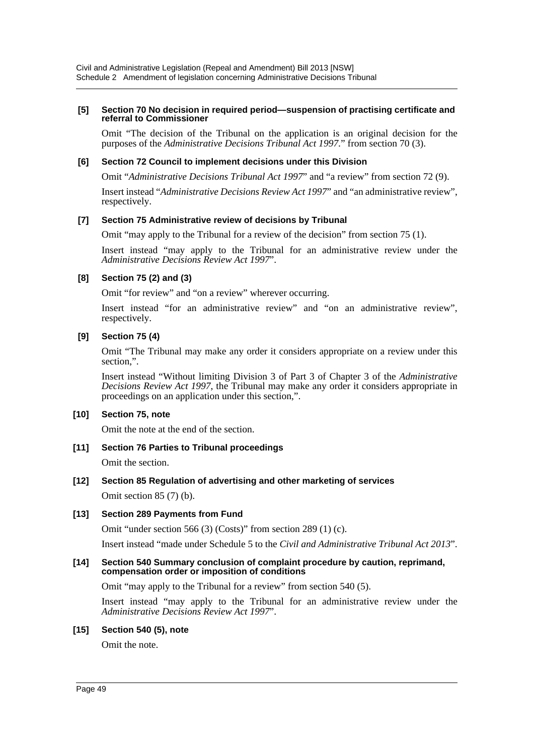**[5] Section 70 No decision in required period—suspension of practising certificate and referral to Commissioner**

Omit "The decision of the Tribunal on the application is an original decision for the purposes of the *Administrative Decisions Tribunal Act 1997*." from section 70 (3).

**[6] Section 72 Council to implement decisions under this Division**

Omit "*Administrative Decisions Tribunal Act 1997*" and "a review" from section 72 (9).

Insert instead "*Administrative Decisions Review Act 1997*" and "an administrative review", respectively.

**[7] Section 75 Administrative review of decisions by Tribunal**

Omit "may apply to the Tribunal for a review of the decision" from section 75 (1).

Insert instead "may apply to the Tribunal for an administrative review under the *Administrative Decisions Review Act 1997*".

**[8] Section 75 (2) and (3)**

Omit "for review" and "on a review" wherever occurring.

Insert instead "for an administrative review" and "on an administrative review", respectively.

**[9] Section 75 (4)**

Omit "The Tribunal may make any order it considers appropriate on a review under this section,".

Insert instead "Without limiting Division 3 of Part 3 of Chapter 3 of the *Administrative Decisions Review Act 1997*, the Tribunal may make any order it considers appropriate in proceedings on an application under this section,".

**[10] Section 75, note**

Omit the note at the end of the section.

**[11] Section 76 Parties to Tribunal proceedings**

Omit the section.

**[12] Section 85 Regulation of advertising and other marketing of services**

Omit section 85 (7) (b).

**[13] Section 289 Payments from Fund**

Omit "under section 566 (3) (Costs)" from section 289 (1) (c).

Insert instead "made under Schedule 5 to the *Civil and Administrative Tribunal Act 2013*".

**[14] Section 540 Summary conclusion of complaint procedure by caution, reprimand, compensation order or imposition of conditions**

Omit "may apply to the Tribunal for a review" from section 540 (5).

Insert instead "may apply to the Tribunal for an administrative review under the *Administrative Decisions Review Act 1997*".

**[15] Section 540 (5), note**

Omit the note.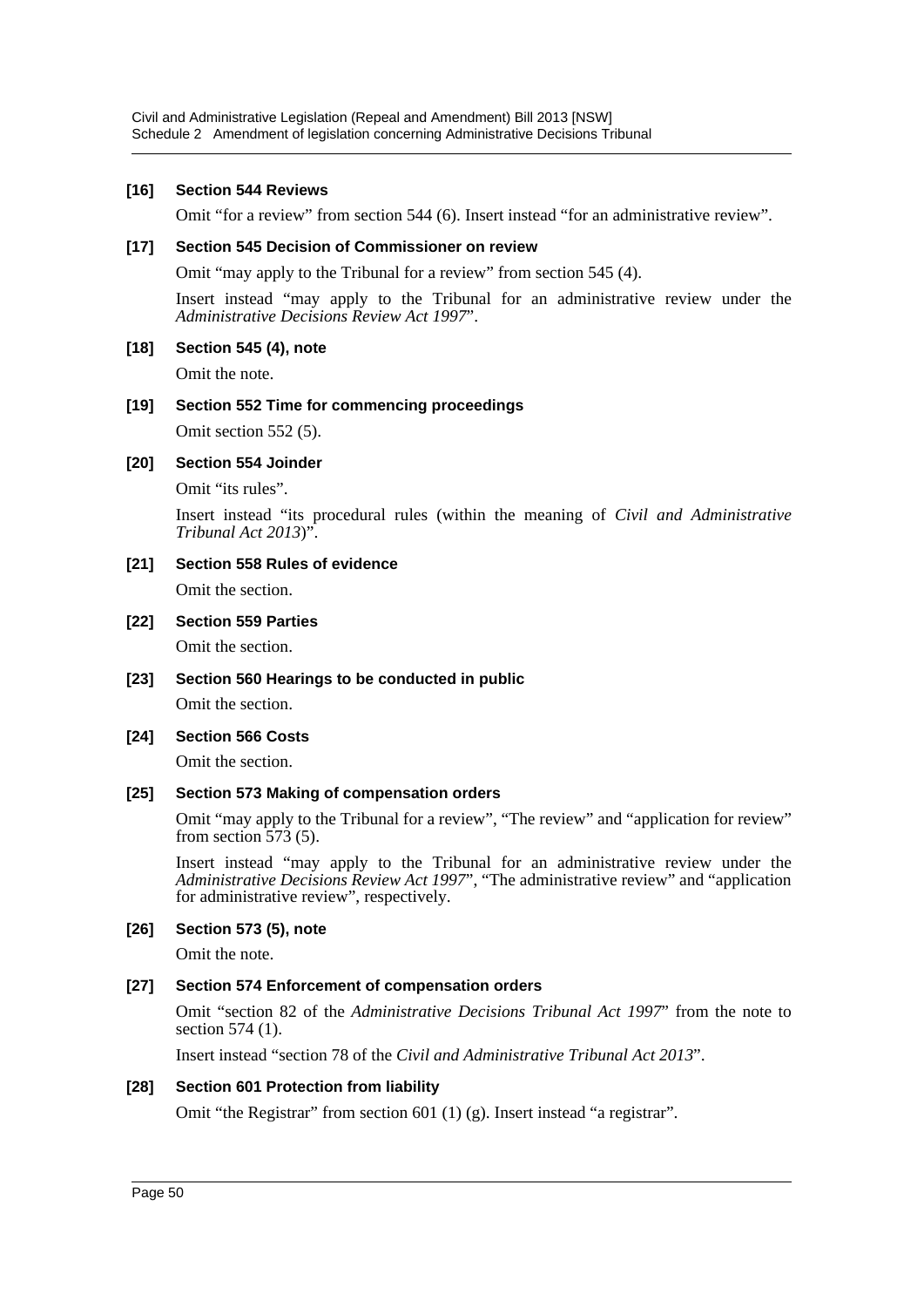#### [16] Section 544 Reviews

Omit "for a review" from section 544 (6). Insert instead "for an administrative review".

#### [17] Section 545 Decision of Commissioner on review

Omit "may apply to the Tribunal for a review" from section 545 (4).

Insert instead "may apply to the Tribunal for an administrative review under the *Administrative Decisions Review Act 1997*".

#### [18] Section 545 (4), note

Omit the note.

#### [19] Section 552 Time for commencing proceedings

Omit section 552 (5).

#### [20] Section 554 Joinder

Omit "its rules".

Insert instead "its procedural rules (within the meaning of *Civil and Administrative Tribunal Act 2013*)".

#### [21] Section 558 Rules of evidence

Omit the section.

#### [22] Section 559 Parties

Omit the section.

#### [23] Section 560 Hearings to be conducted in public

Omit the section.

#### [24] Section 566 Costs

Omit the section.

#### [25] Section 573 Making of compensation orders

Omit "may apply to the Tribunal for a review", "The review" and "application for review" from section 573 (5).

Insert instead "may apply to the Tribunal for an administrative review under the *Administrative Decisions Review Act 1997*", "The administrative review" and "application for administrative review", respectively.

#### [26] Section 573 (5), note

Omit the note.

#### [27] Section 574 Enforcement of compensation orders

Omit "section 82 of the *Administrative Decisions Tribunal Act 1997*" from the note to section 574 (1).

Insert instead "section 78 of the *Civil and Administrative Tribunal Act 2013*".

#### [28] Section 601 Protection from liability

Omit "the Registrar" from section 601 (1) (g). Insert instead "a registrar".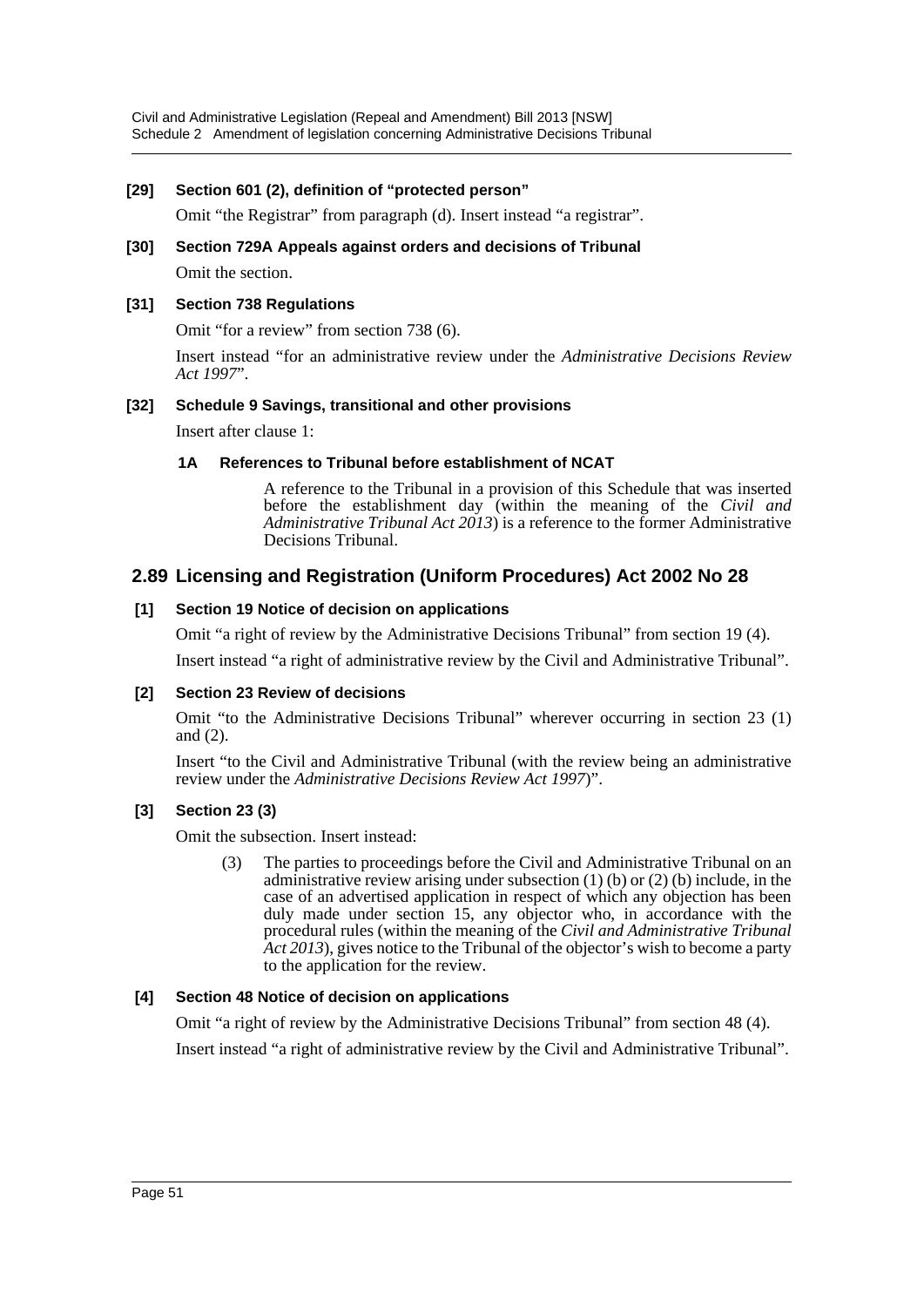**[29] Section 601 (2), definition of "protected person"**

Omit "the Registrar" from paragraph (d). Insert instead "a registrar".

**[30] Section 729A Appeals against orders and decisions of Tribunal**

Omit the section.

**[31] Section 738 Regulations**

Omit "for a review" from section 738 (6).

Insert instead "for an administrative review under the *Administrative Decisions Review Act 1997*".

**[32] Schedule 9 Savings, transitional and other provisions**

Insert after clause 1:

**1A References to Tribunal before establishment of NCAT**

A reference to the Tribunal in a provision of this Schedule that was inserted before the establishment day (within the meaning of the *Civil and Administrative Tribunal Act 2013*) is a reference to the former Administrative Decisions Tribunal.

## 2.89 Licensing and Registration (Uniform Procedures) Act 2002 No 28

**[1] Section 19 Notice of decision on applications**

Omit "a right of review by the Administrative Decisions Tribunal" from section 19 (4).

Insert instead "a right of administrative review by the Civil and Administrative Tribunal".

**[2] Section 23 Review of decisions**

Omit "to the Administrative Decisions Tribunal" wherever occurring in section 23 (1) and (2).

Insert "to the Civil and Administrative Tribunal (with the review being an administrative review under the *Administrative Decisions Review Act 1997*)".

**[3] Section 23 (3)**

Omit the subsection. Insert instead:

(3) The parties to proceedings before the Civil and Administrative Tribunal on an administrative review arising under subsection (1) (b) or (2) (b) include, in the case of an advertised application in respect of which any objection has been duly made under section 15, any objector who, in accordance with the procedural rules (within the meaning of the *Civil and Administrative Tribunal Act 2013*), gives notice to the Tribunal of the objector's wish to become a party to the application for the review.

**[4] Section 48 Notice of decision on applications**

Omit "a right of review by the Administrative Decisions Tribunal" from section 48 (4).

Insert instead "a right of administrative review by the Civil and Administrative Tribunal".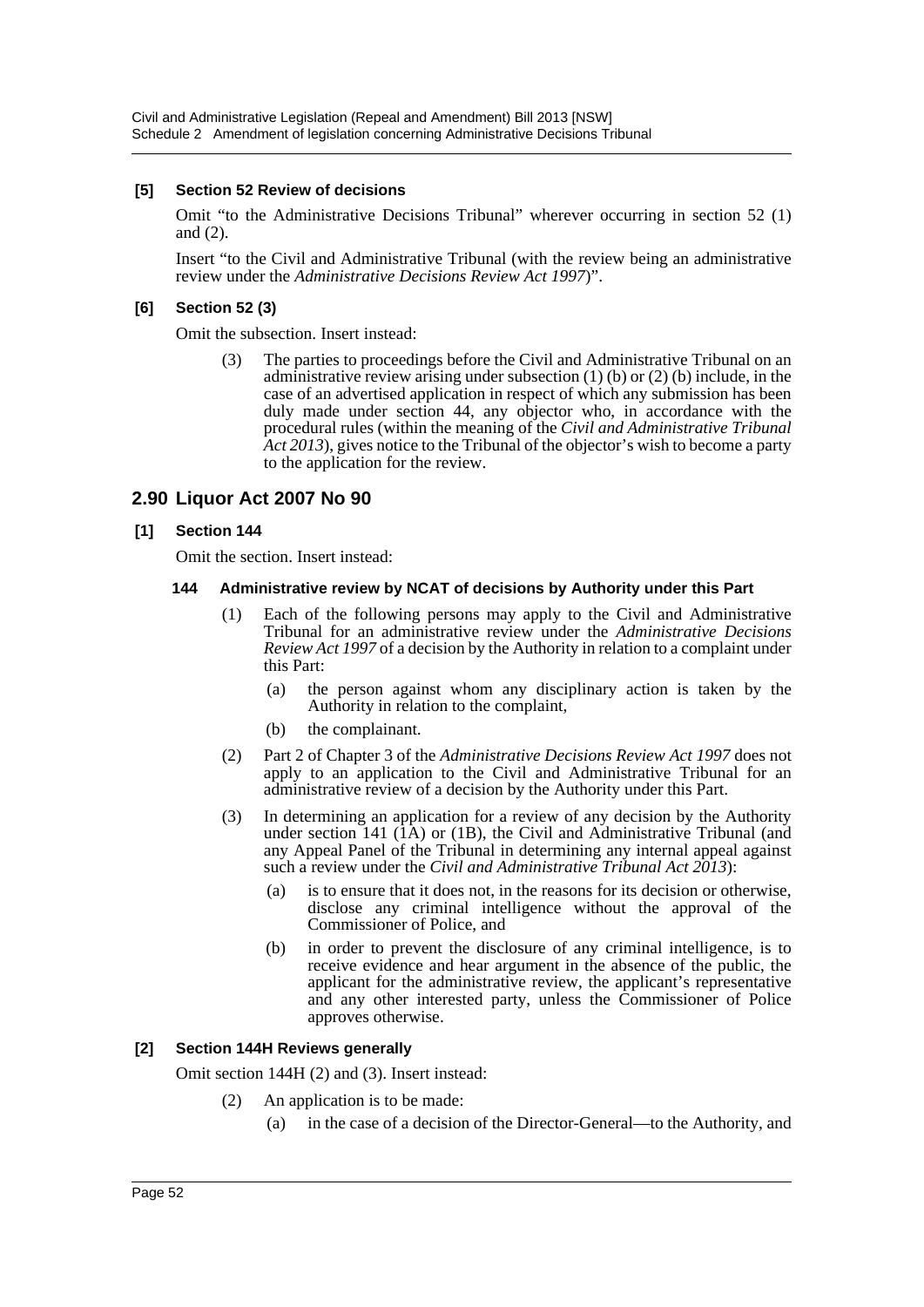**[5] Section 52 Review of decisions**

Omit "to the Administrative Decisions Tribunal" wherever occurring in section 52 (1) and (2).

Insert "to the Civil and Administrative Tribunal (with the review being an administrative review under the *Administrative Decisions Review Act 1997*)".

**[6] Section 52 (3)**

Omit the subsection. Insert instead:

> (3) The parties to proceedings before the Civil and Administrative Tribunal on an administrative review arising under subsection (1) (b) or (2) (b) include, in the case of an advertised application in respect of which any submission has been duly made under section 44, any objector who, in accordance with the procedural rules (within the meaning of the *Civil and Administrative Tribunal Act 2013*), gives notice to the Tribunal of the objector's wish to become a party to the application for the review.

## 2.90 Liquor Act 2007 No 90

**[1] Section 144**

Omit the section. Insert instead:

> **144 Administrative review by NCAT of decisions by Authority under this Part**
>
> (1) Each of the following persons may apply to the Civil and Administrative Tribunal for an administrative review under the *Administrative Decisions Review Act 1997* of a decision by the Authority in relation to a complaint under this Part:
>
> (a) the person against whom any disciplinary action is taken by the Authority in relation to the complaint,
>
> (b) the complainant.
>
> (2) Part 2 of Chapter 3 of the *Administrative Decisions Review Act 1997* does not apply to an application to the Civil and Administrative Tribunal for an administrative review of a decision by the Authority under this Part.
>
> (3) In determining an application for a review of any decision by the Authority under section 141 (1A) or (1B), the Civil and Administrative Tribunal (and any Appeal Panel of the Tribunal in determining any internal appeal against such a review under the *Civil and Administrative Tribunal Act 2013*):
>
> (a) is to ensure that it does not, in the reasons for its decision or otherwise, disclose any criminal intelligence without the approval of the Commissioner of Police, and
>
> (b) in order to prevent the disclosure of any criminal intelligence, is to receive evidence and hear argument in the absence of the public, the applicant for the administrative review, the applicant's representative and any other interested party, unless the Commissioner of Police approves otherwise.

**[2] Section 144H Reviews generally**

Omit section 144H (2) and (3). Insert instead:

> (2) An application is to be made:
>
> (a) in the case of a decision of the Director-General—to the Authority, and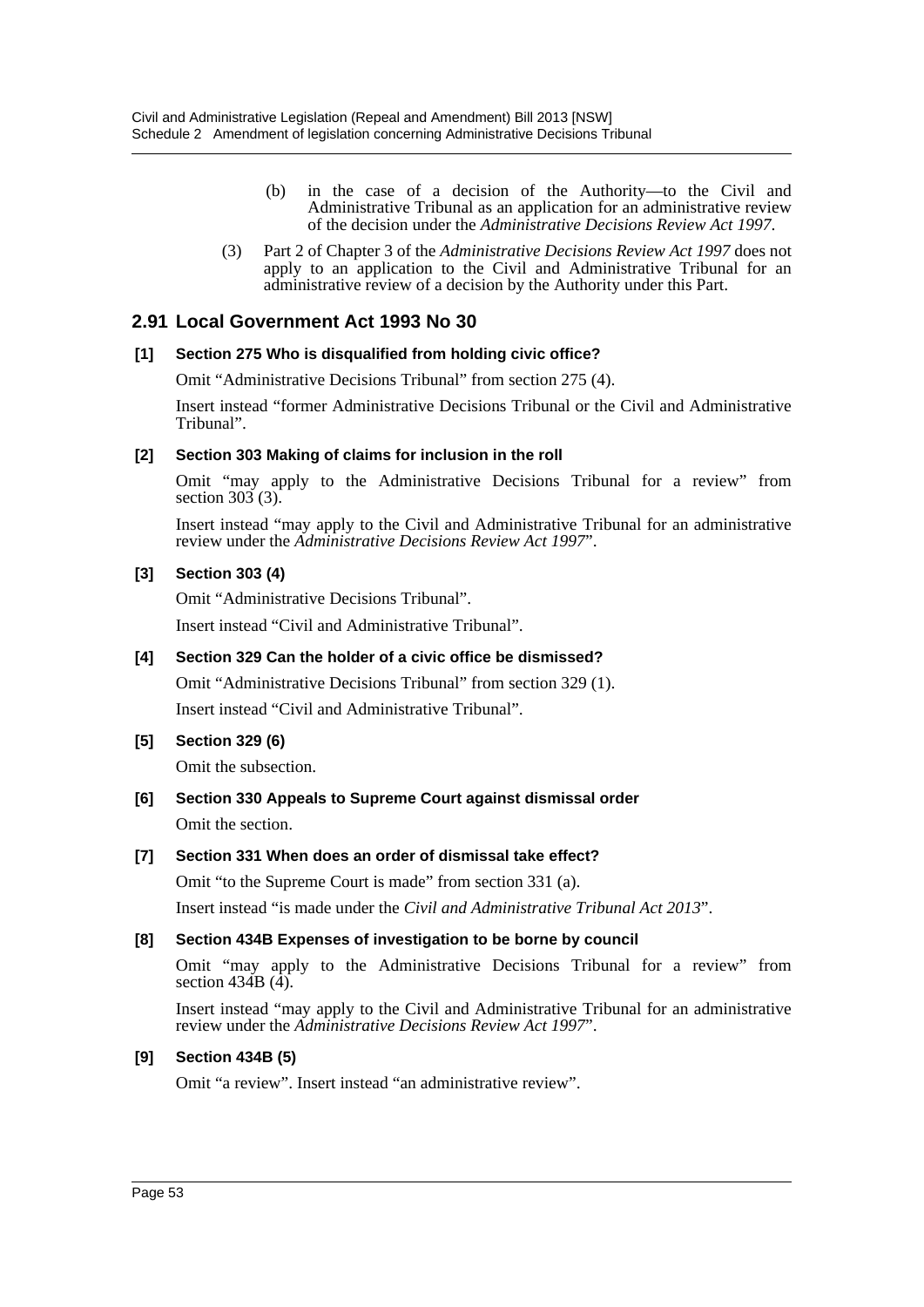(b) in the case of a decision of the Authority—to the Civil and Administrative Tribunal as an application for an administrative review of the decision under the *Administrative Decisions Review Act 1997*.

(3) Part 2 of Chapter 3 of the *Administrative Decisions Review Act 1997* does not apply to an application to the Civil and Administrative Tribunal for an administrative review of a decision by the Authority under this Part.

## 2.91 Local Government Act 1993 No 30

### [1] Section 275 Who is disqualified from holding civic office?

Omit "Administrative Decisions Tribunal" from section 275 (4).

Insert instead "former Administrative Decisions Tribunal or the Civil and Administrative Tribunal".

### [2] Section 303 Making of claims for inclusion in the roll

Omit "may apply to the Administrative Decisions Tribunal for a review" from section 303 (3).

Insert instead "may apply to the Civil and Administrative Tribunal for an administrative review under the *Administrative Decisions Review Act 1997*".

### [3] Section 303 (4)

Omit "Administrative Decisions Tribunal".

Insert instead "Civil and Administrative Tribunal".

### [4] Section 329 Can the holder of a civic office be dismissed?

Omit "Administrative Decisions Tribunal" from section 329 (1).

Insert instead "Civil and Administrative Tribunal".

### [5] Section 329 (6)

Omit the subsection.

### [6] Section 330 Appeals to Supreme Court against dismissal order

Omit the section.

### [7] Section 331 When does an order of dismissal take effect?

Omit "to the Supreme Court is made" from section 331 (a).

Insert instead "is made under the *Civil and Administrative Tribunal Act 2013*".

### [8] Section 434B Expenses of investigation to be borne by council

Omit "may apply to the Administrative Decisions Tribunal for a review" from section 434B (4).

Insert instead "may apply to the Civil and Administrative Tribunal for an administrative review under the *Administrative Decisions Review Act 1997*".

### [9] Section 434B (5)

Omit "a review". Insert instead "an administrative review".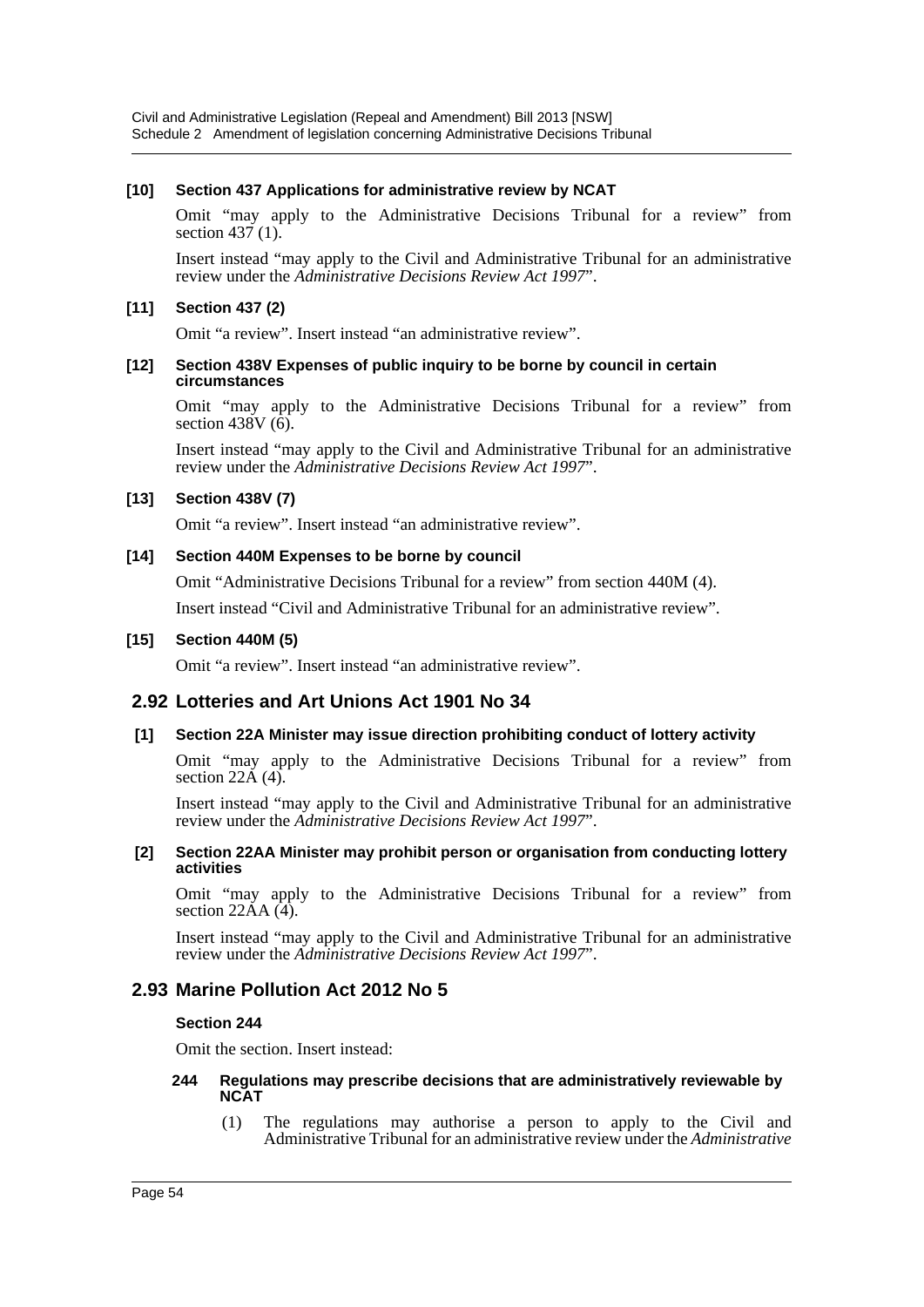**[10] Section 437 Applications for administrative review by NCAT**

Omit "may apply to the Administrative Decisions Tribunal for a review" from section 437 (1).

Insert instead "may apply to the Civil and Administrative Tribunal for an administrative review under the *Administrative Decisions Review Act 1997*".

**[11] Section 437 (2)**

Omit "a review". Insert instead "an administrative review".

**[12] Section 438V Expenses of public inquiry to be borne by council in certain circumstances**

Omit "may apply to the Administrative Decisions Tribunal for a review" from section 438V (6).

Insert instead "may apply to the Civil and Administrative Tribunal for an administrative review under the *Administrative Decisions Review Act 1997*".

**[13] Section 438V (7)**

Omit "a review". Insert instead "an administrative review".

**[14] Section 440M Expenses to be borne by council**

Omit "Administrative Decisions Tribunal for a review" from section 440M (4).

Insert instead "Civil and Administrative Tribunal for an administrative review".

**[15] Section 440M (5)**

Omit "a review". Insert instead "an administrative review".

## 2.92 Lotteries and Art Unions Act 1901 No 34

**[1] Section 22A Minister may issue direction prohibiting conduct of lottery activity**

Omit "may apply to the Administrative Decisions Tribunal for a review" from section 22A (4).

Insert instead "may apply to the Civil and Administrative Tribunal for an administrative review under the *Administrative Decisions Review Act 1997*".

**[2] Section 22AA Minister may prohibit person or organisation from conducting lottery activities**

Omit "may apply to the Administrative Decisions Tribunal for a review" from section 22AA (4).

Insert instead "may apply to the Civil and Administrative Tribunal for an administrative review under the *Administrative Decisions Review Act 1997*".

## 2.93 Marine Pollution Act 2012 No 5

**Section 244**

Omit the section. Insert instead:

**244 Regulations may prescribe decisions that are administratively reviewable by NCAT**

(1) The regulations may authorise a person to apply to the Civil and Administrative Tribunal for an administrative review under the *Administrative*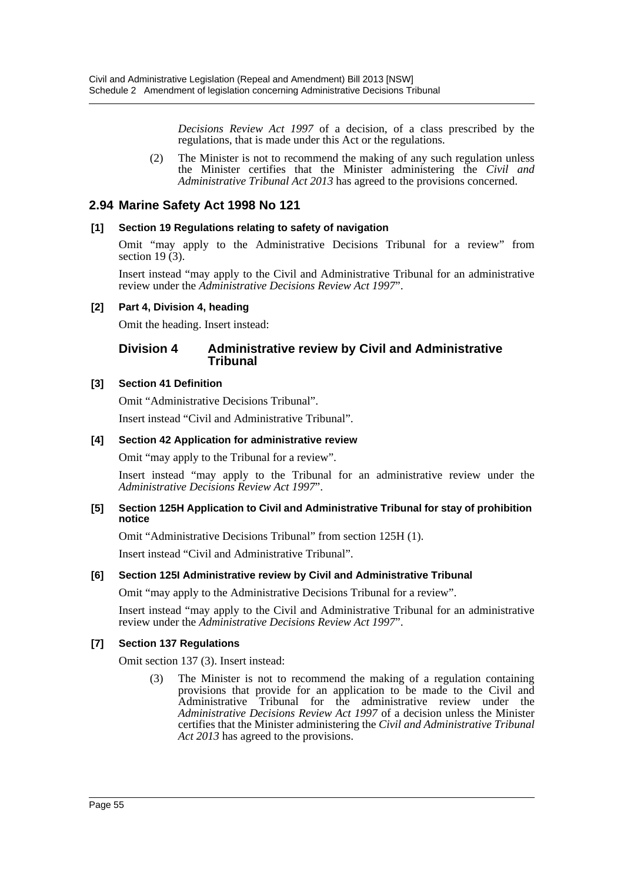*Decisions Review Act 1997* of a decision, of a class prescribed by the regulations, that is made under this Act or the regulations.

(2) The Minister is not to recommend the making of any such regulation unless the Minister certifies that the Minister administering the *Civil and Administrative Tribunal Act 2013* has agreed to the provisions concerned.

## 2.94 Marine Safety Act 1998 No 121

### [1] Section 19 Regulations relating to safety of navigation

Omit "may apply to the Administrative Decisions Tribunal for a review" from section 19 (3).

Insert instead "may apply to the Civil and Administrative Tribunal for an administrative review under the *Administrative Decisions Review Act 1997*".

### [2] Part 4, Division 4, heading

Omit the heading. Insert instead:

### Division 4 Administrative review by Civil and Administrative Tribunal

### [3] Section 41 Definition

Omit "Administrative Decisions Tribunal".

Insert instead "Civil and Administrative Tribunal".

### [4] Section 42 Application for administrative review

Omit "may apply to the Tribunal for a review".

Insert instead "may apply to the Tribunal for an administrative review under the *Administrative Decisions Review Act 1997*".

### [5] Section 125H Application to Civil and Administrative Tribunal for stay of prohibition notice

Omit "Administrative Decisions Tribunal" from section 125H (1).

Insert instead "Civil and Administrative Tribunal".

### [6] Section 125I Administrative review by Civil and Administrative Tribunal

Omit "may apply to the Administrative Decisions Tribunal for a review".

Insert instead "may apply to the Civil and Administrative Tribunal for an administrative review under the *Administrative Decisions Review Act 1997*".

### [7] Section 137 Regulations

Omit section 137 (3). Insert instead:

(3) The Minister is not to recommend the making of a regulation containing provisions that provide for an application to be made to the Civil and Administrative Tribunal for the administrative review under the *Administrative Decisions Review Act 1997* of a decision unless the Minister certifies that the Minister administering the *Civil and Administrative Tribunal Act 2013* has agreed to the provisions.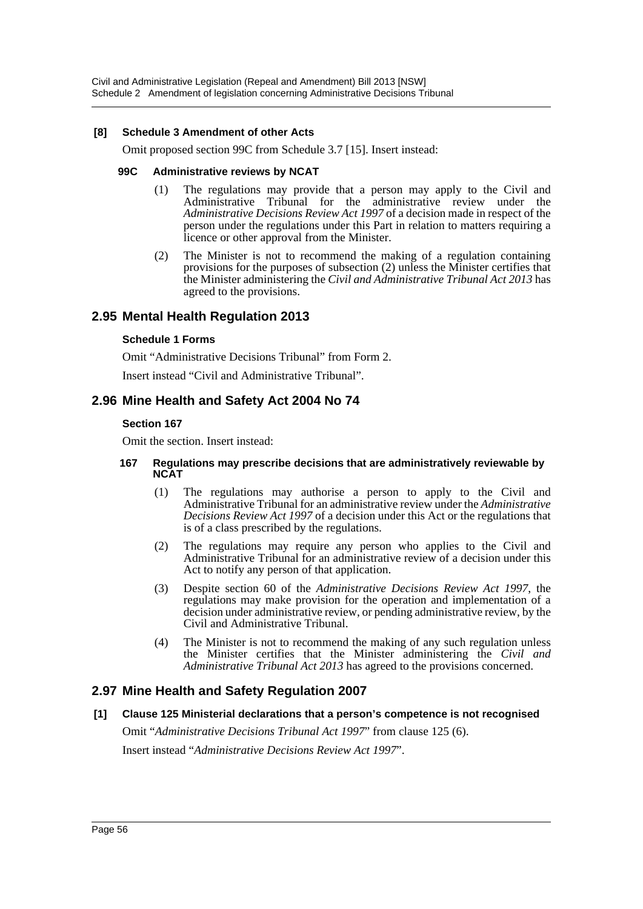**[8] Schedule 3 Amendment of other Acts**

Omit proposed section 99C from Schedule 3.7 [15]. Insert instead:

**99C Administrative reviews by NCAT**

(1) The regulations may provide that a person may apply to the Civil and Administrative Tribunal for the administrative review under the *Administrative Decisions Review Act 1997* of a decision made in respect of the person under the regulations under this Part in relation to matters requiring a licence or other approval from the Minister.

(2) The Minister is not to recommend the making of a regulation containing provisions for the purposes of subsection (2) unless the Minister certifies that the Minister administering the *Civil and Administrative Tribunal Act 2013* has agreed to the provisions.

## 2.95 Mental Health Regulation 2013

**Schedule 1 Forms**

Omit "Administrative Decisions Tribunal" from Form 2.

Insert instead "Civil and Administrative Tribunal".

## 2.96 Mine Health and Safety Act 2004 No 74

**Section 167**

Omit the section. Insert instead:

**167 Regulations may prescribe decisions that are administratively reviewable by NCAT**

(1) The regulations may authorise a person to apply to the Civil and Administrative Tribunal for an administrative review under the *Administrative Decisions Review Act 1997* of a decision under this Act or the regulations that is of a class prescribed by the regulations.

(2) The regulations may require any person who applies to the Civil and Administrative Tribunal for an administrative review of a decision under this Act to notify any person of that application.

(3) Despite section 60 of the *Administrative Decisions Review Act 1997*, the regulations may make provision for the operation and implementation of a decision under administrative review, or pending administrative review, by the Civil and Administrative Tribunal.

(4) The Minister is not to recommend the making of any such regulation unless the Minister certifies that the Minister administering the *Civil and Administrative Tribunal Act 2013* has agreed to the provisions concerned.

## 2.97 Mine Health and Safety Regulation 2007

**[1] Clause 125 Ministerial declarations that a person's competence is not recognised**

Omit "*Administrative Decisions Tribunal Act 1997*" from clause 125 (6).

Insert instead "*Administrative Decisions Review Act 1997*".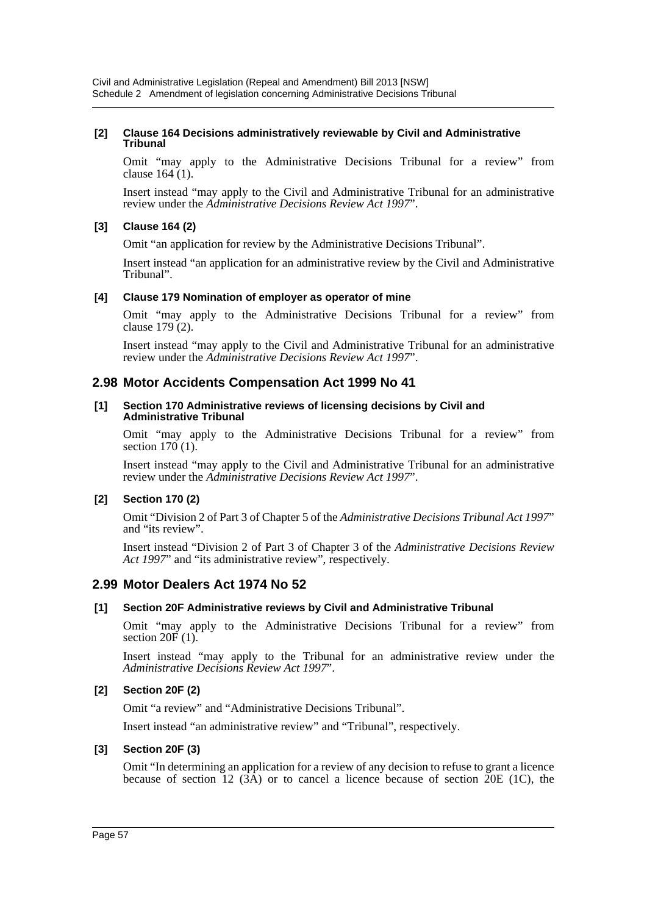**[2] Clause 164 Decisions administratively reviewable by Civil and Administrative Tribunal**

Omit "may apply to the Administrative Decisions Tribunal for a review" from clause 164 (1).

Insert instead "may apply to the Civil and Administrative Tribunal for an administrative review under the *Administrative Decisions Review Act 1997*".

**[3] Clause 164 (2)**

Omit "an application for review by the Administrative Decisions Tribunal".

Insert instead "an application for an administrative review by the Civil and Administrative Tribunal".

**[4] Clause 179 Nomination of employer as operator of mine**

Omit "may apply to the Administrative Decisions Tribunal for a review" from clause 179 (2).

Insert instead "may apply to the Civil and Administrative Tribunal for an administrative review under the *Administrative Decisions Review Act 1997*".

## 2.98 Motor Accidents Compensation Act 1999 No 41

**[1] Section 170 Administrative reviews of licensing decisions by Civil and Administrative Tribunal**

Omit "may apply to the Administrative Decisions Tribunal for a review" from section 170 (1).

Insert instead "may apply to the Civil and Administrative Tribunal for an administrative review under the *Administrative Decisions Review Act 1997*".

**[2] Section 170 (2)**

Omit "Division 2 of Part 3 of Chapter 5 of the *Administrative Decisions Tribunal Act 1997*" and "its review".

Insert instead "Division 2 of Part 3 of Chapter 3 of the *Administrative Decisions Review Act 1997*" and "its administrative review", respectively.

## 2.99 Motor Dealers Act 1974 No 52

**[1] Section 20F Administrative reviews by Civil and Administrative Tribunal**

Omit "may apply to the Administrative Decisions Tribunal for a review" from section 20F (1).

Insert instead "may apply to the Tribunal for an administrative review under the *Administrative Decisions Review Act 1997*".

**[2] Section 20F (2)**

Omit "a review" and "Administrative Decisions Tribunal".

Insert instead "an administrative review" and "Tribunal", respectively.

**[3] Section 20F (3)**

Omit "In determining an application for a review of any decision to refuse to grant a licence because of section 12 (3A) or to cancel a licence because of section 20E (1C), the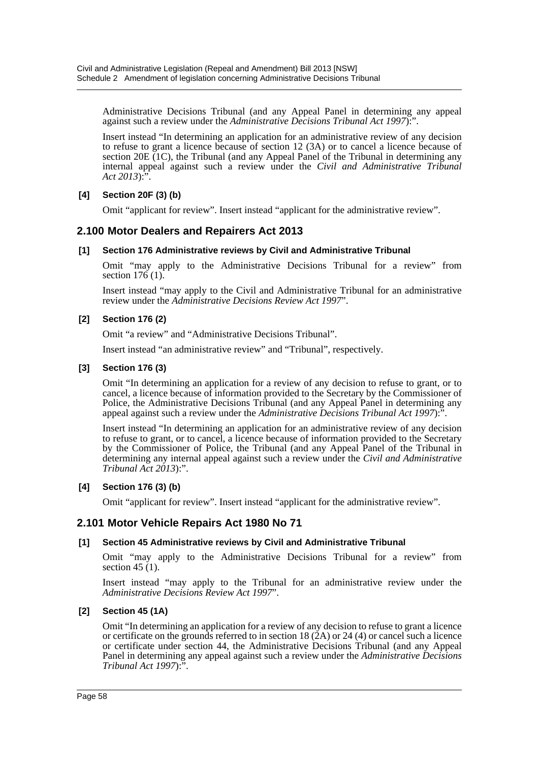Administrative Decisions Tribunal (and any Appeal Panel in determining any appeal against such a review under the *Administrative Decisions Tribunal Act 1997*):".

Insert instead "In determining an application for an administrative review of any decision to refuse to grant a licence because of section 12 (3A) or to cancel a licence because of section 20E (1C), the Tribunal (and any Appeal Panel of the Tribunal in determining any internal appeal against such a review under the *Civil and Administrative Tribunal Act 2013*):".

**[4] Section 20F (3) (b)**

Omit "applicant for review". Insert instead "applicant for the administrative review".

## 2.100 Motor Dealers and Repairers Act 2013

**[1] Section 176 Administrative reviews by Civil and Administrative Tribunal**

Omit "may apply to the Administrative Decisions Tribunal for a review" from section 176 (1).

Insert instead "may apply to the Civil and Administrative Tribunal for an administrative review under the *Administrative Decisions Review Act 1997*".

**[2] Section 176 (2)**

Omit "a review" and "Administrative Decisions Tribunal".

Insert instead "an administrative review" and "Tribunal", respectively.

**[3] Section 176 (3)**

Omit "In determining an application for a review of any decision to refuse to grant, or to cancel, a licence because of information provided to the Secretary by the Commissioner of Police, the Administrative Decisions Tribunal (and any Appeal Panel in determining any appeal against such a review under the *Administrative Decisions Tribunal Act 1997*):".

Insert instead "In determining an application for an administrative review of any decision to refuse to grant, or to cancel, a licence because of information provided to the Secretary by the Commissioner of Police, the Tribunal (and any Appeal Panel of the Tribunal in determining any internal appeal against such a review under the *Civil and Administrative Tribunal Act 2013*):".

**[4] Section 176 (3) (b)**

Omit "applicant for review". Insert instead "applicant for the administrative review".

## 2.101 Motor Vehicle Repairs Act 1980 No 71

**[1] Section 45 Administrative reviews by Civil and Administrative Tribunal**

Omit "may apply to the Administrative Decisions Tribunal for a review" from section 45 (1).

Insert instead "may apply to the Tribunal for an administrative review under the *Administrative Decisions Review Act 1997*".

**[2] Section 45 (1A)**

Omit "In determining an application for a review of any decision to refuse to grant a licence or certificate on the grounds referred to in section 18 (2A) or 24 (4) or cancel such a licence or certificate under section 44, the Administrative Decisions Tribunal (and any Appeal Panel in determining any appeal against such a review under the *Administrative Decisions Tribunal Act 1997*):".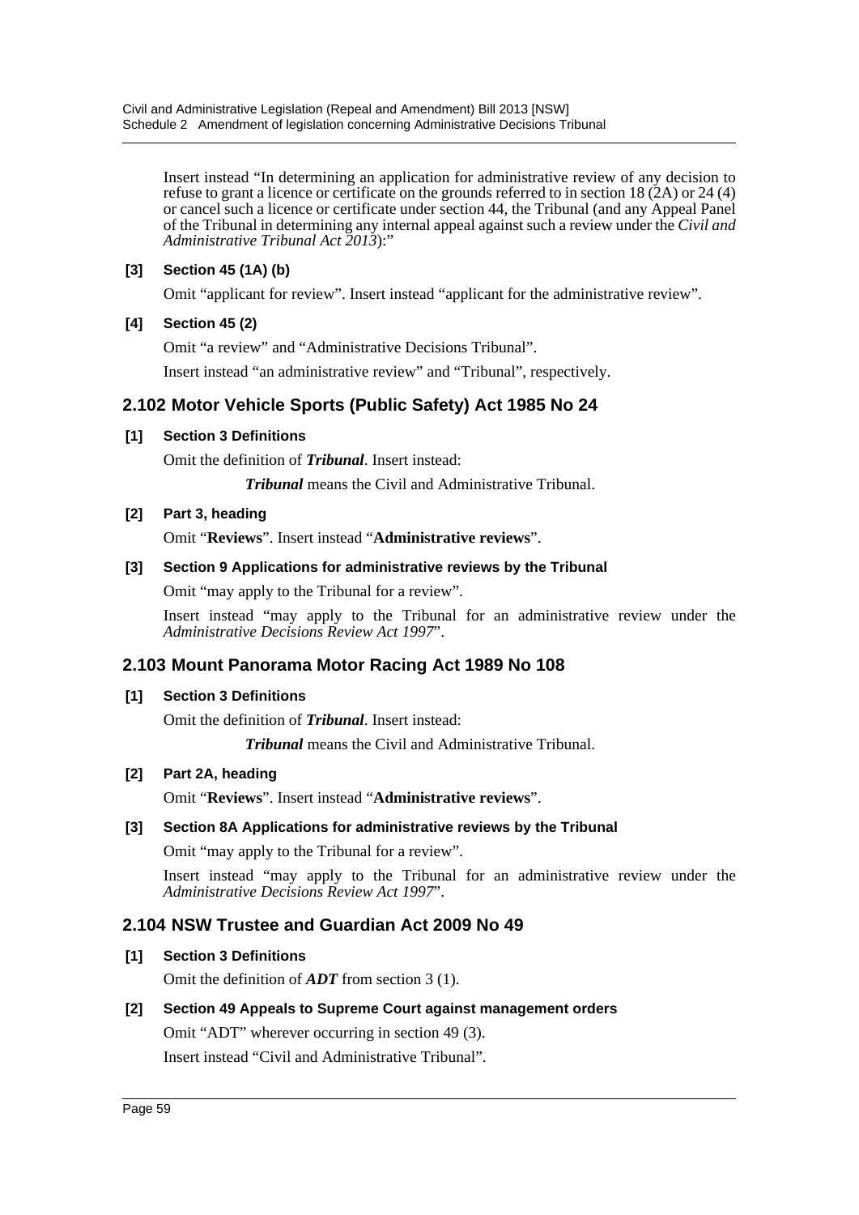Insert instead "In determining an application for administrative review of any decision to refuse to grant a licence or certificate on the grounds referred to in section 18 (2A) or 24 (4) or cancel such a licence or certificate under section 44, the Tribunal (and any Appeal Panel of the Tribunal in determining any internal appeal against such a review under the *Civil and Administrative Tribunal Act 2013*):"

**[3] Section 45 (1A) (b)**

Omit "applicant for review". Insert instead "applicant for the administrative review".

**[4] Section 45 (2)**

Omit "a review" and "Administrative Decisions Tribunal".

Insert instead "an administrative review" and "Tribunal", respectively.

## 2.102 Motor Vehicle Sports (Public Safety) Act 1985 No 24

**[1] Section 3 Definitions**

Omit the definition of ***Tribunal***. Insert instead:

> ***Tribunal*** means the Civil and Administrative Tribunal.

**[2] Part 3, heading**

Omit "**Reviews**". Insert instead "**Administrative reviews**".

**[3] Section 9 Applications for administrative reviews by the Tribunal**

Omit "may apply to the Tribunal for a review".

Insert instead "may apply to the Tribunal for an administrative review under the *Administrative Decisions Review Act 1997*".

## 2.103 Mount Panorama Motor Racing Act 1989 No 108

**[1] Section 3 Definitions**

Omit the definition of ***Tribunal***. Insert instead:

> ***Tribunal*** means the Civil and Administrative Tribunal.

**[2] Part 2A, heading**

Omit "**Reviews**". Insert instead "**Administrative reviews**".

**[3] Section 8A Applications for administrative reviews by the Tribunal**

Omit "may apply to the Tribunal for a review".

Insert instead "may apply to the Tribunal for an administrative review under the *Administrative Decisions Review Act 1997*".

## 2.104 NSW Trustee and Guardian Act 2009 No 49

**[1] Section 3 Definitions**

Omit the definition of ***ADT*** from section 3 (1).

**[2] Section 49 Appeals to Supreme Court against management orders**

Omit "ADT" wherever occurring in section 49 (3).

Insert instead "Civil and Administrative Tribunal".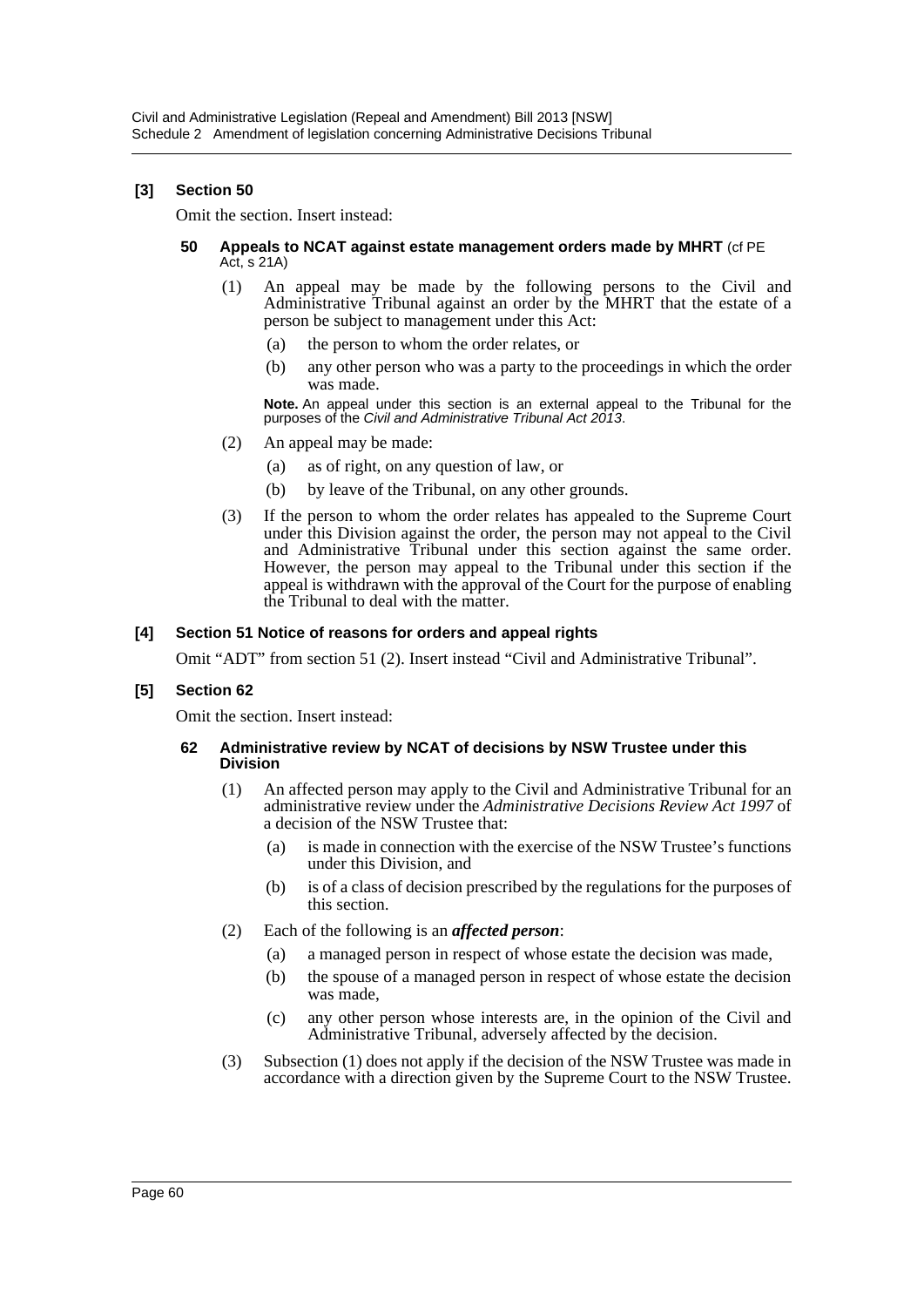### [3] Section 50

Omit the section. Insert instead:

#### 50 Appeals to NCAT against estate management orders made by MHRT (cf PE Act, s 21A)

(1) An appeal may be made by the following persons to the Civil and Administrative Tribunal against an order by the MHRT that the estate of a person be subject to management under this Act:

(a) the person to whom the order relates, or

(b) any other person who was a party to the proceedings in which the order was made.

**Note.** An appeal under this section is an external appeal to the Tribunal for the purposes of the *Civil and Administrative Tribunal Act 2013*.

(2) An appeal may be made:

(a) as of right, on any question of law, or

(b) by leave of the Tribunal, on any other grounds.

(3) If the person to whom the order relates has appealed to the Supreme Court under this Division against the order, the person may not appeal to the Civil and Administrative Tribunal under this section against the same order. However, the person may appeal to the Tribunal under this section if the appeal is withdrawn with the approval of the Court for the purpose of enabling the Tribunal to deal with the matter.

### [4] Section 51 Notice of reasons for orders and appeal rights

Omit "ADT" from section 51 (2). Insert instead "Civil and Administrative Tribunal".

### [5] Section 62

Omit the section. Insert instead:

#### 62 Administrative review by NCAT of decisions by NSW Trustee under this Division

(1) An affected person may apply to the Civil and Administrative Tribunal for an administrative review under the *Administrative Decisions Review Act 1997* of a decision of the NSW Trustee that:

(a) is made in connection with the exercise of the NSW Trustee's functions under this Division, and

(b) is of a class of decision prescribed by the regulations for the purposes of this section.

(2) Each of the following is an ***affected person***:

(a) a managed person in respect of whose estate the decision was made,

(b) the spouse of a managed person in respect of whose estate the decision was made,

(c) any other person whose interests are, in the opinion of the Civil and Administrative Tribunal, adversely affected by the decision.

(3) Subsection (1) does not apply if the decision of the NSW Trustee was made in accordance with a direction given by the Supreme Court to the NSW Trustee.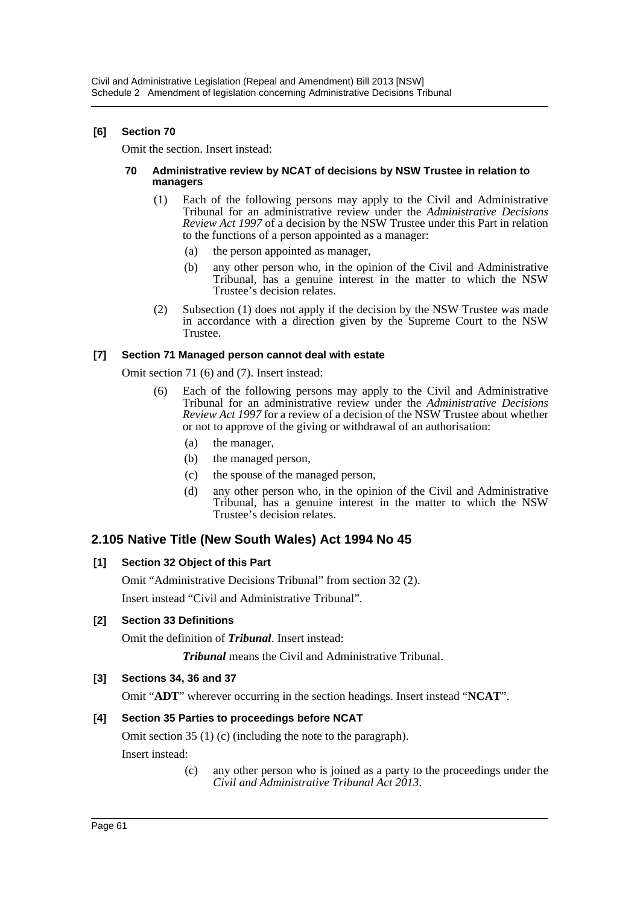**[6] Section 70**

Omit the section. Insert instead:

**70 Administrative review by NCAT of decisions by NSW Trustee in relation to managers**

(1) Each of the following persons may apply to the Civil and Administrative Tribunal for an administrative review under the *Administrative Decisions Review Act 1997* of a decision by the NSW Trustee under this Part in relation to the functions of a person appointed as a manager:

(a) the person appointed as manager,

(b) any other person who, in the opinion of the Civil and Administrative Tribunal, has a genuine interest in the matter to which the NSW Trustee's decision relates.

(2) Subsection (1) does not apply if the decision by the NSW Trustee was made in accordance with a direction given by the Supreme Court to the NSW Trustee.

**[7] Section 71 Managed person cannot deal with estate**

Omit section 71 (6) and (7). Insert instead:

(6) Each of the following persons may apply to the Civil and Administrative Tribunal for an administrative review under the *Administrative Decisions Review Act 1997* for a review of a decision of the NSW Trustee about whether or not to approve of the giving or withdrawal of an authorisation:

(a) the manager,

(b) the managed person,

(c) the spouse of the managed person,

(d) any other person who, in the opinion of the Civil and Administrative Tribunal, has a genuine interest in the matter to which the NSW Trustee's decision relates.

## 2.105 Native Title (New South Wales) Act 1994 No 45

**[1] Section 32 Object of this Part**

Omit "Administrative Decisions Tribunal" from section 32 (2).

Insert instead "Civil and Administrative Tribunal".

**[2] Section 33 Definitions**

Omit the definition of ***Tribunal***. Insert instead:

***Tribunal*** means the Civil and Administrative Tribunal.

**[3] Sections 34, 36 and 37**

Omit "**ADT**" wherever occurring in the section headings. Insert instead "**NCAT**".

**[4] Section 35 Parties to proceedings before NCAT**

Omit section 35 (1) (c) (including the note to the paragraph).

Insert instead:

(c) any other person who is joined as a party to the proceedings under the *Civil and Administrative Tribunal Act 2013*.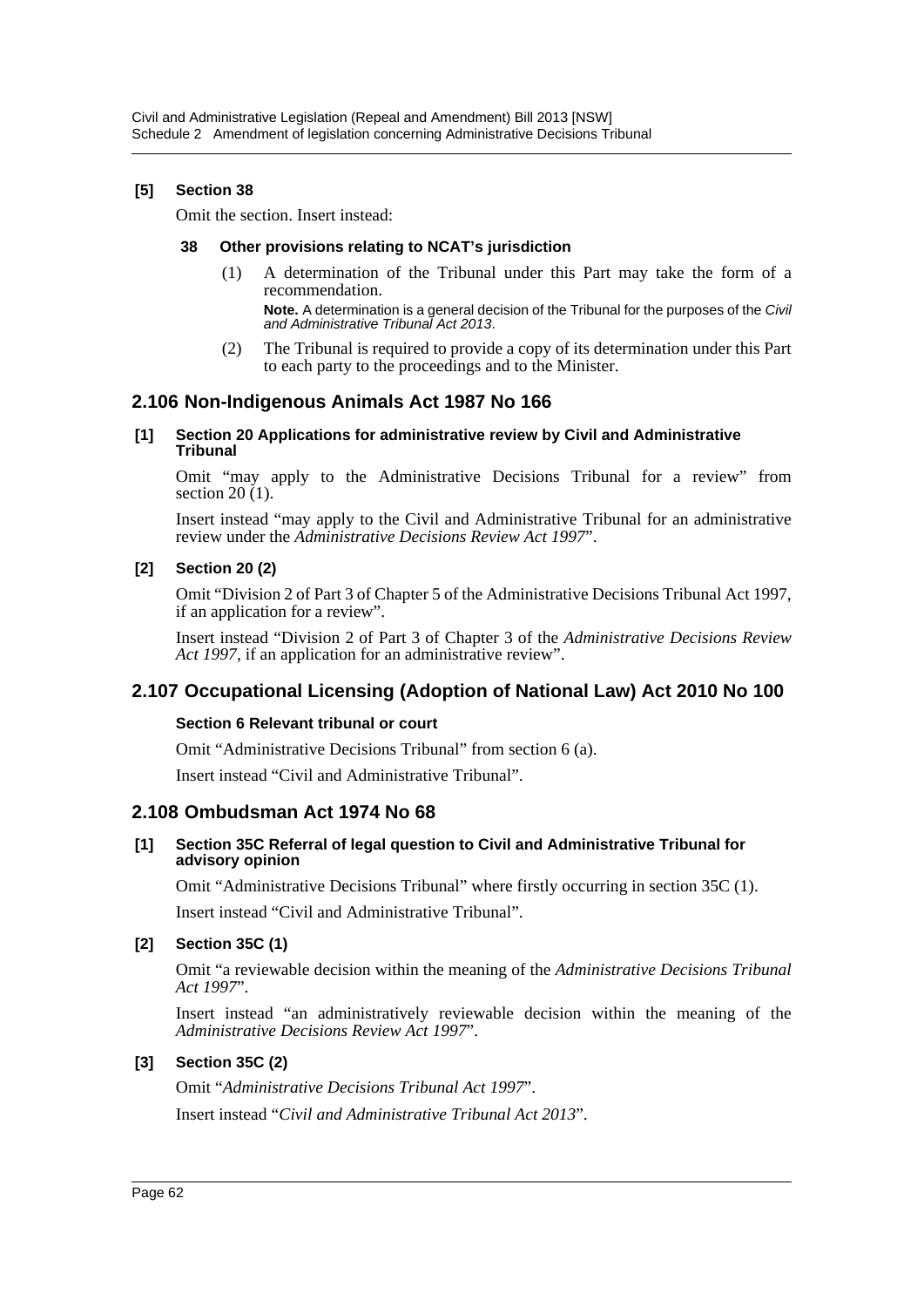**[5] Section 38**

Omit the section. Insert instead:

**38 Other provisions relating to NCAT's jurisdiction**

(1) A determination of the Tribunal under this Part may take the form of a recommendation.

**Note.** A determination is a general decision of the Tribunal for the purposes of the *Civil and Administrative Tribunal Act 2013*.

(2) The Tribunal is required to provide a copy of its determination under this Part to each party to the proceedings and to the Minister.

## 2.106 Non-Indigenous Animals Act 1987 No 166

**[1] Section 20 Applications for administrative review by Civil and Administrative Tribunal**

Omit "may apply to the Administrative Decisions Tribunal for a review" from section 20 (1).

Insert instead "may apply to the Civil and Administrative Tribunal for an administrative review under the *Administrative Decisions Review Act 1997*".

**[2] Section 20 (2)**

Omit "Division 2 of Part 3 of Chapter 5 of the Administrative Decisions Tribunal Act 1997, if an application for a review".

Insert instead "Division 2 of Part 3 of Chapter 3 of the *Administrative Decisions Review Act 1997*, if an application for an administrative review".

## 2.107 Occupational Licensing (Adoption of National Law) Act 2010 No 100

**Section 6 Relevant tribunal or court**

Omit "Administrative Decisions Tribunal" from section 6 (a).

Insert instead "Civil and Administrative Tribunal".

## 2.108 Ombudsman Act 1974 No 68

**[1] Section 35C Referral of legal question to Civil and Administrative Tribunal for advisory opinion**

Omit "Administrative Decisions Tribunal" where firstly occurring in section 35C (1).

Insert instead "Civil and Administrative Tribunal".

**[2] Section 35C (1)**

Omit "a reviewable decision within the meaning of the *Administrative Decisions Tribunal Act 1997*".

Insert instead "an administratively reviewable decision within the meaning of the *Administrative Decisions Review Act 1997*".

**[3] Section 35C (2)**

Omit "*Administrative Decisions Tribunal Act 1997*".

Insert instead "*Civil and Administrative Tribunal Act 2013*".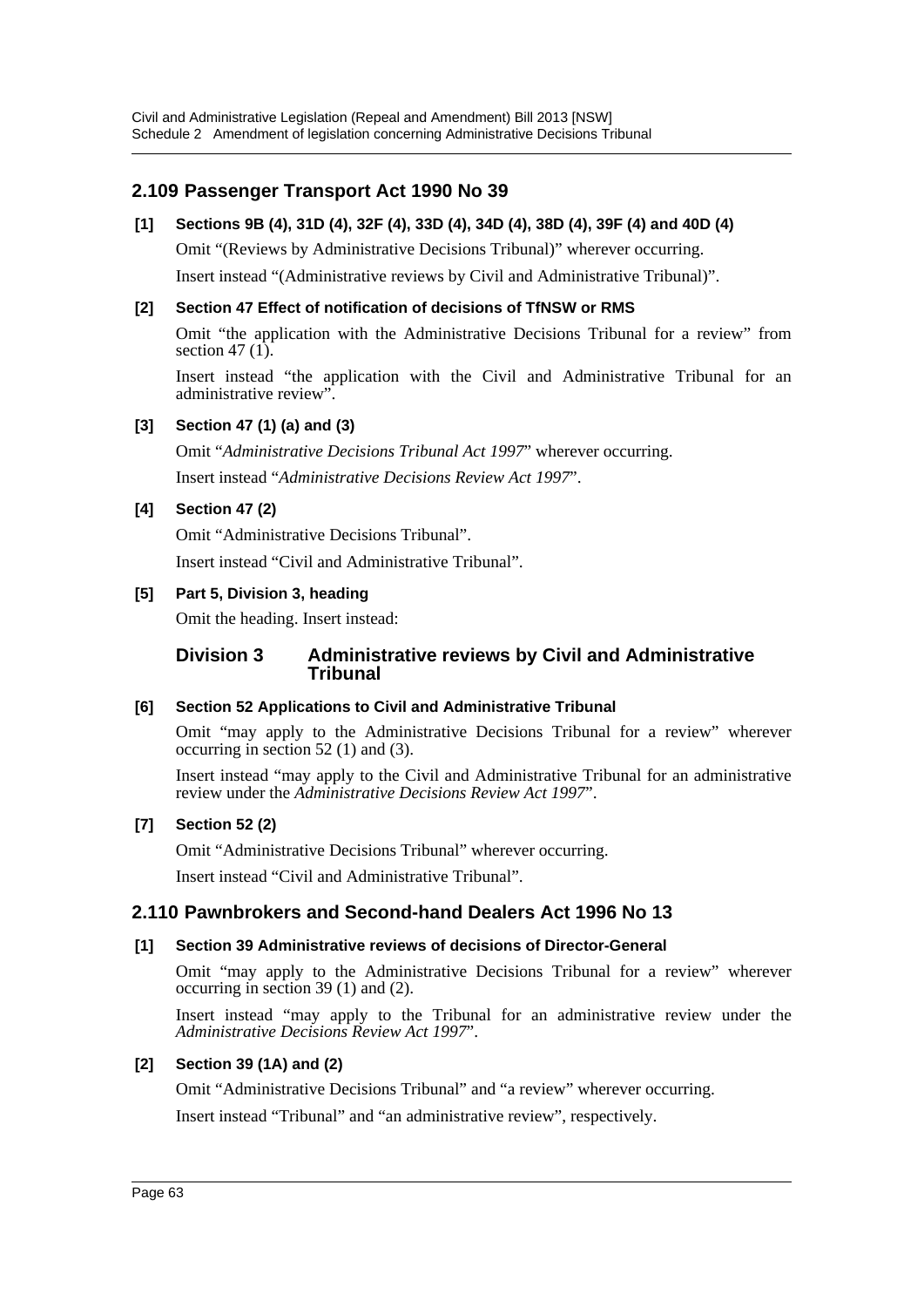## 2.109 Passenger Transport Act 1990 No 39

**[1] Sections 9B (4), 31D (4), 32F (4), 33D (4), 34D (4), 38D (4), 39F (4) and 40D (4)**

Omit "(Reviews by Administrative Decisions Tribunal)" wherever occurring.

Insert instead "(Administrative reviews by Civil and Administrative Tribunal)".

**[2] Section 47 Effect of notification of decisions of TfNSW or RMS**

Omit "the application with the Administrative Decisions Tribunal for a review" from section 47 (1).

Insert instead "the application with the Civil and Administrative Tribunal for an administrative review".

**[3] Section 47 (1) (a) and (3)**

Omit "*Administrative Decisions Tribunal Act 1997*" wherever occurring.

Insert instead "*Administrative Decisions Review Act 1997*".

**[4] Section 47 (2)**

Omit "Administrative Decisions Tribunal".

Insert instead "Civil and Administrative Tribunal".

**[5] Part 5, Division 3, heading**

Omit the heading. Insert instead:

### Division 3 Administrative reviews by Civil and Administrative Tribunal

**[6] Section 52 Applications to Civil and Administrative Tribunal**

Omit "may apply to the Administrative Decisions Tribunal for a review" wherever occurring in section 52 (1) and (3).

Insert instead "may apply to the Civil and Administrative Tribunal for an administrative review under the *Administrative Decisions Review Act 1997*".

**[7] Section 52 (2)**

Omit "Administrative Decisions Tribunal" wherever occurring.

Insert instead "Civil and Administrative Tribunal".

## 2.110 Pawnbrokers and Second-hand Dealers Act 1996 No 13

**[1] Section 39 Administrative reviews of decisions of Director-General**

Omit "may apply to the Administrative Decisions Tribunal for a review" wherever occurring in section 39 (1) and (2).

Insert instead "may apply to the Tribunal for an administrative review under the *Administrative Decisions Review Act 1997*".

**[2] Section 39 (1A) and (2)**

Omit "Administrative Decisions Tribunal" and "a review" wherever occurring.

Insert instead "Tribunal" and "an administrative review", respectively.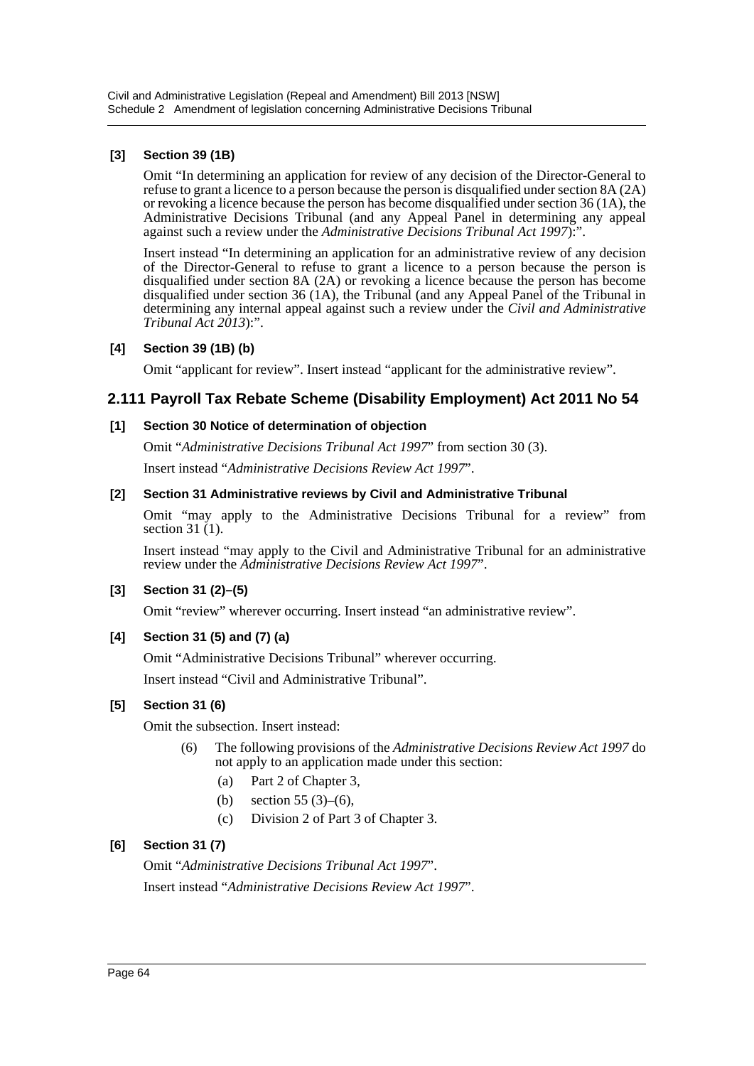#### [3] Section 39 (1B)

Omit "In determining an application for review of any decision of the Director-General to refuse to grant a licence to a person because the person is disqualified under section 8A (2A) or revoking a licence because the person has become disqualified under section 36 (1A), the Administrative Decisions Tribunal (and any Appeal Panel in determining any appeal against such a review under the *Administrative Decisions Tribunal Act 1997*):".

Insert instead "In determining an application for an administrative review of any decision of the Director-General to refuse to grant a licence to a person because the person is disqualified under section 8A (2A) or revoking a licence because the person has become disqualified under section 36 (1A), the Tribunal (and any Appeal Panel of the Tribunal in determining any internal appeal against such a review under the *Civil and Administrative Tribunal Act 2013*):".

#### [4] Section 39 (1B) (b)

Omit "applicant for review". Insert instead "applicant for the administrative review".

### 2.111 Payroll Tax Rebate Scheme (Disability Employment) Act 2011 No 54

#### [1] Section 30 Notice of determination of objection

Omit "*Administrative Decisions Tribunal Act 1997*" from section 30 (3).

Insert instead "*Administrative Decisions Review Act 1997*".

#### [2] Section 31 Administrative reviews by Civil and Administrative Tribunal

Omit "may apply to the Administrative Decisions Tribunal for a review" from section 31 (1).

Insert instead "may apply to the Civil and Administrative Tribunal for an administrative review under the *Administrative Decisions Review Act 1997*".

#### [3] Section 31 (2)–(5)

Omit "review" wherever occurring. Insert instead "an administrative review".

#### [4] Section 31 (5) and (7) (a)

Omit "Administrative Decisions Tribunal" wherever occurring.

Insert instead "Civil and Administrative Tribunal".

#### [5] Section 31 (6)

Omit the subsection. Insert instead:

> (6) The following provisions of the *Administrative Decisions Review Act 1997* do not apply to an application made under this section:
>
> (a) Part 2 of Chapter 3,
>
> (b) section 55 (3)–(6),
>
> (c) Division 2 of Part 3 of Chapter 3.

#### [6] Section 31 (7)

Omit "*Administrative Decisions Tribunal Act 1997*".

Insert instead "*Administrative Decisions Review Act 1997*".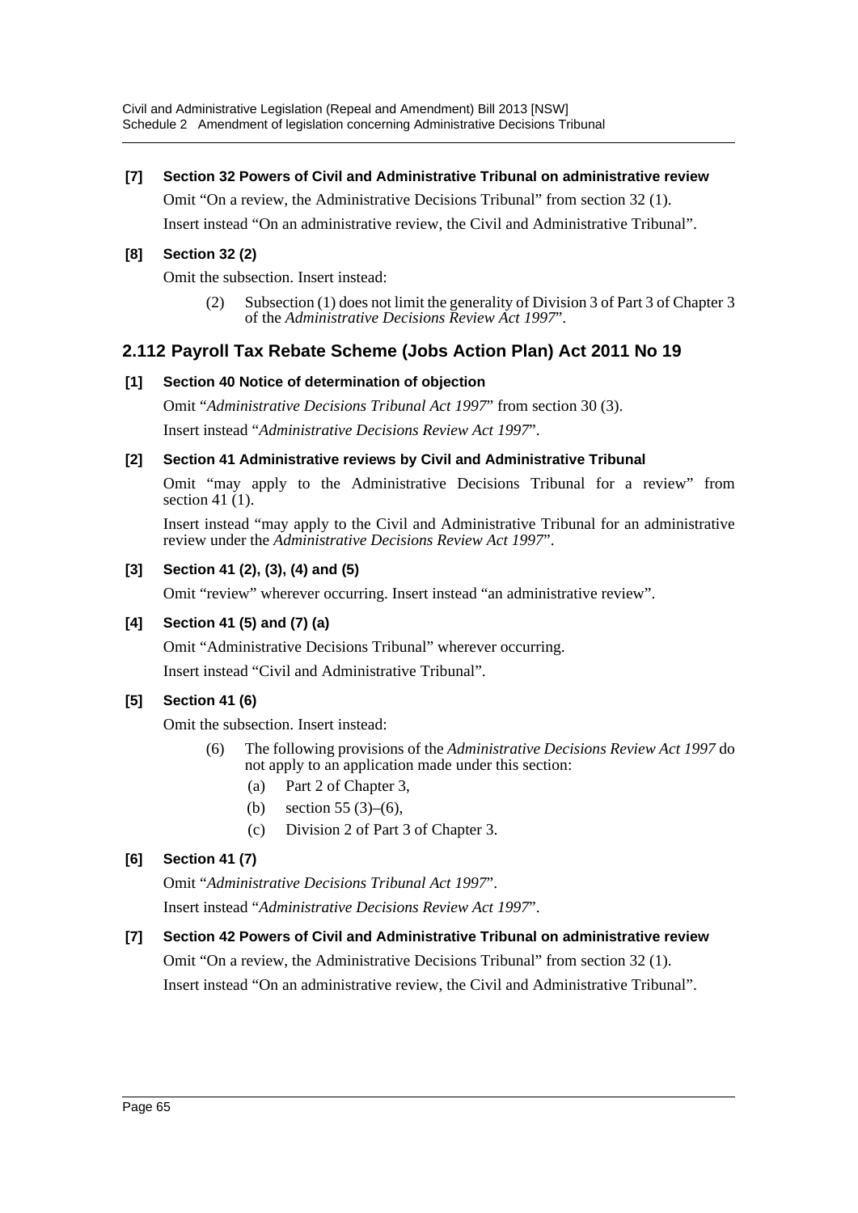**[7] Section 32 Powers of Civil and Administrative Tribunal on administrative review**

Omit "On a review, the Administrative Decisions Tribunal" from section 32 (1).

Insert instead "On an administrative review, the Civil and Administrative Tribunal".

**[8] Section 32 (2)**

Omit the subsection. Insert instead:

> (2) Subsection (1) does not limit the generality of Division 3 of Part 3 of Chapter 3 of the *Administrative Decisions Review Act 1997*".

## 2.112 Payroll Tax Rebate Scheme (Jobs Action Plan) Act 2011 No 19

**[1] Section 40 Notice of determination of objection**

Omit "*Administrative Decisions Tribunal Act 1997*" from section 30 (3).

Insert instead "*Administrative Decisions Review Act 1997*".

**[2] Section 41 Administrative reviews by Civil and Administrative Tribunal**

Omit "may apply to the Administrative Decisions Tribunal for a review" from section 41 (1).

Insert instead "may apply to the Civil and Administrative Tribunal for an administrative review under the *Administrative Decisions Review Act 1997*".

**[3] Section 41 (2), (3), (4) and (5)**

Omit "review" wherever occurring. Insert instead "an administrative review".

**[4] Section 41 (5) and (7) (a)**

Omit "Administrative Decisions Tribunal" wherever occurring.

Insert instead "Civil and Administrative Tribunal".

**[5] Section 41 (6)**

Omit the subsection. Insert instead:

> (6) The following provisions of the *Administrative Decisions Review Act 1997* do not apply to an application made under this section:
>
> (a) Part 2 of Chapter 3,
>
> (b) section 55 (3)–(6),
>
> (c) Division 2 of Part 3 of Chapter 3.

**[6] Section 41 (7)**

Omit "*Administrative Decisions Tribunal Act 1997*".

Insert instead "*Administrative Decisions Review Act 1997*".

**[7] Section 42 Powers of Civil and Administrative Tribunal on administrative review**

Omit "On a review, the Administrative Decisions Tribunal" from section 32 (1).

Insert instead "On an administrative review, the Civil and Administrative Tribunal".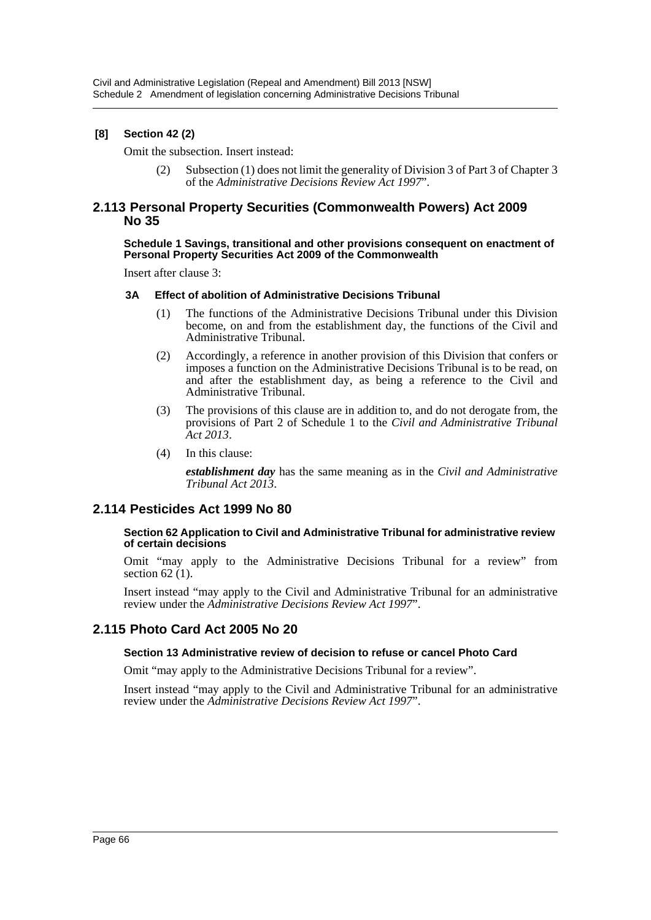**[8] Section 42 (2)**

Omit the subsection. Insert instead:

> (2) Subsection (1) does not limit the generality of Division 3 of Part 3 of Chapter 3 of the *Administrative Decisions Review Act 1997*".

## 2.113 Personal Property Securities (Commonwealth Powers) Act 2009 No 35

**Schedule 1 Savings, transitional and other provisions consequent on enactment of Personal Property Securities Act 2009 of the Commonwealth**

Insert after clause 3:

**3A Effect of abolition of Administrative Decisions Tribunal**

> (1) The functions of the Administrative Decisions Tribunal under this Division become, on and from the establishment day, the functions of the Civil and Administrative Tribunal.
>
> (2) Accordingly, a reference in another provision of this Division that confers or imposes a function on the Administrative Decisions Tribunal is to be read, on and after the establishment day, as being a reference to the Civil and Administrative Tribunal.
>
> (3) The provisions of this clause are in addition to, and do not derogate from, the provisions of Part 2 of Schedule 1 to the *Civil and Administrative Tribunal Act 2013*.
>
> (4) In this clause:
>
> ***establishment day*** has the same meaning as in the *Civil and Administrative Tribunal Act 2013*.

## 2.114 Pesticides Act 1999 No 80

**Section 62 Application to Civil and Administrative Tribunal for administrative review of certain decisions**

Omit "may apply to the Administrative Decisions Tribunal for a review" from section 62 (1).

Insert instead "may apply to the Civil and Administrative Tribunal for an administrative review under the *Administrative Decisions Review Act 1997*".

## 2.115 Photo Card Act 2005 No 20

**Section 13 Administrative review of decision to refuse or cancel Photo Card**

Omit "may apply to the Administrative Decisions Tribunal for a review".

Insert instead "may apply to the Civil and Administrative Tribunal for an administrative review under the *Administrative Decisions Review Act 1997*".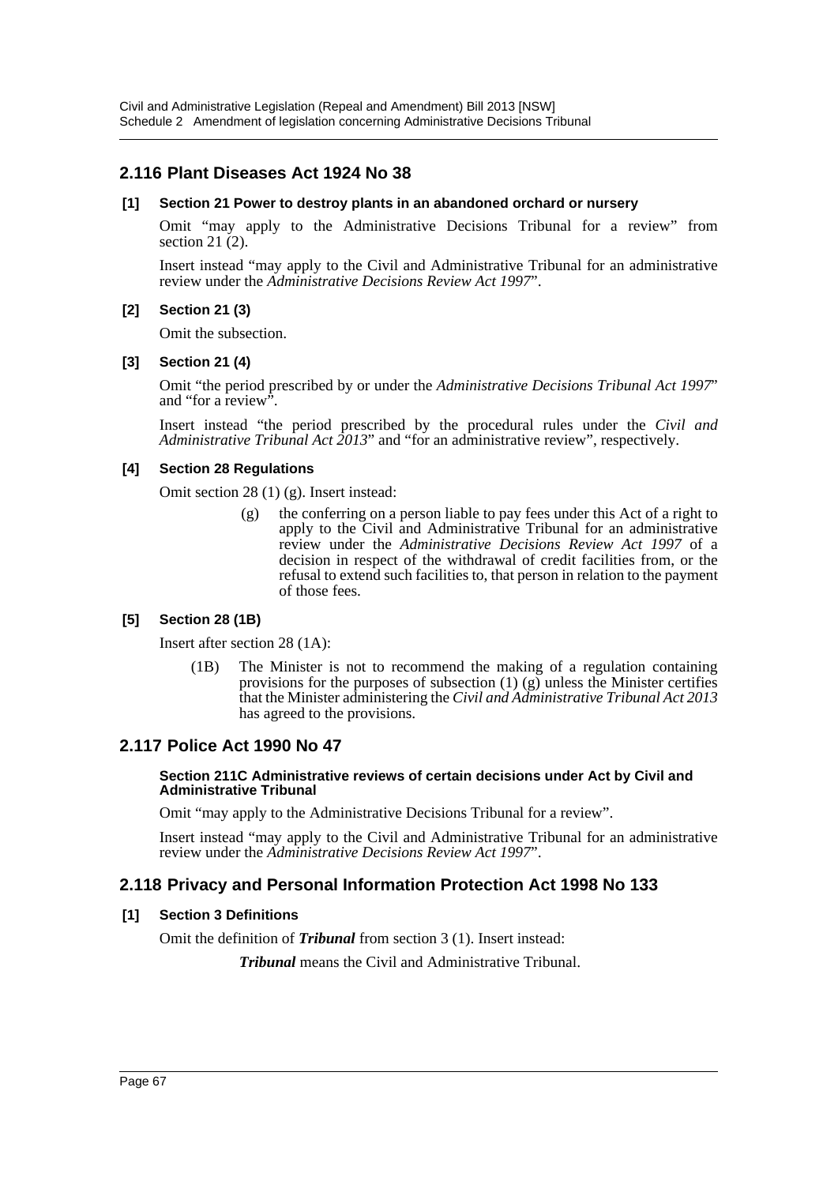## 2.116 Plant Diseases Act 1924 No 38

### [1] Section 21 Power to destroy plants in an abandoned orchard or nursery

Omit "may apply to the Administrative Decisions Tribunal for a review" from section 21 (2).

Insert instead "may apply to the Civil and Administrative Tribunal for an administrative review under the *Administrative Decisions Review Act 1997*".

### [2] Section 21 (3)

Omit the subsection.

### [3] Section 21 (4)

Omit "the period prescribed by or under the *Administrative Decisions Tribunal Act 1997*" and "for a review".

Insert instead "the period prescribed by the procedural rules under the *Civil and Administrative Tribunal Act 2013*" and "for an administrative review", respectively.

### [4] Section 28 Regulations

Omit section 28 (1) (g). Insert instead:

> (g) the conferring on a person liable to pay fees under this Act of a right to apply to the Civil and Administrative Tribunal for an administrative review under the *Administrative Decisions Review Act 1997* of a decision in respect of the withdrawal of credit facilities from, or the refusal to extend such facilities to, that person in relation to the payment of those fees.

### [5] Section 28 (1B)

Insert after section 28 (1A):

> (1B) The Minister is not to recommend the making of a regulation containing provisions for the purposes of subsection (1) (g) unless the Minister certifies that the Minister administering the *Civil and Administrative Tribunal Act 2013* has agreed to the provisions.

## 2.117 Police Act 1990 No 47

#### Section 211C Administrative reviews of certain decisions under Act by Civil and Administrative Tribunal

Omit "may apply to the Administrative Decisions Tribunal for a review".

Insert instead "may apply to the Civil and Administrative Tribunal for an administrative review under the *Administrative Decisions Review Act 1997*".

## 2.118 Privacy and Personal Information Protection Act 1998 No 133

### [1] Section 3 Definitions

Omit the definition of ***Tribunal*** from section 3 (1). Insert instead:

> ***Tribunal*** means the Civil and Administrative Tribunal.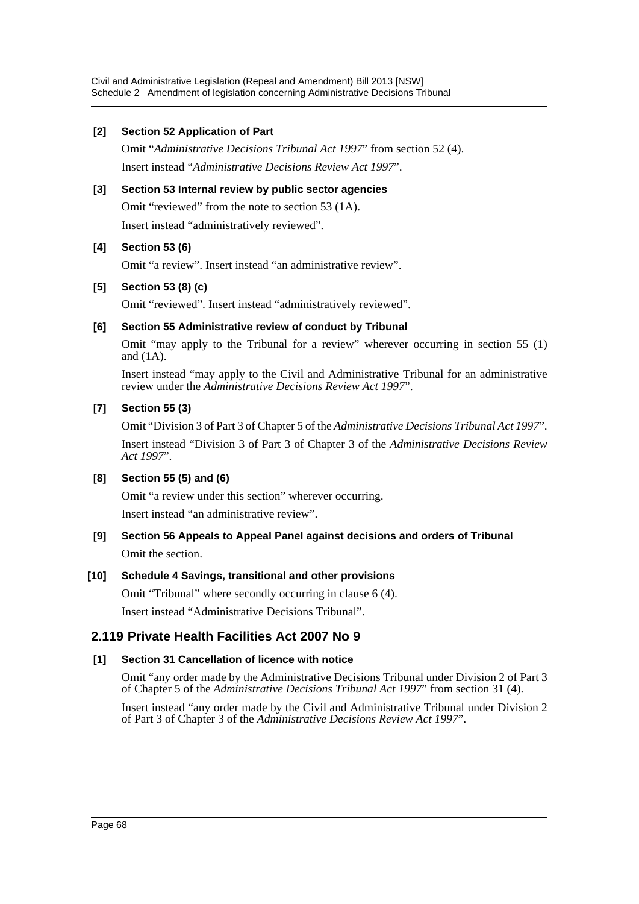**[2] Section 52 Application of Part**

Omit "*Administrative Decisions Tribunal Act 1997*" from section 52 (4).

Insert instead "*Administrative Decisions Review Act 1997*".

**[3] Section 53 Internal review by public sector agencies**

Omit "reviewed" from the note to section 53 (1A).

Insert instead "administratively reviewed".

**[4] Section 53 (6)**

Omit "a review". Insert instead "an administrative review".

**[5] Section 53 (8) (c)**

Omit "reviewed". Insert instead "administratively reviewed".

**[6] Section 55 Administrative review of conduct by Tribunal**

Omit "may apply to the Tribunal for a review" wherever occurring in section 55 (1) and (1A).

Insert instead "may apply to the Civil and Administrative Tribunal for an administrative review under the *Administrative Decisions Review Act 1997*".

**[7] Section 55 (3)**

Omit "Division 3 of Part 3 of Chapter 5 of the *Administrative Decisions Tribunal Act 1997*".

Insert instead "Division 3 of Part 3 of Chapter 3 of the *Administrative Decisions Review Act 1997*".

**[8] Section 55 (5) and (6)**

Omit "a review under this section" wherever occurring.

Insert instead "an administrative review".

**[9] Section 56 Appeals to Appeal Panel against decisions and orders of Tribunal**

Omit the section.

**[10] Schedule 4 Savings, transitional and other provisions**

Omit "Tribunal" where secondly occurring in clause 6 (4).

Insert instead "Administrative Decisions Tribunal".

## 2.119 Private Health Facilities Act 2007 No 9

**[1] Section 31 Cancellation of licence with notice**

Omit "any order made by the Administrative Decisions Tribunal under Division 2 of Part 3 of Chapter 5 of the *Administrative Decisions Tribunal Act 1997*" from section 31 (4).

Insert instead "any order made by the Civil and Administrative Tribunal under Division 2 of Part 3 of Chapter 3 of the *Administrative Decisions Review Act 1997*".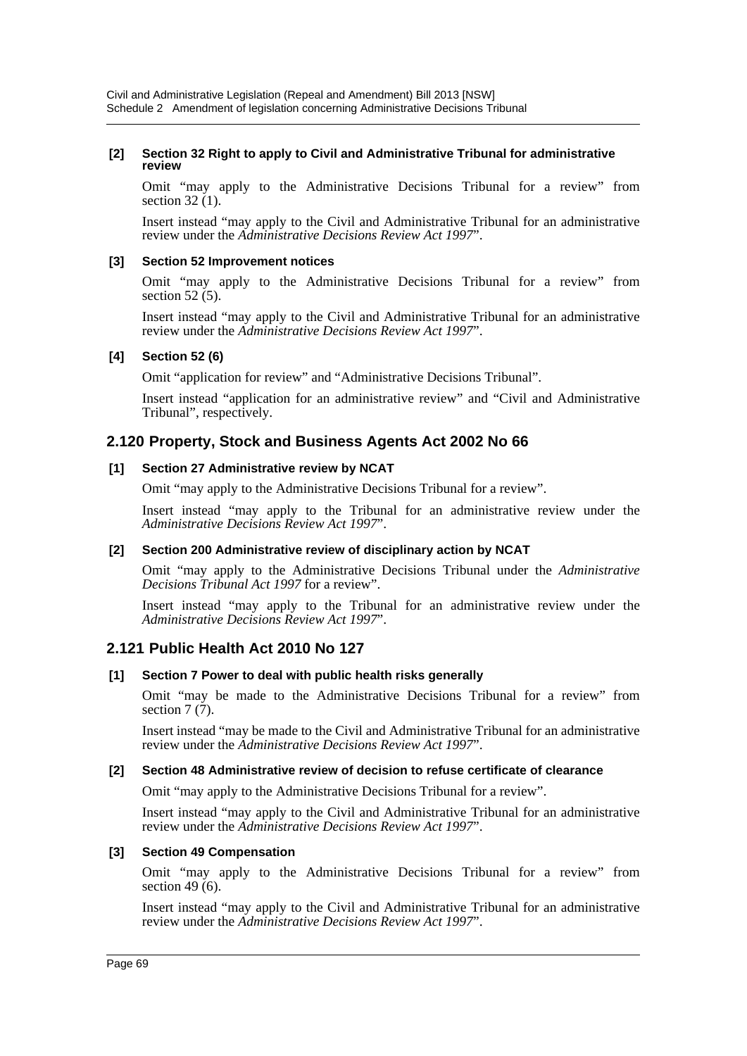**[2] Section 32 Right to apply to Civil and Administrative Tribunal for administrative review**

Omit "may apply to the Administrative Decisions Tribunal for a review" from section 32 (1).

Insert instead "may apply to the Civil and Administrative Tribunal for an administrative review under the *Administrative Decisions Review Act 1997*".

**[3] Section 52 Improvement notices**

Omit "may apply to the Administrative Decisions Tribunal for a review" from section 52 (5).

Insert instead "may apply to the Civil and Administrative Tribunal for an administrative review under the *Administrative Decisions Review Act 1997*".

**[4] Section 52 (6)**

Omit "application for review" and "Administrative Decisions Tribunal".

Insert instead "application for an administrative review" and "Civil and Administrative Tribunal", respectively.

## 2.120 Property, Stock and Business Agents Act 2002 No 66

**[1] Section 27 Administrative review by NCAT**

Omit "may apply to the Administrative Decisions Tribunal for a review".

Insert instead "may apply to the Tribunal for an administrative review under the *Administrative Decisions Review Act 1997*".

**[2] Section 200 Administrative review of disciplinary action by NCAT**

Omit "may apply to the Administrative Decisions Tribunal under the *Administrative Decisions Tribunal Act 1997* for a review".

Insert instead "may apply to the Tribunal for an administrative review under the *Administrative Decisions Review Act 1997*".

## 2.121 Public Health Act 2010 No 127

**[1] Section 7 Power to deal with public health risks generally**

Omit "may be made to the Administrative Decisions Tribunal for a review" from section 7 (7).

Insert instead "may be made to the Civil and Administrative Tribunal for an administrative review under the *Administrative Decisions Review Act 1997*".

**[2] Section 48 Administrative review of decision to refuse certificate of clearance**

Omit "may apply to the Administrative Decisions Tribunal for a review".

Insert instead "may apply to the Civil and Administrative Tribunal for an administrative review under the *Administrative Decisions Review Act 1997*".

**[3] Section 49 Compensation**

Omit "may apply to the Administrative Decisions Tribunal for a review" from section 49 (6).

Insert instead "may apply to the Civil and Administrative Tribunal for an administrative review under the *Administrative Decisions Review Act 1997*".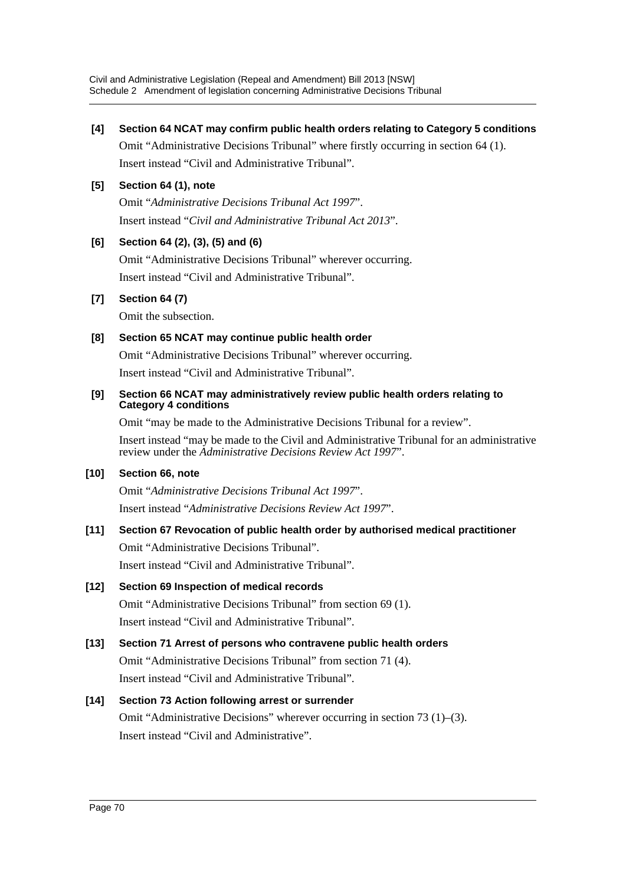**[4] Section 64 NCAT may confirm public health orders relating to Category 5 conditions**

Omit "Administrative Decisions Tribunal" where firstly occurring in section 64 (1).

Insert instead "Civil and Administrative Tribunal".

**[5] Section 64 (1), note**

Omit "*Administrative Decisions Tribunal Act 1997*".

Insert instead "*Civil and Administrative Tribunal Act 2013*".

**[6] Section 64 (2), (3), (5) and (6)**

Omit "Administrative Decisions Tribunal" wherever occurring.

Insert instead "Civil and Administrative Tribunal".

**[7] Section 64 (7)**

Omit the subsection.

**[8] Section 65 NCAT may continue public health order**

Omit "Administrative Decisions Tribunal" wherever occurring.

Insert instead "Civil and Administrative Tribunal".

**[9] Section 66 NCAT may administratively review public health orders relating to Category 4 conditions**

Omit "may be made to the Administrative Decisions Tribunal for a review".

Insert instead "may be made to the Civil and Administrative Tribunal for an administrative review under the *Administrative Decisions Review Act 1997*".

**[10] Section 66, note**

Omit "*Administrative Decisions Tribunal Act 1997*".

Insert instead "*Administrative Decisions Review Act 1997*".

**[11] Section 67 Revocation of public health order by authorised medical practitioner**

Omit "Administrative Decisions Tribunal".

Insert instead "Civil and Administrative Tribunal".

**[12] Section 69 Inspection of medical records**

Omit "Administrative Decisions Tribunal" from section 69 (1).

Insert instead "Civil and Administrative Tribunal".

**[13] Section 71 Arrest of persons who contravene public health orders**

Omit "Administrative Decisions Tribunal" from section 71 (4).

Insert instead "Civil and Administrative Tribunal".

**[14] Section 73 Action following arrest or surrender**

Omit "Administrative Decisions" wherever occurring in section 73 (1)–(3).

Insert instead "Civil and Administrative".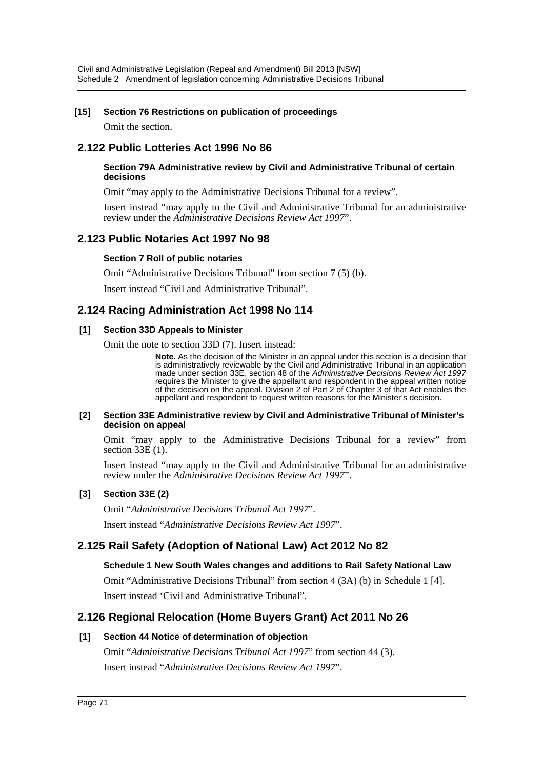### [15] Section 76 Restrictions on publication of proceedings

Omit the section.

## 2.122 Public Lotteries Act 1996 No 86

#### Section 79A Administrative review by Civil and Administrative Tribunal of certain decisions

Omit "may apply to the Administrative Decisions Tribunal for a review".

Insert instead "may apply to the Civil and Administrative Tribunal for an administrative review under the *Administrative Decisions Review Act 1997*".

## 2.123 Public Notaries Act 1997 No 98

#### Section 7 Roll of public notaries

Omit "Administrative Decisions Tribunal" from section 7 (5) (b).

Insert instead "Civil and Administrative Tribunal".

## 2.124 Racing Administration Act 1998 No 114

### [1] Section 33D Appeals to Minister

Omit the note to section 33D (7). Insert instead:

> **Note.** As the decision of the Minister in an appeal under this section is a decision that is administratively reviewable by the Civil and Administrative Tribunal in an application made under section 33E, section 48 of the *Administrative Decisions Review Act 1997* requires the Minister to give the appellant and respondent in the appeal written notice of the decision on the appeal. Division 2 of Part 2 of Chapter 3 of that Act enables the appellant and respondent to request written reasons for the Minister's decision.

### [2] Section 33E Administrative review by Civil and Administrative Tribunal of Minister's decision on appeal

Omit "may apply to the Administrative Decisions Tribunal for a review" from section 33E (1).

Insert instead "may apply to the Civil and Administrative Tribunal for an administrative review under the *Administrative Decisions Review Act 1997*".

### [3] Section 33E (2)

Omit "*Administrative Decisions Tribunal Act 1997*".

Insert instead "*Administrative Decisions Review Act 1997*".

## 2.125 Rail Safety (Adoption of National Law) Act 2012 No 82

#### Schedule 1 New South Wales changes and additions to Rail Safety National Law

Omit "Administrative Decisions Tribunal" from section 4 (3A) (b) in Schedule 1 [4].

Insert instead 'Civil and Administrative Tribunal".

## 2.126 Regional Relocation (Home Buyers Grant) Act 2011 No 26

### [1] Section 44 Notice of determination of objection

Omit "*Administrative Decisions Tribunal Act 1997*" from section 44 (3).

Insert instead "*Administrative Decisions Review Act 1997*".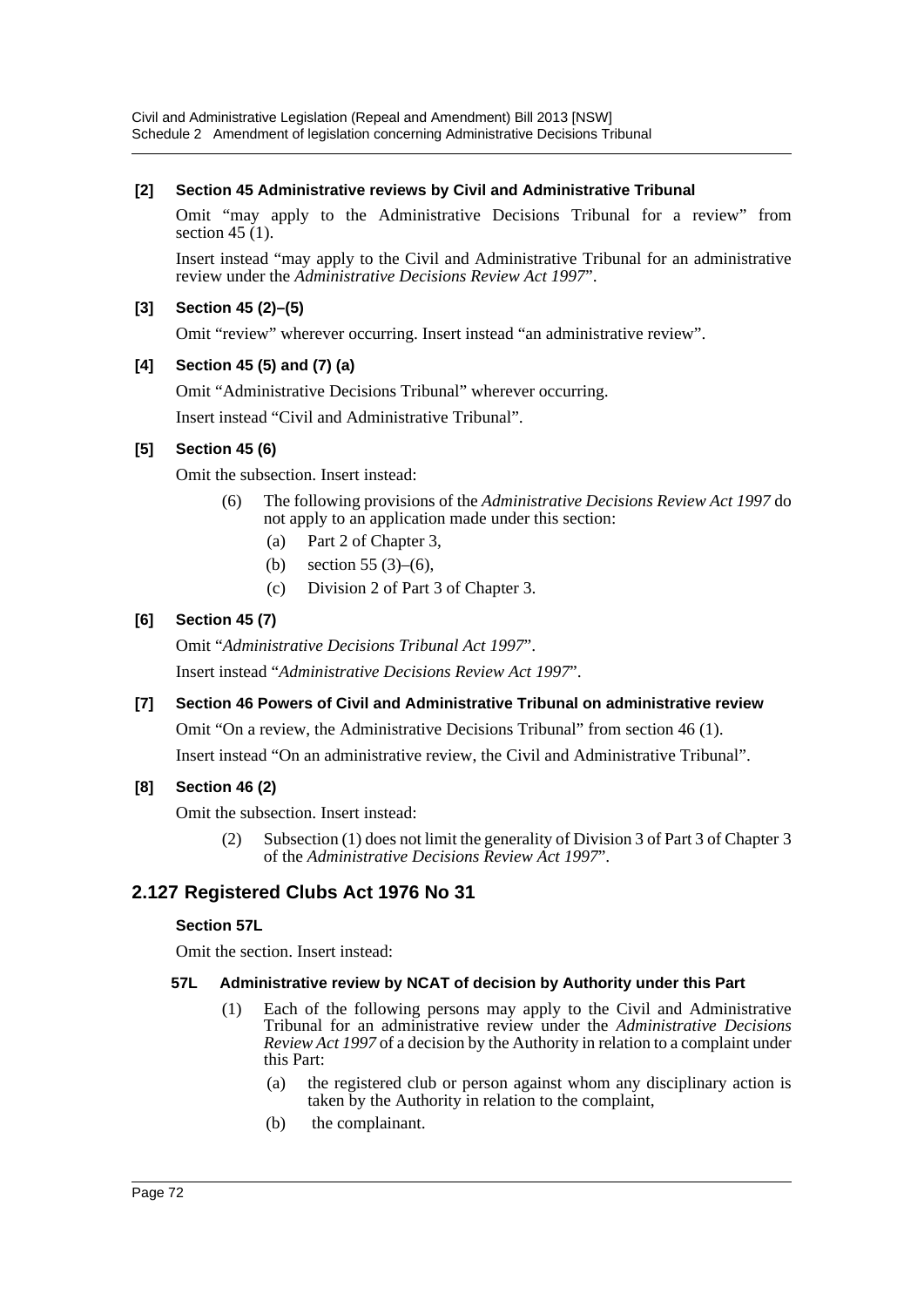**[2] Section 45 Administrative reviews by Civil and Administrative Tribunal**

Omit "may apply to the Administrative Decisions Tribunal for a review" from section 45 (1).

Insert instead "may apply to the Civil and Administrative Tribunal for an administrative review under the *Administrative Decisions Review Act 1997*".

**[3] Section 45 (2)–(5)**

Omit "review" wherever occurring. Insert instead "an administrative review".

**[4] Section 45 (5) and (7) (a)**

Omit "Administrative Decisions Tribunal" wherever occurring.

Insert instead "Civil and Administrative Tribunal".

**[5] Section 45 (6)**

Omit the subsection. Insert instead:

(6) The following provisions of the *Administrative Decisions Review Act 1997* do not apply to an application made under this section:

- (a) Part 2 of Chapter 3,
- (b) section 55 (3)–(6),
- (c) Division 2 of Part 3 of Chapter 3.

**[6] Section 45 (7)**

Omit "*Administrative Decisions Tribunal Act 1997*".

Insert instead "*Administrative Decisions Review Act 1997*".

**[7] Section 46 Powers of Civil and Administrative Tribunal on administrative review**

Omit "On a review, the Administrative Decisions Tribunal" from section 46 (1).

Insert instead "On an administrative review, the Civil and Administrative Tribunal".

**[8] Section 46 (2)**

Omit the subsection. Insert instead:

(2) Subsection (1) does not limit the generality of Division 3 of Part 3 of Chapter 3 of the *Administrative Decisions Review Act 1997*".

## 2.127 Registered Clubs Act 1976 No 31

**Section 57L**

Omit the section. Insert instead:

**57L Administrative review by NCAT of decision by Authority under this Part**

(1) Each of the following persons may apply to the Civil and Administrative Tribunal for an administrative review under the *Administrative Decisions Review Act 1997* of a decision by the Authority in relation to a complaint under this Part:

- (a) the registered club or person against whom any disciplinary action is taken by the Authority in relation to the complaint,
- (b) the complainant.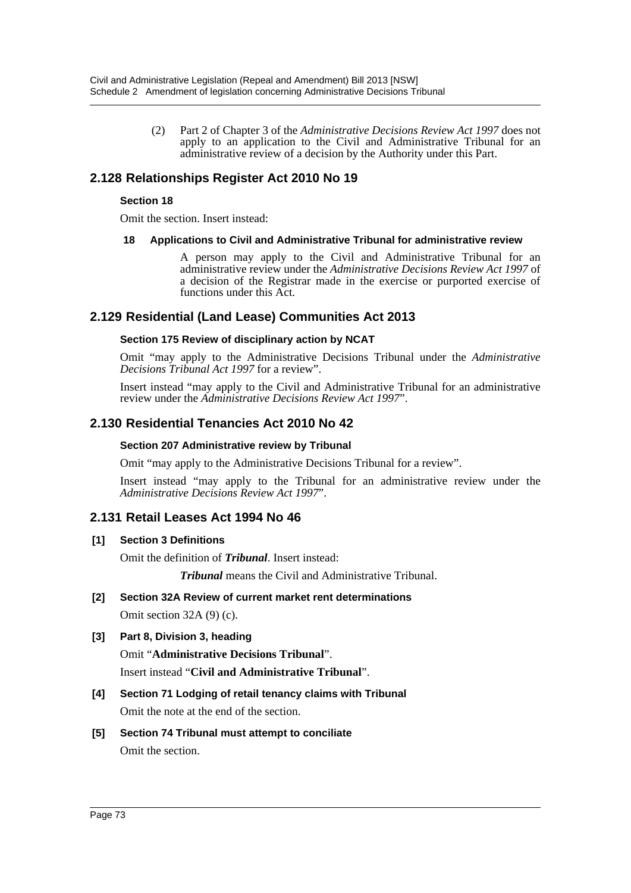(2) Part 2 of Chapter 3 of the *Administrative Decisions Review Act 1997* does not apply to an application to the Civil and Administrative Tribunal for an administrative review of a decision by the Authority under this Part.

## 2.128 Relationships Register Act 2010 No 19

### Section 18

Omit the section. Insert instead:

#### 18 Applications to Civil and Administrative Tribunal for administrative review

A person may apply to the Civil and Administrative Tribunal for an administrative review under the *Administrative Decisions Review Act 1997* of a decision of the Registrar made in the exercise or purported exercise of functions under this Act.

## 2.129 Residential (Land Lease) Communities Act 2013

### Section 175 Review of disciplinary action by NCAT

Omit "may apply to the Administrative Decisions Tribunal under the *Administrative Decisions Tribunal Act 1997* for a review".

Insert instead "may apply to the Civil and Administrative Tribunal for an administrative review under the *Administrative Decisions Review Act 1997*".

## 2.130 Residential Tenancies Act 2010 No 42

### Section 207 Administrative review by Tribunal

Omit "may apply to the Administrative Decisions Tribunal for a review".

Insert instead "may apply to the Tribunal for an administrative review under the *Administrative Decisions Review Act 1997*".

## 2.131 Retail Leases Act 1994 No 46

### [1] Section 3 Definitions

Omit the definition of ***Tribunal***. Insert instead:

***Tribunal*** means the Civil and Administrative Tribunal.

### [2] Section 32A Review of current market rent determinations

Omit section 32A (9) (c).

### [3] Part 8, Division 3, heading

Omit "**Administrative Decisions Tribunal**".

Insert instead "**Civil and Administrative Tribunal**".

### [4] Section 71 Lodging of retail tenancy claims with Tribunal

Omit the note at the end of the section.

### [5] Section 74 Tribunal must attempt to conciliate

Omit the section.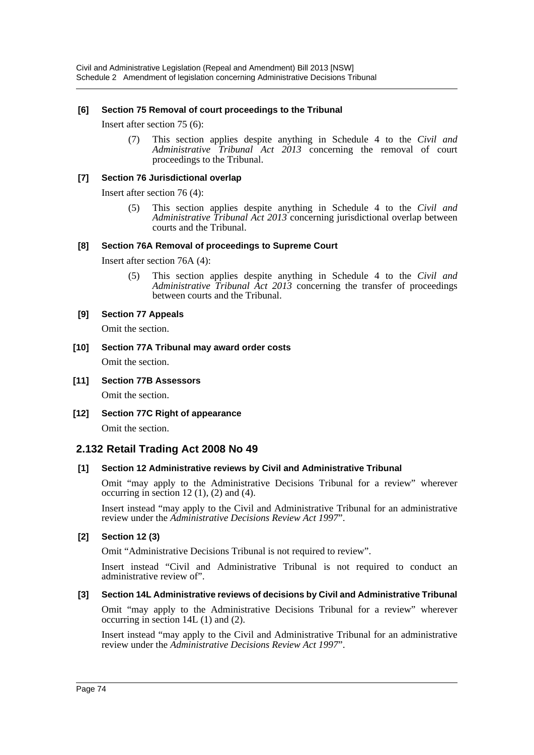**[6] Section 75 Removal of court proceedings to the Tribunal**

Insert after section 75 (6):

> (7) This section applies despite anything in Schedule 4 to the *Civil and Administrative Tribunal Act 2013* concerning the removal of court proceedings to the Tribunal.

**[7] Section 76 Jurisdictional overlap**

Insert after section 76 (4):

> (5) This section applies despite anything in Schedule 4 to the *Civil and Administrative Tribunal Act 2013* concerning jurisdictional overlap between courts and the Tribunal.

**[8] Section 76A Removal of proceedings to Supreme Court**

Insert after section 76A (4):

> (5) This section applies despite anything in Schedule 4 to the *Civil and Administrative Tribunal Act 2013* concerning the transfer of proceedings between courts and the Tribunal.

**[9] Section 77 Appeals**

Omit the section.

**[10] Section 77A Tribunal may award order costs**

Omit the section.

**[11] Section 77B Assessors**

Omit the section.

**[12] Section 77C Right of appearance**

Omit the section.

## 2.132 Retail Trading Act 2008 No 49

**[1] Section 12 Administrative reviews by Civil and Administrative Tribunal**

Omit "may apply to the Administrative Decisions Tribunal for a review" wherever occurring in section 12 (1), (2) and (4).

Insert instead "may apply to the Civil and Administrative Tribunal for an administrative review under the *Administrative Decisions Review Act 1997*".

**[2] Section 12 (3)**

Omit "Administrative Decisions Tribunal is not required to review".

Insert instead "Civil and Administrative Tribunal is not required to conduct an administrative review of".

**[3] Section 14L Administrative reviews of decisions by Civil and Administrative Tribunal**

Omit "may apply to the Administrative Decisions Tribunal for a review" wherever occurring in section 14L (1) and (2).

Insert instead "may apply to the Civil and Administrative Tribunal for an administrative review under the *Administrative Decisions Review Act 1997*".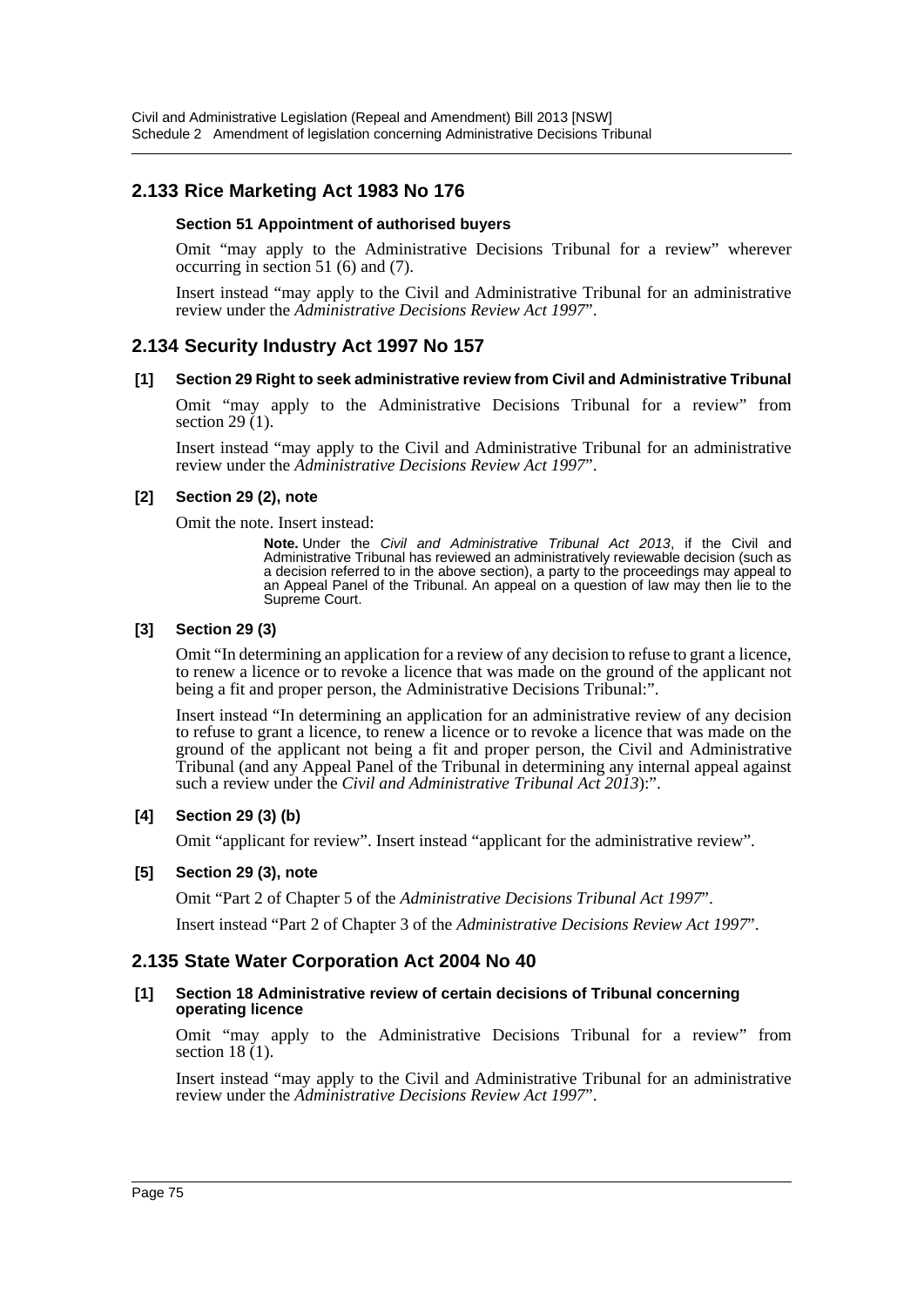## 2.133 Rice Marketing Act 1983 No 176

#### Section 51 Appointment of authorised buyers

Omit "may apply to the Administrative Decisions Tribunal for a review" wherever occurring in section 51 (6) and (7).

Insert instead "may apply to the Civil and Administrative Tribunal for an administrative review under the *Administrative Decisions Review Act 1997*".

## 2.134 Security Industry Act 1997 No 157

#### [1] Section 29 Right to seek administrative review from Civil and Administrative Tribunal

Omit "may apply to the Administrative Decisions Tribunal for a review" from section 29 (1).

Insert instead "may apply to the Civil and Administrative Tribunal for an administrative review under the *Administrative Decisions Review Act 1997*".

#### [2] Section 29 (2), note

Omit the note. Insert instead:

> **Note.** Under the *Civil and Administrative Tribunal Act 2013*, if the Civil and Administrative Tribunal has reviewed an administratively reviewable decision (such as a decision referred to in the above section), a party to the proceedings may appeal to an Appeal Panel of the Tribunal. An appeal on a question of law may then lie to the Supreme Court.

#### [3] Section 29 (3)

Omit "In determining an application for a review of any decision to refuse to grant a licence, to renew a licence or to revoke a licence that was made on the ground of the applicant not being a fit and proper person, the Administrative Decisions Tribunal:".

Insert instead "In determining an application for an administrative review of any decision to refuse to grant a licence, to renew a licence or to revoke a licence that was made on the ground of the applicant not being a fit and proper person, the Civil and Administrative Tribunal (and any Appeal Panel of the Tribunal in determining any internal appeal against such a review under the *Civil and Administrative Tribunal Act 2013*):".

#### [4] Section 29 (3) (b)

Omit "applicant for review". Insert instead "applicant for the administrative review".

#### [5] Section 29 (3), note

Omit "Part 2 of Chapter 5 of the *Administrative Decisions Tribunal Act 1997*".

Insert instead "Part 2 of Chapter 3 of the *Administrative Decisions Review Act 1997*".

## 2.135 State Water Corporation Act 2004 No 40

#### [1] Section 18 Administrative review of certain decisions of Tribunal concerning operating licence

Omit "may apply to the Administrative Decisions Tribunal for a review" from section 18 (1).

Insert instead "may apply to the Civil and Administrative Tribunal for an administrative review under the *Administrative Decisions Review Act 1997*".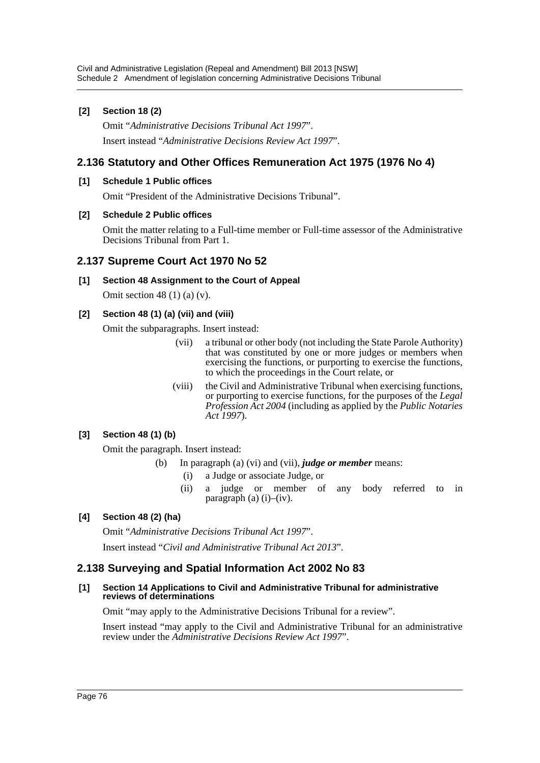**[2] Section 18 (2)**

Omit "*Administrative Decisions Tribunal Act 1997*".

Insert instead "*Administrative Decisions Review Act 1997*".

## 2.136 Statutory and Other Offices Remuneration Act 1975 (1976 No 4)

**[1] Schedule 1 Public offices**

Omit "President of the Administrative Decisions Tribunal".

**[2] Schedule 2 Public offices**

Omit the matter relating to a Full-time member or Full-time assessor of the Administrative Decisions Tribunal from Part 1.

## 2.137 Supreme Court Act 1970 No 52

**[1] Section 48 Assignment to the Court of Appeal**

Omit section 48 (1) (a) (v).

**[2] Section 48 (1) (a) (vii) and (viii)**

Omit the subparagraphs. Insert instead:

(vii) a tribunal or other body (not including the State Parole Authority) that was constituted by one or more judges or members when exercising the functions, or purporting to exercise the functions, to which the proceedings in the Court relate, or

(viii) the Civil and Administrative Tribunal when exercising functions, or purporting to exercise functions, for the purposes of the *Legal Profession Act 2004* (including as applied by the *Public Notaries Act 1997*).

**[3] Section 48 (1) (b)**

Omit the paragraph. Insert instead:

(b) In paragraph (a) (vi) and (vii), ***judge or member*** means:

(i) a Judge or associate Judge, or

(ii) a judge or member of any body referred to in paragraph (a) (i)–(iv).

**[4] Section 48 (2) (ha)**

Omit "*Administrative Decisions Tribunal Act 1997*".

Insert instead "*Civil and Administrative Tribunal Act 2013*".

## 2.138 Surveying and Spatial Information Act 2002 No 83

**[1] Section 14 Applications to Civil and Administrative Tribunal for administrative reviews of determinations**

Omit "may apply to the Administrative Decisions Tribunal for a review".

Insert instead "may apply to the Civil and Administrative Tribunal for an administrative review under the *Administrative Decisions Review Act 1997*".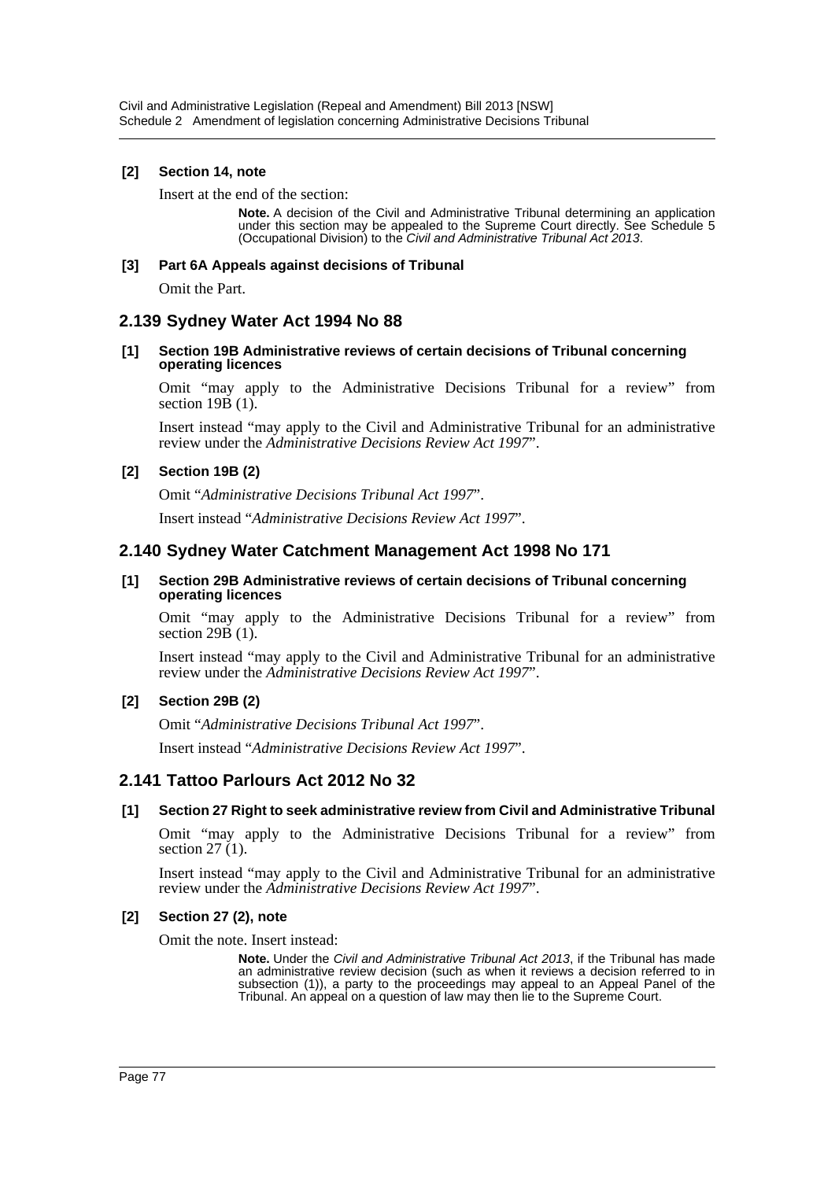**[2] Section 14, note**

Insert at the end of the section:

> **Note.** A decision of the Civil and Administrative Tribunal determining an application under this section may be appealed to the Supreme Court directly. See Schedule 5 (Occupational Division) to the *Civil and Administrative Tribunal Act 2013*.

**[3] Part 6A Appeals against decisions of Tribunal**

Omit the Part.

## 2.139 Sydney Water Act 1994 No 88

**[1] Section 19B Administrative reviews of certain decisions of Tribunal concerning operating licences**

Omit "may apply to the Administrative Decisions Tribunal for a review" from section 19B (1).

Insert instead "may apply to the Civil and Administrative Tribunal for an administrative review under the *Administrative Decisions Review Act 1997*".

**[2] Section 19B (2)**

Omit "*Administrative Decisions Tribunal Act 1997*".

Insert instead "*Administrative Decisions Review Act 1997*".

## 2.140 Sydney Water Catchment Management Act 1998 No 171

**[1] Section 29B Administrative reviews of certain decisions of Tribunal concerning operating licences**

Omit "may apply to the Administrative Decisions Tribunal for a review" from section 29B (1).

Insert instead "may apply to the Civil and Administrative Tribunal for an administrative review under the *Administrative Decisions Review Act 1997*".

**[2] Section 29B (2)**

Omit "*Administrative Decisions Tribunal Act 1997*".

Insert instead "*Administrative Decisions Review Act 1997*".

## 2.141 Tattoo Parlours Act 2012 No 32

**[1] Section 27 Right to seek administrative review from Civil and Administrative Tribunal**

Omit "may apply to the Administrative Decisions Tribunal for a review" from section 27 (1).

Insert instead "may apply to the Civil and Administrative Tribunal for an administrative review under the *Administrative Decisions Review Act 1997*".

**[2] Section 27 (2), note**

Omit the note. Insert instead:

> **Note.** Under the *Civil and Administrative Tribunal Act 2013*, if the Tribunal has made an administrative review decision (such as when it reviews a decision referred to in subsection (1)), a party to the proceedings may appeal to an Appeal Panel of the Tribunal. An appeal on a question of law may then lie to the Supreme Court.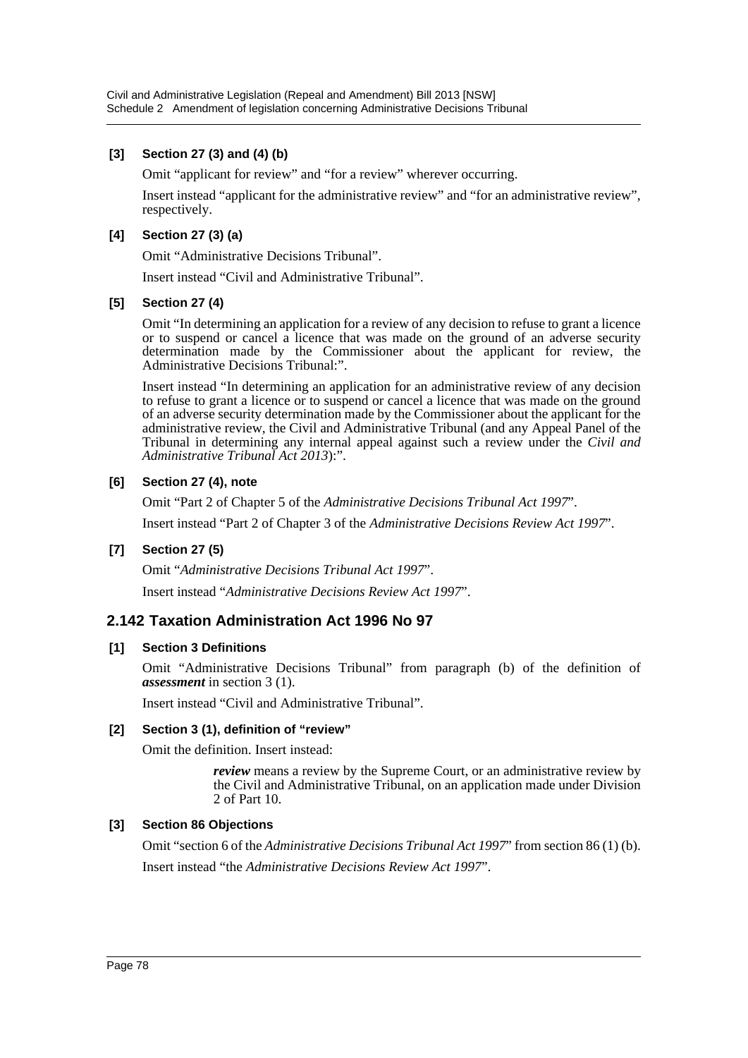#### [3] Section 27 (3) and (4) (b)

Omit "applicant for review" and "for a review" wherever occurring.

Insert instead "applicant for the administrative review" and "for an administrative review", respectively.

#### [4] Section 27 (3) (a)

Omit "Administrative Decisions Tribunal".

Insert instead "Civil and Administrative Tribunal".

#### [5] Section 27 (4)

Omit "In determining an application for a review of any decision to refuse to grant a licence or to suspend or cancel a licence that was made on the ground of an adverse security determination made by the Commissioner about the applicant for review, the Administrative Decisions Tribunal:".

Insert instead "In determining an application for an administrative review of any decision to refuse to grant a licence or to suspend or cancel a licence that was made on the ground of an adverse security determination made by the Commissioner about the applicant for the administrative review, the Civil and Administrative Tribunal (and any Appeal Panel of the Tribunal in determining any internal appeal against such a review under the *Civil and Administrative Tribunal Act 2013*):".

#### [6] Section 27 (4), note

Omit "Part 2 of Chapter 5 of the *Administrative Decisions Tribunal Act 1997*".

Insert instead "Part 2 of Chapter 3 of the *Administrative Decisions Review Act 1997*".

#### [7] Section 27 (5)

Omit "*Administrative Decisions Tribunal Act 1997*".

Insert instead "*Administrative Decisions Review Act 1997*".

### 2.142 Taxation Administration Act 1996 No 97

#### [1] Section 3 Definitions

Omit "Administrative Decisions Tribunal" from paragraph (b) of the definition of ***assessment*** in section 3 (1).

Insert instead "Civil and Administrative Tribunal".

#### [2] Section 3 (1), definition of "review"

Omit the definition. Insert instead:

> ***review*** means a review by the Supreme Court, or an administrative review by the Civil and Administrative Tribunal, on an application made under Division 2 of Part 10.

#### [3] Section 86 Objections

Omit "section 6 of the *Administrative Decisions Tribunal Act 1997*" from section 86 (1) (b).

Insert instead "the *Administrative Decisions Review Act 1997*".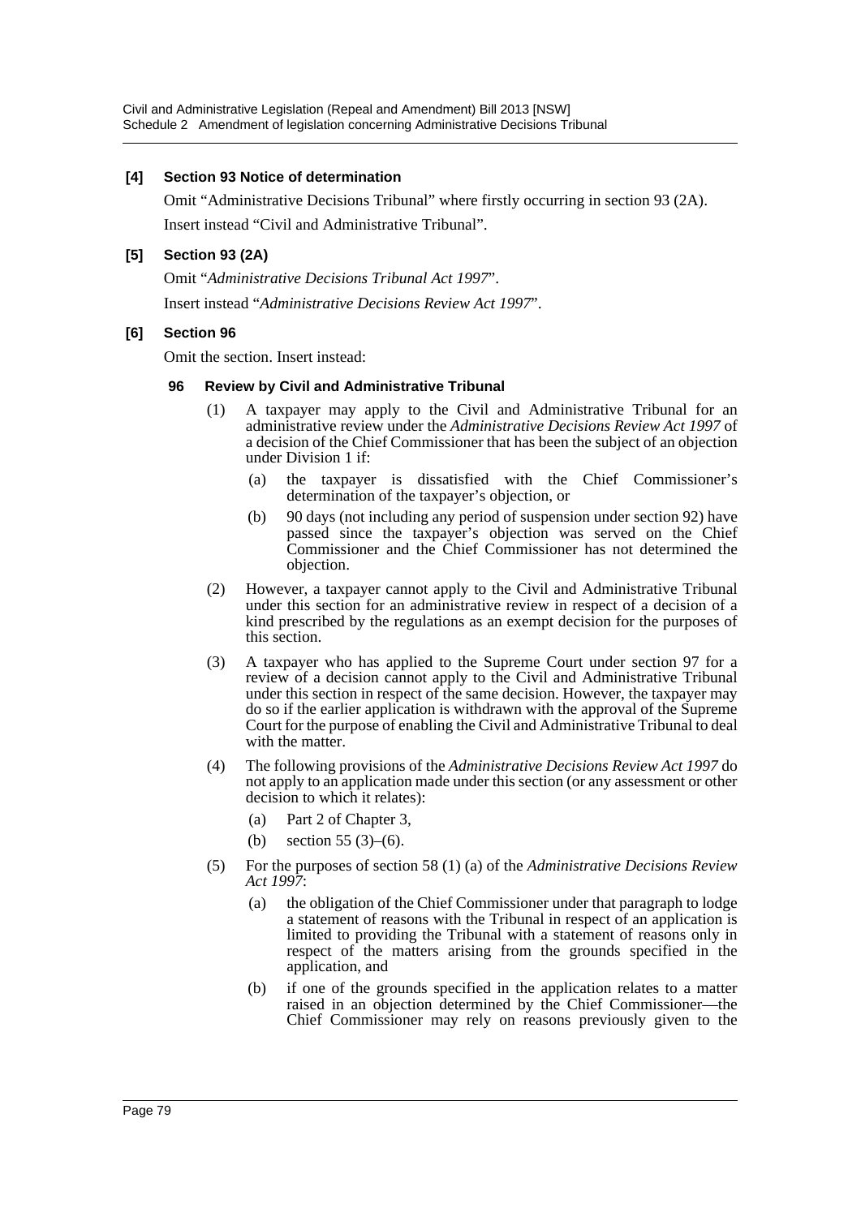**[4] Section 93 Notice of determination**

Omit "Administrative Decisions Tribunal" where firstly occurring in section 93 (2A).

Insert instead "Civil and Administrative Tribunal".

**[5] Section 93 (2A)**

Omit "*Administrative Decisions Tribunal Act 1997*".

Insert instead "*Administrative Decisions Review Act 1997*".

**[6] Section 96**

Omit the section. Insert instead:

**96 Review by Civil and Administrative Tribunal**

(1) A taxpayer may apply to the Civil and Administrative Tribunal for an administrative review under the *Administrative Decisions Review Act 1997* of a decision of the Chief Commissioner that has been the subject of an objection under Division 1 if:

(a) the taxpayer is dissatisfied with the Chief Commissioner's determination of the taxpayer's objection, or

(b) 90 days (not including any period of suspension under section 92) have passed since the taxpayer's objection was served on the Chief Commissioner and the Chief Commissioner has not determined the objection.

(2) However, a taxpayer cannot apply to the Civil and Administrative Tribunal under this section for an administrative review in respect of a decision of a kind prescribed by the regulations as an exempt decision for the purposes of this section.

(3) A taxpayer who has applied to the Supreme Court under section 97 for a review of a decision cannot apply to the Civil and Administrative Tribunal under this section in respect of the same decision. However, the taxpayer may do so if the earlier application is withdrawn with the approval of the Supreme Court for the purpose of enabling the Civil and Administrative Tribunal to deal with the matter.

(4) The following provisions of the *Administrative Decisions Review Act 1997* do not apply to an application made under this section (or any assessment or other decision to which it relates):

(a) Part 2 of Chapter 3,

(b) section 55 (3)–(6).

(5) For the purposes of section 58 (1) (a) of the *Administrative Decisions Review Act 1997*:

(a) the obligation of the Chief Commissioner under that paragraph to lodge a statement of reasons with the Tribunal in respect of an application is limited to providing the Tribunal with a statement of reasons only in respect of the matters arising from the grounds specified in the application, and

(b) if one of the grounds specified in the application relates to a matter raised in an objection determined by the Chief Commissioner—the Chief Commissioner may rely on reasons previously given to the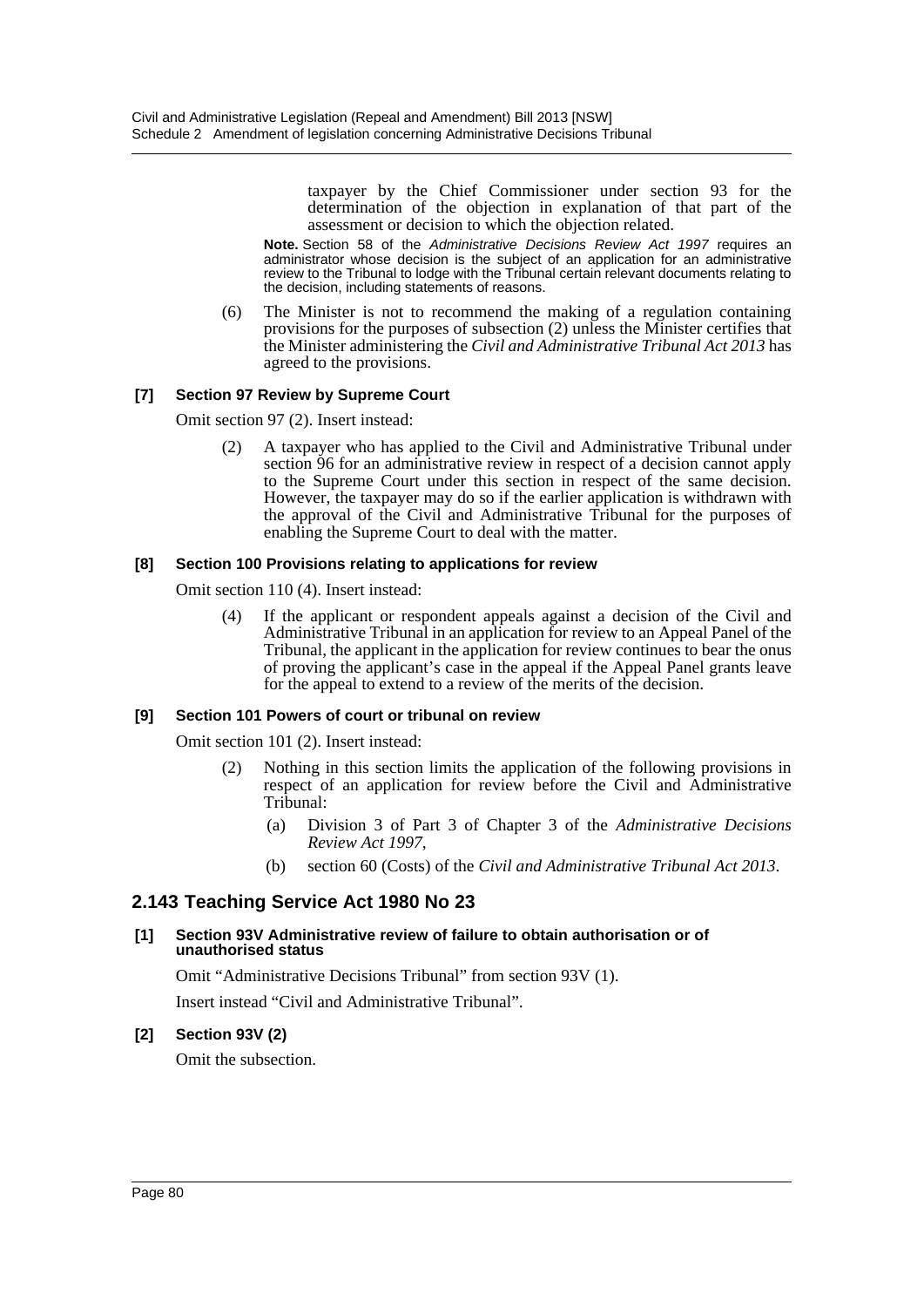taxpayer by the Chief Commissioner under section 93 for the determination of the objection in explanation of that part of the assessment or decision to which the objection related.

**Note.** Section 58 of the *Administrative Decisions Review Act 1997* requires an administrator whose decision is the subject of an application for an administrative review to the Tribunal to lodge with the Tribunal certain relevant documents relating to the decision, including statements of reasons.

(6) The Minister is not to recommend the making of a regulation containing provisions for the purposes of subsection (2) unless the Minister certifies that the Minister administering the *Civil and Administrative Tribunal Act 2013* has agreed to the provisions.

#### [7] Section 97 Review by Supreme Court

Omit section 97 (2). Insert instead:

(2) A taxpayer who has applied to the Civil and Administrative Tribunal under section 96 for an administrative review in respect of a decision cannot apply to the Supreme Court under this section in respect of the same decision. However, the taxpayer may do so if the earlier application is withdrawn with the approval of the Civil and Administrative Tribunal for the purposes of enabling the Supreme Court to deal with the matter.

#### [8] Section 100 Provisions relating to applications for review

Omit section 110 (4). Insert instead:

(4) If the applicant or respondent appeals against a decision of the Civil and Administrative Tribunal in an application for review to an Appeal Panel of the Tribunal, the applicant in the application for review continues to bear the onus of proving the applicant's case in the appeal if the Appeal Panel grants leave for the appeal to extend to a review of the merits of the decision.

#### [9] Section 101 Powers of court or tribunal on review

Omit section 101 (2). Insert instead:

(2) Nothing in this section limits the application of the following provisions in respect of an application for review before the Civil and Administrative Tribunal:

(a) Division 3 of Part 3 of Chapter 3 of the *Administrative Decisions Review Act 1997*,

(b) section 60 (Costs) of the *Civil and Administrative Tribunal Act 2013*.

## 2.143 Teaching Service Act 1980 No 23

#### [1] Section 93V Administrative review of failure to obtain authorisation or of unauthorised status

Omit "Administrative Decisions Tribunal" from section 93V (1).

Insert instead "Civil and Administrative Tribunal".

#### [2] Section 93V (2)

Omit the subsection.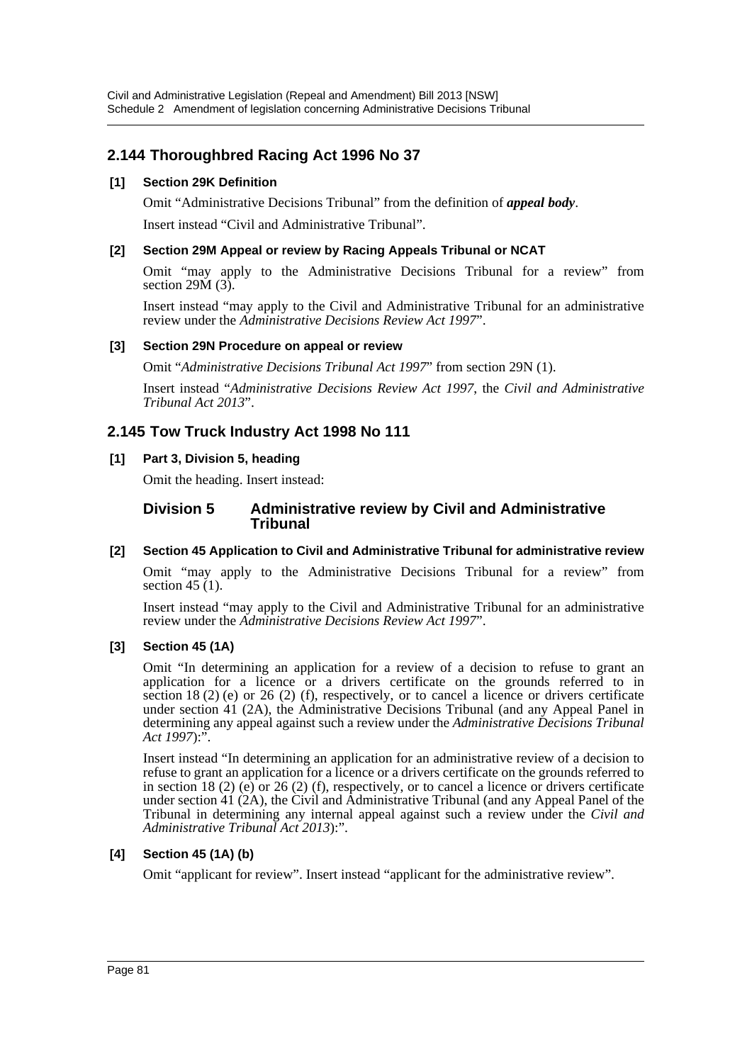## 2.144 Thoroughbred Racing Act 1996 No 37

### [1] Section 29K Definition

Omit "Administrative Decisions Tribunal" from the definition of ***appeal body***.

Insert instead "Civil and Administrative Tribunal".

### [2] Section 29M Appeal or review by Racing Appeals Tribunal or NCAT

Omit "may apply to the Administrative Decisions Tribunal for a review" from section 29M (3).

Insert instead "may apply to the Civil and Administrative Tribunal for an administrative review under the *Administrative Decisions Review Act 1997*".

### [3] Section 29N Procedure on appeal or review

Omit "*Administrative Decisions Tribunal Act 1997*" from section 29N (1).

Insert instead "*Administrative Decisions Review Act 1997*, the *Civil and Administrative Tribunal Act 2013*".

## 2.145 Tow Truck Industry Act 1998 No 111

### [1] Part 3, Division 5, heading

Omit the heading. Insert instead:

**Division 5 Administrative review by Civil and Administrative Tribunal**

### [2] Section 45 Application to Civil and Administrative Tribunal for administrative review

Omit "may apply to the Administrative Decisions Tribunal for a review" from section 45 (1).

Insert instead "may apply to the Civil and Administrative Tribunal for an administrative review under the *Administrative Decisions Review Act 1997*".

### [3] Section 45 (1A)

Omit "In determining an application for a review of a decision to refuse to grant an application for a licence or a drivers certificate on the grounds referred to in section 18 (2) (e) or 26 (2) (f), respectively, or to cancel a licence or drivers certificate under section 41 (2A), the Administrative Decisions Tribunal (and any Appeal Panel in determining any appeal against such a review under the *Administrative Decisions Tribunal Act 1997*):".

Insert instead "In determining an application for an administrative review of a decision to refuse to grant an application for a licence or a drivers certificate on the grounds referred to in section 18 (2) (e) or 26 (2) (f), respectively, or to cancel a licence or drivers certificate under section 41 (2A), the Civil and Administrative Tribunal (and any Appeal Panel of the Tribunal in determining any internal appeal against such a review under the *Civil and Administrative Tribunal Act 2013*):".

### [4] Section 45 (1A) (b)

Omit "applicant for review". Insert instead "applicant for the administrative review".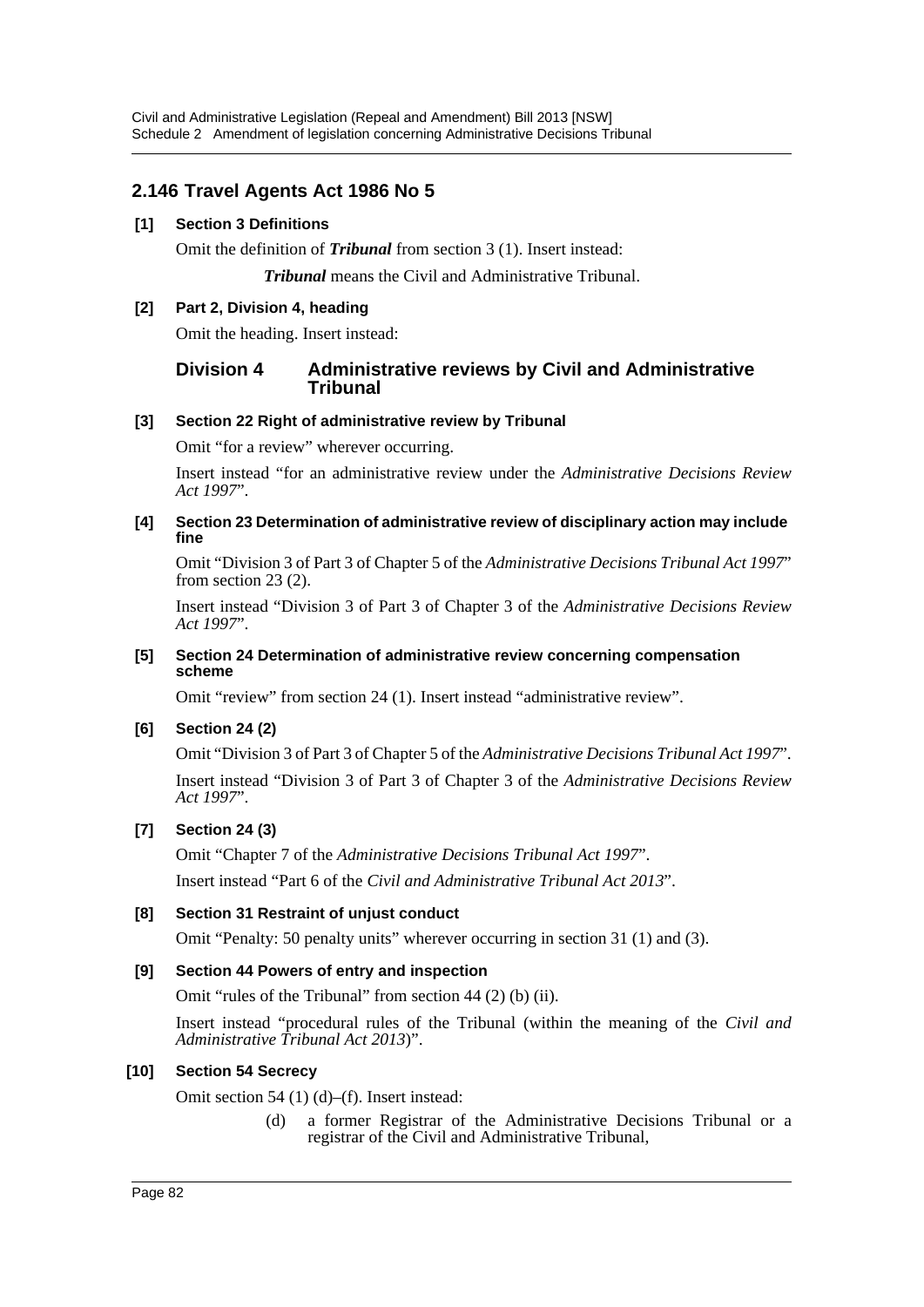## 2.146 Travel Agents Act 1986 No 5

**[1] Section 3 Definitions**

Omit the definition of ***Tribunal*** from section 3 (1). Insert instead:

***Tribunal*** means the Civil and Administrative Tribunal.

**[2] Part 2, Division 4, heading**

Omit the heading. Insert instead:

### Division 4 Administrative reviews by Civil and Administrative Tribunal

**[3] Section 22 Right of administrative review by Tribunal**

Omit "for a review" wherever occurring.

Insert instead "for an administrative review under the *Administrative Decisions Review Act 1997*".

**[4] Section 23 Determination of administrative review of disciplinary action may include fine**

Omit "Division 3 of Part 3 of Chapter 5 of the *Administrative Decisions Tribunal Act 1997*" from section 23 (2).

Insert instead "Division 3 of Part 3 of Chapter 3 of the *Administrative Decisions Review Act 1997*".

**[5] Section 24 Determination of administrative review concerning compensation scheme**

Omit "review" from section 24 (1). Insert instead "administrative review".

**[6] Section 24 (2)**

Omit "Division 3 of Part 3 of Chapter 5 of the *Administrative Decisions Tribunal Act 1997*".

Insert instead "Division 3 of Part 3 of Chapter 3 of the *Administrative Decisions Review Act 1997*".

**[7] Section 24 (3)**

Omit "Chapter 7 of the *Administrative Decisions Tribunal Act 1997*".

Insert instead "Part 6 of the *Civil and Administrative Tribunal Act 2013*".

**[8] Section 31 Restraint of unjust conduct**

Omit "Penalty: 50 penalty units" wherever occurring in section 31 (1) and (3).

**[9] Section 44 Powers of entry and inspection**

Omit "rules of the Tribunal" from section 44 (2) (b) (ii).

Insert instead "procedural rules of the Tribunal (within the meaning of the *Civil and Administrative Tribunal Act 2013*)".

**[10] Section 54 Secrecy**

Omit section 54 (1) (d)–(f). Insert instead:

(d) a former Registrar of the Administrative Decisions Tribunal or a registrar of the Civil and Administrative Tribunal,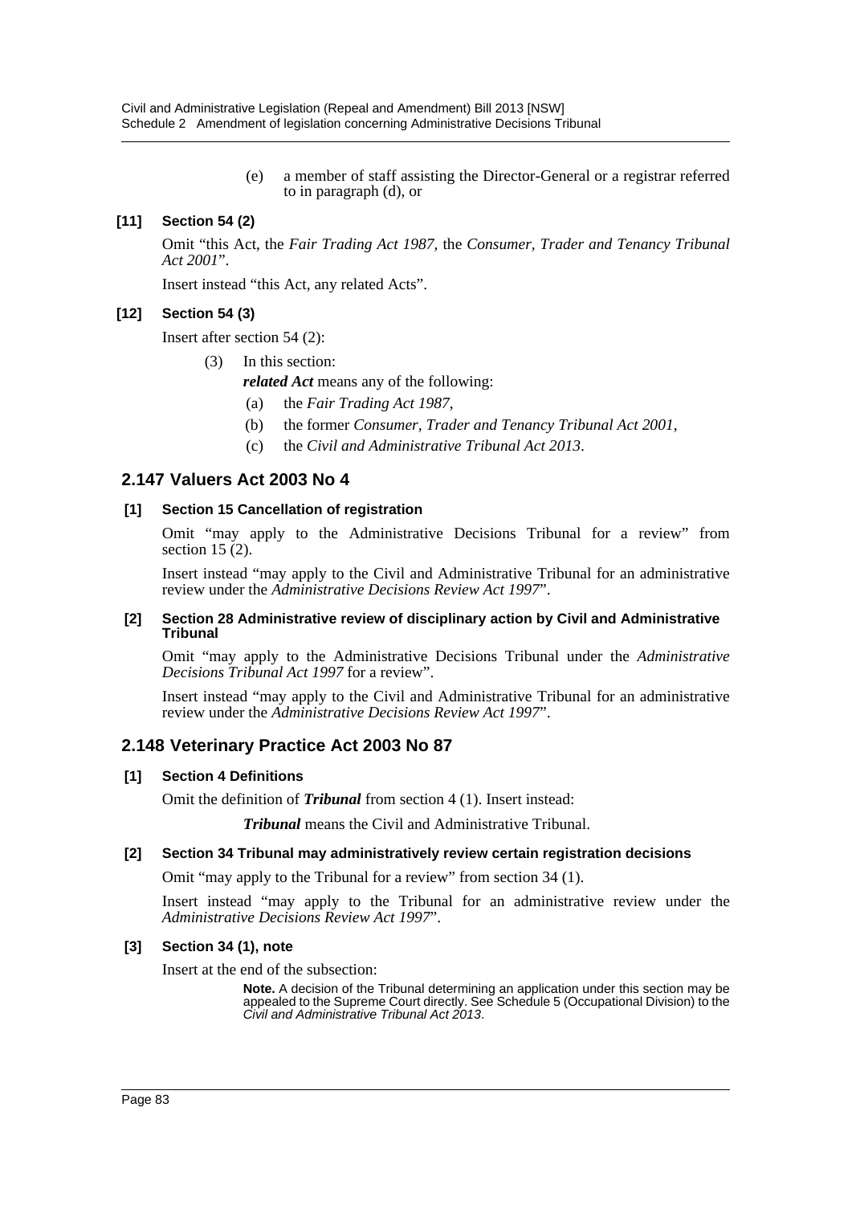(e) a member of staff assisting the Director-General or a registrar referred to in paragraph (d), or

**[11] Section 54 (2)**

Omit "this Act, the *Fair Trading Act 1987*, the *Consumer, Trader and Tenancy Tribunal Act 2001*".

Insert instead "this Act, any related Acts".

**[12] Section 54 (3)**

Insert after section 54 (2):

(3) In this section:

***related Act*** means any of the following:

(a) the *Fair Trading Act 1987*,

(b) the former *Consumer, Trader and Tenancy Tribunal Act 2001*,

(c) the *Civil and Administrative Tribunal Act 2013*.

## 2.147 Valuers Act 2003 No 4

**[1] Section 15 Cancellation of registration**

Omit "may apply to the Administrative Decisions Tribunal for a review" from section 15 (2).

Insert instead "may apply to the Civil and Administrative Tribunal for an administrative review under the *Administrative Decisions Review Act 1997*".

**[2] Section 28 Administrative review of disciplinary action by Civil and Administrative Tribunal**

Omit "may apply to the Administrative Decisions Tribunal under the *Administrative Decisions Tribunal Act 1997* for a review".

Insert instead "may apply to the Civil and Administrative Tribunal for an administrative review under the *Administrative Decisions Review Act 1997*".

## 2.148 Veterinary Practice Act 2003 No 87

**[1] Section 4 Definitions**

Omit the definition of ***Tribunal*** from section 4 (1). Insert instead:

***Tribunal*** means the Civil and Administrative Tribunal.

**[2] Section 34 Tribunal may administratively review certain registration decisions**

Omit "may apply to the Tribunal for a review" from section 34 (1).

Insert instead "may apply to the Tribunal for an administrative review under the *Administrative Decisions Review Act 1997*".

**[3] Section 34 (1), note**

Insert at the end of the subsection:

**Note.** A decision of the Tribunal determining an application under this section may be appealed to the Supreme Court directly. See Schedule 5 (Occupational Division) to the *Civil and Administrative Tribunal Act 2013*.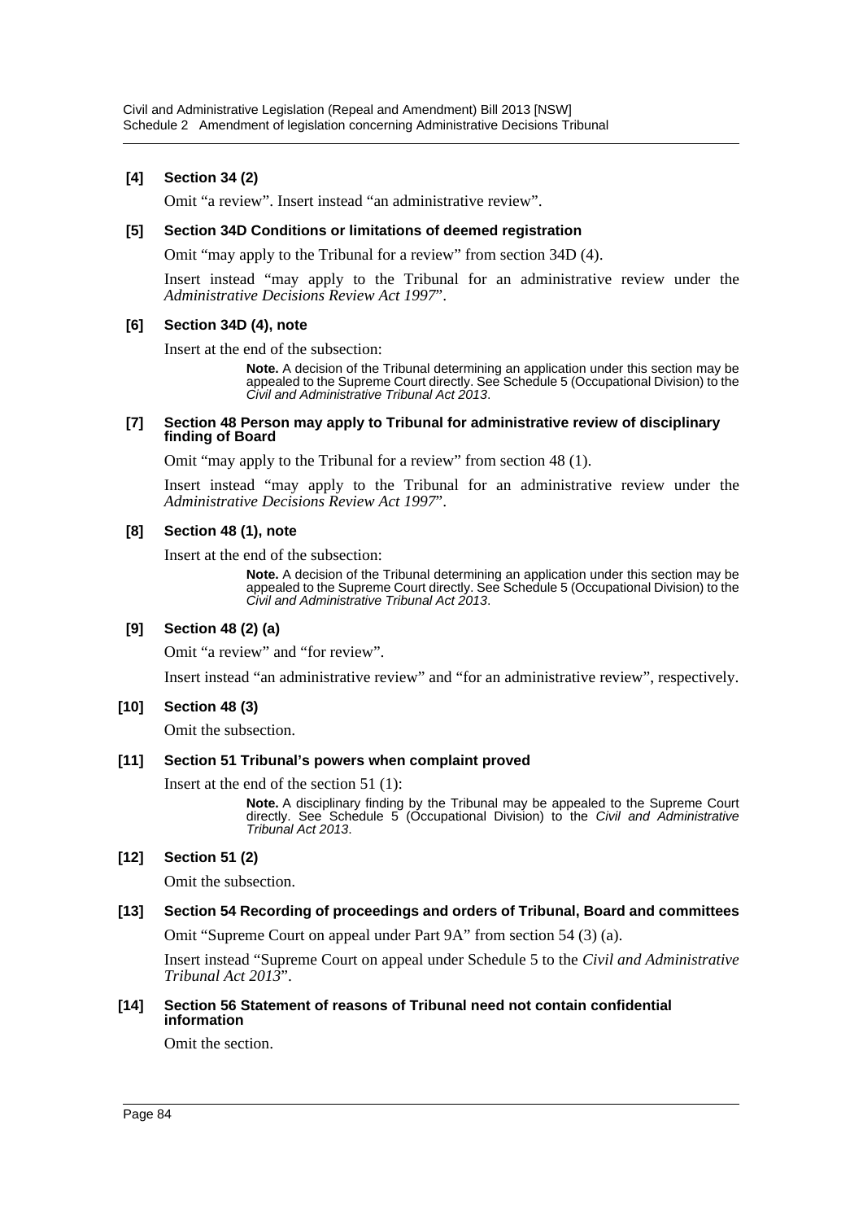**[4] Section 34 (2)**

Omit "a review". Insert instead "an administrative review".

**[5] Section 34D Conditions or limitations of deemed registration**

Omit "may apply to the Tribunal for a review" from section 34D (4).

Insert instead "may apply to the Tribunal for an administrative review under the *Administrative Decisions Review Act 1997*".

**[6] Section 34D (4), note**

Insert at the end of the subsection:

> **Note.** A decision of the Tribunal determining an application under this section may be appealed to the Supreme Court directly. See Schedule 5 (Occupational Division) to the *Civil and Administrative Tribunal Act 2013*.

**[7] Section 48 Person may apply to Tribunal for administrative review of disciplinary finding of Board**

Omit "may apply to the Tribunal for a review" from section 48 (1).

Insert instead "may apply to the Tribunal for an administrative review under the *Administrative Decisions Review Act 1997*".

**[8] Section 48 (1), note**

Insert at the end of the subsection:

> **Note.** A decision of the Tribunal determining an application under this section may be appealed to the Supreme Court directly. See Schedule 5 (Occupational Division) to the *Civil and Administrative Tribunal Act 2013*.

**[9] Section 48 (2) (a)**

Omit "a review" and "for review".

Insert instead "an administrative review" and "for an administrative review", respectively.

**[10] Section 48 (3)**

Omit the subsection.

**[11] Section 51 Tribunal's powers when complaint proved**

Insert at the end of the section 51 (1):

> **Note.** A disciplinary finding by the Tribunal may be appealed to the Supreme Court directly. See Schedule 5 (Occupational Division) to the *Civil and Administrative Tribunal Act 2013*.

**[12] Section 51 (2)**

Omit the subsection.

**[13] Section 54 Recording of proceedings and orders of Tribunal, Board and committees**

Omit "Supreme Court on appeal under Part 9A" from section 54 (3) (a).

Insert instead "Supreme Court on appeal under Schedule 5 to the *Civil and Administrative Tribunal Act 2013*".

**[14] Section 56 Statement of reasons of Tribunal need not contain confidential information**

Omit the section.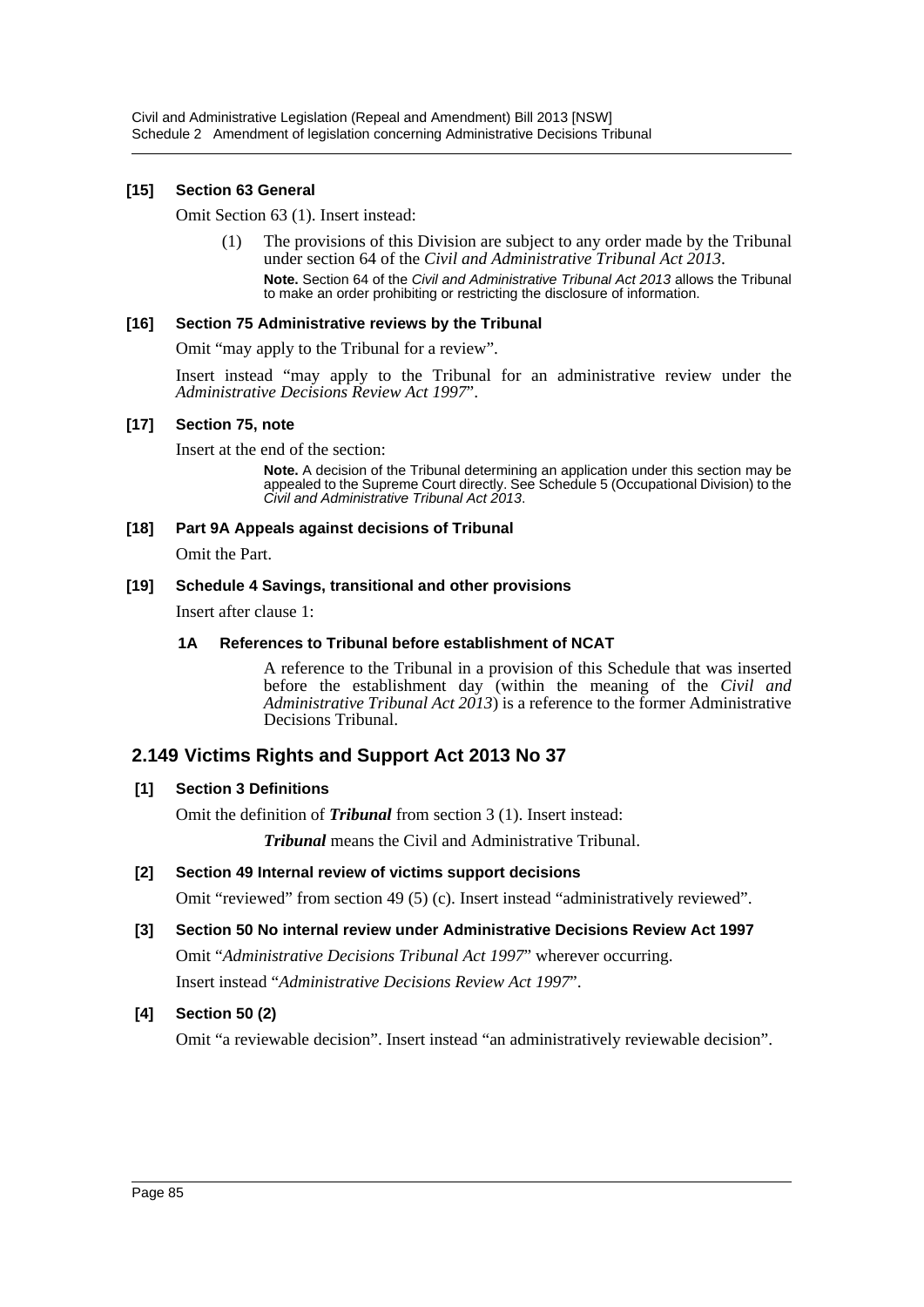### [15] Section 63 General

Omit Section 63 (1). Insert instead:

> (1) The provisions of this Division are subject to any order made by the Tribunal under section 64 of the *Civil and Administrative Tribunal Act 2013*.
>
> **Note.** Section 64 of the *Civil and Administrative Tribunal Act 2013* allows the Tribunal to make an order prohibiting or restricting the disclosure of information.

### [16] Section 75 Administrative reviews by the Tribunal

Omit "may apply to the Tribunal for a review".

Insert instead "may apply to the Tribunal for an administrative review under the *Administrative Decisions Review Act 1997*".

### [17] Section 75, note

Insert at the end of the section:

> **Note.** A decision of the Tribunal determining an application under this section may be appealed to the Supreme Court directly. See Schedule 5 (Occupational Division) to the *Civil and Administrative Tribunal Act 2013*.

### [18] Part 9A Appeals against decisions of Tribunal

Omit the Part.

### [19] Schedule 4 Savings, transitional and other provisions

Insert after clause 1:

> **1A References to Tribunal before establishment of NCAT**
>
> A reference to the Tribunal in a provision of this Schedule that was inserted before the establishment day (within the meaning of the *Civil and Administrative Tribunal Act 2013*) is a reference to the former Administrative Decisions Tribunal.

## 2.149 Victims Rights and Support Act 2013 No 37

### [1] Section 3 Definitions

Omit the definition of ***Tribunal*** from section 3 (1). Insert instead:

> ***Tribunal*** means the Civil and Administrative Tribunal.

### [2] Section 49 Internal review of victims support decisions

Omit "reviewed" from section 49 (5) (c). Insert instead "administratively reviewed".

### [3] Section 50 No internal review under Administrative Decisions Review Act 1997

Omit "*Administrative Decisions Tribunal Act 1997*" wherever occurring.

Insert instead "*Administrative Decisions Review Act 1997*".

### [4] Section 50 (2)

Omit "a reviewable decision". Insert instead "an administratively reviewable decision".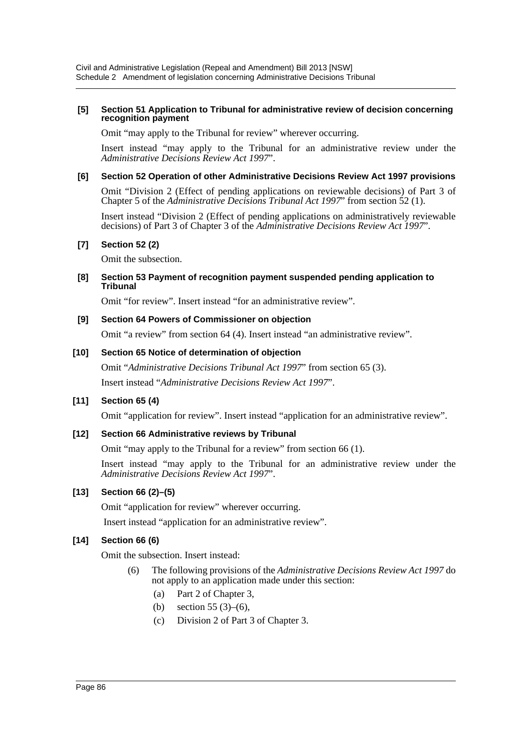**[5] Section 51 Application to Tribunal for administrative review of decision concerning recognition payment**

Omit "may apply to the Tribunal for review" wherever occurring.

Insert instead "may apply to the Tribunal for an administrative review under the *Administrative Decisions Review Act 1997*".

**[6] Section 52 Operation of other Administrative Decisions Review Act 1997 provisions**

Omit "Division 2 (Effect of pending applications on reviewable decisions) of Part 3 of Chapter 5 of the *Administrative Decisions Tribunal Act 1997*" from section 52 (1).

Insert instead "Division 2 (Effect of pending applications on administratively reviewable decisions) of Part 3 of Chapter 3 of the *Administrative Decisions Review Act 1997*".

**[7] Section 52 (2)**

Omit the subsection.

**[8] Section 53 Payment of recognition payment suspended pending application to Tribunal**

Omit "for review". Insert instead "for an administrative review".

**[9] Section 64 Powers of Commissioner on objection**

Omit "a review" from section 64 (4). Insert instead "an administrative review".

**[10] Section 65 Notice of determination of objection**

Omit "*Administrative Decisions Tribunal Act 1997*" from section 65 (3).

Insert instead "*Administrative Decisions Review Act 1997*".

**[11] Section 65 (4)**

Omit "application for review". Insert instead "application for an administrative review".

**[12] Section 66 Administrative reviews by Tribunal**

Omit "may apply to the Tribunal for a review" from section 66 (1).

Insert instead "may apply to the Tribunal for an administrative review under the *Administrative Decisions Review Act 1997*".

**[13] Section 66 (2)–(5)**

Omit "application for review" wherever occurring.

Insert instead "application for an administrative review".

**[14] Section 66 (6)**

Omit the subsection. Insert instead:

(6) The following provisions of the *Administrative Decisions Review Act 1997* do not apply to an application made under this section:

- (a) Part 2 of Chapter 3,
- (b) section 55 (3)–(6),
- (c) Division 2 of Part 3 of Chapter 3.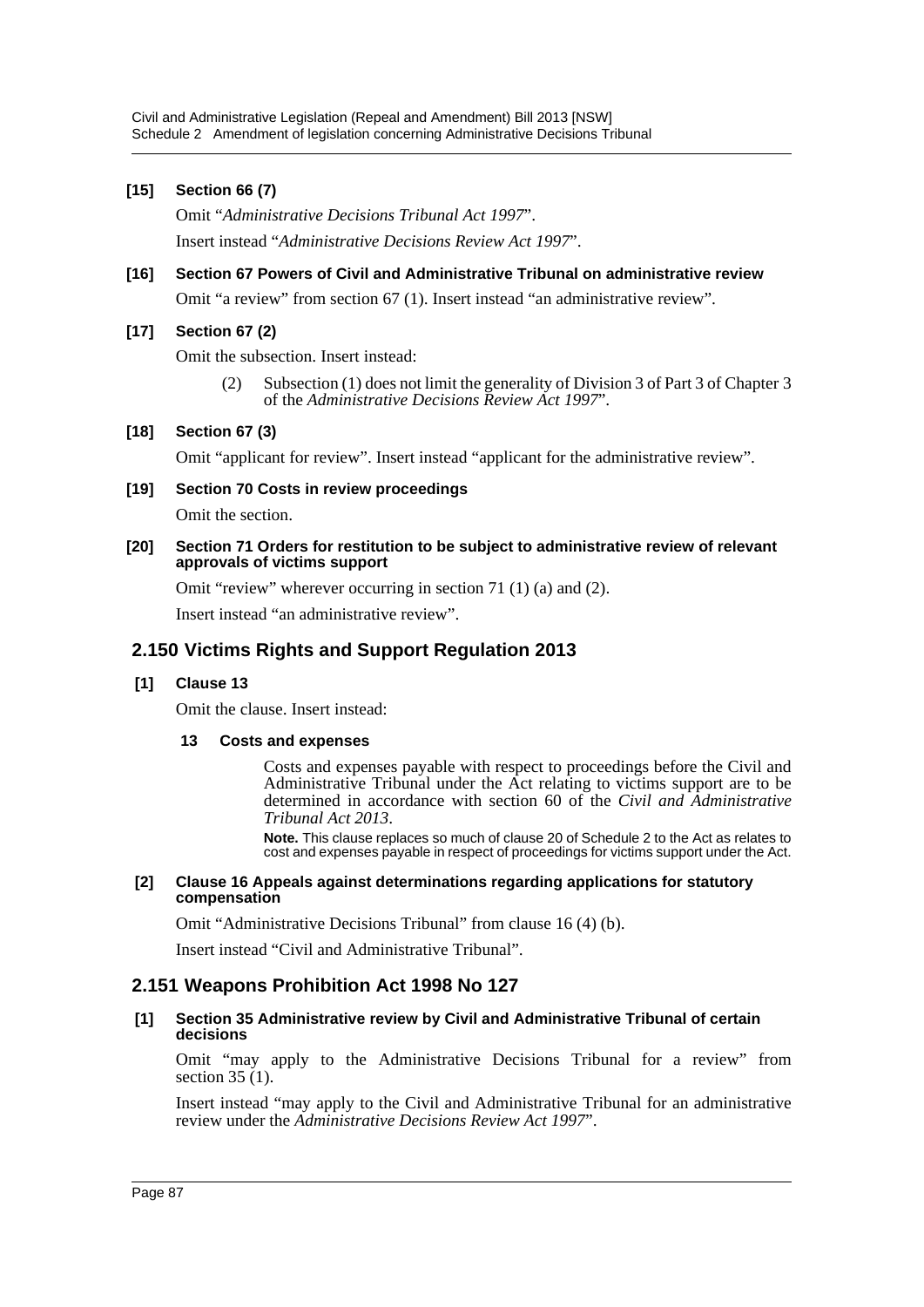**[15] Section 66 (7)**

Omit "*Administrative Decisions Tribunal Act 1997*".

Insert instead "*Administrative Decisions Review Act 1997*".

**[16] Section 67 Powers of Civil and Administrative Tribunal on administrative review**

Omit "a review" from section 67 (1). Insert instead "an administrative review".

**[17] Section 67 (2)**

Omit the subsection. Insert instead:

> (2) Subsection (1) does not limit the generality of Division 3 of Part 3 of Chapter 3 of the *Administrative Decisions Review Act 1997*".

**[18] Section 67 (3)**

Omit "applicant for review". Insert instead "applicant for the administrative review".

**[19] Section 70 Costs in review proceedings**

Omit the section.

**[20] Section 71 Orders for restitution to be subject to administrative review of relevant approvals of victims support**

Omit "review" wherever occurring in section 71 (1) (a) and (2).

Insert instead "an administrative review".

## 2.150 Victims Rights and Support Regulation 2013

**[1] Clause 13**

Omit the clause. Insert instead:

> **13 Costs and expenses**
>
> Costs and expenses payable with respect to proceedings before the Civil and Administrative Tribunal under the Act relating to victims support are to be determined in accordance with section 60 of the *Civil and Administrative Tribunal Act 2013*.
>
> **Note.** This clause replaces so much of clause 20 of Schedule 2 to the Act as relates to cost and expenses payable in respect of proceedings for victims support under the Act.

**[2] Clause 16 Appeals against determinations regarding applications for statutory compensation**

Omit "Administrative Decisions Tribunal" from clause 16 (4) (b).

Insert instead "Civil and Administrative Tribunal".

## 2.151 Weapons Prohibition Act 1998 No 127

**[1] Section 35 Administrative review by Civil and Administrative Tribunal of certain decisions**

Omit "may apply to the Administrative Decisions Tribunal for a review" from section 35 (1).

Insert instead "may apply to the Civil and Administrative Tribunal for an administrative review under the *Administrative Decisions Review Act 1997*".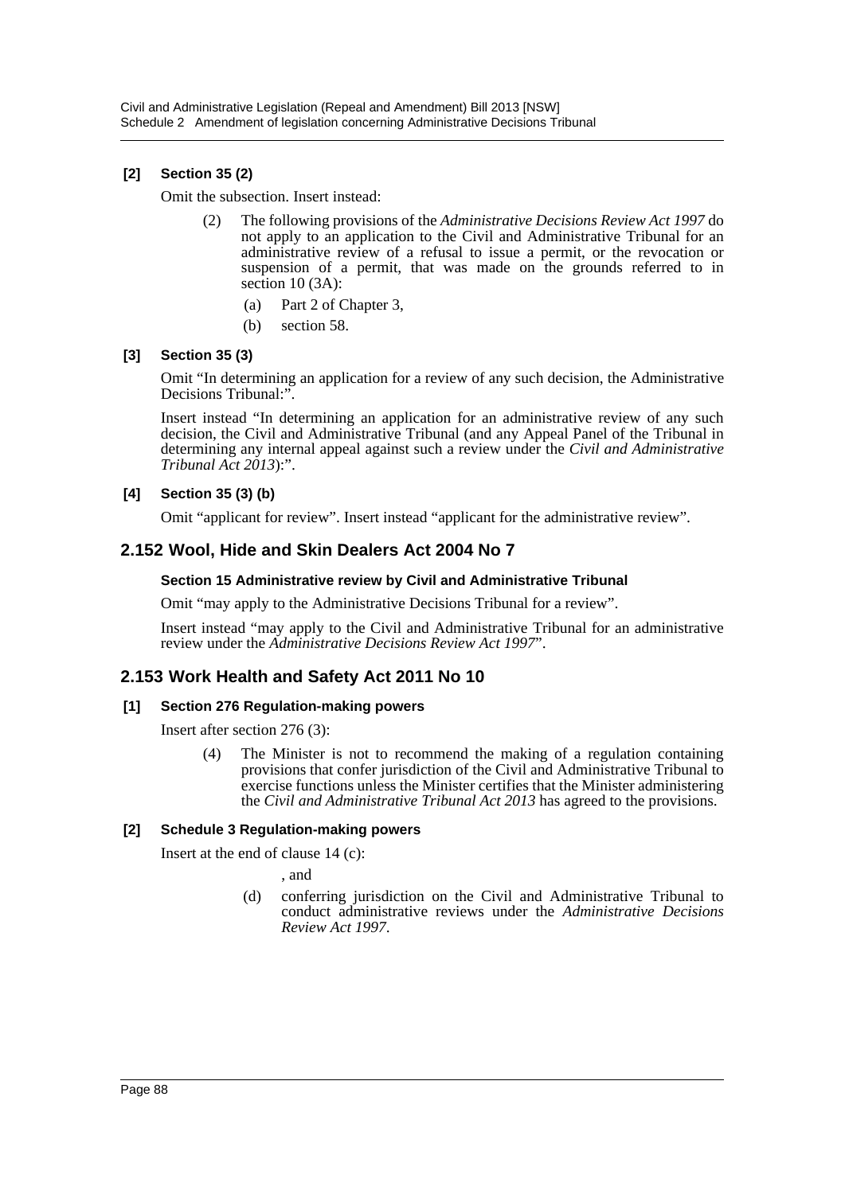#### [2] Section 35 (2)

Omit the subsection. Insert instead:

> (2) The following provisions of the *Administrative Decisions Review Act 1997* do not apply to an application to the Civil and Administrative Tribunal for an administrative review of a refusal to issue a permit, or the revocation or suspension of a permit, that was made on the grounds referred to in section 10 (3A):
>
> (a) Part 2 of Chapter 3,
>
> (b) section 58.

#### [3] Section 35 (3)

Omit "In determining an application for a review of any such decision, the Administrative Decisions Tribunal:".

Insert instead "In determining an application for an administrative review of any such decision, the Civil and Administrative Tribunal (and any Appeal Panel of the Tribunal in determining any internal appeal against such a review under the *Civil and Administrative Tribunal Act 2013*):".

#### [4] Section 35 (3) (b)

Omit "applicant for review". Insert instead "applicant for the administrative review".

## 2.152 Wool, Hide and Skin Dealers Act 2004 No 7

#### Section 15 Administrative review by Civil and Administrative Tribunal

Omit "may apply to the Administrative Decisions Tribunal for a review".

Insert instead "may apply to the Civil and Administrative Tribunal for an administrative review under the *Administrative Decisions Review Act 1997*".

## 2.153 Work Health and Safety Act 2011 No 10

#### [1] Section 276 Regulation-making powers

Insert after section 276 (3):

> (4) The Minister is not to recommend the making of a regulation containing provisions that confer jurisdiction of the Civil and Administrative Tribunal to exercise functions unless the Minister certifies that the Minister administering the *Civil and Administrative Tribunal Act 2013* has agreed to the provisions.

#### [2] Schedule 3 Regulation-making powers

Insert at the end of clause 14 (c):

> , and
>
> (d) conferring jurisdiction on the Civil and Administrative Tribunal to conduct administrative reviews under the *Administrative Decisions Review Act 1997*.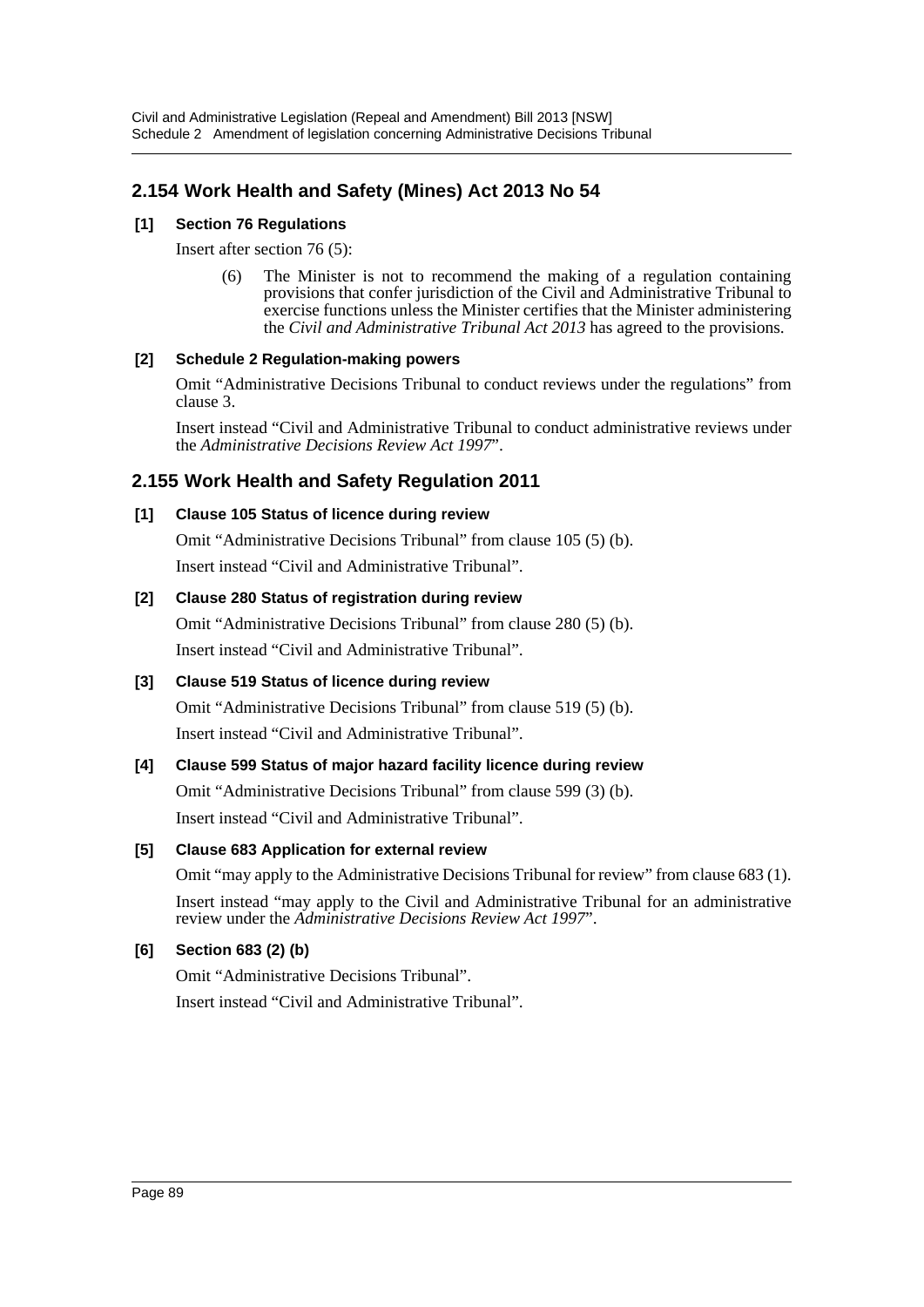## 2.154 Work Health and Safety (Mines) Act 2013 No 54

### [1] Section 76 Regulations

Insert after section 76 (5):

> (6) The Minister is not to recommend the making of a regulation containing provisions that confer jurisdiction of the Civil and Administrative Tribunal to exercise functions unless the Minister certifies that the Minister administering the *Civil and Administrative Tribunal Act 2013* has agreed to the provisions.

### [2] Schedule 2 Regulation-making powers

Omit "Administrative Decisions Tribunal to conduct reviews under the regulations" from clause 3.

Insert instead "Civil and Administrative Tribunal to conduct administrative reviews under the *Administrative Decisions Review Act 1997*".

## 2.155 Work Health and Safety Regulation 2011

### [1] Clause 105 Status of licence during review

Omit "Administrative Decisions Tribunal" from clause 105 (5) (b).

Insert instead "Civil and Administrative Tribunal".

### [2] Clause 280 Status of registration during review

Omit "Administrative Decisions Tribunal" from clause 280 (5) (b).

Insert instead "Civil and Administrative Tribunal".

### [3] Clause 519 Status of licence during review

Omit "Administrative Decisions Tribunal" from clause 519 (5) (b).

Insert instead "Civil and Administrative Tribunal".

### [4] Clause 599 Status of major hazard facility licence during review

Omit "Administrative Decisions Tribunal" from clause 599 (3) (b).

Insert instead "Civil and Administrative Tribunal".

### [5] Clause 683 Application for external review

Omit "may apply to the Administrative Decisions Tribunal for review" from clause 683 (1).

Insert instead "may apply to the Civil and Administrative Tribunal for an administrative review under the *Administrative Decisions Review Act 1997*".

### [6] Section 683 (2) (b)

Omit "Administrative Decisions Tribunal".

Insert instead "Civil and Administrative Tribunal".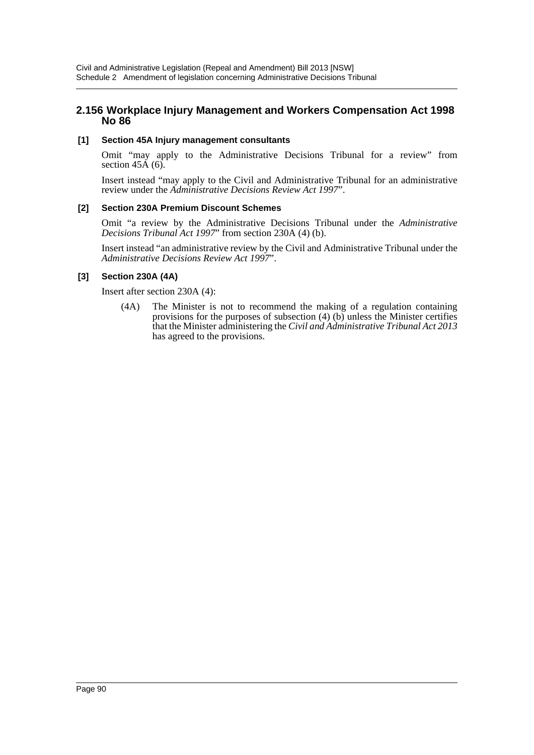## 2.156 Workplace Injury Management and Workers Compensation Act 1998 No 86

### [1] Section 45A Injury management consultants

Omit “may apply to the Administrative Decisions Tribunal for a review” from section 45A (6).

Insert instead “may apply to the Civil and Administrative Tribunal for an administrative review under the *Administrative Decisions Review Act 1997*”.

### [2] Section 230A Premium Discount Schemes

Omit “a review by the Administrative Decisions Tribunal under the *Administrative Decisions Tribunal Act 1997*” from section 230A (4) (b).

Insert instead “an administrative review by the Civil and Administrative Tribunal under the *Administrative Decisions Review Act 1997*”.

### [3] Section 230A (4A)

Insert after section 230A (4):

(4A) The Minister is not to recommend the making of a regulation containing provisions for the purposes of subsection (4) (b) unless the Minister certifies that the Minister administering the *Civil and Administrative Tribunal Act 2013* has agreed to the provisions.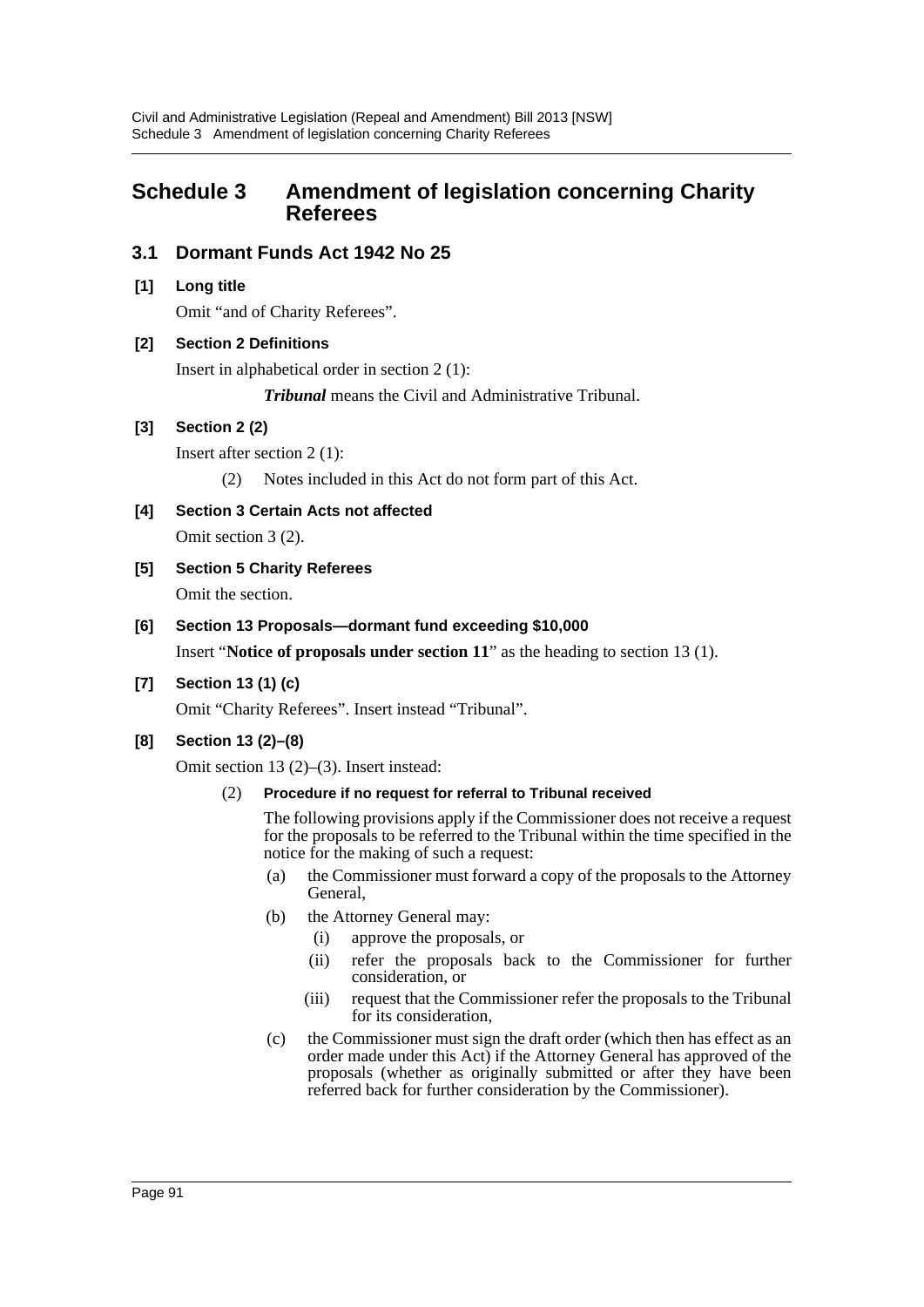## Schedule 3 Amendment of legislation concerning Charity Referees

### 3.1 Dormant Funds Act 1942 No 25

**[1] Long title**

Omit "and of Charity Referees".

**[2] Section 2 Definitions**

Insert in alphabetical order in section 2 (1):

> ***Tribunal*** means the Civil and Administrative Tribunal.

**[3] Section 2 (2)**

Insert after section 2 (1):

> (2) Notes included in this Act do not form part of this Act.

**[4] Section 3 Certain Acts not affected**

Omit section 3 (2).

**[5] Section 5 Charity Referees**

Omit the section.

**[6] Section 13 Proposals—dormant fund exceeding $10,000**

Insert "**Notice of proposals under section 11**" as the heading to section 13 (1).

**[7] Section 13 (1) (c)**

Omit "Charity Referees". Insert instead "Tribunal".

**[8] Section 13 (2)–(8)**

Omit section 13 (2)–(3). Insert instead:

> (2) **Procedure if no request for referral to Tribunal received**
>
> The following provisions apply if the Commissioner does not receive a request for the proposals to be referred to the Tribunal within the time specified in the notice for the making of such a request:
>
> (a) the Commissioner must forward a copy of the proposals to the Attorney General,
>
> (b) the Attorney General may:
>
> (i) approve the proposals, or
>
> (ii) refer the proposals back to the Commissioner for further consideration, or
>
> (iii) request that the Commissioner refer the proposals to the Tribunal for its consideration,
>
> (c) the Commissioner must sign the draft order (which then has effect as an order made under this Act) if the Attorney General has approved of the proposals (whether as originally submitted or after they have been referred back for further consideration by the Commissioner).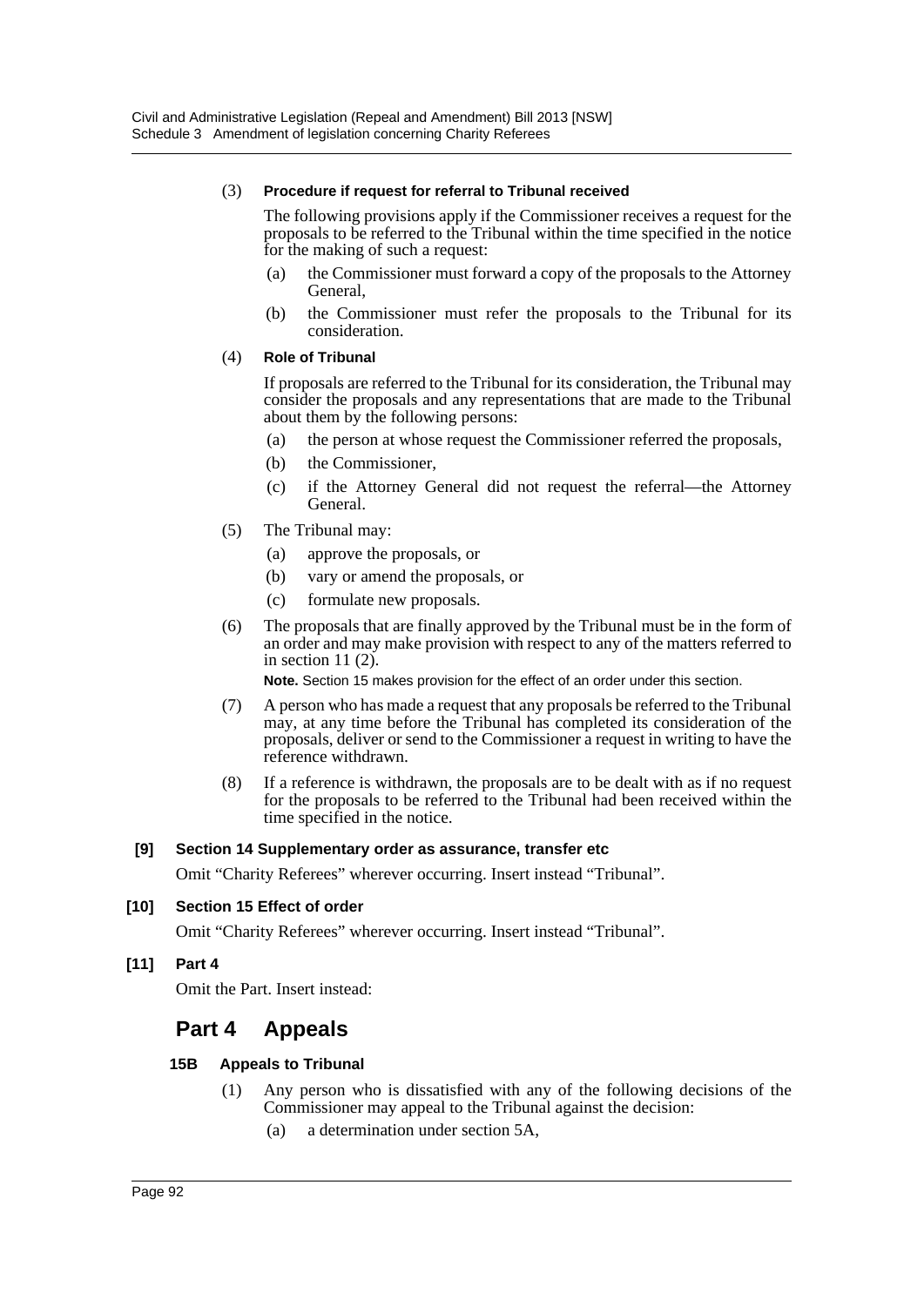(3) **Procedure if request for referral to Tribunal received**

The following provisions apply if the Commissioner receives a request for the proposals to be referred to the Tribunal within the time specified in the notice for the making of such a request:

(a) the Commissioner must forward a copy of the proposals to the Attorney General,

(b) the Commissioner must refer the proposals to the Tribunal for its consideration.

(4) **Role of Tribunal**

If proposals are referred to the Tribunal for its consideration, the Tribunal may consider the proposals and any representations that are made to the Tribunal about them by the following persons:

(a) the person at whose request the Commissioner referred the proposals,

(b) the Commissioner,

(c) if the Attorney General did not request the referral—the Attorney General.

(5) The Tribunal may:

(a) approve the proposals, or

(b) vary or amend the proposals, or

(c) formulate new proposals.

(6) The proposals that are finally approved by the Tribunal must be in the form of an order and may make provision with respect to any of the matters referred to in section 11 (2).

**Note.** Section 15 makes provision for the effect of an order under this section.

(7) A person who has made a request that any proposals be referred to the Tribunal may, at any time before the Tribunal has completed its consideration of the proposals, deliver or send to the Commissioner a request in writing to have the reference withdrawn.

(8) If a reference is withdrawn, the proposals are to be dealt with as if no request for the proposals to be referred to the Tribunal had been received within the time specified in the notice.

**[9] Section 14 Supplementary order as assurance, transfer etc**

Omit "Charity Referees" wherever occurring. Insert instead "Tribunal".

**[10] Section 15 Effect of order**

Omit "Charity Referees" wherever occurring. Insert instead "Tribunal".

**[11] Part 4**

Omit the Part. Insert instead:

## Part 4 Appeals

### 15B Appeals to Tribunal

(1) Any person who is dissatisfied with any of the following decisions of the Commissioner may appeal to the Tribunal against the decision:

(a) a determination under section 5A,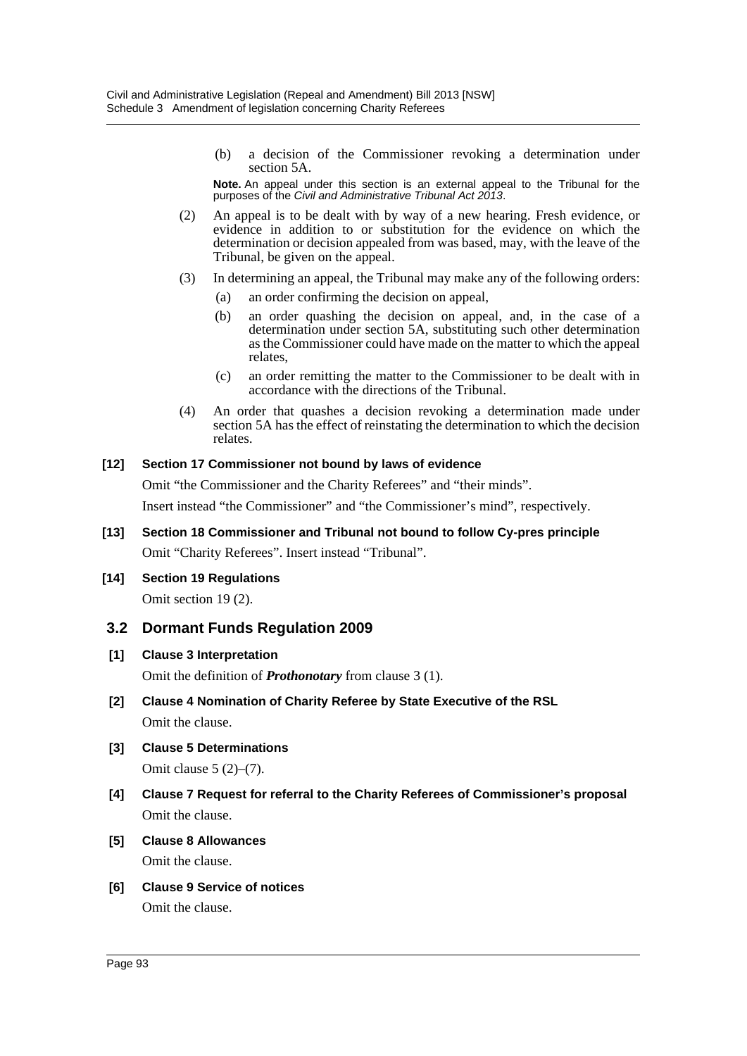(b) a decision of the Commissioner revoking a determination under section 5A.

**Note.** An appeal under this section is an external appeal to the Tribunal for the purposes of the *Civil and Administrative Tribunal Act 2013*.

(2) An appeal is to be dealt with by way of a new hearing. Fresh evidence, or evidence in addition to or substitution for the evidence on which the determination or decision appealed from was based, may, with the leave of the Tribunal, be given on the appeal.

(3) In determining an appeal, the Tribunal may make any of the following orders:

(a) an order confirming the decision on appeal,

(b) an order quashing the decision on appeal, and, in the case of a determination under section 5A, substituting such other determination as the Commissioner could have made on the matter to which the appeal relates,

(c) an order remitting the matter to the Commissioner to be dealt with in accordance with the directions of the Tribunal.

(4) An order that quashes a decision revoking a determination made under section 5A has the effect of reinstating the determination to which the decision relates.

**[12] Section 17 Commissioner not bound by laws of evidence**

Omit "the Commissioner and the Charity Referees" and "their minds".

Insert instead "the Commissioner" and "the Commissioner's mind", respectively.

**[13] Section 18 Commissioner and Tribunal not bound to follow Cy-pres principle**

Omit "Charity Referees". Insert instead "Tribunal".

**[14] Section 19 Regulations**

Omit section 19 (2).

## 3.2 Dormant Funds Regulation 2009

**[1] Clause 3 Interpretation**

Omit the definition of ***Prothonotary*** from clause 3 (1).

**[2] Clause 4 Nomination of Charity Referee by State Executive of the RSL**

Omit the clause.

**[3] Clause 5 Determinations**

Omit clause 5 (2)–(7).

**[4] Clause 7 Request for referral to the Charity Referees of Commissioner's proposal**

Omit the clause.

**[5] Clause 8 Allowances**

Omit the clause.

**[6] Clause 9 Service of notices**

Omit the clause.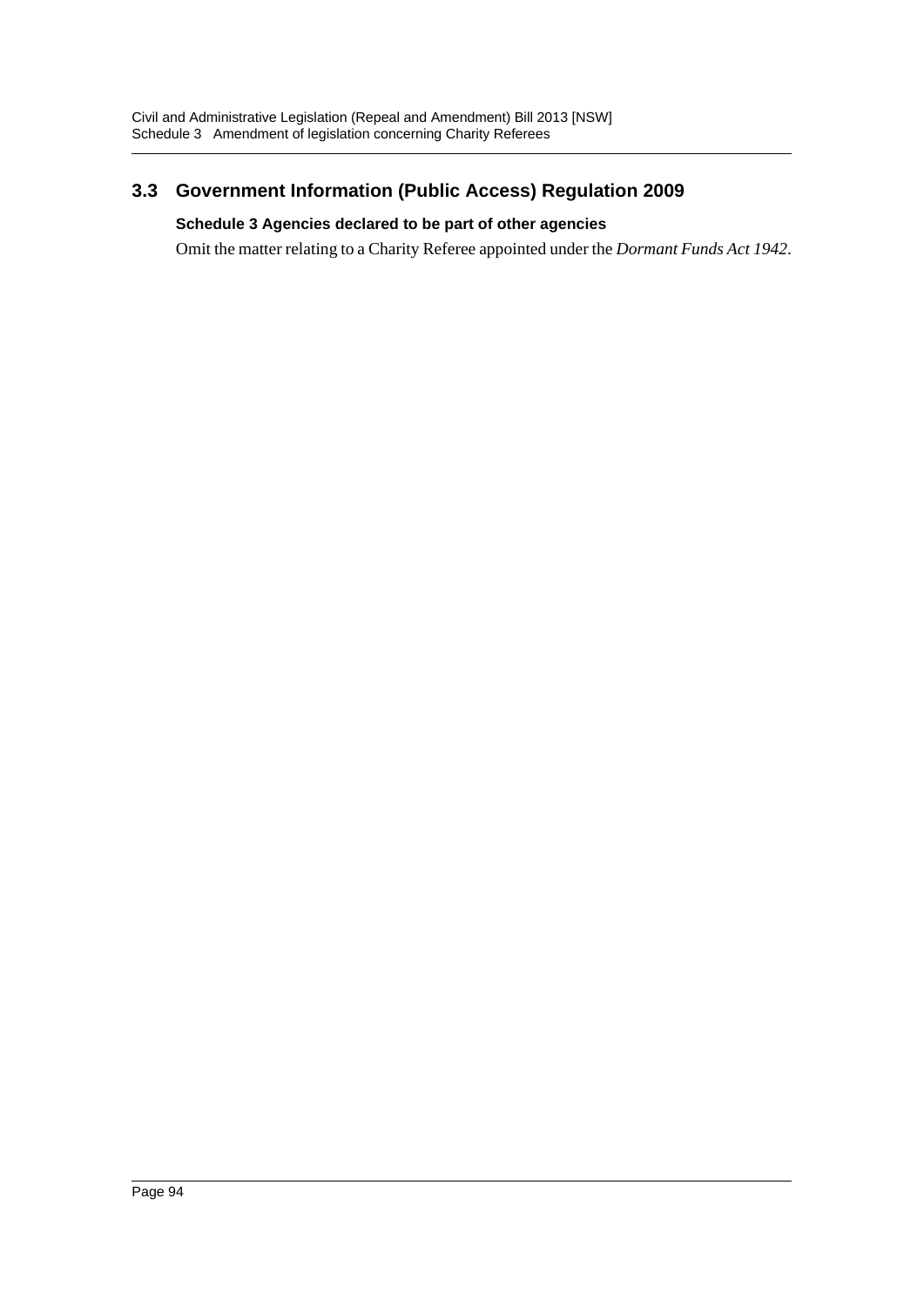## 3.3 Government Information (Public Access) Regulation 2009

### Schedule 3 Agencies declared to be part of other agencies

Omit the matter relating to a Charity Referee appointed under the *Dormant Funds Act 1942*.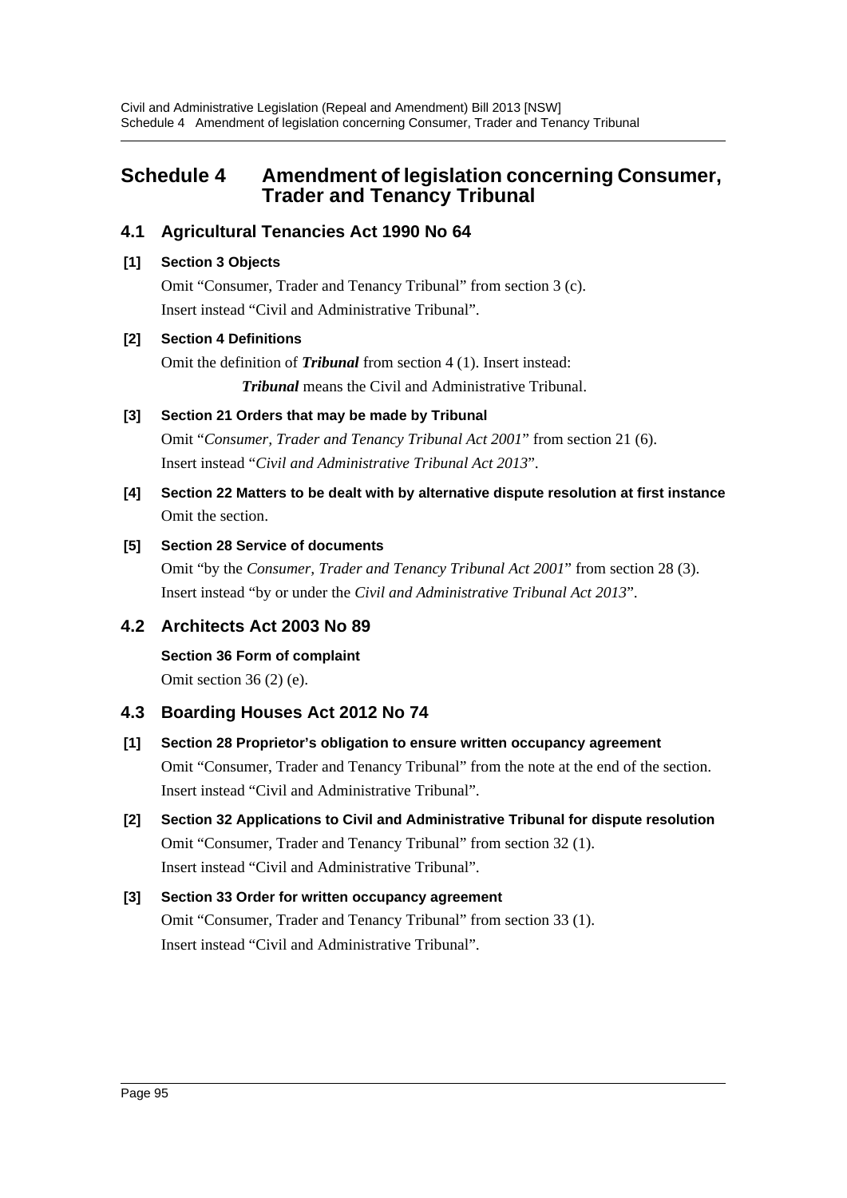# Schedule 4 Amendment of legislation concerning Consumer, Trader and Tenancy Tribunal

## 4.1 Agricultural Tenancies Act 1990 No 64

**[1] Section 3 Objects**

Omit "Consumer, Trader and Tenancy Tribunal" from section 3 (c). Insert instead "Civil and Administrative Tribunal".

**[2] Section 4 Definitions**

Omit the definition of ***Tribunal*** from section 4 (1). Insert instead:

> ***Tribunal*** means the Civil and Administrative Tribunal.

**[3] Section 21 Orders that may be made by Tribunal**

Omit "*Consumer, Trader and Tenancy Tribunal Act 2001*" from section 21 (6). Insert instead "*Civil and Administrative Tribunal Act 2013*".

**[4] Section 22 Matters to be dealt with by alternative dispute resolution at first instance**

Omit the section.

**[5] Section 28 Service of documents**

Omit "by the *Consumer, Trader and Tenancy Tribunal Act 2001*" from section 28 (3). Insert instead "by or under the *Civil and Administrative Tribunal Act 2013*".

## 4.2 Architects Act 2003 No 89

**Section 36 Form of complaint**

Omit section 36 (2) (e).

## 4.3 Boarding Houses Act 2012 No 74

**[1] Section 28 Proprietor's obligation to ensure written occupancy agreement**

Omit "Consumer, Trader and Tenancy Tribunal" from the note at the end of the section. Insert instead "Civil and Administrative Tribunal".

**[2] Section 32 Applications to Civil and Administrative Tribunal for dispute resolution**

Omit "Consumer, Trader and Tenancy Tribunal" from section 32 (1). Insert instead "Civil and Administrative Tribunal".

**[3] Section 33 Order for written occupancy agreement**

Omit "Consumer, Trader and Tenancy Tribunal" from section 33 (1). Insert instead "Civil and Administrative Tribunal".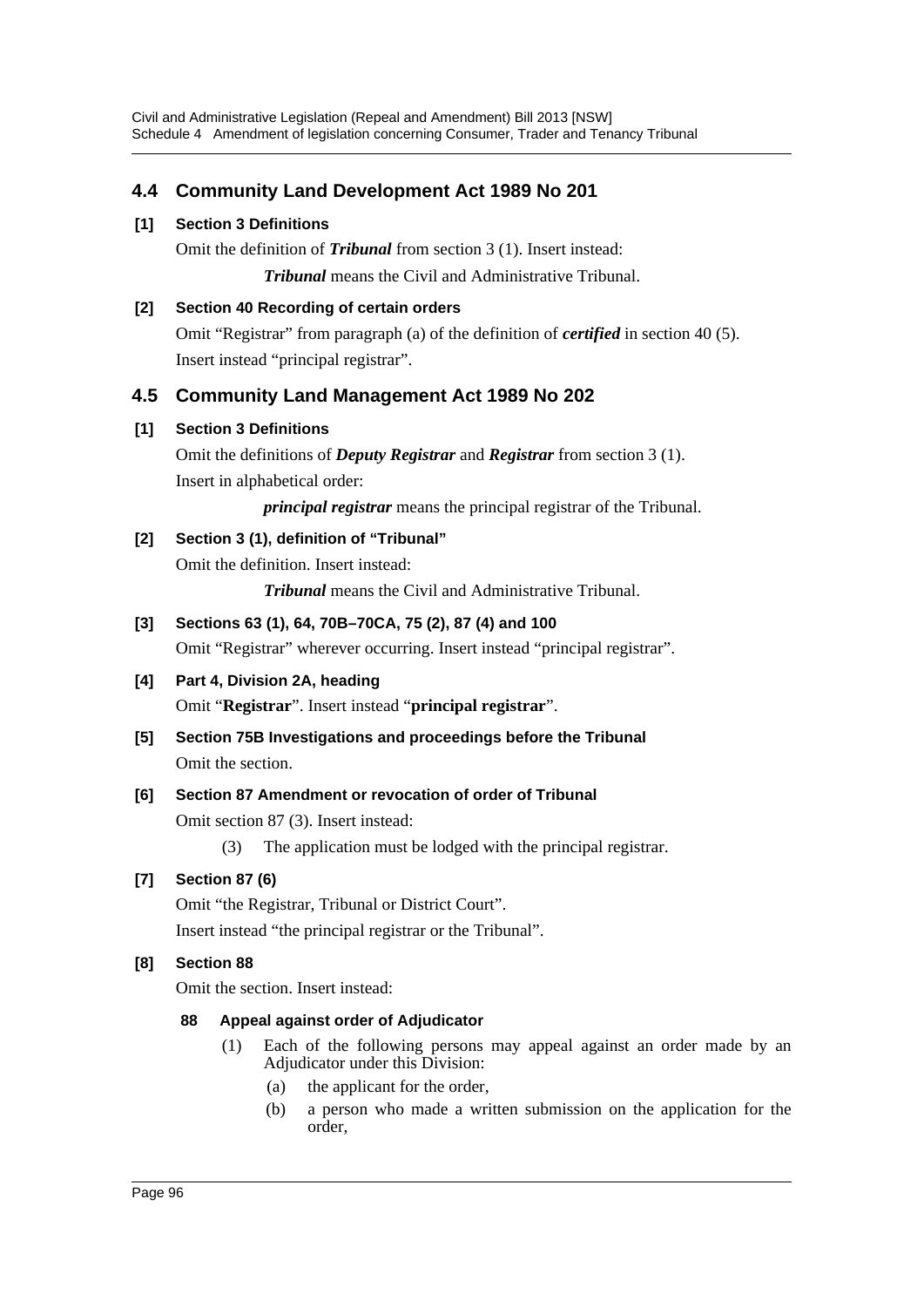## 4.4 Community Land Development Act 1989 No 201

**[1] Section 3 Definitions**

Omit the definition of ***Tribunal*** from section 3 (1). Insert instead:

> ***Tribunal*** means the Civil and Administrative Tribunal.

**[2] Section 40 Recording of certain orders**

Omit "Registrar" from paragraph (a) of the definition of ***certified*** in section 40 (5). Insert instead "principal registrar".

## 4.5 Community Land Management Act 1989 No 202

**[1] Section 3 Definitions**

Omit the definitions of ***Deputy Registrar*** and ***Registrar*** from section 3 (1). Insert in alphabetical order:

> ***principal registrar*** means the principal registrar of the Tribunal.

**[2] Section 3 (1), definition of "Tribunal"**

Omit the definition. Insert instead:

> ***Tribunal*** means the Civil and Administrative Tribunal.

**[3] Sections 63 (1), 64, 70B–70CA, 75 (2), 87 (4) and 100**

Omit "Registrar" wherever occurring. Insert instead "principal registrar".

**[4] Part 4, Division 2A, heading**

Omit "**Registrar**". Insert instead "**principal registrar**".

**[5] Section 75B Investigations and proceedings before the Tribunal**

Omit the section.

**[6] Section 87 Amendment or revocation of order of Tribunal**

Omit section 87 (3). Insert instead:

> (3) The application must be lodged with the principal registrar.

**[7] Section 87 (6)**

Omit "the Registrar, Tribunal or District Court".

Insert instead "the principal registrar or the Tribunal".

**[8] Section 88**

Omit the section. Insert instead:

**88 Appeal against order of Adjudicator**

(1) Each of the following persons may appeal against an order made by an Adjudicator under this Division:

(a) the applicant for the order,

(b) a person who made a written submission on the application for the order,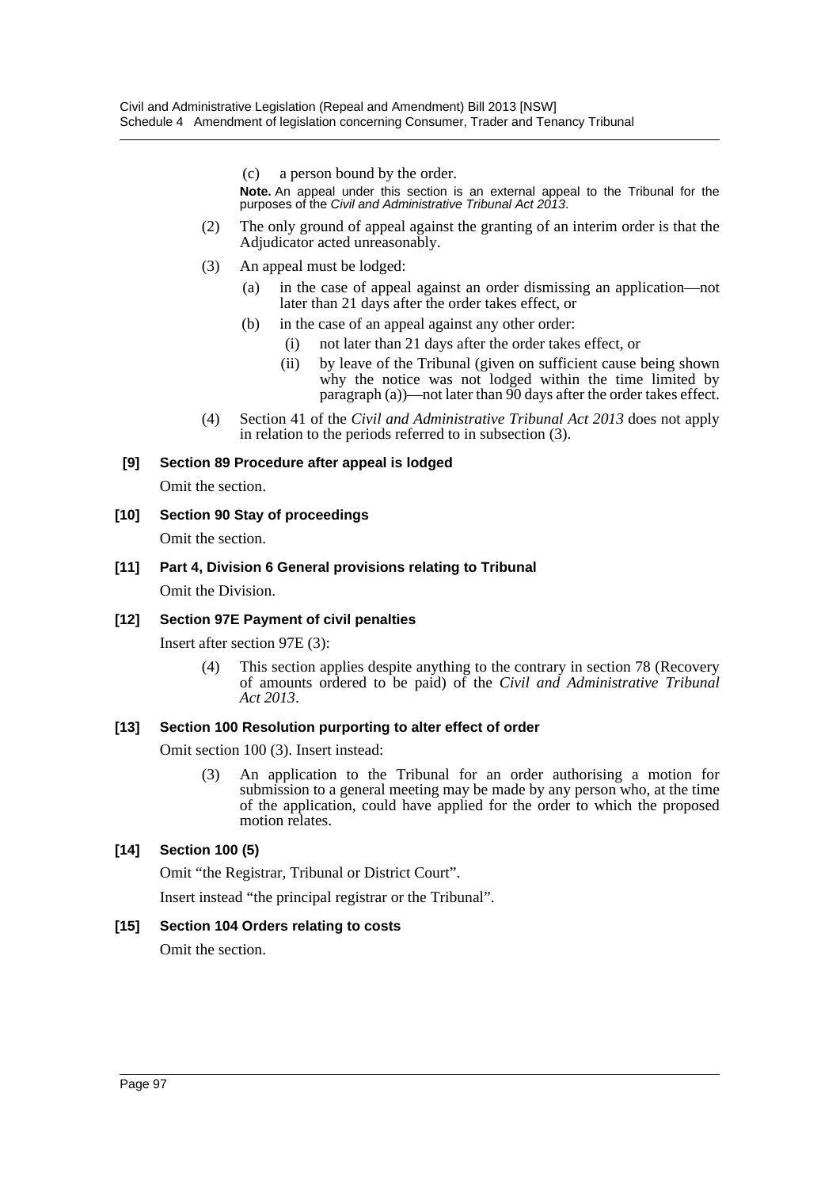(c) a person bound by the order.

**Note.** An appeal under this section is an external appeal to the Tribunal for the purposes of the *Civil and Administrative Tribunal Act 2013*.

(2) The only ground of appeal against the granting of an interim order is that the Adjudicator acted unreasonably.

(3) An appeal must be lodged:

(a) in the case of appeal against an order dismissing an application—not later than 21 days after the order takes effect, or

(b) in the case of an appeal against any other order:

(i) not later than 21 days after the order takes effect, or

(ii) by leave of the Tribunal (given on sufficient cause being shown why the notice was not lodged within the time limited by paragraph (a))—not later than 90 days after the order takes effect.

(4) Section 41 of the *Civil and Administrative Tribunal Act 2013* does not apply in relation to the periods referred to in subsection (3).

**[9] Section 89 Procedure after appeal is lodged**

Omit the section.

**[10] Section 90 Stay of proceedings**

Omit the section.

**[11] Part 4, Division 6 General provisions relating to Tribunal**

Omit the Division.

**[12] Section 97E Payment of civil penalties**

Insert after section 97E (3):

(4) This section applies despite anything to the contrary in section 78 (Recovery of amounts ordered to be paid) of the *Civil and Administrative Tribunal Act 2013*.

**[13] Section 100 Resolution purporting to alter effect of order**

Omit section 100 (3). Insert instead:

(3) An application to the Tribunal for an order authorising a motion for submission to a general meeting may be made by any person who, at the time of the application, could have applied for the order to which the proposed motion relates.

**[14] Section 100 (5)**

Omit "the Registrar, Tribunal or District Court".

Insert instead "the principal registrar or the Tribunal".

**[15] Section 104 Orders relating to costs**

Omit the section.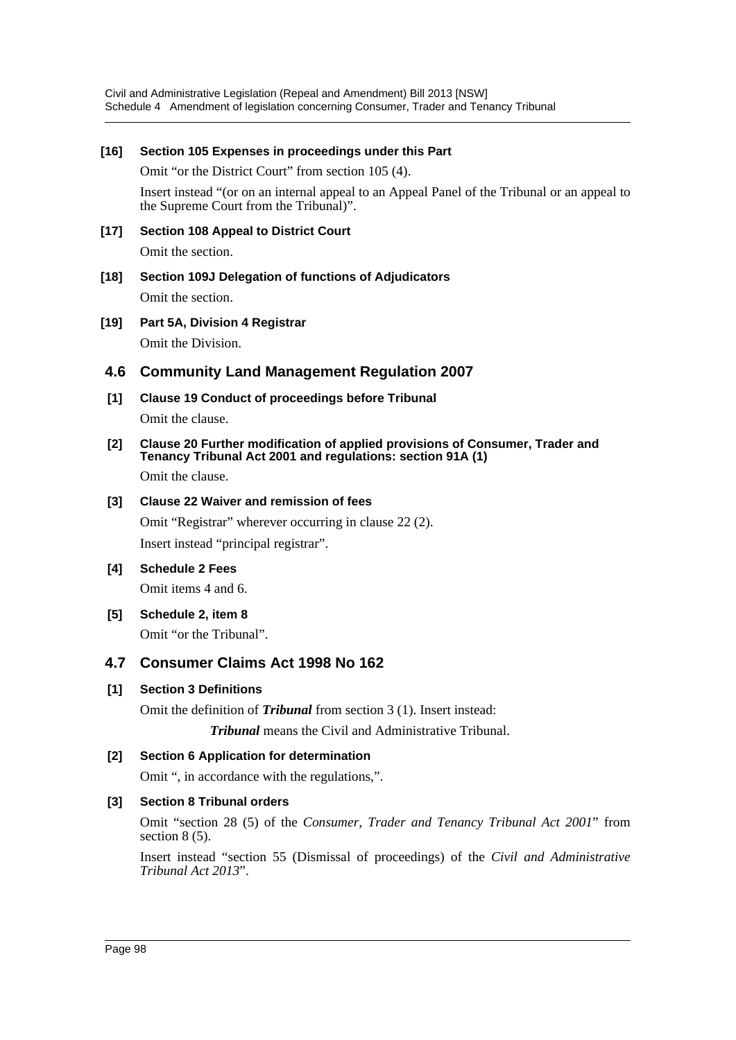**[16] Section 105 Expenses in proceedings under this Part**

Omit "or the District Court" from section 105 (4).

Insert instead "(or on an internal appeal to an Appeal Panel of the Tribunal or an appeal to the Supreme Court from the Tribunal)".

**[17] Section 108 Appeal to District Court**

Omit the section.

**[18] Section 109J Delegation of functions of Adjudicators**

Omit the section.

**[19] Part 5A, Division 4 Registrar**

Omit the Division.

## 4.6 Community Land Management Regulation 2007

**[1] Clause 19 Conduct of proceedings before Tribunal**

Omit the clause.

**[2] Clause 20 Further modification of applied provisions of Consumer, Trader and Tenancy Tribunal Act 2001 and regulations: section 91A (1)**

Omit the clause.

**[3] Clause 22 Waiver and remission of fees**

Omit "Registrar" wherever occurring in clause 22 (2).

Insert instead "principal registrar".

**[4] Schedule 2 Fees**

Omit items 4 and 6.

**[5] Schedule 2, item 8**

Omit "or the Tribunal".

## 4.7 Consumer Claims Act 1998 No 162

**[1] Section 3 Definitions**

Omit the definition of ***Tribunal*** from section 3 (1). Insert instead:

> ***Tribunal*** means the Civil and Administrative Tribunal.

**[2] Section 6 Application for determination**

Omit ", in accordance with the regulations,".

**[3] Section 8 Tribunal orders**

Omit "section 28 (5) of the *Consumer, Trader and Tenancy Tribunal Act 2001*" from section 8 (5).

Insert instead "section 55 (Dismissal of proceedings) of the *Civil and Administrative Tribunal Act 2013*".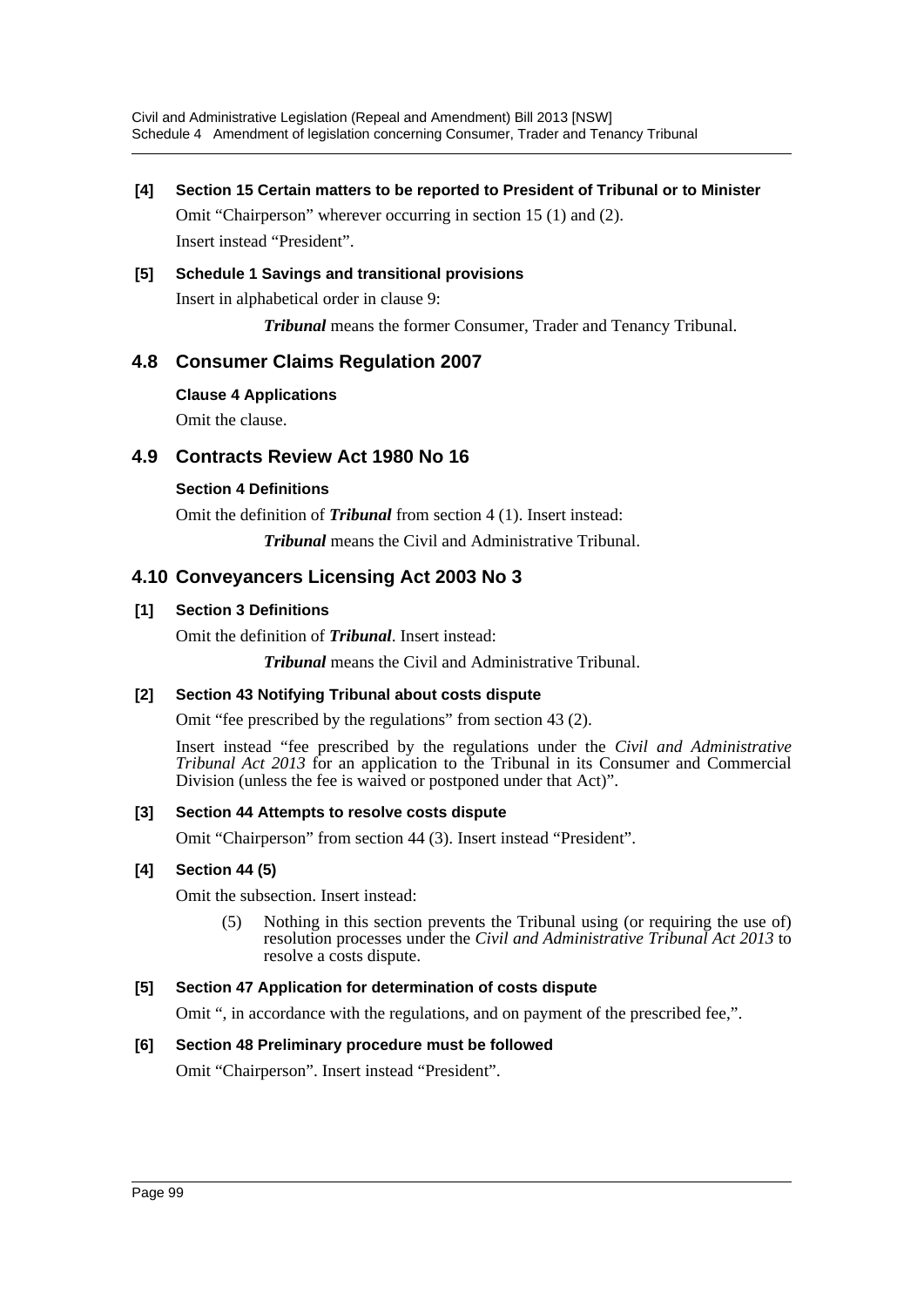**[4] Section 15 Certain matters to be reported to President of Tribunal or to Minister**

Omit "Chairperson" wherever occurring in section 15 (1) and (2).

Insert instead "President".

**[5] Schedule 1 Savings and transitional provisions**

Insert in alphabetical order in clause 9:

> ***Tribunal*** means the former Consumer, Trader and Tenancy Tribunal.

## 4.8 Consumer Claims Regulation 2007

**Clause 4 Applications**

Omit the clause.

## 4.9 Contracts Review Act 1980 No 16

**Section 4 Definitions**

Omit the definition of ***Tribunal*** from section 4 (1). Insert instead:

> ***Tribunal*** means the Civil and Administrative Tribunal.

## 4.10 Conveyancers Licensing Act 2003 No 3

**[1] Section 3 Definitions**

Omit the definition of ***Tribunal***. Insert instead:

> ***Tribunal*** means the Civil and Administrative Tribunal.

**[2] Section 43 Notifying Tribunal about costs dispute**

Omit "fee prescribed by the regulations" from section 43 (2).

Insert instead "fee prescribed by the regulations under the *Civil and Administrative Tribunal Act 2013* for an application to the Tribunal in its Consumer and Commercial Division (unless the fee is waived or postponed under that Act)".

**[3] Section 44 Attempts to resolve costs dispute**

Omit "Chairperson" from section 44 (3). Insert instead "President".

**[4] Section 44 (5)**

Omit the subsection. Insert instead:

> (5) Nothing in this section prevents the Tribunal using (or requiring the use of) resolution processes under the *Civil and Administrative Tribunal Act 2013* to resolve a costs dispute.

**[5] Section 47 Application for determination of costs dispute**

Omit ", in accordance with the regulations, and on payment of the prescribed fee,".

**[6] Section 48 Preliminary procedure must be followed**

Omit "Chairperson". Insert instead "President".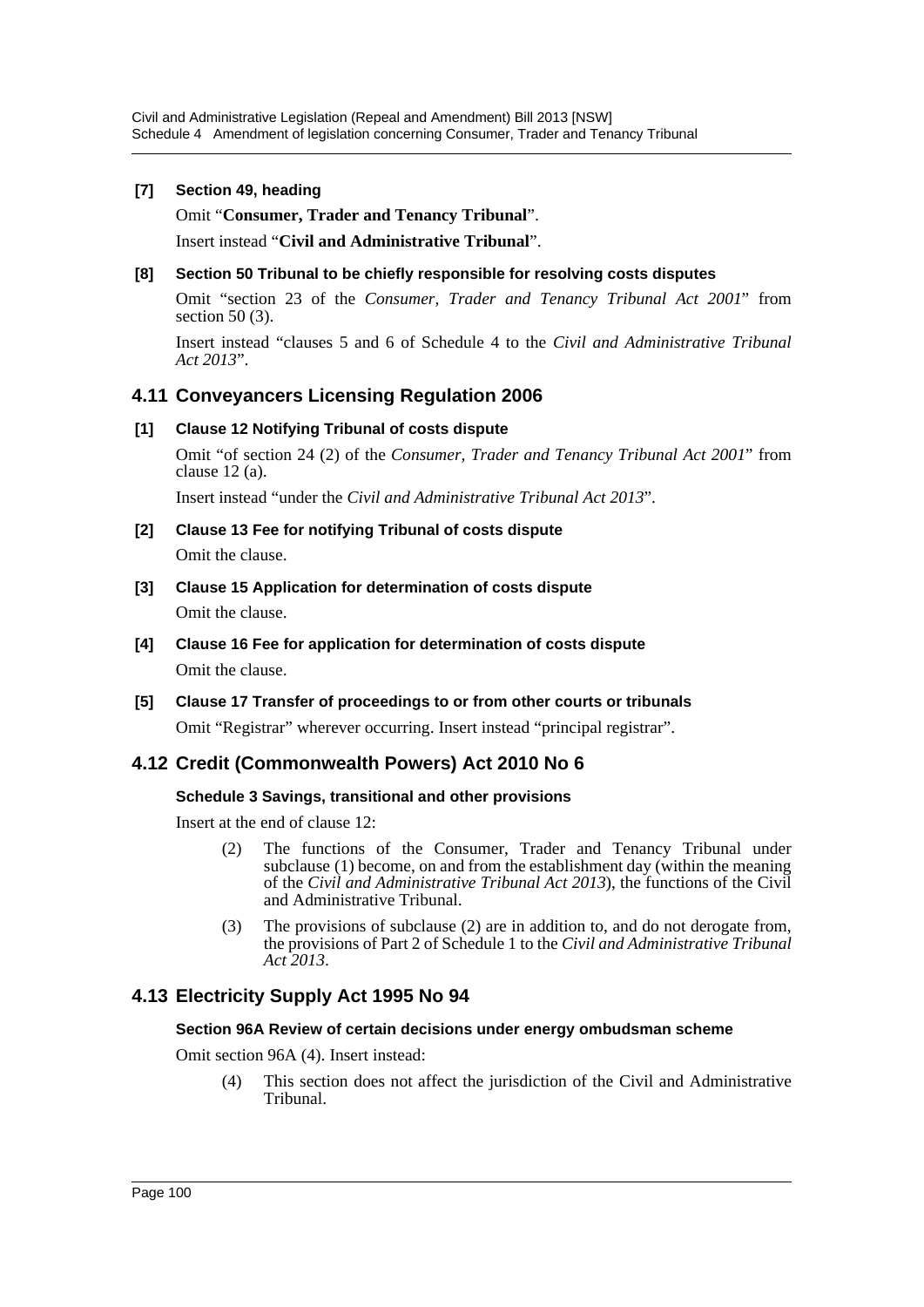**[7] Section 49, heading**

Omit "**Consumer, Trader and Tenancy Tribunal**".

Insert instead "**Civil and Administrative Tribunal**".

**[8] Section 50 Tribunal to be chiefly responsible for resolving costs disputes**

Omit "section 23 of the *Consumer, Trader and Tenancy Tribunal Act 2001*" from section 50 (3).

Insert instead "clauses 5 and 6 of Schedule 4 to the *Civil and Administrative Tribunal Act 2013*".

## 4.11 Conveyancers Licensing Regulation 2006

**[1] Clause 12 Notifying Tribunal of costs dispute**

Omit "of section 24 (2) of the *Consumer, Trader and Tenancy Tribunal Act 2001*" from clause 12 (a).

Insert instead "under the *Civil and Administrative Tribunal Act 2013*".

**[2] Clause 13 Fee for notifying Tribunal of costs dispute**

Omit the clause.

**[3] Clause 15 Application for determination of costs dispute**

Omit the clause.

**[4] Clause 16 Fee for application for determination of costs dispute**

Omit the clause.

**[5] Clause 17 Transfer of proceedings to or from other courts or tribunals**

Omit "Registrar" wherever occurring. Insert instead "principal registrar".

## 4.12 Credit (Commonwealth Powers) Act 2010 No 6

**Schedule 3 Savings, transitional and other provisions**

Insert at the end of clause 12:

(2) The functions of the Consumer, Trader and Tenancy Tribunal under subclause (1) become, on and from the establishment day (within the meaning of the *Civil and Administrative Tribunal Act 2013*), the functions of the Civil and Administrative Tribunal.

(3) The provisions of subclause (2) are in addition to, and do not derogate from, the provisions of Part 2 of Schedule 1 to the *Civil and Administrative Tribunal Act 2013*.

## 4.13 Electricity Supply Act 1995 No 94

**Section 96A Review of certain decisions under energy ombudsman scheme**

Omit section 96A (4). Insert instead:

(4) This section does not affect the jurisdiction of the Civil and Administrative Tribunal.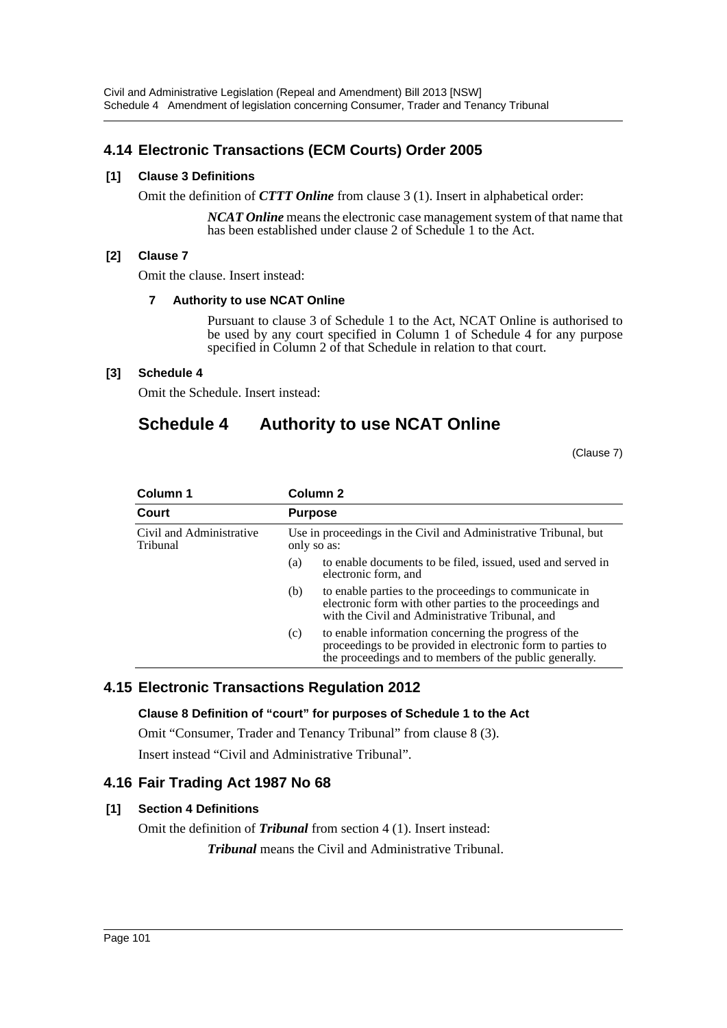## 4.14 Electronic Transactions (ECM Courts) Order 2005

### [1] Clause 3 Definitions

Omit the definition of ***CTTT Online*** from clause 3 (1). Insert in alphabetical order:

> ***NCAT Online*** means the electronic case management system of that name that has been established under clause 2 of Schedule 1 to the Act.

### [2] Clause 7

Omit the clause. Insert instead:

> **7 Authority to use NCAT Online**
>
> Pursuant to clause 3 of Schedule 1 to the Act, NCAT Online is authorised to be used by any court specified in Column 1 of Schedule 4 for any purpose specified in Column 2 of that Schedule in relation to that court.

### [3] Schedule 4

Omit the Schedule. Insert instead:

# Schedule 4 Authority to use NCAT Online

(Clause 7)

| Column 1 | Column 2 |
|---|---|
| **Court** | **Purpose** |
| Civil and Administrative Tribunal | Use in proceedings in the Civil and Administrative Tribunal, but only so as:<br>(a) to enable documents to be filed, issued, used and served in electronic form, and<br>(b) to enable parties to the proceedings to communicate in electronic form with other parties to the proceedings and with the Civil and Administrative Tribunal, and<br>(c) to enable information concerning the progress of the proceedings to be provided in electronic form to parties to the proceedings and to members of the public generally. |

## 4.15 Electronic Transactions Regulation 2012

### Clause 8 Definition of "court" for purposes of Schedule 1 to the Act

Omit "Consumer, Trader and Tenancy Tribunal" from clause 8 (3).

Insert instead "Civil and Administrative Tribunal".

## 4.16 Fair Trading Act 1987 No 68

### [1] Section 4 Definitions

Omit the definition of ***Tribunal*** from section 4 (1). Insert instead:

> ***Tribunal*** means the Civil and Administrative Tribunal.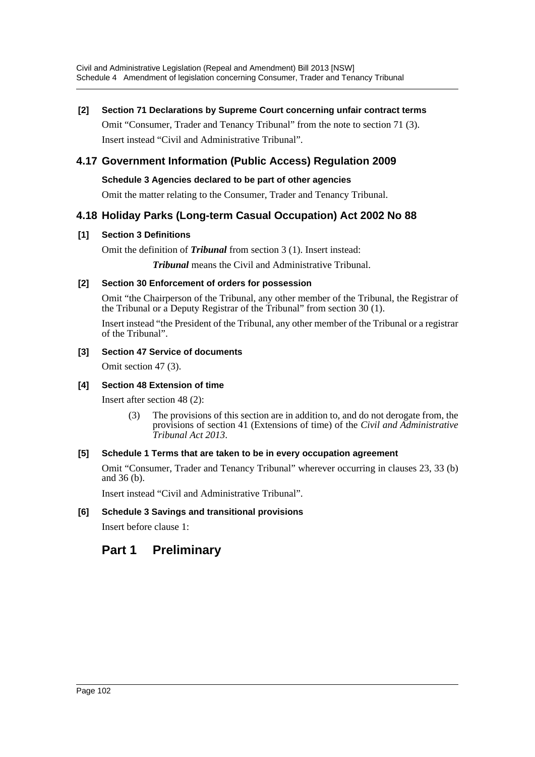**[2] Section 71 Declarations by Supreme Court concerning unfair contract terms**

Omit "Consumer, Trader and Tenancy Tribunal" from the note to section 71 (3).

Insert instead "Civil and Administrative Tribunal".

## 4.17 Government Information (Public Access) Regulation 2009

**Schedule 3 Agencies declared to be part of other agencies**

Omit the matter relating to the Consumer, Trader and Tenancy Tribunal.

## 4.18 Holiday Parks (Long-term Casual Occupation) Act 2002 No 88

**[1] Section 3 Definitions**

Omit the definition of ***Tribunal*** from section 3 (1). Insert instead:

***Tribunal*** means the Civil and Administrative Tribunal.

**[2] Section 30 Enforcement of orders for possession**

Omit "the Chairperson of the Tribunal, any other member of the Tribunal, the Registrar of the Tribunal or a Deputy Registrar of the Tribunal" from section 30 (1).

Insert instead "the President of the Tribunal, any other member of the Tribunal or a registrar of the Tribunal".

**[3] Section 47 Service of documents**

Omit section 47 (3).

**[4] Section 48 Extension of time**

Insert after section 48 (2):

(3) The provisions of this section are in addition to, and do not derogate from, the provisions of section 41 (Extensions of time) of the *Civil and Administrative Tribunal Act 2013*.

**[5] Schedule 1 Terms that are taken to be in every occupation agreement**

Omit "Consumer, Trader and Tenancy Tribunal" wherever occurring in clauses 23, 33 (b) and 36 (b).

Insert instead "Civil and Administrative Tribunal".

**[6] Schedule 3 Savings and transitional provisions**

Insert before clause 1:

## Part 1 Preliminary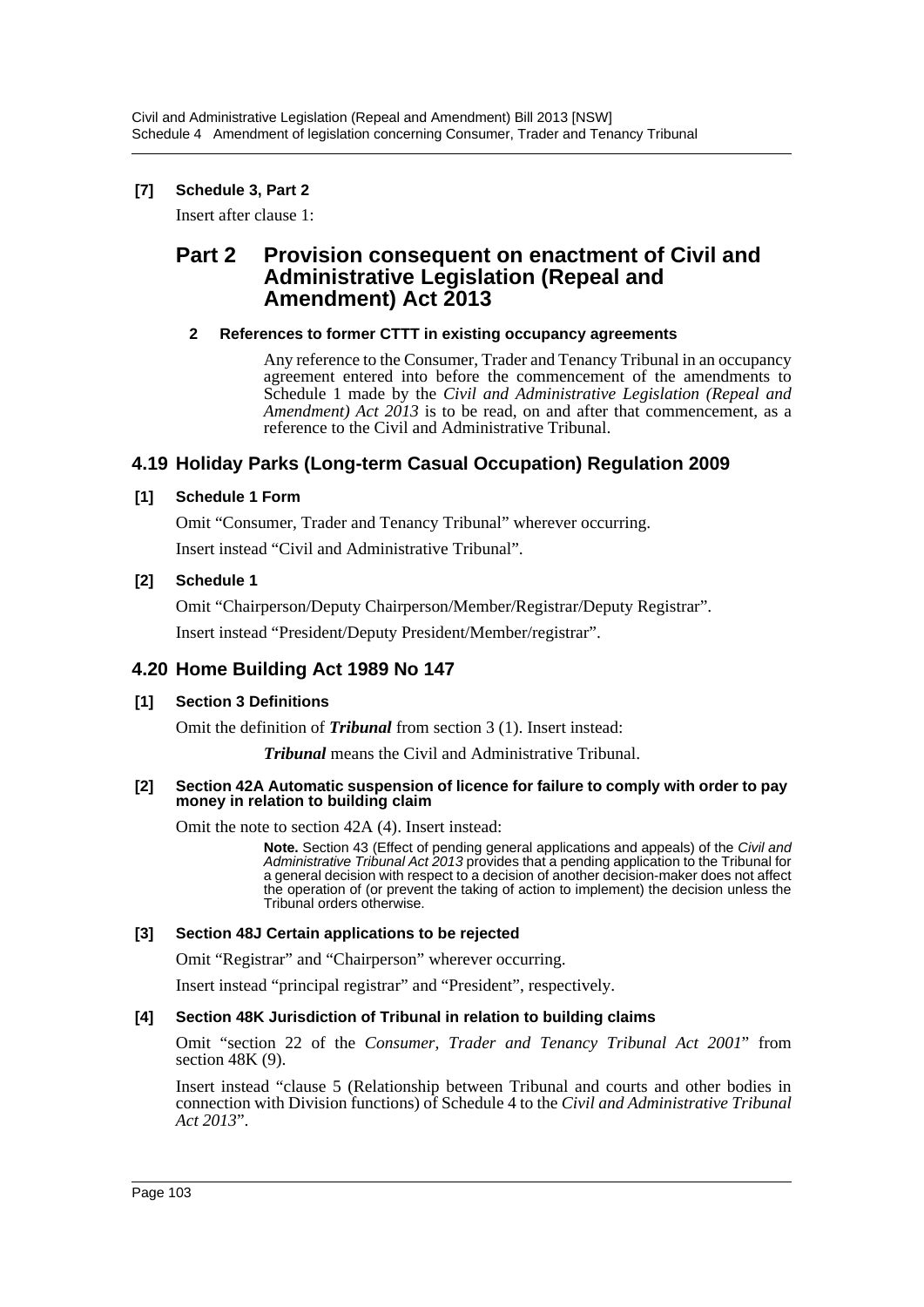**[7] Schedule 3, Part 2**

Insert after clause 1:

## Part 2 Provision consequent on enactment of Civil and Administrative Legislation (Repeal and Amendment) Act 2013

**2 References to former CTTT in existing occupancy agreements**

Any reference to the Consumer, Trader and Tenancy Tribunal in an occupancy agreement entered into before the commencement of the amendments to Schedule 1 made by the *Civil and Administrative Legislation (Repeal and Amendment) Act 2013* is to be read, on and after that commencement, as a reference to the Civil and Administrative Tribunal.

## 4.19 Holiday Parks (Long-term Casual Occupation) Regulation 2009

**[1] Schedule 1 Form**

Omit "Consumer, Trader and Tenancy Tribunal" wherever occurring.

Insert instead "Civil and Administrative Tribunal".

**[2] Schedule 1**

Omit "Chairperson/Deputy Chairperson/Member/Registrar/Deputy Registrar".

Insert instead "President/Deputy President/Member/registrar".

## 4.20 Home Building Act 1989 No 147

**[1] Section 3 Definitions**

Omit the definition of ***Tribunal*** from section 3 (1). Insert instead:

***Tribunal*** means the Civil and Administrative Tribunal.

**[2] Section 42A Automatic suspension of licence for failure to comply with order to pay money in relation to building claim**

Omit the note to section 42A (4). Insert instead:

**Note.** Section 43 (Effect of pending general applications and appeals) of the *Civil and Administrative Tribunal Act 2013* provides that a pending application to the Tribunal for a general decision with respect to a decision of another decision-maker does not affect the operation of (or prevent the taking of action to implement) the decision unless the Tribunal orders otherwise.

**[3] Section 48J Certain applications to be rejected**

Omit "Registrar" and "Chairperson" wherever occurring.

Insert instead "principal registrar" and "President", respectively.

**[4] Section 48K Jurisdiction of Tribunal in relation to building claims**

Omit "section 22 of the *Consumer, Trader and Tenancy Tribunal Act 2001*" from section 48K (9).

Insert instead "clause 5 (Relationship between Tribunal and courts and other bodies in connection with Division functions) of Schedule 4 to the *Civil and Administrative Tribunal Act 2013*".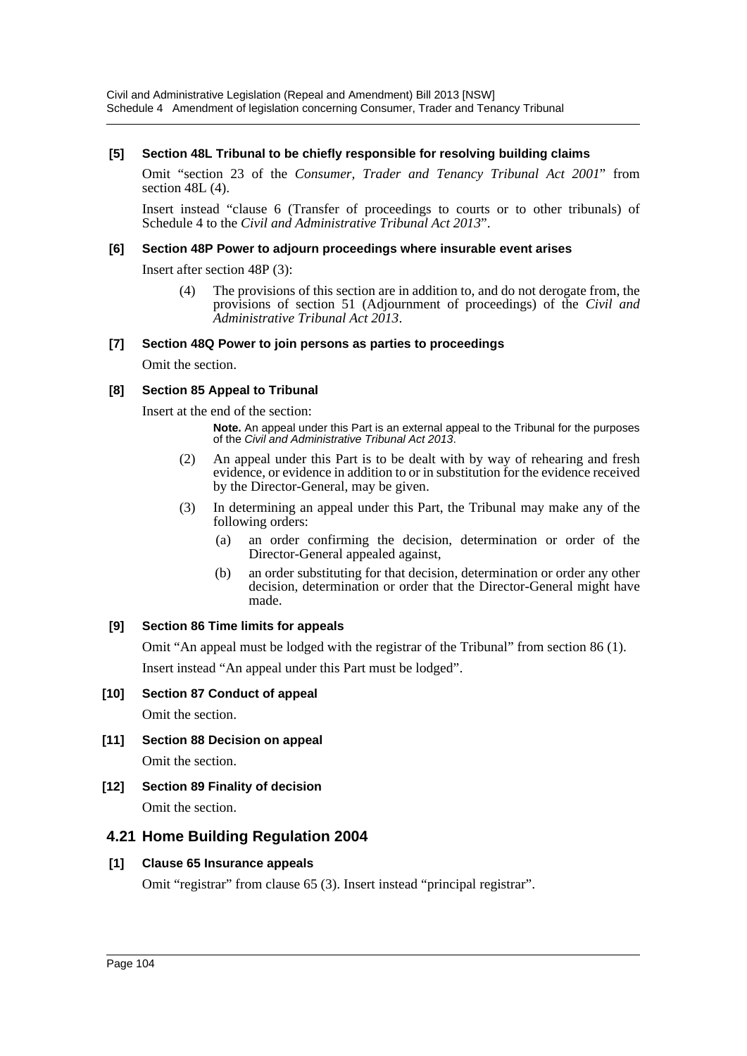#### [5] Section 48L Tribunal to be chiefly responsible for resolving building claims

Omit "section 23 of the *Consumer, Trader and Tenancy Tribunal Act 2001*" from section 48L (4).

Insert instead "clause 6 (Transfer of proceedings to courts or to other tribunals) of Schedule 4 to the *Civil and Administrative Tribunal Act 2013*".

#### [6] Section 48P Power to adjourn proceedings where insurable event arises

Insert after section 48P (3):

(4) The provisions of this section are in addition to, and do not derogate from, the provisions of section 51 (Adjournment of proceedings) of the *Civil and Administrative Tribunal Act 2013*.

#### [7] Section 48Q Power to join persons as parties to proceedings

Omit the section.

#### [8] Section 85 Appeal to Tribunal

Insert at the end of the section:

**Note.** An appeal under this Part is an external appeal to the Tribunal for the purposes of the *Civil and Administrative Tribunal Act 2013*.

(2) An appeal under this Part is to be dealt with by way of rehearing and fresh evidence, or evidence in addition to or in substitution for the evidence received by the Director-General, may be given.

(3) In determining an appeal under this Part, the Tribunal may make any of the following orders:

(a) an order confirming the decision, determination or order of the Director-General appealed against,

(b) an order substituting for that decision, determination or order any other decision, determination or order that the Director-General might have made.

#### [9] Section 86 Time limits for appeals

Omit "An appeal must be lodged with the registrar of the Tribunal" from section 86 (1).

Insert instead "An appeal under this Part must be lodged".

#### [10] Section 87 Conduct of appeal

Omit the section.

#### [11] Section 88 Decision on appeal

Omit the section.

#### [12] Section 89 Finality of decision

Omit the section.

## 4.21 Home Building Regulation 2004

#### [1] Clause 65 Insurance appeals

Omit "registrar" from clause 65 (3). Insert instead "principal registrar".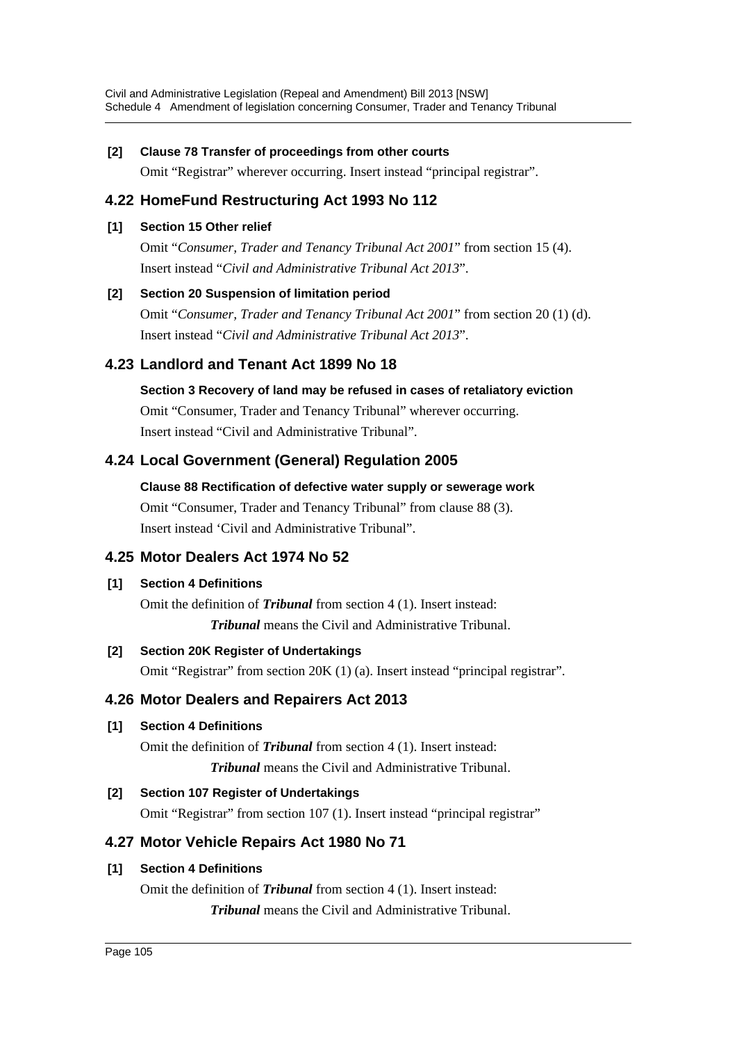**[2] Clause 78 Transfer of proceedings from other courts**

Omit "Registrar" wherever occurring. Insert instead "principal registrar".

## 4.22 HomeFund Restructuring Act 1993 No 112

**[1] Section 15 Other relief**

Omit "*Consumer, Trader and Tenancy Tribunal Act 2001*" from section 15 (4). Insert instead "*Civil and Administrative Tribunal Act 2013*".

**[2] Section 20 Suspension of limitation period**

Omit "*Consumer, Trader and Tenancy Tribunal Act 2001*" from section 20 (1) (d). Insert instead "*Civil and Administrative Tribunal Act 2013*".

## 4.23 Landlord and Tenant Act 1899 No 18

**Section 3 Recovery of land may be refused in cases of retaliatory eviction**

Omit "Consumer, Trader and Tenancy Tribunal" wherever occurring. Insert instead "Civil and Administrative Tribunal".

## 4.24 Local Government (General) Regulation 2005

**Clause 88 Rectification of defective water supply or sewerage work**

Omit "Consumer, Trader and Tenancy Tribunal" from clause 88 (3). Insert instead 'Civil and Administrative Tribunal".

## 4.25 Motor Dealers Act 1974 No 52

**[1] Section 4 Definitions**

Omit the definition of ***Tribunal*** from section 4 (1). Insert instead:

***Tribunal*** means the Civil and Administrative Tribunal.

**[2] Section 20K Register of Undertakings**

Omit "Registrar" from section 20K (1) (a). Insert instead "principal registrar".

## 4.26 Motor Dealers and Repairers Act 2013

**[1] Section 4 Definitions**

Omit the definition of ***Tribunal*** from section 4 (1). Insert instead:

***Tribunal*** means the Civil and Administrative Tribunal.

**[2] Section 107 Register of Undertakings**

Omit "Registrar" from section 107 (1). Insert instead "principal registrar"

## 4.27 Motor Vehicle Repairs Act 1980 No 71

**[1] Section 4 Definitions**

Omit the definition of ***Tribunal*** from section 4 (1). Insert instead:

***Tribunal*** means the Civil and Administrative Tribunal.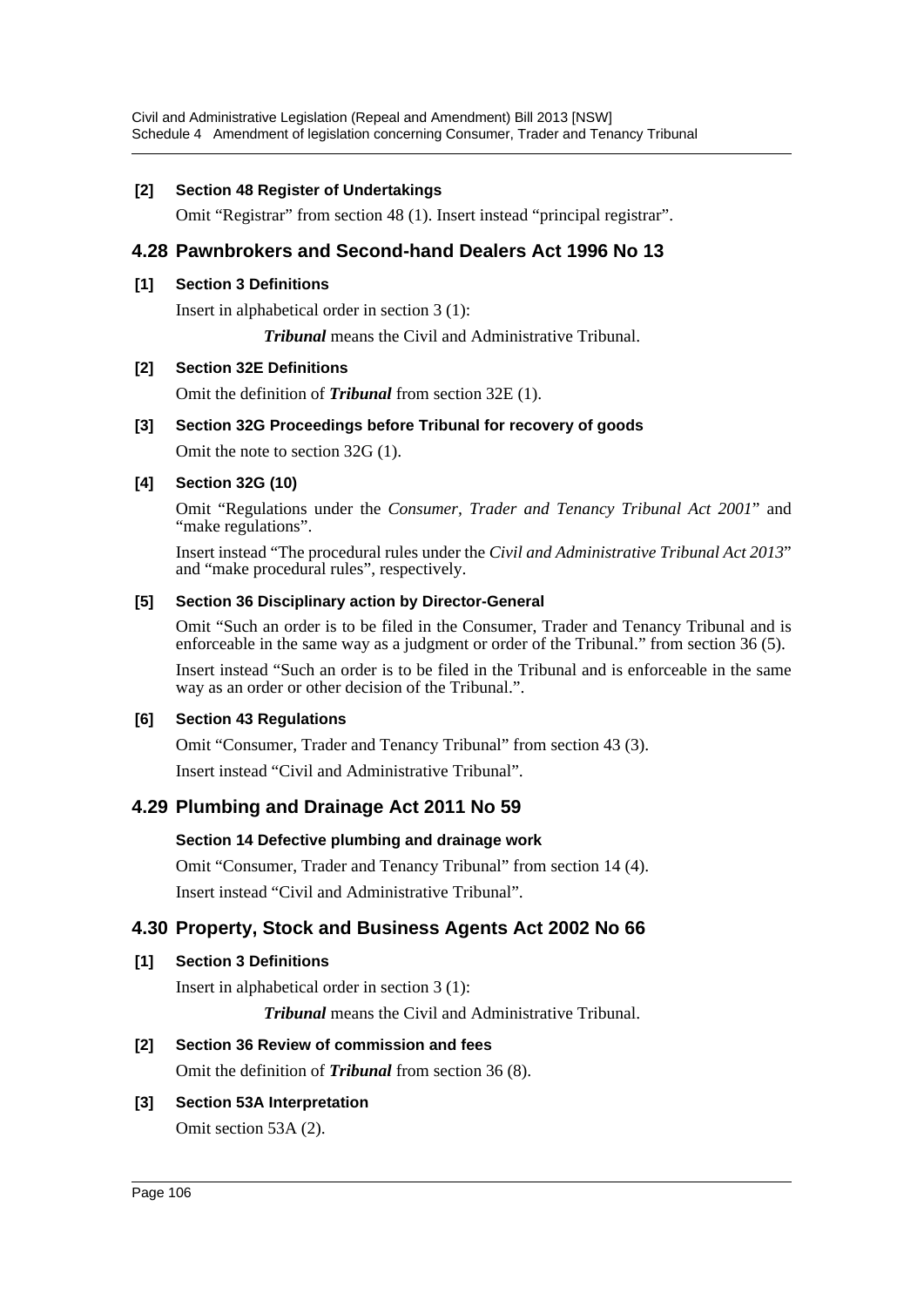### [2] Section 48 Register of Undertakings

Omit "Registrar" from section 48 (1). Insert instead "principal registrar".

## 4.28 Pawnbrokers and Second-hand Dealers Act 1996 No 13

### [1] Section 3 Definitions

Insert in alphabetical order in section 3 (1):

> ***Tribunal*** means the Civil and Administrative Tribunal.

### [2] Section 32E Definitions

Omit the definition of ***Tribunal*** from section 32E (1).

### [3] Section 32G Proceedings before Tribunal for recovery of goods

Omit the note to section 32G (1).

### [4] Section 32G (10)

Omit "Regulations under the *Consumer, Trader and Tenancy Tribunal Act 2001*" and "make regulations".

Insert instead "The procedural rules under the *Civil and Administrative Tribunal Act 2013*" and "make procedural rules", respectively.

### [5] Section 36 Disciplinary action by Director-General

Omit "Such an order is to be filed in the Consumer, Trader and Tenancy Tribunal and is enforceable in the same way as a judgment or order of the Tribunal." from section 36 (5).

Insert instead "Such an order is to be filed in the Tribunal and is enforceable in the same way as an order or other decision of the Tribunal.".

### [6] Section 43 Regulations

Omit "Consumer, Trader and Tenancy Tribunal" from section 43 (3).

Insert instead "Civil and Administrative Tribunal".

## 4.29 Plumbing and Drainage Act 2011 No 59

### Section 14 Defective plumbing and drainage work

Omit "Consumer, Trader and Tenancy Tribunal" from section 14 (4).

Insert instead "Civil and Administrative Tribunal".

## 4.30 Property, Stock and Business Agents Act 2002 No 66

### [1] Section 3 Definitions

Insert in alphabetical order in section 3 (1):

> ***Tribunal*** means the Civil and Administrative Tribunal.

### [2] Section 36 Review of commission and fees

Omit the definition of ***Tribunal*** from section 36 (8).

### [3] Section 53A Interpretation

Omit section 53A (2).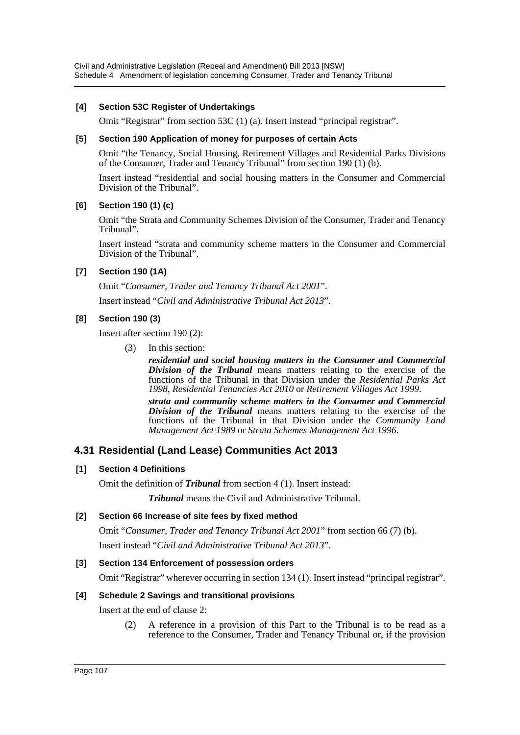**[4] Section 53C Register of Undertakings**

Omit "Registrar" from section 53C (1) (a). Insert instead "principal registrar".

**[5] Section 190 Application of money for purposes of certain Acts**

Omit "the Tenancy, Social Housing, Retirement Villages and Residential Parks Divisions of the Consumer, Trader and Tenancy Tribunal" from section 190 (1) (b).

Insert instead "residential and social housing matters in the Consumer and Commercial Division of the Tribunal".

**[6] Section 190 (1) (c)**

Omit "the Strata and Community Schemes Division of the Consumer, Trader and Tenancy Tribunal".

Insert instead "strata and community scheme matters in the Consumer and Commercial Division of the Tribunal".

**[7] Section 190 (1A)**

Omit "*Consumer, Trader and Tenancy Tribunal Act 2001*".

Insert instead "*Civil and Administrative Tribunal Act 2013*".

**[8] Section 190 (3)**

Insert after section 190 (2):

(3) In this section:

***residential and social housing matters in the Consumer and Commercial Division of the Tribunal*** means matters relating to the exercise of the functions of the Tribunal in that Division under the *Residential Parks Act 1998*, *Residential Tenancies Act 2010* or *Retirement Villages Act 1999*.

***strata and community scheme matters in the Consumer and Commercial Division of the Tribunal*** means matters relating to the exercise of the functions of the Tribunal in that Division under the *Community Land Management Act 1989* or *Strata Schemes Management Act 1996*.

## 4.31 Residential (Land Lease) Communities Act 2013

**[1] Section 4 Definitions**

Omit the definition of ***Tribunal*** from section 4 (1). Insert instead:

***Tribunal*** means the Civil and Administrative Tribunal.

**[2] Section 66 Increase of site fees by fixed method**

Omit "*Consumer, Trader and Tenancy Tribunal Act 2001*" from section 66 (7) (b).

Insert instead "*Civil and Administrative Tribunal Act 2013*".

**[3] Section 134 Enforcement of possession orders**

Omit "Registrar" wherever occurring in section 134 (1). Insert instead "principal registrar".

**[4] Schedule 2 Savings and transitional provisions**

Insert at the end of clause 2:

(2) A reference in a provision of this Part to the Tribunal is to be read as a reference to the Consumer, Trader and Tenancy Tribunal or, if the provision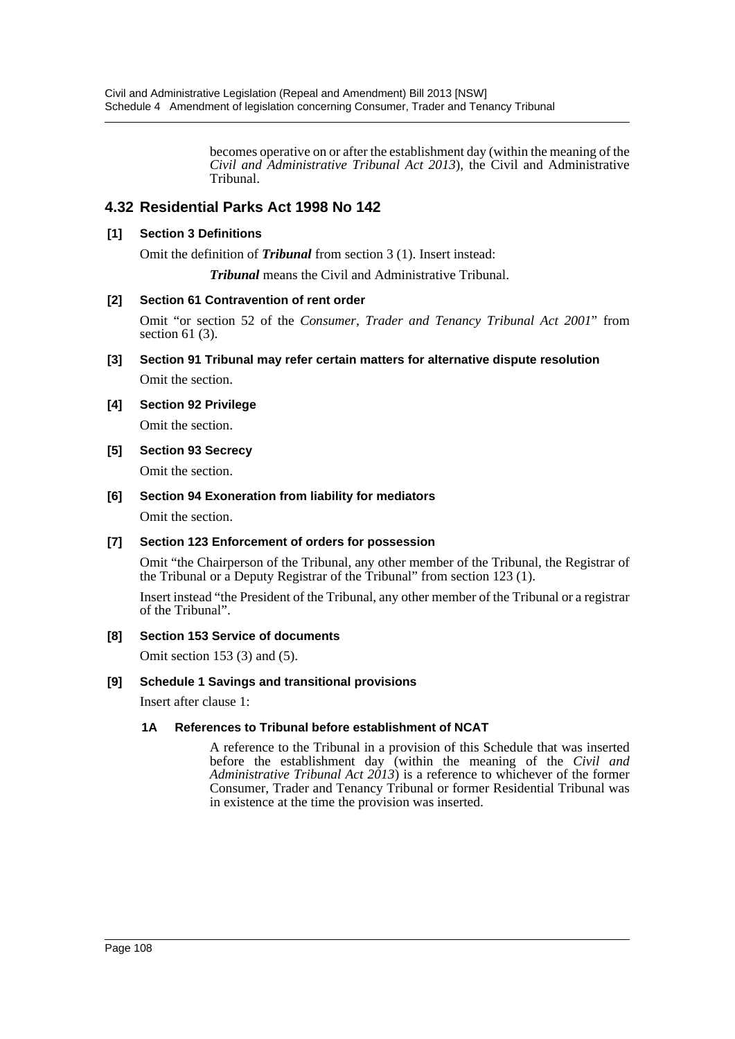becomes operative on or after the establishment day (within the meaning of the *Civil and Administrative Tribunal Act 2013*), the Civil and Administrative Tribunal.

## 4.32 Residential Parks Act 1998 No 142

### [1] Section 3 Definitions

Omit the definition of ***Tribunal*** from section 3 (1). Insert instead:

***Tribunal*** means the Civil and Administrative Tribunal.

### [2] Section 61 Contravention of rent order

Omit "or section 52 of the *Consumer, Trader and Tenancy Tribunal Act 2001*" from section 61 (3).

### [3] Section 91 Tribunal may refer certain matters for alternative dispute resolution

Omit the section.

### [4] Section 92 Privilege

Omit the section.

### [5] Section 93 Secrecy

Omit the section.

### [6] Section 94 Exoneration from liability for mediators

Omit the section.

### [7] Section 123 Enforcement of orders for possession

Omit "the Chairperson of the Tribunal, any other member of the Tribunal, the Registrar of the Tribunal or a Deputy Registrar of the Tribunal" from section 123 (1).

Insert instead "the President of the Tribunal, any other member of the Tribunal or a registrar of the Tribunal".

### [8] Section 153 Service of documents

Omit section 153 (3) and (5).

### [9] Schedule 1 Savings and transitional provisions

Insert after clause 1:

#### 1A References to Tribunal before establishment of NCAT

A reference to the Tribunal in a provision of this Schedule that was inserted before the establishment day (within the meaning of the *Civil and Administrative Tribunal Act 2013*) is a reference to whichever of the former Consumer, Trader and Tenancy Tribunal or former Residential Tribunal was in existence at the time the provision was inserted.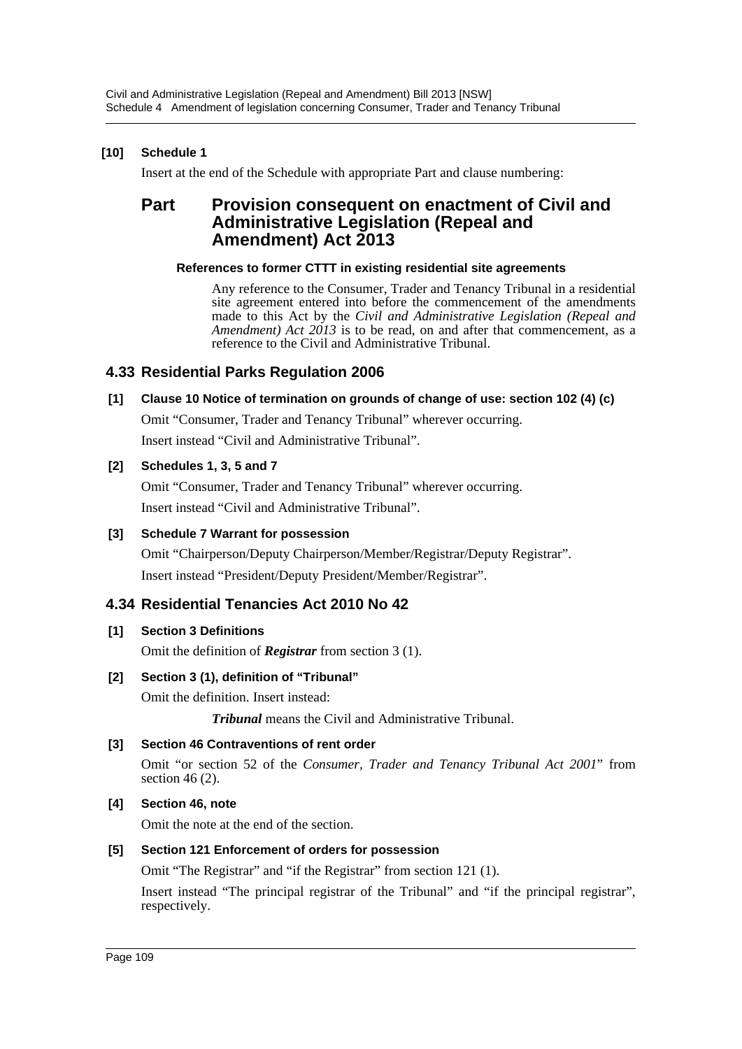**[10] Schedule 1**

Insert at the end of the Schedule with appropriate Part and clause numbering:

## Part Provision consequent on enactment of Civil and Administrative Legislation (Repeal and Amendment) Act 2013

**References to former CTTT in existing residential site agreements**

Any reference to the Consumer, Trader and Tenancy Tribunal in a residential site agreement entered into before the commencement of the amendments made to this Act by the *Civil and Administrative Legislation (Repeal and Amendment) Act 2013* is to be read, on and after that commencement, as a reference to the Civil and Administrative Tribunal.

## 4.33 Residential Parks Regulation 2006

**[1] Clause 10 Notice of termination on grounds of change of use: section 102 (4) (c)**

Omit "Consumer, Trader and Tenancy Tribunal" wherever occurring.

Insert instead "Civil and Administrative Tribunal".

**[2] Schedules 1, 3, 5 and 7**

Omit "Consumer, Trader and Tenancy Tribunal" wherever occurring.

Insert instead "Civil and Administrative Tribunal".

**[3] Schedule 7 Warrant for possession**

Omit "Chairperson/Deputy Chairperson/Member/Registrar/Deputy Registrar".

Insert instead "President/Deputy President/Member/Registrar".

## 4.34 Residential Tenancies Act 2010 No 42

**[1] Section 3 Definitions**

Omit the definition of ***Registrar*** from section 3 (1).

**[2] Section 3 (1), definition of "Tribunal"**

Omit the definition. Insert instead:

***Tribunal*** means the Civil and Administrative Tribunal.

**[3] Section 46 Contraventions of rent order**

Omit "or section 52 of the *Consumer, Trader and Tenancy Tribunal Act 2001*" from section 46 (2).

**[4] Section 46, note**

Omit the note at the end of the section.

**[5] Section 121 Enforcement of orders for possession**

Omit "The Registrar" and "if the Registrar" from section 121 (1).

Insert instead "The principal registrar of the Tribunal" and "if the principal registrar", respectively.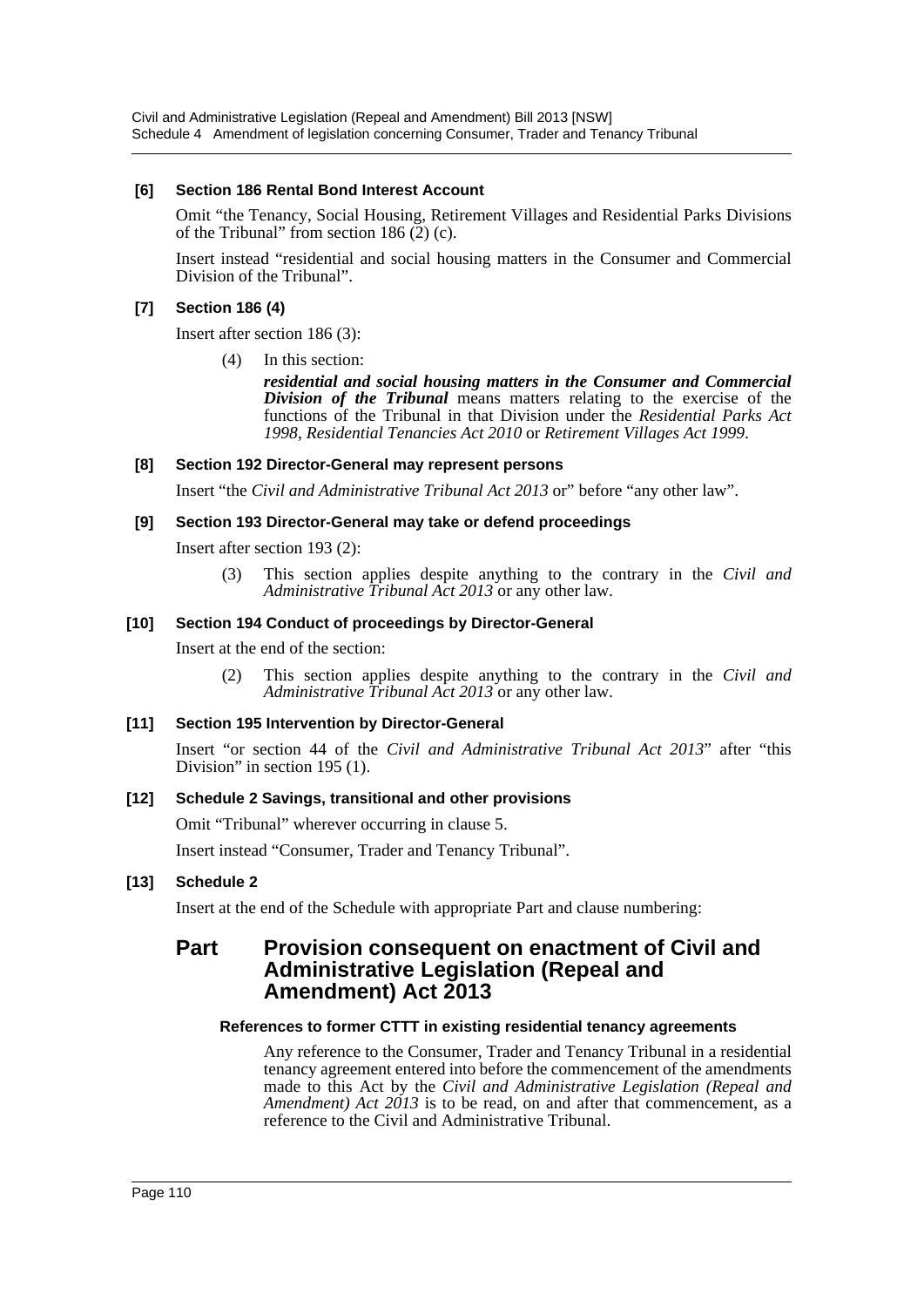#### [6] Section 186 Rental Bond Interest Account

Omit "the Tenancy, Social Housing, Retirement Villages and Residential Parks Divisions of the Tribunal" from section 186 (2) (c).

Insert instead "residential and social housing matters in the Consumer and Commercial Division of the Tribunal".

#### [7] Section 186 (4)

Insert after section 186 (3):

(4) In this section:

***residential and social housing matters in the Consumer and Commercial Division of the Tribunal*** means matters relating to the exercise of the functions of the Tribunal in that Division under the *Residential Parks Act 1998*, *Residential Tenancies Act 2010* or *Retirement Villages Act 1999*.

#### [8] Section 192 Director-General may represent persons

Insert "the *Civil and Administrative Tribunal Act 2013* or" before "any other law".

#### [9] Section 193 Director-General may take or defend proceedings

Insert after section 193 (2):

(3) This section applies despite anything to the contrary in the *Civil and Administrative Tribunal Act 2013* or any other law.

#### [10] Section 194 Conduct of proceedings by Director-General

Insert at the end of the section:

(2) This section applies despite anything to the contrary in the *Civil and Administrative Tribunal Act 2013* or any other law.

#### [11] Section 195 Intervention by Director-General

Insert "or section 44 of the *Civil and Administrative Tribunal Act 2013*" after "this Division" in section 195 (1).

#### [12] Schedule 2 Savings, transitional and other provisions

Omit "Tribunal" wherever occurring in clause 5.

Insert instead "Consumer, Trader and Tenancy Tribunal".

#### [13] Schedule 2

Insert at the end of the Schedule with appropriate Part and clause numbering:

## Part Provision consequent on enactment of Civil and Administrative Legislation (Repeal and Amendment) Act 2013

#### References to former CTTT in existing residential tenancy agreements

Any reference to the Consumer, Trader and Tenancy Tribunal in a residential tenancy agreement entered into before the commencement of the amendments made to this Act by the *Civil and Administrative Legislation (Repeal and Amendment) Act 2013* is to be read, on and after that commencement, as a reference to the Civil and Administrative Tribunal.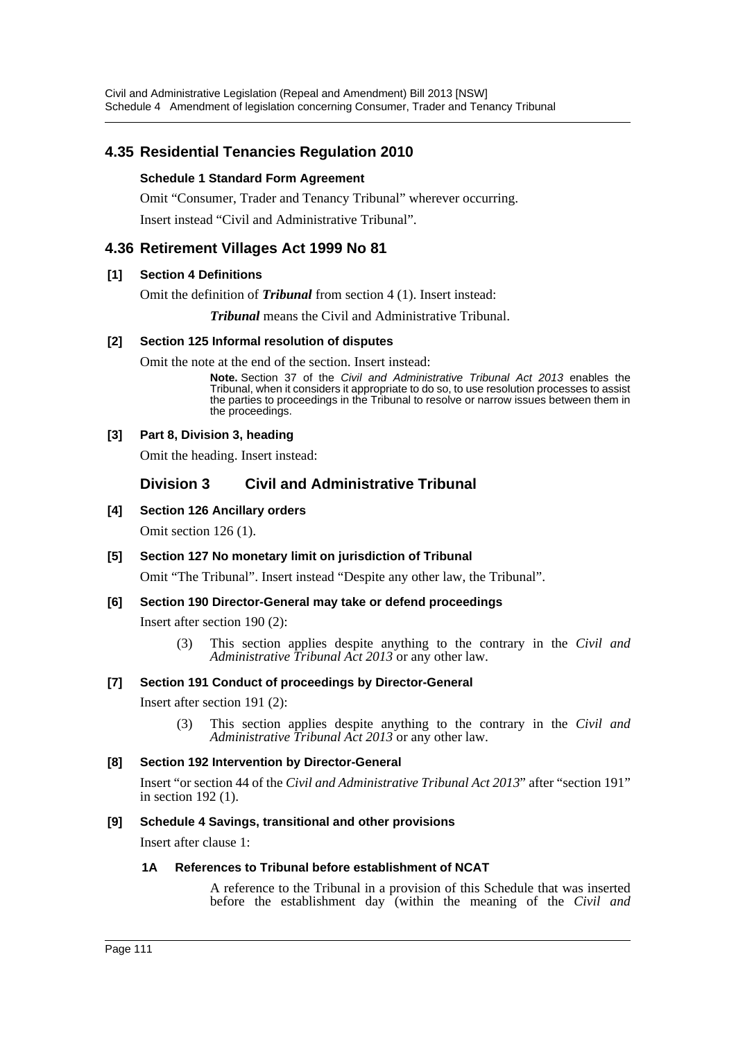## 4.35 Residential Tenancies Regulation 2010

**Schedule 1 Standard Form Agreement**

Omit "Consumer, Trader and Tenancy Tribunal" wherever occurring.

Insert instead "Civil and Administrative Tribunal".

## 4.36 Retirement Villages Act 1999 No 81

**[1] Section 4 Definitions**

Omit the definition of ***Tribunal*** from section 4 (1). Insert instead:

> ***Tribunal*** means the Civil and Administrative Tribunal.

**[2] Section 125 Informal resolution of disputes**

Omit the note at the end of the section. Insert instead:

> **Note.** Section 37 of the *Civil and Administrative Tribunal Act 2013* enables the Tribunal, when it considers it appropriate to do so, to use resolution processes to assist the parties to proceedings in the Tribunal to resolve or narrow issues between them in the proceedings.

**[3] Part 8, Division 3, heading**

Omit the heading. Insert instead:

### Division 3 Civil and Administrative Tribunal

**[4] Section 126 Ancillary orders**

Omit section 126 (1).

**[5] Section 127 No monetary limit on jurisdiction of Tribunal**

Omit "The Tribunal". Insert instead "Despite any other law, the Tribunal".

**[6] Section 190 Director-General may take or defend proceedings**

Insert after section 190 (2):

> (3) This section applies despite anything to the contrary in the *Civil and Administrative Tribunal Act 2013* or any other law.

**[7] Section 191 Conduct of proceedings by Director-General**

Insert after section 191 (2):

> (3) This section applies despite anything to the contrary in the *Civil and Administrative Tribunal Act 2013* or any other law.

**[8] Section 192 Intervention by Director-General**

Insert "or section 44 of the *Civil and Administrative Tribunal Act 2013*" after "section 191" in section 192 (1).

**[9] Schedule 4 Savings, transitional and other provisions**

Insert after clause 1:

> **1A References to Tribunal before establishment of NCAT**
>
> A reference to the Tribunal in a provision of this Schedule that was inserted before the establishment day (within the meaning of the *Civil and*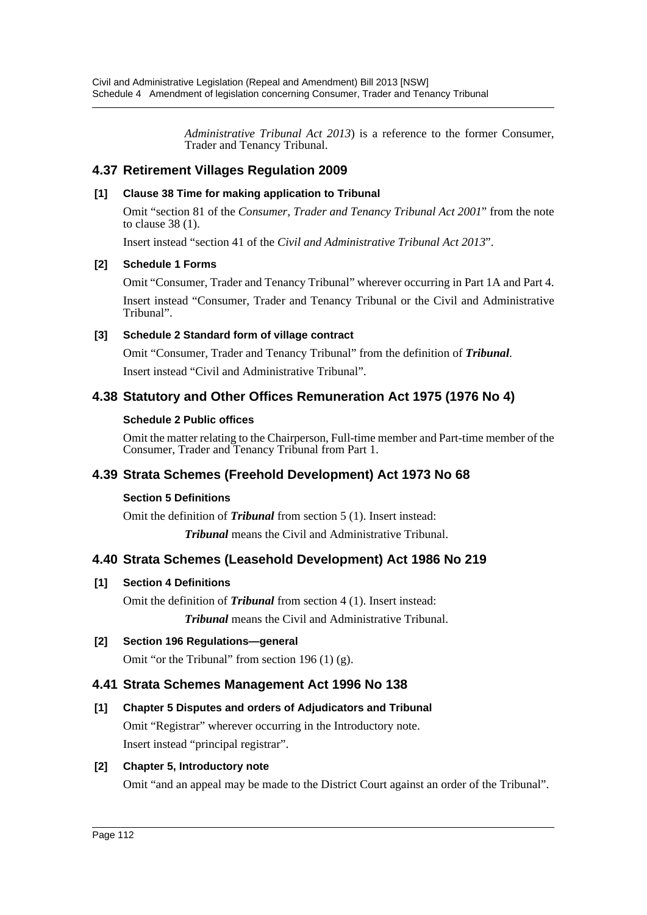*Administrative Tribunal Act 2013*) is a reference to the former Consumer, Trader and Tenancy Tribunal.

## 4.37 Retirement Villages Regulation 2009

**[1] Clause 38 Time for making application to Tribunal**

Omit "section 81 of the *Consumer, Trader and Tenancy Tribunal Act 2001*" from the note to clause 38 (1).

Insert instead "section 41 of the *Civil and Administrative Tribunal Act 2013*".

**[2] Schedule 1 Forms**

Omit "Consumer, Trader and Tenancy Tribunal" wherever occurring in Part 1A and Part 4.

Insert instead "Consumer, Trader and Tenancy Tribunal or the Civil and Administrative Tribunal".

**[3] Schedule 2 Standard form of village contract**

Omit "Consumer, Trader and Tenancy Tribunal" from the definition of ***Tribunal***.

Insert instead "Civil and Administrative Tribunal".

## 4.38 Statutory and Other Offices Remuneration Act 1975 (1976 No 4)

**Schedule 2 Public offices**

Omit the matter relating to the Chairperson, Full-time member and Part-time member of the Consumer, Trader and Tenancy Tribunal from Part 1.

## 4.39 Strata Schemes (Freehold Development) Act 1973 No 68

**Section 5 Definitions**

Omit the definition of ***Tribunal*** from section 5 (1). Insert instead:

***Tribunal*** means the Civil and Administrative Tribunal.

## 4.40 Strata Schemes (Leasehold Development) Act 1986 No 219

**[1] Section 4 Definitions**

Omit the definition of ***Tribunal*** from section 4 (1). Insert instead:

***Tribunal*** means the Civil and Administrative Tribunal.

**[2] Section 196 Regulations—general**

Omit "or the Tribunal" from section 196 (1) (g).

## 4.41 Strata Schemes Management Act 1996 No 138

**[1] Chapter 5 Disputes and orders of Adjudicators and Tribunal**

Omit "Registrar" wherever occurring in the Introductory note.

Insert instead "principal registrar".

**[2] Chapter 5, Introductory note**

Omit "and an appeal may be made to the District Court against an order of the Tribunal".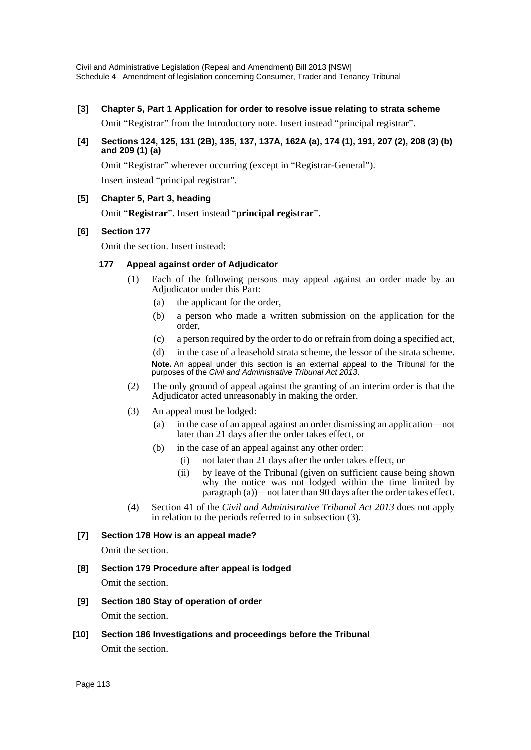**[3] Chapter 5, Part 1 Application for order to resolve issue relating to strata scheme**

Omit "Registrar" from the Introductory note. Insert instead "principal registrar".

**[4] Sections 124, 125, 131 (2B), 135, 137, 137A, 162A (a), 174 (1), 191, 207 (2), 208 (3) (b) and 209 (1) (a)**

Omit "Registrar" wherever occurring (except in "Registrar-General").

Insert instead "principal registrar".

**[5] Chapter 5, Part 3, heading**

Omit "**Registrar**". Insert instead "**principal registrar**".

**[6] Section 177**

Omit the section. Insert instead:

**177 Appeal against order of Adjudicator**

(1) Each of the following persons may appeal against an order made by an Adjudicator under this Part:

(a) the applicant for the order,

(b) a person who made a written submission on the application for the order,

(c) a person required by the order to do or refrain from doing a specified act,

(d) in the case of a leasehold strata scheme, the lessor of the strata scheme.

**Note.** An appeal under this section is an external appeal to the Tribunal for the purposes of the *Civil and Administrative Tribunal Act 2013*.

(2) The only ground of appeal against the granting of an interim order is that the Adjudicator acted unreasonably in making the order.

(3) An appeal must be lodged:

(a) in the case of an appeal against an order dismissing an application—not later than 21 days after the order takes effect, or

(b) in the case of an appeal against any other order:

(i) not later than 21 days after the order takes effect, or

(ii) by leave of the Tribunal (given on sufficient cause being shown why the notice was not lodged within the time limited by paragraph (a))—not later than 90 days after the order takes effect.

(4) Section 41 of the *Civil and Administrative Tribunal Act 2013* does not apply in relation to the periods referred to in subsection (3).

**[7] Section 178 How is an appeal made?**

Omit the section.

**[8] Section 179 Procedure after appeal is lodged**

Omit the section.

**[9] Section 180 Stay of operation of order**

Omit the section.

**[10] Section 186 Investigations and proceedings before the Tribunal**

Omit the section.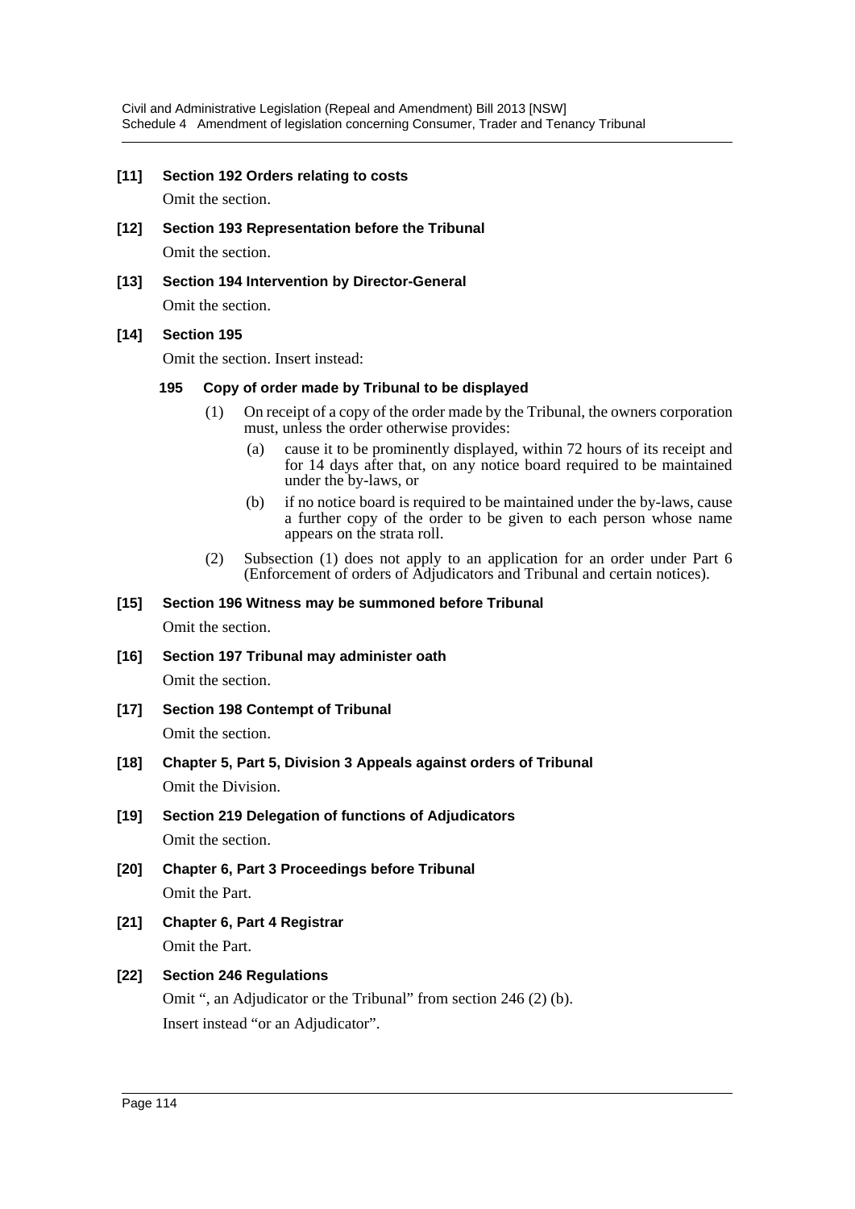**[11] Section 192 Orders relating to costs**

Omit the section.

**[12] Section 193 Representation before the Tribunal**

Omit the section.

**[13] Section 194 Intervention by Director-General**

Omit the section.

**[14] Section 195**

Omit the section. Insert instead:

**195 Copy of order made by Tribunal to be displayed**

(1) On receipt of a copy of the order made by the Tribunal, the owners corporation must, unless the order otherwise provides:

(a) cause it to be prominently displayed, within 72 hours of its receipt and for 14 days after that, on any notice board required to be maintained under the by-laws, or

(b) if no notice board is required to be maintained under the by-laws, cause a further copy of the order to be given to each person whose name appears on the strata roll.

(2) Subsection (1) does not apply to an application for an order under Part 6 (Enforcement of orders of Adjudicators and Tribunal and certain notices).

**[15] Section 196 Witness may be summoned before Tribunal**

Omit the section.

**[16] Section 197 Tribunal may administer oath**

Omit the section.

**[17] Section 198 Contempt of Tribunal**

Omit the section.

**[18] Chapter 5, Part 5, Division 3 Appeals against orders of Tribunal**

Omit the Division.

**[19] Section 219 Delegation of functions of Adjudicators**

Omit the section.

**[20] Chapter 6, Part 3 Proceedings before Tribunal**

Omit the Part.

**[21] Chapter 6, Part 4 Registrar**

Omit the Part.

**[22] Section 246 Regulations**

Omit ", an Adjudicator or the Tribunal" from section 246 (2) (b).

Insert instead "or an Adjudicator".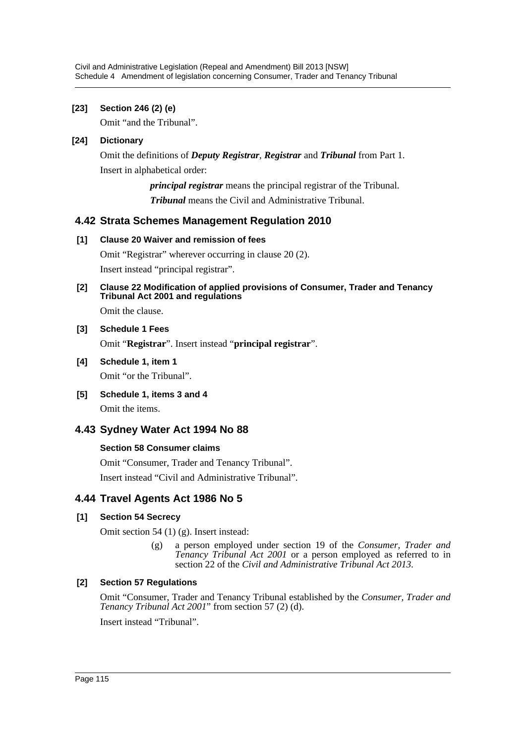**[23] Section 246 (2) (e)**

Omit "and the Tribunal".

**[24] Dictionary**

Omit the definitions of ***Deputy Registrar***, ***Registrar*** and ***Tribunal*** from Part 1.

Insert in alphabetical order:

> ***principal registrar*** means the principal registrar of the Tribunal.
>
> ***Tribunal*** means the Civil and Administrative Tribunal.

## 4.42 Strata Schemes Management Regulation 2010

**[1] Clause 20 Waiver and remission of fees**

Omit "Registrar" wherever occurring in clause 20 (2).

Insert instead "principal registrar".

**[2] Clause 22 Modification of applied provisions of Consumer, Trader and Tenancy Tribunal Act 2001 and regulations**

Omit the clause.

**[3] Schedule 1 Fees**

Omit "**Registrar**". Insert instead "**principal registrar**".

**[4] Schedule 1, item 1**

Omit "or the Tribunal".

**[5] Schedule 1, items 3 and 4**

Omit the items.

## 4.43 Sydney Water Act 1994 No 88

**Section 58 Consumer claims**

Omit "Consumer, Trader and Tenancy Tribunal".

Insert instead "Civil and Administrative Tribunal".

## 4.44 Travel Agents Act 1986 No 5

**[1] Section 54 Secrecy**

Omit section 54 (1) (g). Insert instead:

> (g) a person employed under section 19 of the *Consumer, Trader and Tenancy Tribunal Act 2001* or a person employed as referred to in section 22 of the *Civil and Administrative Tribunal Act 2013*.

**[2] Section 57 Regulations**

Omit "Consumer, Trader and Tenancy Tribunal established by the *Consumer, Trader and Tenancy Tribunal Act 2001*" from section 57 (2) (d).

Insert instead "Tribunal".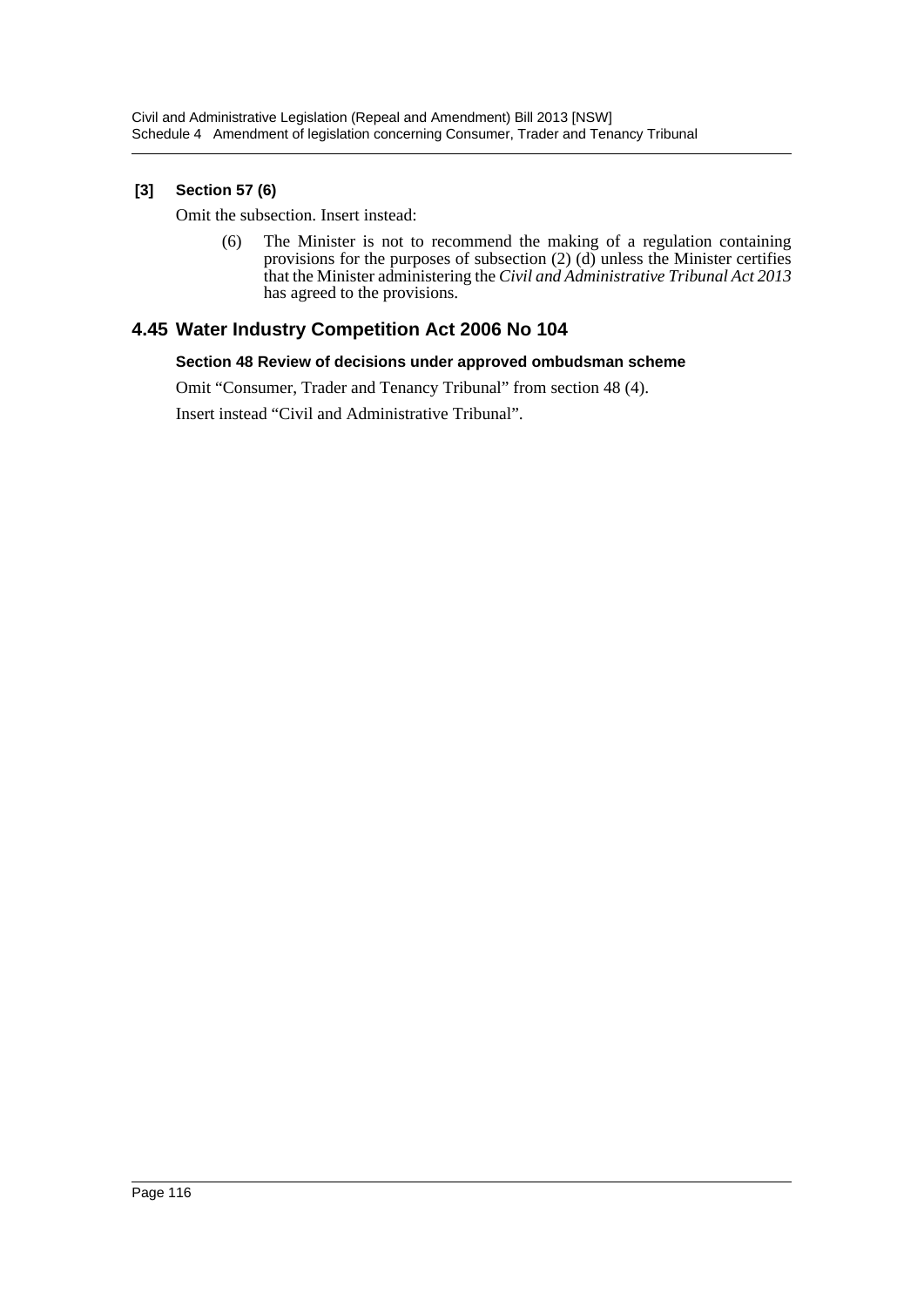### [3] Section 57 (6)

Omit the subsection. Insert instead:

> (6) The Minister is not to recommend the making of a regulation containing provisions for the purposes of subsection (2) (d) unless the Minister certifies that the Minister administering the *Civil and Administrative Tribunal Act 2013* has agreed to the provisions.

## 4.45 Water Industry Competition Act 2006 No 104

### Section 48 Review of decisions under approved ombudsman scheme

Omit "Consumer, Trader and Tenancy Tribunal" from section 48 (4).

Insert instead "Civil and Administrative Tribunal".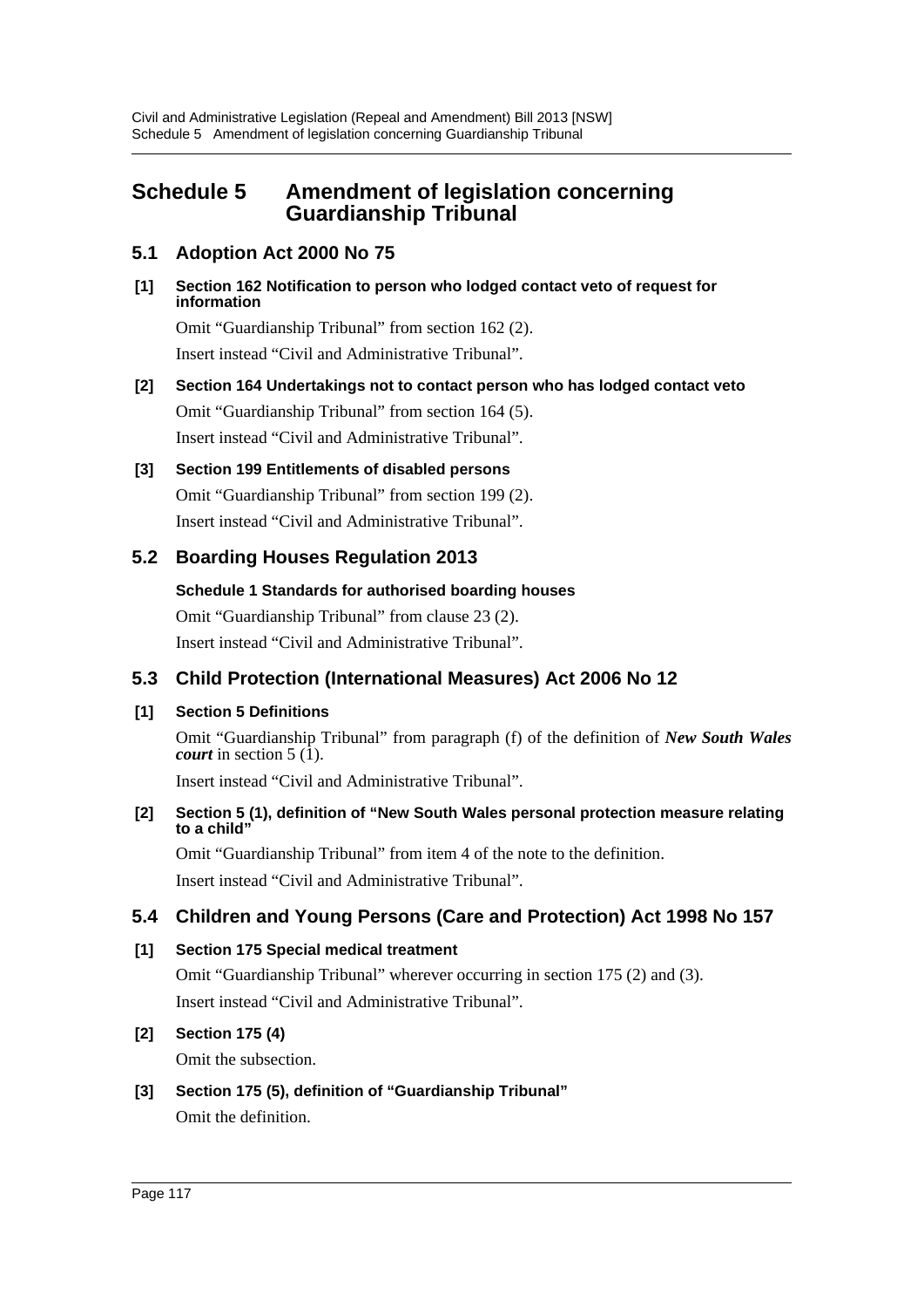# Schedule 5 Amendment of legislation concerning Guardianship Tribunal

## 5.1 Adoption Act 2000 No 75

**[1] Section 162 Notification to person who lodged contact veto of request for information**

Omit "Guardianship Tribunal" from section 162 (2).

Insert instead "Civil and Administrative Tribunal".

**[2] Section 164 Undertakings not to contact person who has lodged contact veto**

Omit "Guardianship Tribunal" from section 164 (5).

Insert instead "Civil and Administrative Tribunal".

**[3] Section 199 Entitlements of disabled persons**

Omit "Guardianship Tribunal" from section 199 (2).

Insert instead "Civil and Administrative Tribunal".

## 5.2 Boarding Houses Regulation 2013

**Schedule 1 Standards for authorised boarding houses**

Omit "Guardianship Tribunal" from clause 23 (2).

Insert instead "Civil and Administrative Tribunal".

## 5.3 Child Protection (International Measures) Act 2006 No 12

**[1] Section 5 Definitions**

Omit "Guardianship Tribunal" from paragraph (f) of the definition of ***New South Wales court*** in section 5 (1).

Insert instead "Civil and Administrative Tribunal".

**[2] Section 5 (1), definition of "New South Wales personal protection measure relating to a child"**

Omit "Guardianship Tribunal" from item 4 of the note to the definition.

Insert instead "Civil and Administrative Tribunal".

## 5.4 Children and Young Persons (Care and Protection) Act 1998 No 157

**[1] Section 175 Special medical treatment**

Omit "Guardianship Tribunal" wherever occurring in section 175 (2) and (3).

Insert instead "Civil and Administrative Tribunal".

**[2] Section 175 (4)**

Omit the subsection.

**[3] Section 175 (5), definition of "Guardianship Tribunal"**

Omit the definition.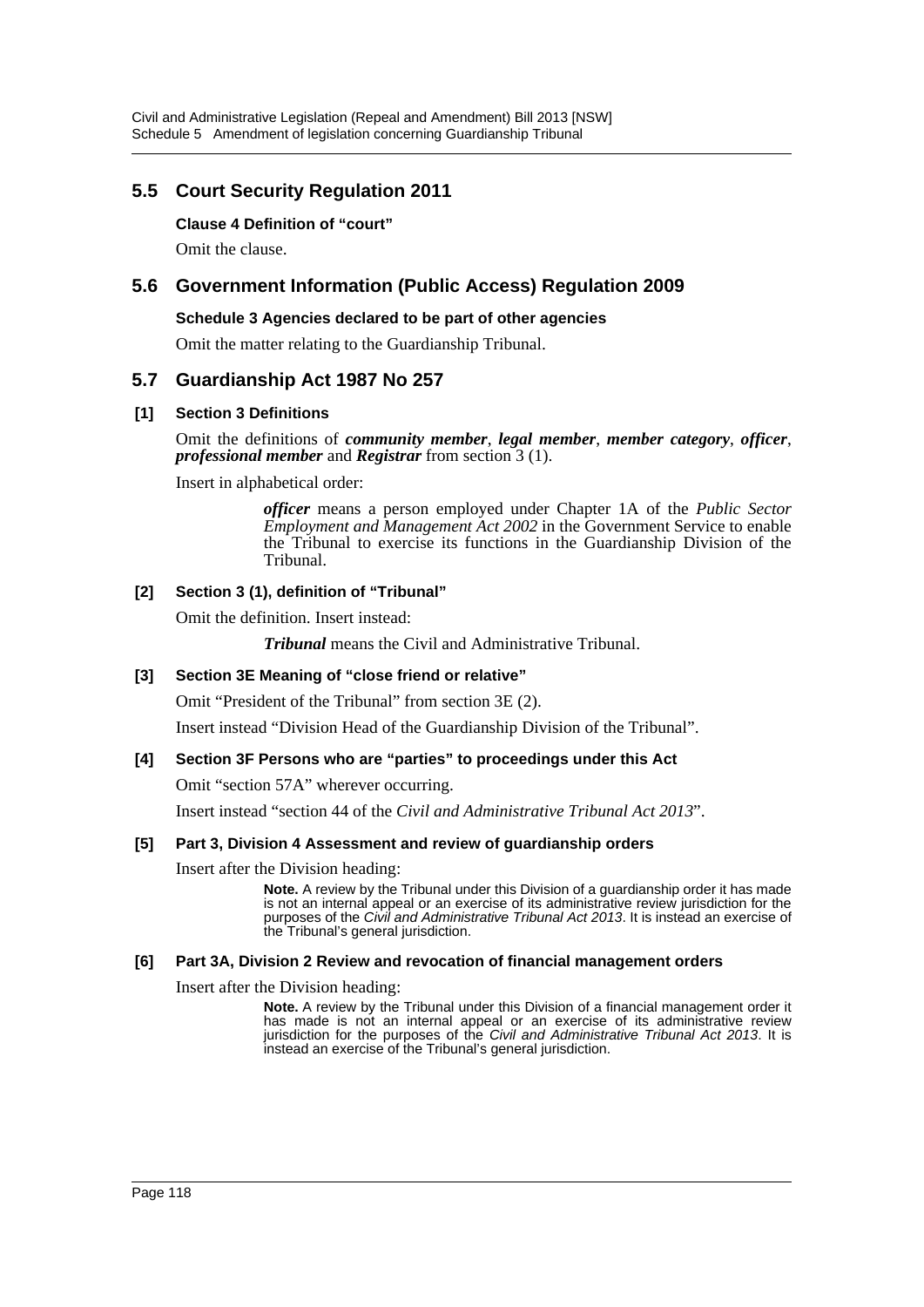## 5.5 Court Security Regulation 2011

**Clause 4 Definition of "court"**

Omit the clause.

## 5.6 Government Information (Public Access) Regulation 2009

**Schedule 3 Agencies declared to be part of other agencies**

Omit the matter relating to the Guardianship Tribunal.

## 5.7 Guardianship Act 1987 No 257

**[1] Section 3 Definitions**

Omit the definitions of ***community member***, ***legal member***, ***member category***, ***officer***, ***professional member*** and ***Registrar*** from section 3 (1).

Insert in alphabetical order:

> ***officer*** means a person employed under Chapter 1A of the *Public Sector Employment and Management Act 2002* in the Government Service to enable the Tribunal to exercise its functions in the Guardianship Division of the Tribunal.

**[2] Section 3 (1), definition of "Tribunal"**

Omit the definition. Insert instead:

> ***Tribunal*** means the Civil and Administrative Tribunal.

**[3] Section 3E Meaning of "close friend or relative"**

Omit "President of the Tribunal" from section 3E (2).

Insert instead "Division Head of the Guardianship Division of the Tribunal".

**[4] Section 3F Persons who are "parties" to proceedings under this Act**

Omit "section 57A" wherever occurring.

Insert instead "section 44 of the *Civil and Administrative Tribunal Act 2013*".

**[5] Part 3, Division 4 Assessment and review of guardianship orders**

Insert after the Division heading:

> **Note.** A review by the Tribunal under this Division of a guardianship order it has made is not an internal appeal or an exercise of its administrative review jurisdiction for the purposes of the *Civil and Administrative Tribunal Act 2013*. It is instead an exercise of the Tribunal's general jurisdiction.

**[6] Part 3A, Division 2 Review and revocation of financial management orders**

Insert after the Division heading:

> **Note.** A review by the Tribunal under this Division of a financial management order it has made is not an internal appeal or an exercise of its administrative review jurisdiction for the purposes of the *Civil and Administrative Tribunal Act 2013*. It is instead an exercise of the Tribunal's general jurisdiction.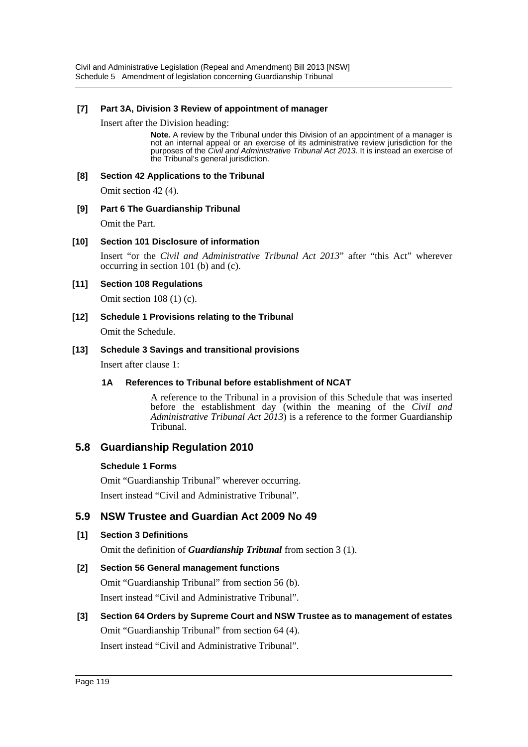**[7] Part 3A, Division 3 Review of appointment of manager**

Insert after the Division heading:

> **Note.** A review by the Tribunal under this Division of an appointment of a manager is not an internal appeal or an exercise of its administrative review jurisdiction for the purposes of the *Civil and Administrative Tribunal Act 2013*. It is instead an exercise of the Tribunal's general jurisdiction.

**[8] Section 42 Applications to the Tribunal**

Omit section 42 (4).

**[9] Part 6 The Guardianship Tribunal**

Omit the Part.

**[10] Section 101 Disclosure of information**

Insert "or the *Civil and Administrative Tribunal Act 2013*" after "this Act" wherever occurring in section 101 (b) and (c).

**[11] Section 108 Regulations**

Omit section 108 (1) (c).

**[12] Schedule 1 Provisions relating to the Tribunal**

Omit the Schedule.

**[13] Schedule 3 Savings and transitional provisions**

Insert after clause 1:

**1A References to Tribunal before establishment of NCAT**

A reference to the Tribunal in a provision of this Schedule that was inserted before the establishment day (within the meaning of the *Civil and Administrative Tribunal Act 2013*) is a reference to the former Guardianship Tribunal.

## 5.8 Guardianship Regulation 2010

**Schedule 1 Forms**

Omit "Guardianship Tribunal" wherever occurring.

Insert instead "Civil and Administrative Tribunal".

## 5.9 NSW Trustee and Guardian Act 2009 No 49

**[1] Section 3 Definitions**

Omit the definition of ***Guardianship Tribunal*** from section 3 (1).

**[2] Section 56 General management functions**

Omit "Guardianship Tribunal" from section 56 (b).

Insert instead "Civil and Administrative Tribunal".

**[3] Section 64 Orders by Supreme Court and NSW Trustee as to management of estates**

Omit "Guardianship Tribunal" from section 64 (4).

Insert instead "Civil and Administrative Tribunal".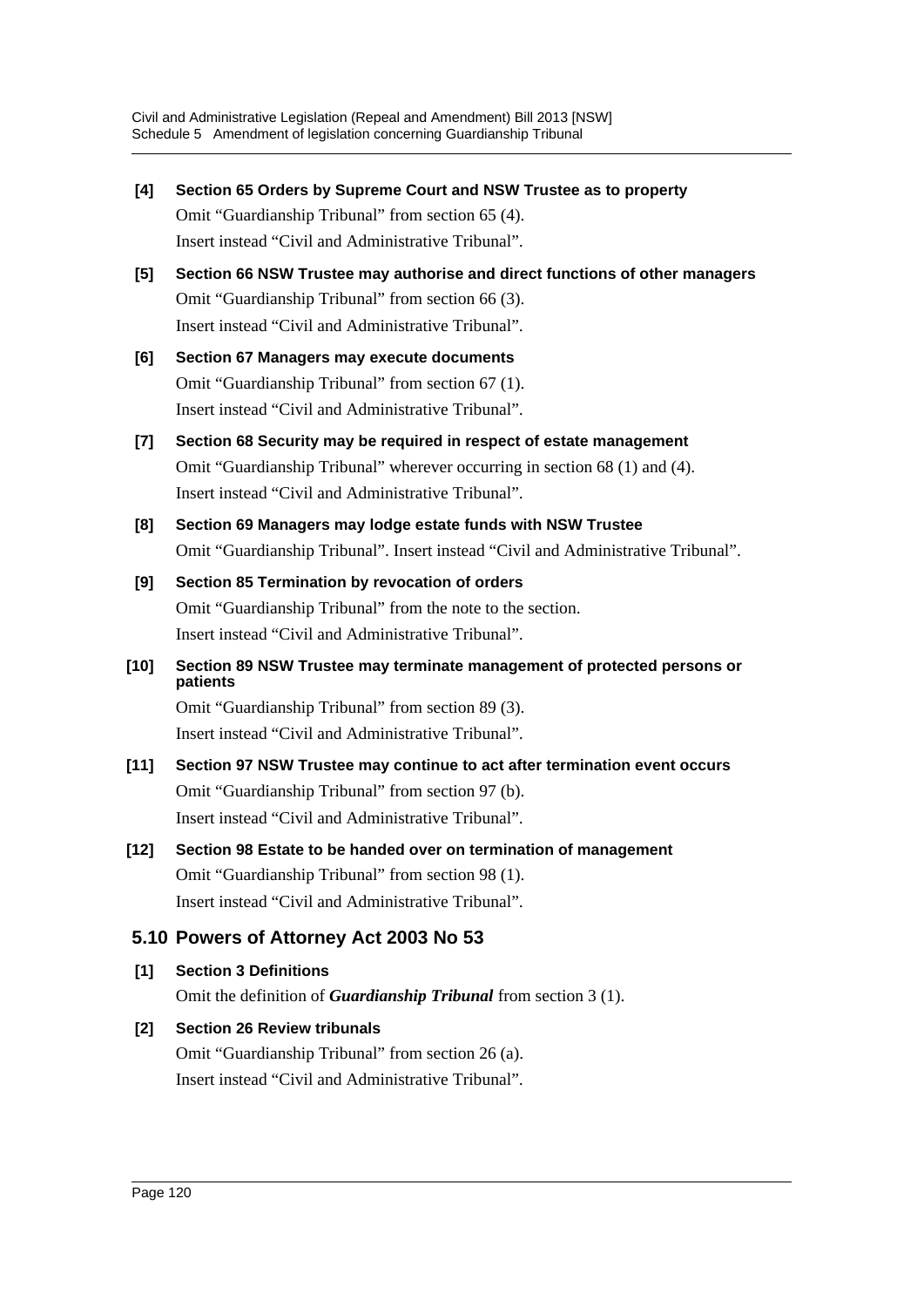**[4] Section 65 Orders by Supreme Court and NSW Trustee as to property**

Omit "Guardianship Tribunal" from section 65 (4).

Insert instead "Civil and Administrative Tribunal".

**[5] Section 66 NSW Trustee may authorise and direct functions of other managers**

Omit "Guardianship Tribunal" from section 66 (3).

Insert instead "Civil and Administrative Tribunal".

**[6] Section 67 Managers may execute documents**

Omit "Guardianship Tribunal" from section 67 (1).

Insert instead "Civil and Administrative Tribunal".

**[7] Section 68 Security may be required in respect of estate management**

Omit "Guardianship Tribunal" wherever occurring in section 68 (1) and (4).

Insert instead "Civil and Administrative Tribunal".

**[8] Section 69 Managers may lodge estate funds with NSW Trustee**

Omit "Guardianship Tribunal". Insert instead "Civil and Administrative Tribunal".

**[9] Section 85 Termination by revocation of orders**

Omit "Guardianship Tribunal" from the note to the section.

Insert instead "Civil and Administrative Tribunal".

**[10] Section 89 NSW Trustee may terminate management of protected persons or patients**

Omit "Guardianship Tribunal" from section 89 (3).

Insert instead "Civil and Administrative Tribunal".

**[11] Section 97 NSW Trustee may continue to act after termination event occurs**

Omit "Guardianship Tribunal" from section 97 (b).

Insert instead "Civil and Administrative Tribunal".

**[12] Section 98 Estate to be handed over on termination of management**

Omit "Guardianship Tribunal" from section 98 (1).

Insert instead "Civil and Administrative Tribunal".

## 5.10 Powers of Attorney Act 2003 No 53

**[1] Section 3 Definitions**

Omit the definition of ***Guardianship Tribunal*** from section 3 (1).

**[2] Section 26 Review tribunals**

Omit "Guardianship Tribunal" from section 26 (a).

Insert instead "Civil and Administrative Tribunal".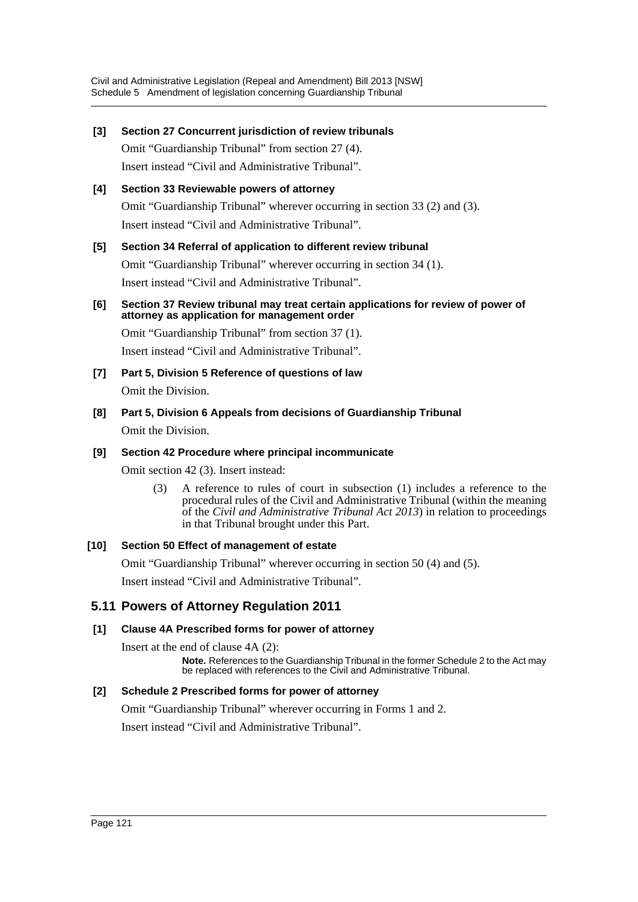**[3] Section 27 Concurrent jurisdiction of review tribunals**

Omit "Guardianship Tribunal" from section 27 (4).

Insert instead "Civil and Administrative Tribunal".

**[4] Section 33 Reviewable powers of attorney**

Omit "Guardianship Tribunal" wherever occurring in section 33 (2) and (3).

Insert instead "Civil and Administrative Tribunal".

**[5] Section 34 Referral of application to different review tribunal**

Omit "Guardianship Tribunal" wherever occurring in section 34 (1).

Insert instead "Civil and Administrative Tribunal".

**[6] Section 37 Review tribunal may treat certain applications for review of power of attorney as application for management order**

Omit "Guardianship Tribunal" from section 37 (1).

Insert instead "Civil and Administrative Tribunal".

**[7] Part 5, Division 5 Reference of questions of law**

Omit the Division.

**[8] Part 5, Division 6 Appeals from decisions of Guardianship Tribunal**

Omit the Division.

**[9] Section 42 Procedure where principal incommunicate**

Omit section 42 (3). Insert instead:

> (3) A reference to rules of court in subsection (1) includes a reference to the procedural rules of the Civil and Administrative Tribunal (within the meaning of the *Civil and Administrative Tribunal Act 2013*) in relation to proceedings in that Tribunal brought under this Part.

**[10] Section 50 Effect of management of estate**

Omit "Guardianship Tribunal" wherever occurring in section 50 (4) and (5).

Insert instead "Civil and Administrative Tribunal".

## 5.11 Powers of Attorney Regulation 2011

**[1] Clause 4A Prescribed forms for power of attorney**

Insert at the end of clause 4A (2):

> **Note.** References to the Guardianship Tribunal in the former Schedule 2 to the Act may be replaced with references to the Civil and Administrative Tribunal.

**[2] Schedule 2 Prescribed forms for power of attorney**

Omit "Guardianship Tribunal" wherever occurring in Forms 1 and 2.

Insert instead "Civil and Administrative Tribunal".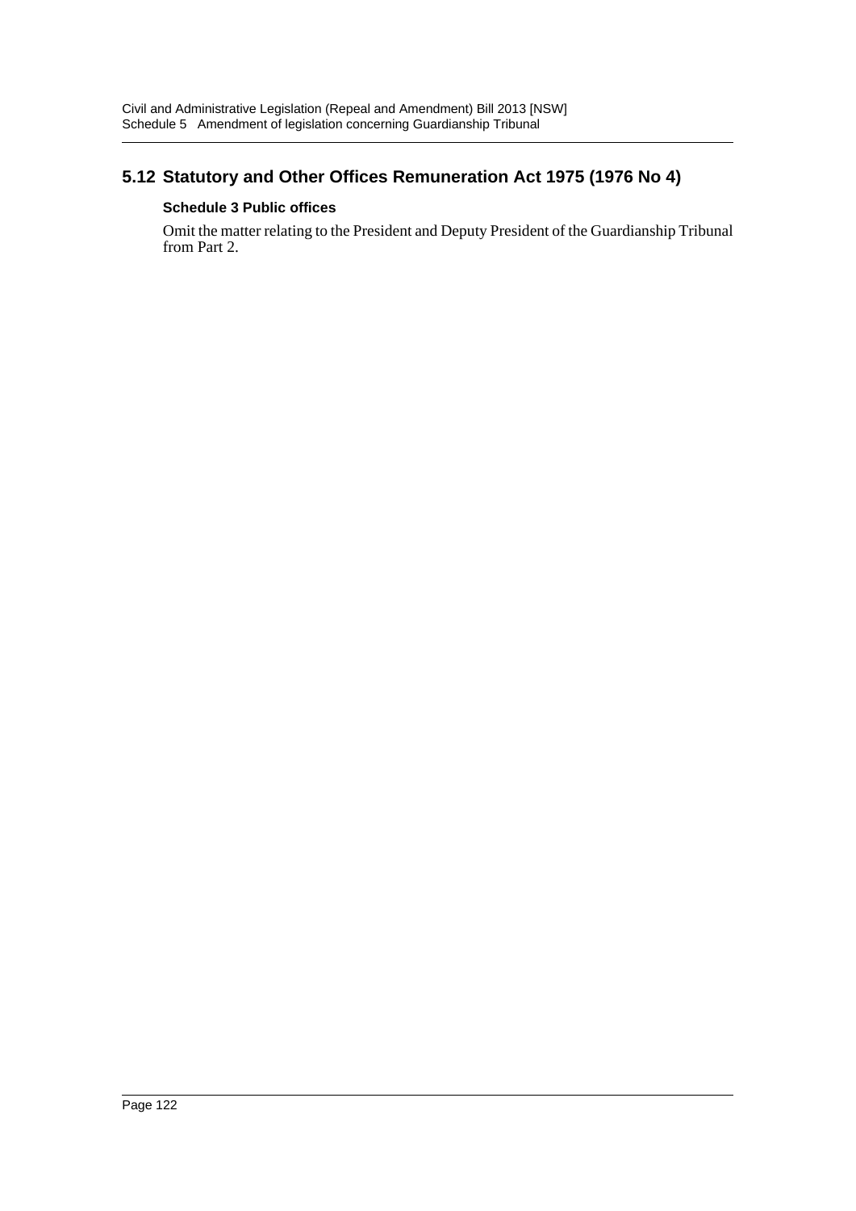## 5.12 Statutory and Other Offices Remuneration Act 1975 (1976 No 4)

### Schedule 3 Public offices

Omit the matter relating to the President and Deputy President of the Guardianship Tribunal from Part 2.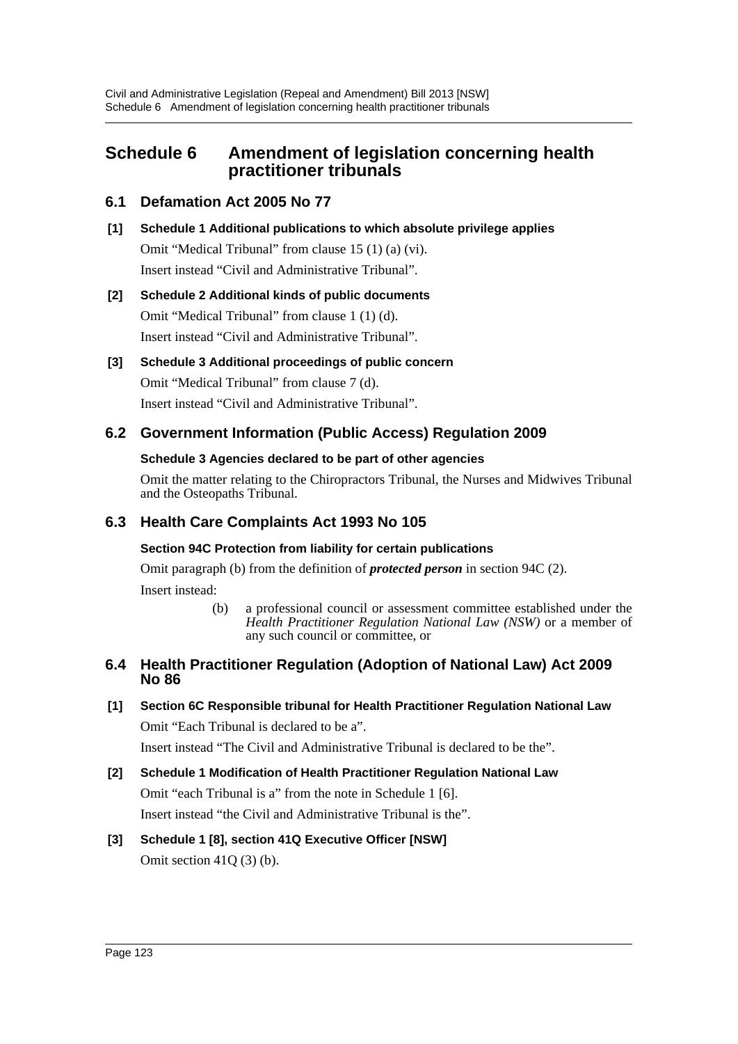# Schedule 6 Amendment of legislation concerning health practitioner tribunals

## 6.1 Defamation Act 2005 No 77

**[1] Schedule 1 Additional publications to which absolute privilege applies**

Omit “Medical Tribunal” from clause 15 (1) (a) (vi).

Insert instead “Civil and Administrative Tribunal”.

**[2] Schedule 2 Additional kinds of public documents**

Omit “Medical Tribunal” from clause 1 (1) (d).

Insert instead “Civil and Administrative Tribunal”.

**[3] Schedule 3 Additional proceedings of public concern**

Omit “Medical Tribunal” from clause 7 (d).

Insert instead “Civil and Administrative Tribunal”.

## 6.2 Government Information (Public Access) Regulation 2009

**Schedule 3 Agencies declared to be part of other agencies**

Omit the matter relating to the Chiropractors Tribunal, the Nurses and Midwives Tribunal and the Osteopaths Tribunal.

## 6.3 Health Care Complaints Act 1993 No 105

**Section 94C Protection from liability for certain publications**

Omit paragraph (b) from the definition of ***protected person*** in section 94C (2).

Insert instead:

> (b) a professional council or assessment committee established under the *Health Practitioner Regulation National Law (NSW)* or a member of any such council or committee, or

## 6.4 Health Practitioner Regulation (Adoption of National Law) Act 2009 No 86

**[1] Section 6C Responsible tribunal for Health Practitioner Regulation National Law**

Omit “Each Tribunal is declared to be a”.

Insert instead “The Civil and Administrative Tribunal is declared to be the”.

**[2] Schedule 1 Modification of Health Practitioner Regulation National Law**

Omit “each Tribunal is a” from the note in Schedule 1 [6].

Insert instead “the Civil and Administrative Tribunal is the”.

**[3] Schedule 1 [8], section 41Q Executive Officer [NSW]**

Omit section 41Q (3) (b).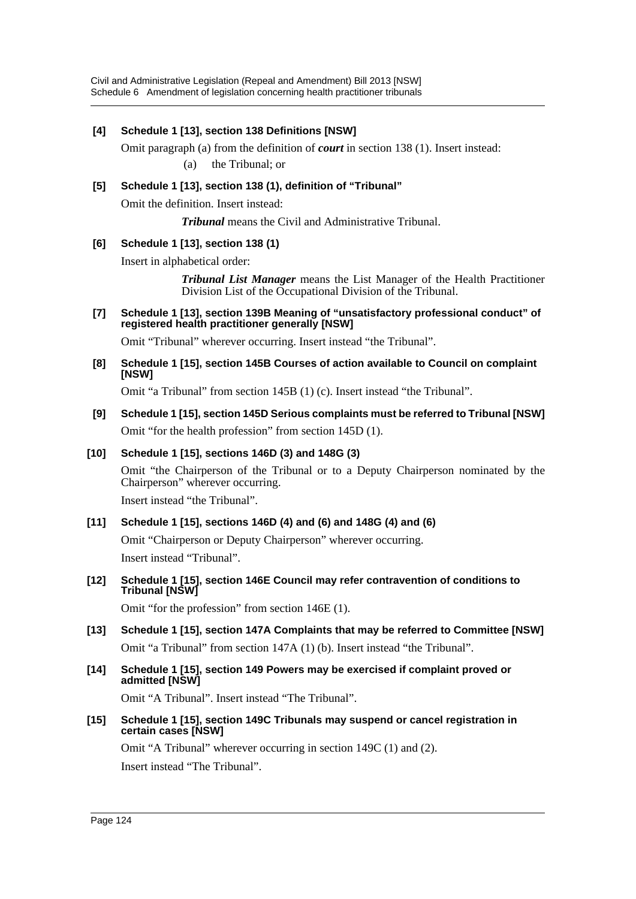**[4] Schedule 1 [13], section 138 Definitions [NSW]**

Omit paragraph (a) from the definition of ***court*** in section 138 (1). Insert instead:

(a) the Tribunal; or

**[5] Schedule 1 [13], section 138 (1), definition of "Tribunal"**

Omit the definition. Insert instead:

***Tribunal*** means the Civil and Administrative Tribunal.

**[6] Schedule 1 [13], section 138 (1)**

Insert in alphabetical order:

***Tribunal List Manager*** means the List Manager of the Health Practitioner Division List of the Occupational Division of the Tribunal.

**[7] Schedule 1 [13], section 139B Meaning of "unsatisfactory professional conduct" of registered health practitioner generally [NSW]**

Omit "Tribunal" wherever occurring. Insert instead "the Tribunal".

**[8] Schedule 1 [15], section 145B Courses of action available to Council on complaint [NSW]**

Omit "a Tribunal" from section 145B (1) (c). Insert instead "the Tribunal".

**[9] Schedule 1 [15], section 145D Serious complaints must be referred to Tribunal [NSW]**

Omit "for the health profession" from section 145D (1).

**[10] Schedule 1 [15], sections 146D (3) and 148G (3)**

Omit "the Chairperson of the Tribunal or to a Deputy Chairperson nominated by the Chairperson" wherever occurring.

Insert instead "the Tribunal".

**[11] Schedule 1 [15], sections 146D (4) and (6) and 148G (4) and (6)**

Omit "Chairperson or Deputy Chairperson" wherever occurring.

Insert instead "Tribunal".

**[12] Schedule 1 [15], section 146E Council may refer contravention of conditions to Tribunal [NSW]**

Omit "for the profession" from section 146E (1).

**[13] Schedule 1 [15], section 147A Complaints that may be referred to Committee [NSW]**

Omit "a Tribunal" from section 147A (1) (b). Insert instead "the Tribunal".

**[14] Schedule 1 [15], section 149 Powers may be exercised if complaint proved or admitted [NSW]**

Omit "A Tribunal". Insert instead "The Tribunal".

**[15] Schedule 1 [15], section 149C Tribunals may suspend or cancel registration in certain cases [NSW]**

Omit "A Tribunal" wherever occurring in section 149C (1) and (2).

Insert instead "The Tribunal".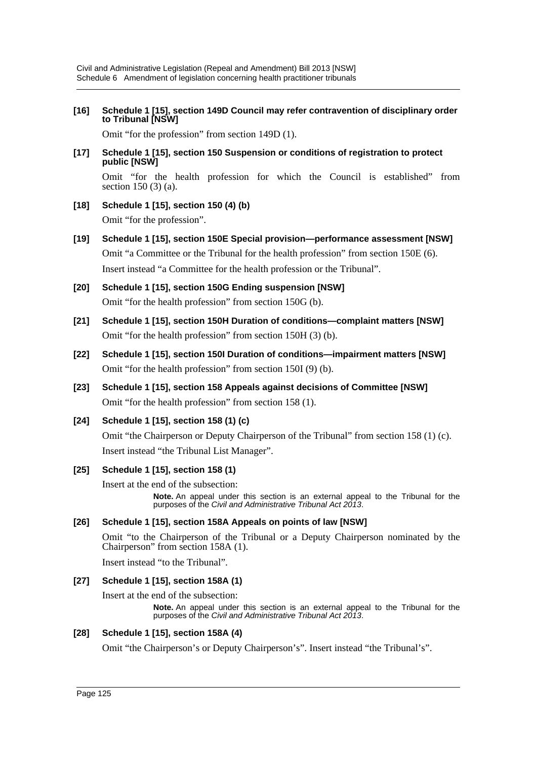**[16] Schedule 1 [15], section 149D Council may refer contravention of disciplinary order to Tribunal [NSW]**

Omit "for the profession" from section 149D (1).

**[17] Schedule 1 [15], section 150 Suspension or conditions of registration to protect public [NSW]**

Omit "for the health profession for which the Council is established" from section 150 (3) (a).

**[18] Schedule 1 [15], section 150 (4) (b)**

Omit "for the profession".

**[19] Schedule 1 [15], section 150E Special provision—performance assessment [NSW]**

Omit "a Committee or the Tribunal for the health profession" from section 150E (6).

Insert instead "a Committee for the health profession or the Tribunal".

**[20] Schedule 1 [15], section 150G Ending suspension [NSW]**

Omit "for the health profession" from section 150G (b).

**[21] Schedule 1 [15], section 150H Duration of conditions—complaint matters [NSW]**

Omit "for the health profession" from section 150H (3) (b).

**[22] Schedule 1 [15], section 150I Duration of conditions—impairment matters [NSW]**

Omit "for the health profession" from section 150I (9) (b).

**[23] Schedule 1 [15], section 158 Appeals against decisions of Committee [NSW]**

Omit "for the health profession" from section 158 (1).

**[24] Schedule 1 [15], section 158 (1) (c)**

Omit "the Chairperson or Deputy Chairperson of the Tribunal" from section 158 (1) (c).

Insert instead "the Tribunal List Manager".

**[25] Schedule 1 [15], section 158 (1)**

Insert at the end of the subsection:

> **Note.** An appeal under this section is an external appeal to the Tribunal for the purposes of the *Civil and Administrative Tribunal Act 2013*.

**[26] Schedule 1 [15], section 158A Appeals on points of law [NSW]**

Omit "to the Chairperson of the Tribunal or a Deputy Chairperson nominated by the Chairperson" from section 158A (1).

Insert instead "to the Tribunal".

**[27] Schedule 1 [15], section 158A (1)**

Insert at the end of the subsection:

> **Note.** An appeal under this section is an external appeal to the Tribunal for the purposes of the *Civil and Administrative Tribunal Act 2013*.

**[28] Schedule 1 [15], section 158A (4)**

Omit "the Chairperson's or Deputy Chairperson's". Insert instead "the Tribunal's".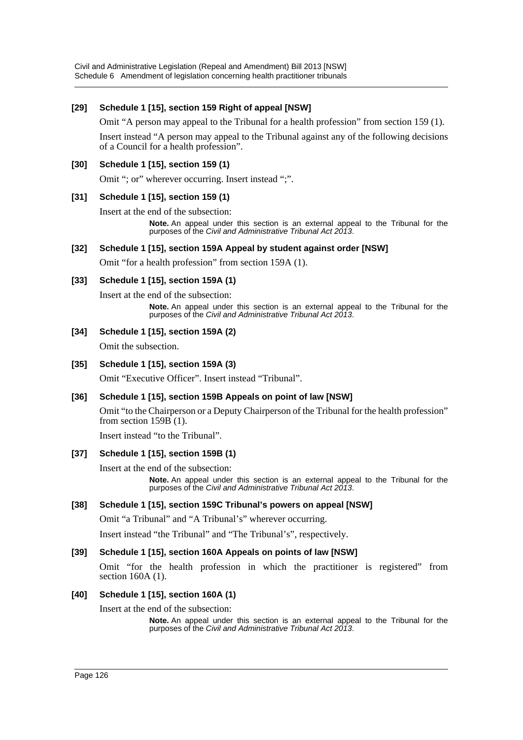### [29] Schedule 1 [15], section 159 Right of appeal [NSW]

Omit "A person may appeal to the Tribunal for a health profession" from section 159 (1).

Insert instead "A person may appeal to the Tribunal against any of the following decisions of a Council for a health profession".

### [30] Schedule 1 [15], section 159 (1)

Omit "; or" wherever occurring. Insert instead ";".

### [31] Schedule 1 [15], section 159 (1)

Insert at the end of the subsection:

> **Note.** An appeal under this section is an external appeal to the Tribunal for the purposes of the *Civil and Administrative Tribunal Act 2013*.

### [32] Schedule 1 [15], section 159A Appeal by student against order [NSW]

Omit "for a health profession" from section 159A (1).

### [33] Schedule 1 [15], section 159A (1)

Insert at the end of the subsection:

> **Note.** An appeal under this section is an external appeal to the Tribunal for the purposes of the *Civil and Administrative Tribunal Act 2013*.

### [34] Schedule 1 [15], section 159A (2)

Omit the subsection.

### [35] Schedule 1 [15], section 159A (3)

Omit "Executive Officer". Insert instead "Tribunal".

### [36] Schedule 1 [15], section 159B Appeals on point of law [NSW]

Omit "to the Chairperson or a Deputy Chairperson of the Tribunal for the health profession" from section 159B (1).

Insert instead "to the Tribunal".

### [37] Schedule 1 [15], section 159B (1)

Insert at the end of the subsection:

> **Note.** An appeal under this section is an external appeal to the Tribunal for the purposes of the *Civil and Administrative Tribunal Act 2013*.

### [38] Schedule 1 [15], section 159C Tribunal's powers on appeal [NSW]

Omit "a Tribunal" and "A Tribunal's" wherever occurring.

Insert instead "the Tribunal" and "The Tribunal's", respectively.

### [39] Schedule 1 [15], section 160A Appeals on points of law [NSW]

Omit "for the health profession in which the practitioner is registered" from section 160A (1).

### [40] Schedule 1 [15], section 160A (1)

Insert at the end of the subsection:

> **Note.** An appeal under this section is an external appeal to the Tribunal for the purposes of the *Civil and Administrative Tribunal Act 2013*.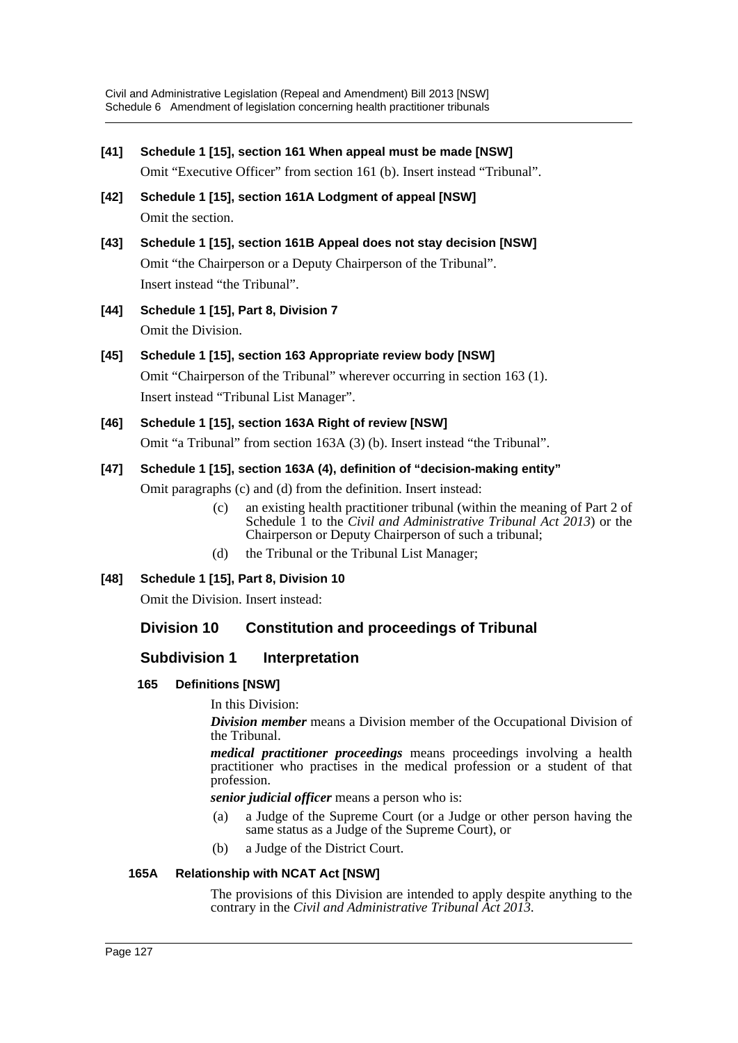**[41] Schedule 1 [15], section 161 When appeal must be made [NSW]**

Omit "Executive Officer" from section 161 (b). Insert instead "Tribunal".

**[42] Schedule 1 [15], section 161A Lodgment of appeal [NSW]**

Omit the section.

**[43] Schedule 1 [15], section 161B Appeal does not stay decision [NSW]**

Omit "the Chairperson or a Deputy Chairperson of the Tribunal".

Insert instead "the Tribunal".

**[44] Schedule 1 [15], Part 8, Division 7**

Omit the Division.

**[45] Schedule 1 [15], section 163 Appropriate review body [NSW]**

Omit "Chairperson of the Tribunal" wherever occurring in section 163 (1).

Insert instead "Tribunal List Manager".

**[46] Schedule 1 [15], section 163A Right of review [NSW]**

Omit "a Tribunal" from section 163A (3) (b). Insert instead "the Tribunal".

**[47] Schedule 1 [15], section 163A (4), definition of "decision-making entity"**

Omit paragraphs (c) and (d) from the definition. Insert instead:

(c) an existing health practitioner tribunal (within the meaning of Part 2 of Schedule 1 to the *Civil and Administrative Tribunal Act 2013*) or the Chairperson or Deputy Chairperson of such a tribunal;

(d) the Tribunal or the Tribunal List Manager;

**[48] Schedule 1 [15], Part 8, Division 10**

Omit the Division. Insert instead:

## Division 10 Constitution and proceedings of Tribunal

### Subdivision 1 Interpretation

#### 165 Definitions [NSW]

In this Division:

***Division member*** means a Division member of the Occupational Division of the Tribunal.

***medical practitioner proceedings*** means proceedings involving a health practitioner who practises in the medical profession or a student of that profession.

***senior judicial officer*** means a person who is:

(a) a Judge of the Supreme Court (or a Judge or other person having the same status as a Judge of the Supreme Court), or

(b) a Judge of the District Court.

#### 165A Relationship with NCAT Act [NSW]

The provisions of this Division are intended to apply despite anything to the contrary in the *Civil and Administrative Tribunal Act 2013*.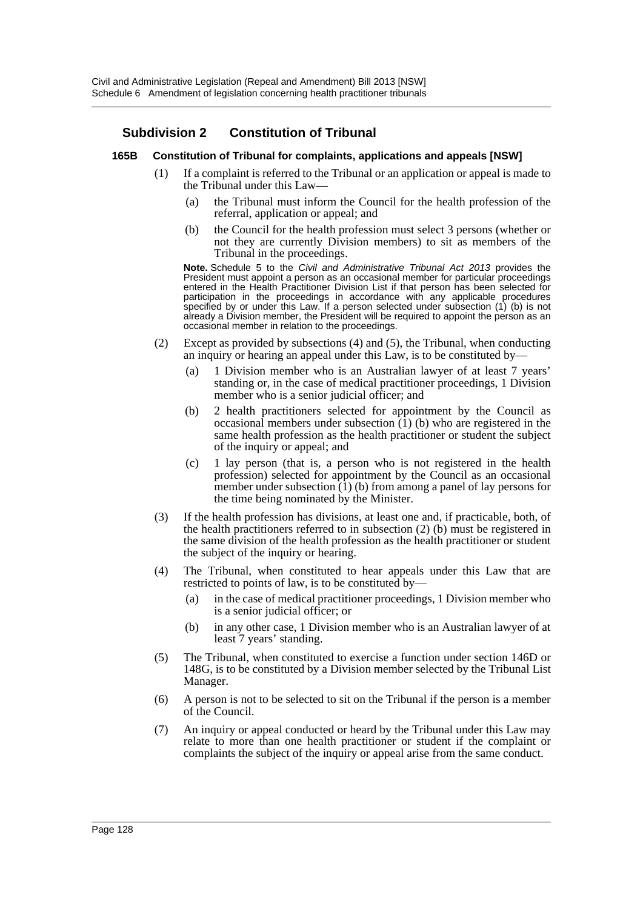## Subdivision 2 Constitution of Tribunal

### 165B Constitution of Tribunal for complaints, applications and appeals [NSW]

(1) If a complaint is referred to the Tribunal or an application or appeal is made to the Tribunal under this Law—

- (a) the Tribunal must inform the Council for the health profession of the referral, application or appeal; and
- (b) the Council for the health profession must select 3 persons (whether or not they are currently Division members) to sit as members of the Tribunal in the proceedings.

**Note.** Schedule 5 to the *Civil and Administrative Tribunal Act 2013* provides the President must appoint a person as an occasional member for particular proceedings entered in the Health Practitioner Division List if that person has been selected for participation in the proceedings in accordance with any applicable procedures specified by or under this Law. If a person selected under subsection (1) (b) is not already a Division member, the President will be required to appoint the person as an occasional member in relation to the proceedings.

(2) Except as provided by subsections (4) and (5), the Tribunal, when conducting an inquiry or hearing an appeal under this Law, is to be constituted by—

- (a) 1 Division member who is an Australian lawyer of at least 7 years' standing or, in the case of medical practitioner proceedings, 1 Division member who is a senior judicial officer; and
- (b) 2 health practitioners selected for appointment by the Council as occasional members under subsection (1) (b) who are registered in the same health profession as the health practitioner or student the subject of the inquiry or appeal; and
- (c) 1 lay person (that is, a person who is not registered in the health profession) selected for appointment by the Council as an occasional member under subsection (1) (b) from among a panel of lay persons for the time being nominated by the Minister.

(3) If the health profession has divisions, at least one and, if practicable, both, of the health practitioners referred to in subsection (2) (b) must be registered in the same division of the health profession as the health practitioner or student the subject of the inquiry or hearing.

(4) The Tribunal, when constituted to hear appeals under this Law that are restricted to points of law, is to be constituted by—

- (a) in the case of medical practitioner proceedings, 1 Division member who is a senior judicial officer; or
- (b) in any other case, 1 Division member who is an Australian lawyer of at least 7 years' standing.

(5) The Tribunal, when constituted to exercise a function under section 146D or 148G, is to be constituted by a Division member selected by the Tribunal List Manager.

(6) A person is not to be selected to sit on the Tribunal if the person is a member of the Council.

(7) An inquiry or appeal conducted or heard by the Tribunal under this Law may relate to more than one health practitioner or student if the complaint or complaints the subject of the inquiry or appeal arise from the same conduct.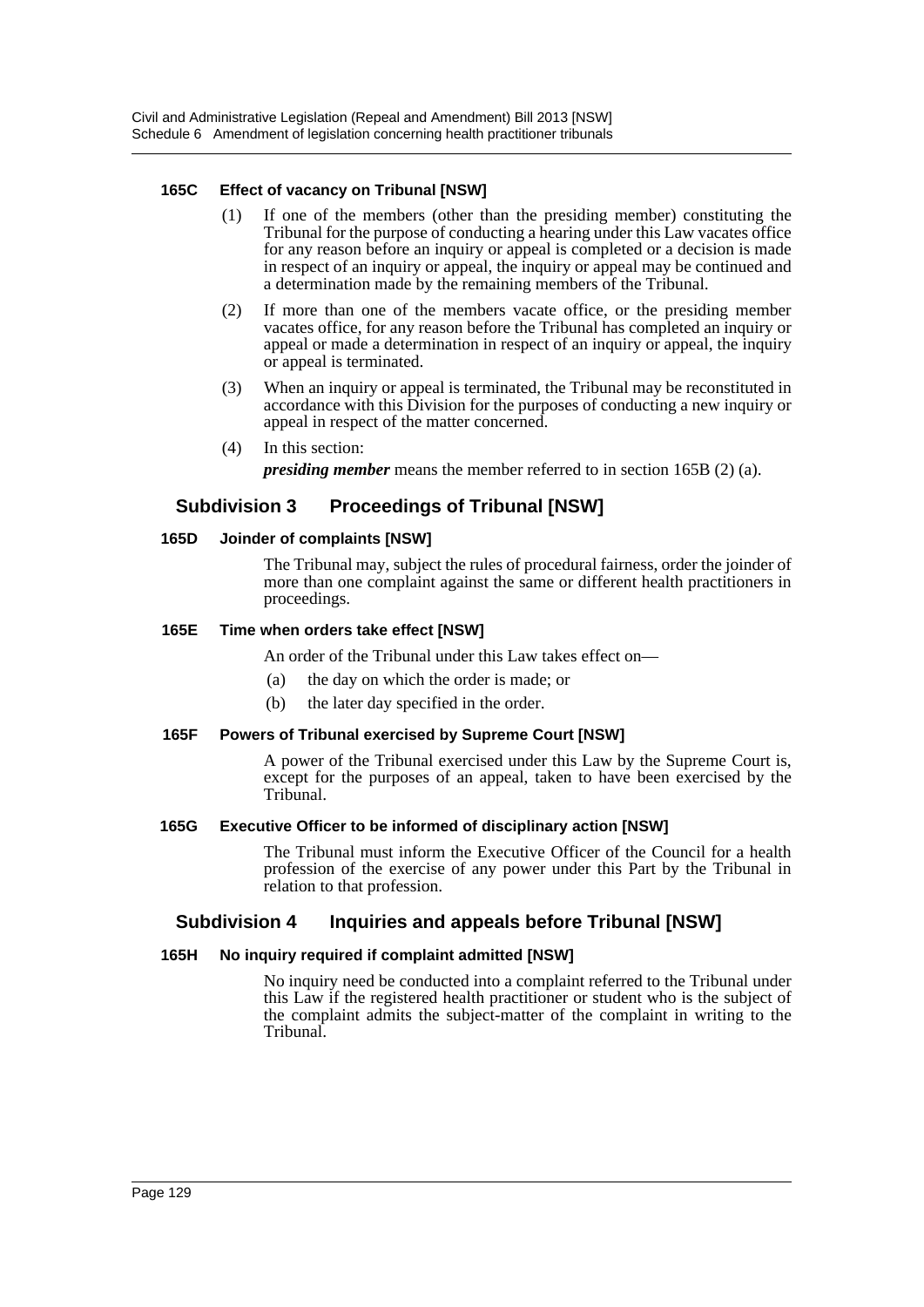#### 165C Effect of vacancy on Tribunal [NSW]

(1) If one of the members (other than the presiding member) constituting the Tribunal for the purpose of conducting a hearing under this Law vacates office for any reason before an inquiry or appeal is completed or a decision is made in respect of an inquiry or appeal, the inquiry or appeal may be continued and a determination made by the remaining members of the Tribunal.

(2) If more than one of the members vacate office, or the presiding member vacates office, for any reason before the Tribunal has completed an inquiry or appeal or made a determination in respect of an inquiry or appeal, the inquiry or appeal is terminated.

(3) When an inquiry or appeal is terminated, the Tribunal may be reconstituted in accordance with this Division for the purposes of conducting a new inquiry or appeal in respect of the matter concerned.

(4) In this section:

***presiding member*** means the member referred to in section 165B (2) (a).

### Subdivision 3 Proceedings of Tribunal [NSW]

#### 165D Joinder of complaints [NSW]

The Tribunal may, subject the rules of procedural fairness, order the joinder of more than one complaint against the same or different health practitioners in proceedings.

#### 165E Time when orders take effect [NSW]

An order of the Tribunal under this Law takes effect on—

(a) the day on which the order is made; or

(b) the later day specified in the order.

#### 165F Powers of Tribunal exercised by Supreme Court [NSW]

A power of the Tribunal exercised under this Law by the Supreme Court is, except for the purposes of an appeal, taken to have been exercised by the Tribunal.

#### 165G Executive Officer to be informed of disciplinary action [NSW]

The Tribunal must inform the Executive Officer of the Council for a health profession of the exercise of any power under this Part by the Tribunal in relation to that profession.

### Subdivision 4 Inquiries and appeals before Tribunal [NSW]

#### 165H No inquiry required if complaint admitted [NSW]

No inquiry need be conducted into a complaint referred to the Tribunal under this Law if the registered health practitioner or student who is the subject of the complaint admits the subject-matter of the complaint in writing to the Tribunal.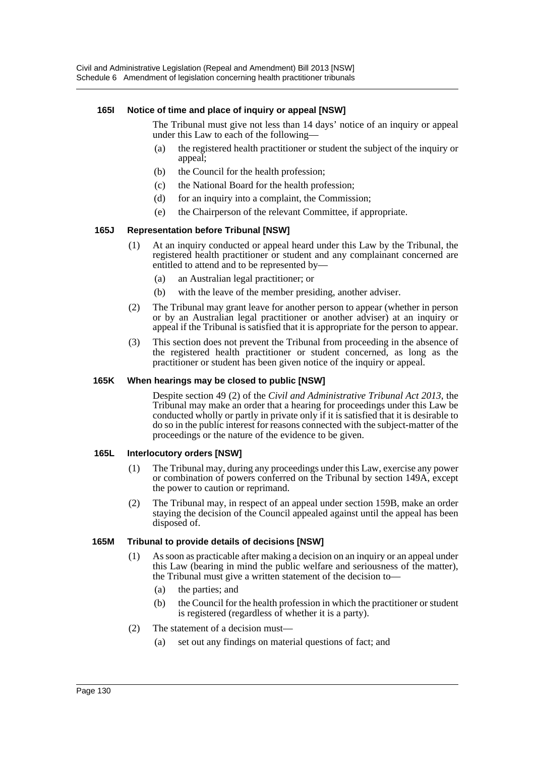#### 165I Notice of time and place of inquiry or appeal [NSW]

The Tribunal must give not less than 14 days' notice of an inquiry or appeal under this Law to each of the following—

- (a) the registered health practitioner or student the subject of the inquiry or appeal;
- (b) the Council for the health profession;
- (c) the National Board for the health profession;
- (d) for an inquiry into a complaint, the Commission;
- (e) the Chairperson of the relevant Committee, if appropriate.

#### 165J Representation before Tribunal [NSW]

(1) At an inquiry conducted or appeal heard under this Law by the Tribunal, the registered health practitioner or student and any complainant concerned are entitled to attend and to be represented by—

- (a) an Australian legal practitioner; or
- (b) with the leave of the member presiding, another adviser.

(2) The Tribunal may grant leave for another person to appear (whether in person or by an Australian legal practitioner or another adviser) at an inquiry or appeal if the Tribunal is satisfied that it is appropriate for the person to appear.

(3) This section does not prevent the Tribunal from proceeding in the absence of the registered health practitioner or student concerned, as long as the practitioner or student has been given notice of the inquiry or appeal.

#### 165K When hearings may be closed to public [NSW]

Despite section 49 (2) of the *Civil and Administrative Tribunal Act 2013*, the Tribunal may make an order that a hearing for proceedings under this Law be conducted wholly or partly in private only if it is satisfied that it is desirable to do so in the public interest for reasons connected with the subject-matter of the proceedings or the nature of the evidence to be given.

#### 165L Interlocutory orders [NSW]

(1) The Tribunal may, during any proceedings under this Law, exercise any power or combination of powers conferred on the Tribunal by section 149A, except the power to caution or reprimand.

(2) The Tribunal may, in respect of an appeal under section 159B, make an order staying the decision of the Council appealed against until the appeal has been disposed of.

#### 165M Tribunal to provide details of decisions [NSW]

(1) As soon as practicable after making a decision on an inquiry or an appeal under this Law (bearing in mind the public welfare and seriousness of the matter), the Tribunal must give a written statement of the decision to—

- (a) the parties; and
- (b) the Council for the health profession in which the practitioner or student is registered (regardless of whether it is a party).

(2) The statement of a decision must—

- (a) set out any findings on material questions of fact; and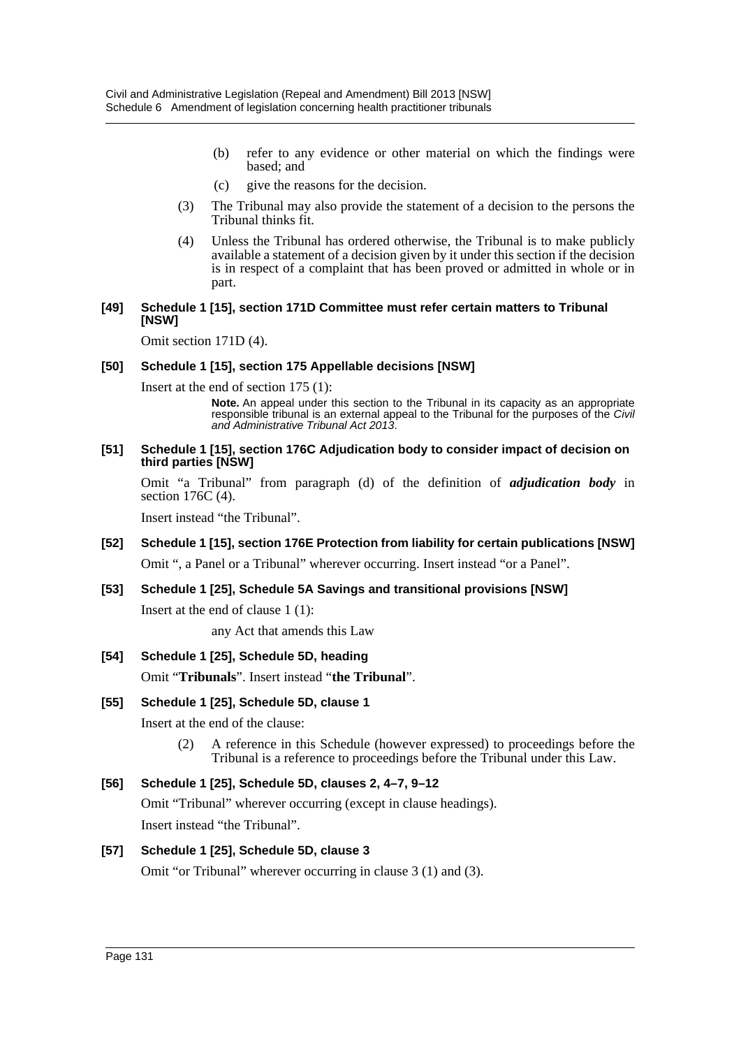(b) refer to any evidence or other material on which the findings were based; and

(c) give the reasons for the decision.

(3) The Tribunal may also provide the statement of a decision to the persons the Tribunal thinks fit.

(4) Unless the Tribunal has ordered otherwise, the Tribunal is to make publicly available a statement of a decision given by it under this section if the decision is in respect of a complaint that has been proved or admitted in whole or in part.

#### [49] Schedule 1 [15], section 171D Committee must refer certain matters to Tribunal [NSW]

Omit section 171D (4).

#### [50] Schedule 1 [15], section 175 Appellable decisions [NSW]

Insert at the end of section 175 (1):

**Note.** An appeal under this section to the Tribunal in its capacity as an appropriate responsible tribunal is an external appeal to the Tribunal for the purposes of the *Civil and Administrative Tribunal Act 2013*.

#### [51] Schedule 1 [15], section 176C Adjudication body to consider impact of decision on third parties [NSW]

Omit "a Tribunal" from paragraph (d) of the definition of ***adjudication body*** in section 176C (4).

Insert instead "the Tribunal".

#### [52] Schedule 1 [15], section 176E Protection from liability for certain publications [NSW]

Omit ", a Panel or a Tribunal" wherever occurring. Insert instead "or a Panel".

#### [53] Schedule 1 [25], Schedule 5A Savings and transitional provisions [NSW]

Insert at the end of clause 1 (1):

any Act that amends this Law

#### [54] Schedule 1 [25], Schedule 5D, heading

Omit "**Tribunals**". Insert instead "**the Tribunal**".

#### [55] Schedule 1 [25], Schedule 5D, clause 1

Insert at the end of the clause:

(2) A reference in this Schedule (however expressed) to proceedings before the Tribunal is a reference to proceedings before the Tribunal under this Law.

#### [56] Schedule 1 [25], Schedule 5D, clauses 2, 4–7, 9–12

Omit "Tribunal" wherever occurring (except in clause headings).

Insert instead "the Tribunal".

#### [57] Schedule 1 [25], Schedule 5D, clause 3

Omit "or Tribunal" wherever occurring in clause 3 (1) and (3).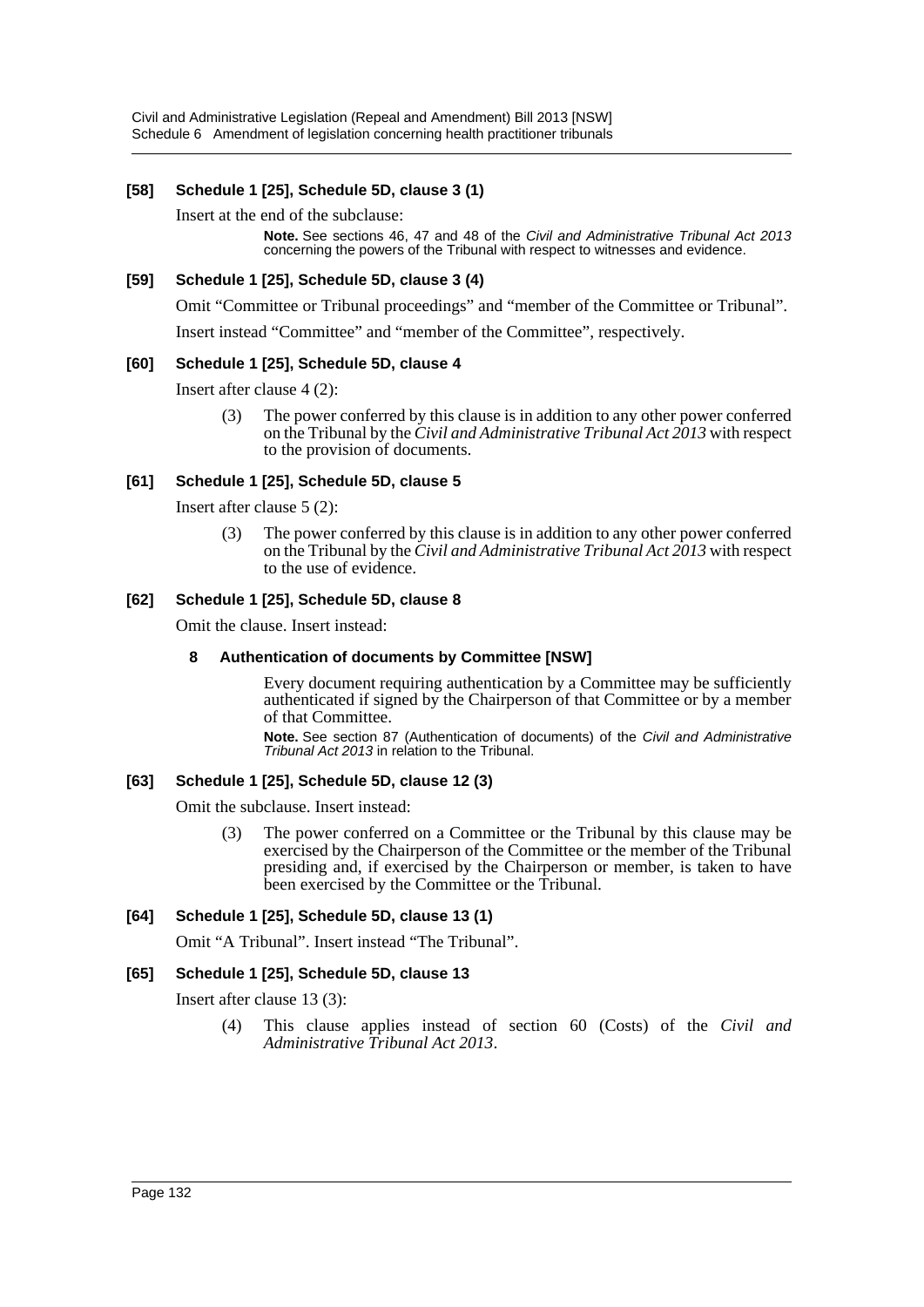### [58] Schedule 1 [25], Schedule 5D, clause 3 (1)

Insert at the end of the subclause:

> **Note.** See sections 46, 47 and 48 of the *Civil and Administrative Tribunal Act 2013* concerning the powers of the Tribunal with respect to witnesses and evidence.

### [59] Schedule 1 [25], Schedule 5D, clause 3 (4)

Omit "Committee or Tribunal proceedings" and "member of the Committee or Tribunal".

Insert instead "Committee" and "member of the Committee", respectively.

### [60] Schedule 1 [25], Schedule 5D, clause 4

Insert after clause 4 (2):

> (3) The power conferred by this clause is in addition to any other power conferred on the Tribunal by the *Civil and Administrative Tribunal Act 2013* with respect to the provision of documents.

### [61] Schedule 1 [25], Schedule 5D, clause 5

Insert after clause 5 (2):

> (3) The power conferred by this clause is in addition to any other power conferred on the Tribunal by the *Civil and Administrative Tribunal Act 2013* with respect to the use of evidence.

### [62] Schedule 1 [25], Schedule 5D, clause 8

Omit the clause. Insert instead:

> **8 Authentication of documents by Committee [NSW]**
>
> Every document requiring authentication by a Committee may be sufficiently authenticated if signed by the Chairperson of that Committee or by a member of that Committee.
>
> **Note.** See section 87 (Authentication of documents) of the *Civil and Administrative Tribunal Act 2013* in relation to the Tribunal.

### [63] Schedule 1 [25], Schedule 5D, clause 12 (3)

Omit the subclause. Insert instead:

> (3) The power conferred on a Committee or the Tribunal by this clause may be exercised by the Chairperson of the Committee or the member of the Tribunal presiding and, if exercised by the Chairperson or member, is taken to have been exercised by the Committee or the Tribunal.

### [64] Schedule 1 [25], Schedule 5D, clause 13 (1)

Omit "A Tribunal". Insert instead "The Tribunal".

### [65] Schedule 1 [25], Schedule 5D, clause 13

Insert after clause 13 (3):

> (4) This clause applies instead of section 60 (Costs) of the *Civil and Administrative Tribunal Act 2013*.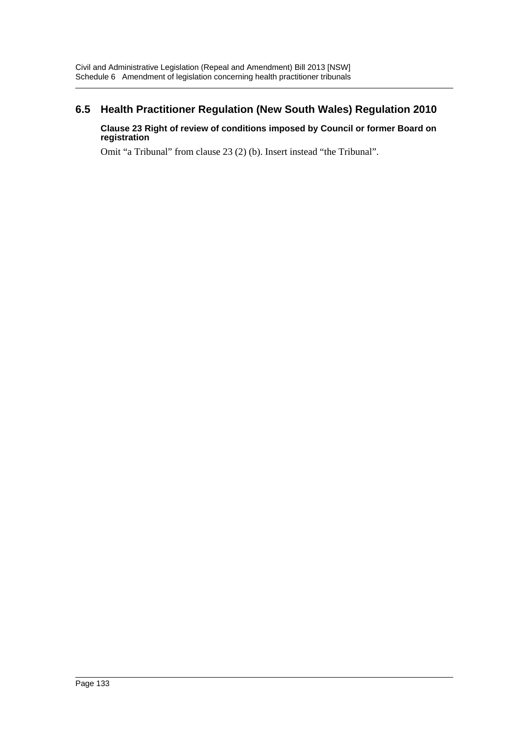## 6.5 Health Practitioner Regulation (New South Wales) Regulation 2010

**Clause 23 Right of review of conditions imposed by Council or former Board on registration**

Omit "a Tribunal" from clause 23 (2) (b). Insert instead "the Tribunal".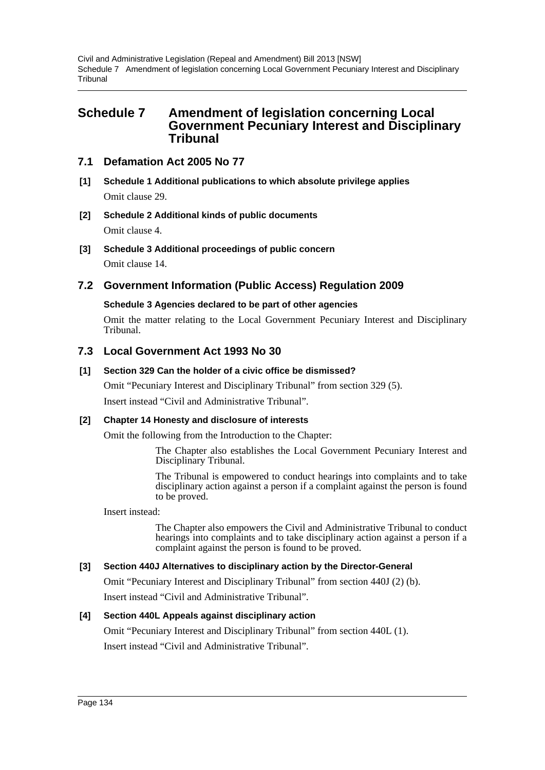# Schedule 7 Amendment of legislation concerning Local Government Pecuniary Interest and Disciplinary Tribunal

## 7.1 Defamation Act 2005 No 77

**[1] Schedule 1 Additional publications to which absolute privilege applies**

Omit clause 29.

**[2] Schedule 2 Additional kinds of public documents**

Omit clause 4.

**[3] Schedule 3 Additional proceedings of public concern**

Omit clause 14.

## 7.2 Government Information (Public Access) Regulation 2009

**Schedule 3 Agencies declared to be part of other agencies**

Omit the matter relating to the Local Government Pecuniary Interest and Disciplinary Tribunal.

## 7.3 Local Government Act 1993 No 30

**[1] Section 329 Can the holder of a civic office be dismissed?**

Omit "Pecuniary Interest and Disciplinary Tribunal" from section 329 (5).

Insert instead "Civil and Administrative Tribunal".

**[2] Chapter 14 Honesty and disclosure of interests**

Omit the following from the Introduction to the Chapter:

> The Chapter also establishes the Local Government Pecuniary Interest and Disciplinary Tribunal.
>
> The Tribunal is empowered to conduct hearings into complaints and to take disciplinary action against a person if a complaint against the person is found to be proved.

Insert instead:

> The Chapter also empowers the Civil and Administrative Tribunal to conduct hearings into complaints and to take disciplinary action against a person if a complaint against the person is found to be proved.

**[3] Section 440J Alternatives to disciplinary action by the Director-General**

Omit "Pecuniary Interest and Disciplinary Tribunal" from section 440J (2) (b).

Insert instead "Civil and Administrative Tribunal".

**[4] Section 440L Appeals against disciplinary action**

Omit "Pecuniary Interest and Disciplinary Tribunal" from section 440L (1).

Insert instead "Civil and Administrative Tribunal".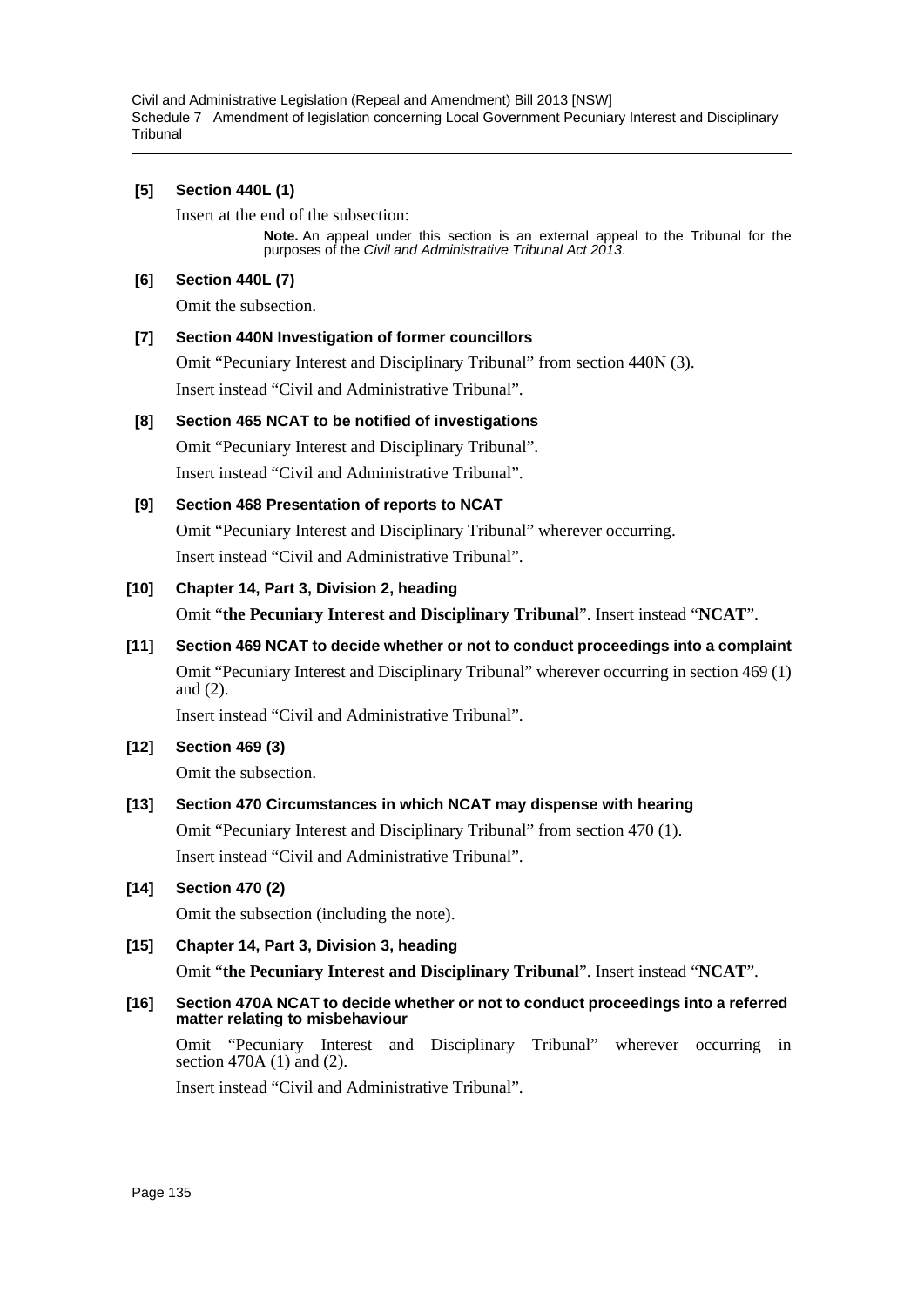**[5] Section 440L (1)**

Insert at the end of the subsection:

> **Note.** An appeal under this section is an external appeal to the Tribunal for the purposes of the *Civil and Administrative Tribunal Act 2013*.

**[6] Section 440L (7)**

Omit the subsection.

**[7] Section 440N Investigation of former councillors**

Omit "Pecuniary Interest and Disciplinary Tribunal" from section 440N (3).

Insert instead "Civil and Administrative Tribunal".

**[8] Section 465 NCAT to be notified of investigations**

Omit "Pecuniary Interest and Disciplinary Tribunal".

Insert instead "Civil and Administrative Tribunal".

**[9] Section 468 Presentation of reports to NCAT**

Omit "Pecuniary Interest and Disciplinary Tribunal" wherever occurring.

Insert instead "Civil and Administrative Tribunal".

**[10] Chapter 14, Part 3, Division 2, heading**

Omit "**the Pecuniary Interest and Disciplinary Tribunal**". Insert instead "**NCAT**".

**[11] Section 469 NCAT to decide whether or not to conduct proceedings into a complaint**

Omit "Pecuniary Interest and Disciplinary Tribunal" wherever occurring in section 469 (1) and (2).

Insert instead "Civil and Administrative Tribunal".

**[12] Section 469 (3)**

Omit the subsection.

**[13] Section 470 Circumstances in which NCAT may dispense with hearing**

Omit "Pecuniary Interest and Disciplinary Tribunal" from section 470 (1).

Insert instead "Civil and Administrative Tribunal".

**[14] Section 470 (2)**

Omit the subsection (including the note).

**[15] Chapter 14, Part 3, Division 3, heading**

Omit "**the Pecuniary Interest and Disciplinary Tribunal**". Insert instead "**NCAT**".

**[16] Section 470A NCAT to decide whether or not to conduct proceedings into a referred matter relating to misbehaviour**

Omit "Pecuniary Interest and Disciplinary Tribunal" wherever occurring in section 470A (1) and (2).

Insert instead "Civil and Administrative Tribunal".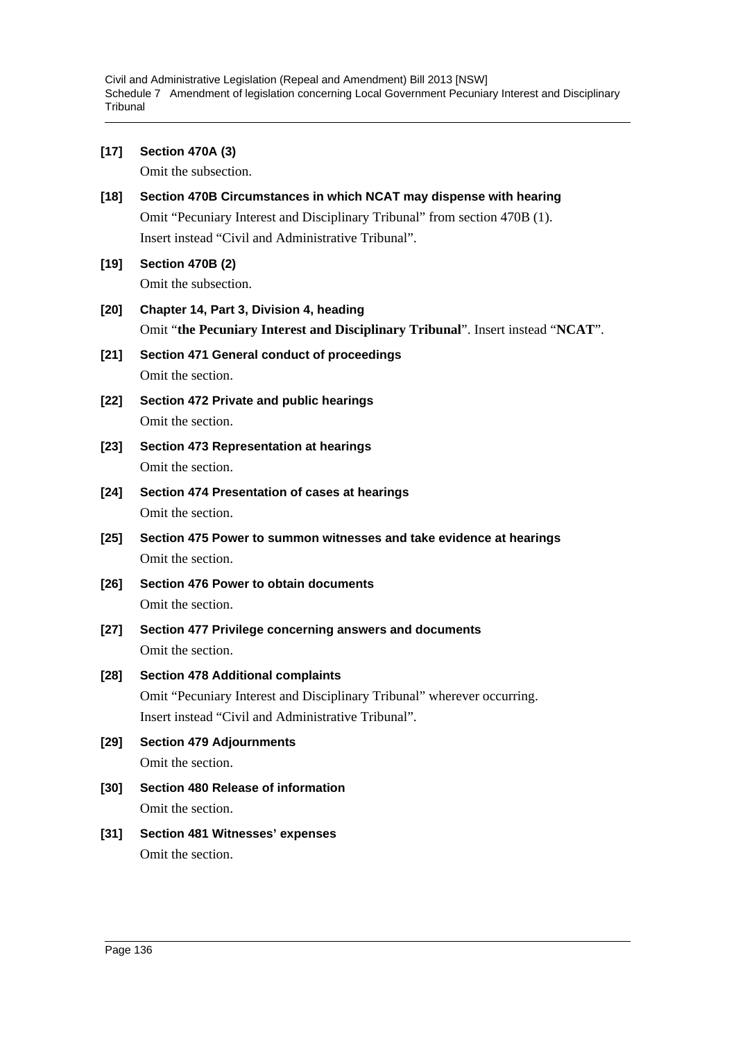**[17] Section 470A (3)**

Omit the subsection.

**[18] Section 470B Circumstances in which NCAT may dispense with hearing**

Omit "Pecuniary Interest and Disciplinary Tribunal" from section 470B (1). Insert instead "Civil and Administrative Tribunal".

**[19] Section 470B (2)**

Omit the subsection.

**[20] Chapter 14, Part 3, Division 4, heading**

Omit "**the Pecuniary Interest and Disciplinary Tribunal**". Insert instead "**NCAT**".

**[21] Section 471 General conduct of proceedings**

Omit the section.

**[22] Section 472 Private and public hearings**

Omit the section.

**[23] Section 473 Representation at hearings**

Omit the section.

**[24] Section 474 Presentation of cases at hearings**

Omit the section.

**[25] Section 475 Power to summon witnesses and take evidence at hearings**

Omit the section.

**[26] Section 476 Power to obtain documents**

Omit the section.

**[27] Section 477 Privilege concerning answers and documents**

Omit the section.

**[28] Section 478 Additional complaints**

Omit "Pecuniary Interest and Disciplinary Tribunal" wherever occurring. Insert instead "Civil and Administrative Tribunal".

**[29] Section 479 Adjournments**

Omit the section.

**[30] Section 480 Release of information**

Omit the section.

**[31] Section 481 Witnesses' expenses**

Omit the section.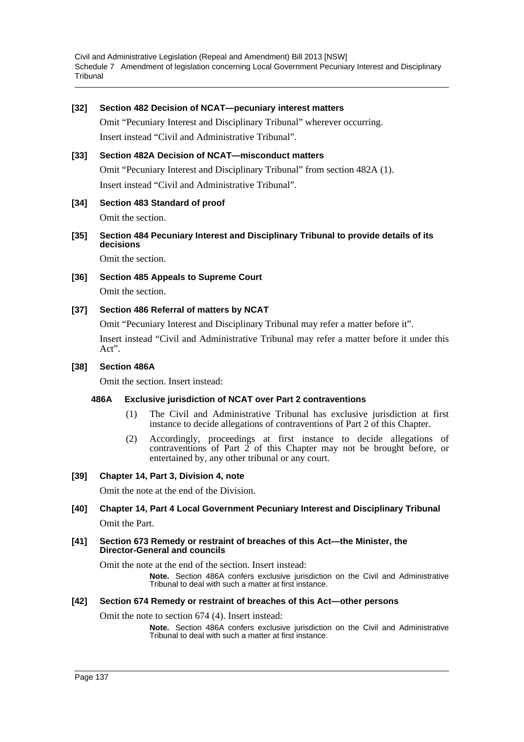**[32] Section 482 Decision of NCAT—pecuniary interest matters**

Omit "Pecuniary Interest and Disciplinary Tribunal" wherever occurring.

Insert instead "Civil and Administrative Tribunal".

**[33] Section 482A Decision of NCAT—misconduct matters**

Omit "Pecuniary Interest and Disciplinary Tribunal" from section 482A (1).

Insert instead "Civil and Administrative Tribunal".

**[34] Section 483 Standard of proof**

Omit the section.

**[35] Section 484 Pecuniary Interest and Disciplinary Tribunal to provide details of its decisions**

Omit the section.

**[36] Section 485 Appeals to Supreme Court**

Omit the section.

**[37] Section 486 Referral of matters by NCAT**

Omit "Pecuniary Interest and Disciplinary Tribunal may refer a matter before it".

Insert instead "Civil and Administrative Tribunal may refer a matter before it under this Act".

**[38] Section 486A**

Omit the section. Insert instead:

**486A Exclusive jurisdiction of NCAT over Part 2 contraventions**

(1) The Civil and Administrative Tribunal has exclusive jurisdiction at first instance to decide allegations of contraventions of Part 2 of this Chapter.

(2) Accordingly, proceedings at first instance to decide allegations of contraventions of Part 2 of this Chapter may not be brought before, or entertained by, any other tribunal or any court.

**[39] Chapter 14, Part 3, Division 4, note**

Omit the note at the end of the Division.

**[40] Chapter 14, Part 4 Local Government Pecuniary Interest and Disciplinary Tribunal**

Omit the Part.

**[41] Section 673 Remedy or restraint of breaches of this Act—the Minister, the Director-General and councils**

Omit the note at the end of the section. Insert instead:

**Note.** Section 486A confers exclusive jurisdiction on the Civil and Administrative Tribunal to deal with such a matter at first instance.

**[42] Section 674 Remedy or restraint of breaches of this Act—other persons**

Omit the note to section 674 (4). Insert instead:

**Note.** Section 486A confers exclusive jurisdiction on the Civil and Administrative Tribunal to deal with such a matter at first instance.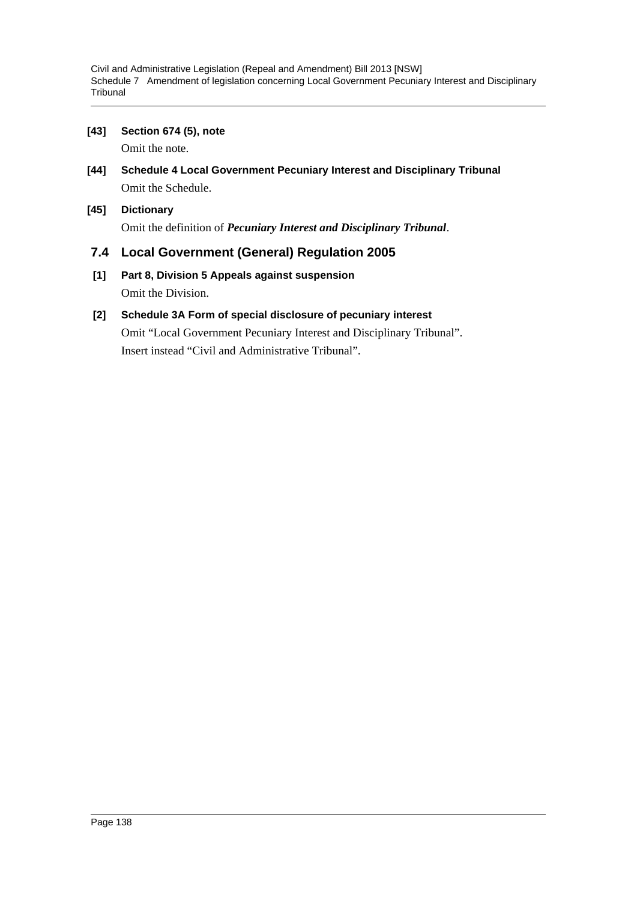**[43] Section 674 (5), note**

Omit the note.

**[44] Schedule 4 Local Government Pecuniary Interest and Disciplinary Tribunal**

Omit the Schedule.

**[45] Dictionary**

Omit the definition of ***Pecuniary Interest and Disciplinary Tribunal***.

## 7.4 Local Government (General) Regulation 2005

**[1] Part 8, Division 5 Appeals against suspension**

Omit the Division.

**[2] Schedule 3A Form of special disclosure of pecuniary interest**

Omit "Local Government Pecuniary Interest and Disciplinary Tribunal".

Insert instead "Civil and Administrative Tribunal".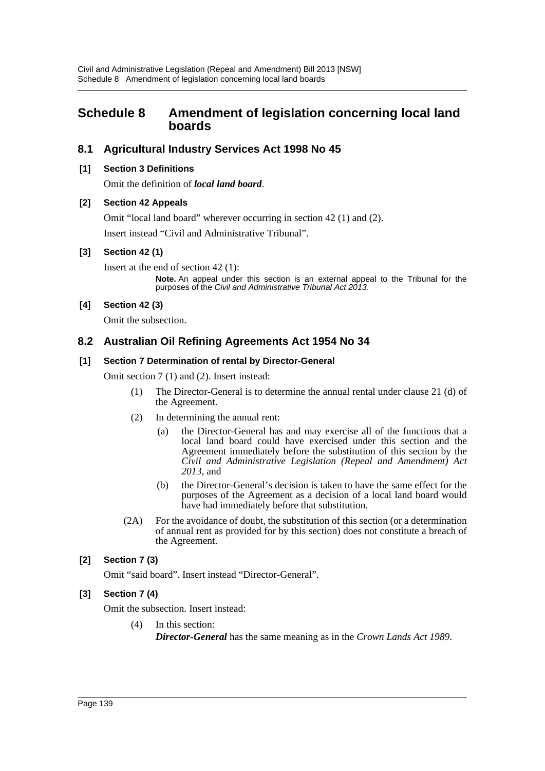# Schedule 8 Amendment of legislation concerning local land boards

## 8.1 Agricultural Industry Services Act 1998 No 45

### [1] Section 3 Definitions

Omit the definition of ***local land board***.

### [2] Section 42 Appeals

Omit "local land board" wherever occurring in section 42 (1) and (2).

Insert instead "Civil and Administrative Tribunal".

### [3] Section 42 (1)

Insert at the end of section 42 (1):

> **Note.** An appeal under this section is an external appeal to the Tribunal for the purposes of the *Civil and Administrative Tribunal Act 2013*.

### [4] Section 42 (3)

Omit the subsection.

## 8.2 Australian Oil Refining Agreements Act 1954 No 34

### [1] Section 7 Determination of rental by Director-General

Omit section 7 (1) and (2). Insert instead:

> (1) The Director-General is to determine the annual rental under clause 21 (d) of the Agreement.
>
> (2) In determining the annual rent:
>
> (a) the Director-General has and may exercise all of the functions that a local land board could have exercised under this section and the Agreement immediately before the substitution of this section by the *Civil and Administrative Legislation (Repeal and Amendment) Act 2013*, and
>
> (b) the Director-General's decision is taken to have the same effect for the purposes of the Agreement as a decision of a local land board would have had immediately before that substitution.
>
> (2A) For the avoidance of doubt, the substitution of this section (or a determination of annual rent as provided for by this section) does not constitute a breach of the Agreement.

### [2] Section 7 (3)

Omit "said board". Insert instead "Director-General".

### [3] Section 7 (4)

Omit the subsection. Insert instead:

> (4) In this section:
>
> ***Director-General*** has the same meaning as in the *Crown Lands Act 1989*.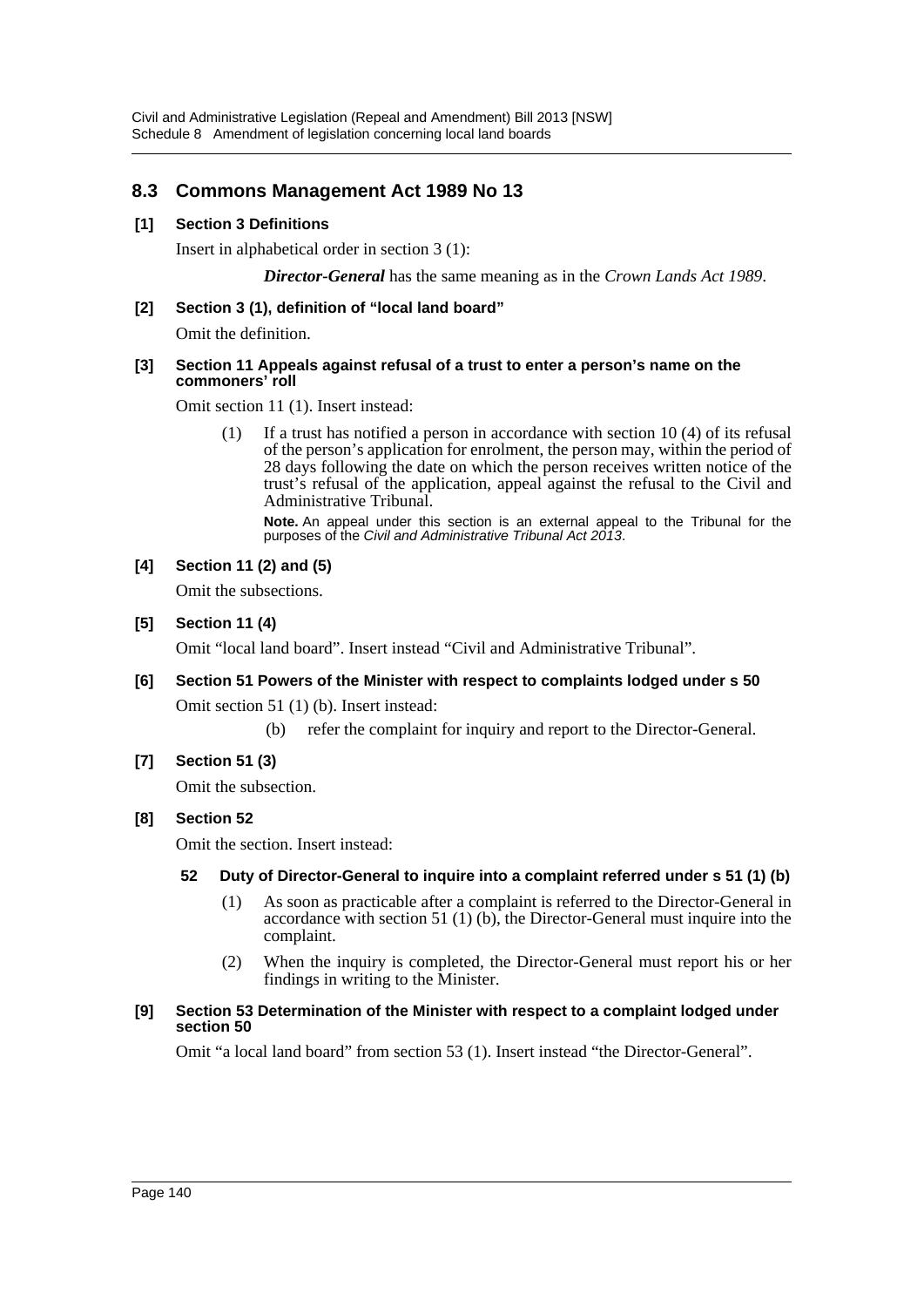## 8.3 Commons Management Act 1989 No 13

**[1] Section 3 Definitions**

Insert in alphabetical order in section 3 (1):

> ***Director-General*** has the same meaning as in the *Crown Lands Act 1989*.

**[2] Section 3 (1), definition of "local land board"**

Omit the definition.

**[3] Section 11 Appeals against refusal of a trust to enter a person's name on the commoners' roll**

Omit section 11 (1). Insert instead:

> (1) If a trust has notified a person in accordance with section 10 (4) of its refusal of the person's application for enrolment, the person may, within the period of 28 days following the date on which the person receives written notice of the trust's refusal of the application, appeal against the refusal to the Civil and Administrative Tribunal.
>
> **Note.** An appeal under this section is an external appeal to the Tribunal for the purposes of the *Civil and Administrative Tribunal Act 2013*.

**[4] Section 11 (2) and (5)**

Omit the subsections.

**[5] Section 11 (4)**

Omit "local land board". Insert instead "Civil and Administrative Tribunal".

**[6] Section 51 Powers of the Minister with respect to complaints lodged under s 50**

Omit section 51 (1) (b). Insert instead:

> (b) refer the complaint for inquiry and report to the Director-General.

**[7] Section 51 (3)**

Omit the subsection.

**[8] Section 52**

Omit the section. Insert instead:

> **52 Duty of Director-General to inquire into a complaint referred under s 51 (1) (b)**
>
> (1) As soon as practicable after a complaint is referred to the Director-General in accordance with section 51 (1) (b), the Director-General must inquire into the complaint.
>
> (2) When the inquiry is completed, the Director-General must report his or her findings in writing to the Minister.

**[9] Section 53 Determination of the Minister with respect to a complaint lodged under section 50**

Omit "a local land board" from section 53 (1). Insert instead "the Director-General".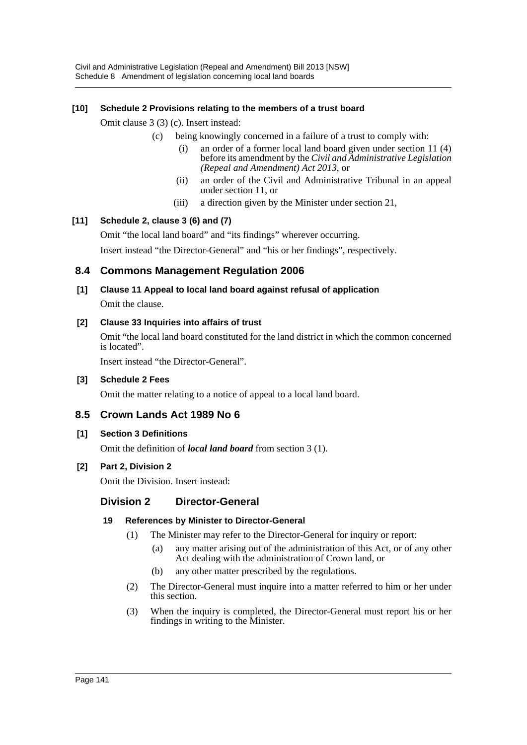**[10] Schedule 2 Provisions relating to the members of a trust board**

Omit clause 3 (3) (c). Insert instead:

- (c) being knowingly concerned in a failure of a trust to comply with:
  - (i) an order of a former local land board given under section 11 (4) before its amendment by the *Civil and Administrative Legislation (Repeal and Amendment) Act 2013*, or
  - (ii) an order of the Civil and Administrative Tribunal in an appeal under section 11, or
  - (iii) a direction given by the Minister under section 21,

**[11] Schedule 2, clause 3 (6) and (7)**

Omit "the local land board" and "its findings" wherever occurring.

Insert instead "the Director-General" and "his or her findings", respectively.

## 8.4 Commons Management Regulation 2006

**[1] Clause 11 Appeal to local land board against refusal of application**

Omit the clause.

**[2] Clause 33 Inquiries into affairs of trust**

Omit "the local land board constituted for the land district in which the common concerned is located".

Insert instead "the Director-General".

**[3] Schedule 2 Fees**

Omit the matter relating to a notice of appeal to a local land board.

## 8.5 Crown Lands Act 1989 No 6

**[1] Section 3 Definitions**

Omit the definition of ***local land board*** from section 3 (1).

**[2] Part 2, Division 2**

Omit the Division. Insert instead:

### Division 2 Director-General

**19 References by Minister to Director-General**

(1) The Minister may refer to the Director-General for inquiry or report:

- (a) any matter arising out of the administration of this Act, or of any other Act dealing with the administration of Crown land, or
- (b) any other matter prescribed by the regulations.

(2) The Director-General must inquire into a matter referred to him or her under this section.

(3) When the inquiry is completed, the Director-General must report his or her findings in writing to the Minister.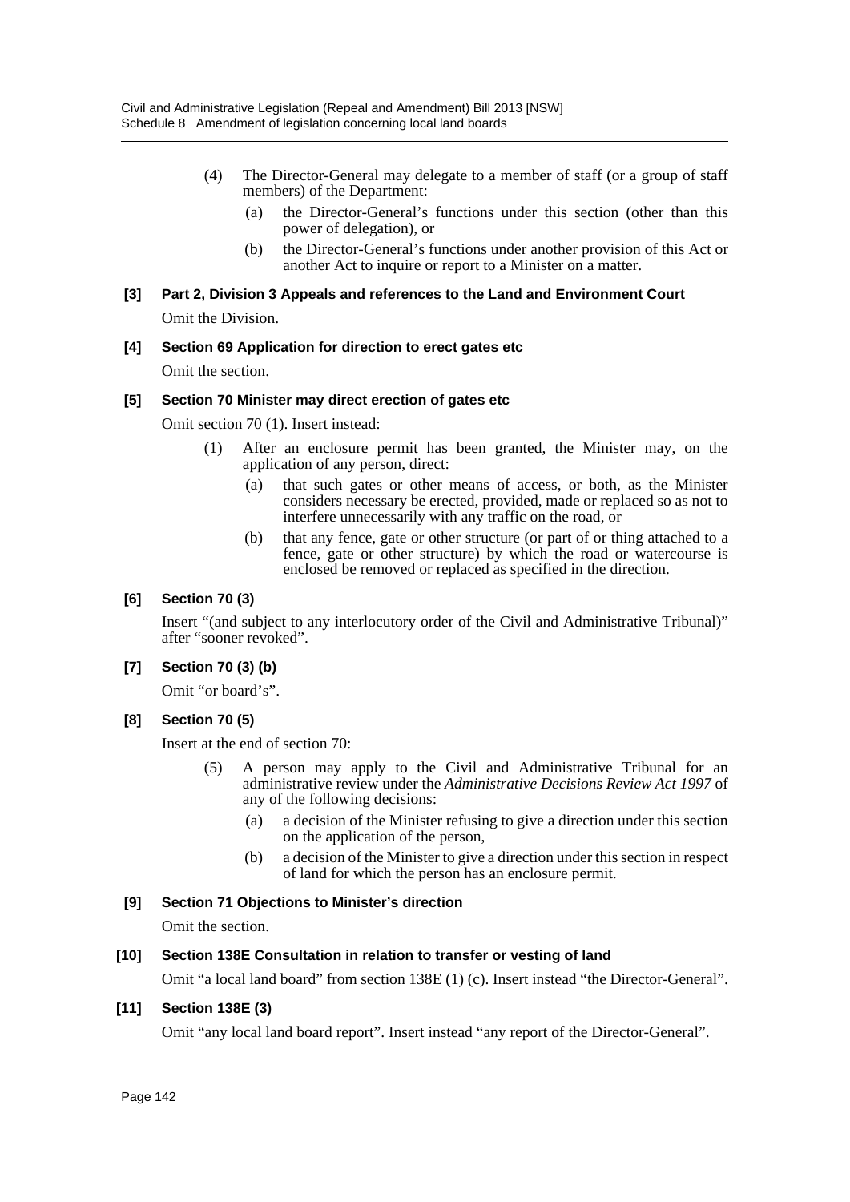(4) The Director-General may delegate to a member of staff (or a group of staff members) of the Department:

(a) the Director-General's functions under this section (other than this power of delegation), or

(b) the Director-General's functions under another provision of this Act or another Act to inquire or report to a Minister on a matter.

**[3] Part 2, Division 3 Appeals and references to the Land and Environment Court**

Omit the Division.

**[4] Section 69 Application for direction to erect gates etc**

Omit the section.

**[5] Section 70 Minister may direct erection of gates etc**

Omit section 70 (1). Insert instead:

(1) After an enclosure permit has been granted, the Minister may, on the application of any person, direct:

(a) that such gates or other means of access, or both, as the Minister considers necessary be erected, provided, made or replaced so as not to interfere unnecessarily with any traffic on the road, or

(b) that any fence, gate or other structure (or part of or thing attached to a fence, gate or other structure) by which the road or watercourse is enclosed be removed or replaced as specified in the direction.

**[6] Section 70 (3)**

Insert "(and subject to any interlocutory order of the Civil and Administrative Tribunal)" after "sooner revoked".

**[7] Section 70 (3) (b)**

Omit "or board's".

**[8] Section 70 (5)**

Insert at the end of section 70:

(5) A person may apply to the Civil and Administrative Tribunal for an administrative review under the *Administrative Decisions Review Act 1997* of any of the following decisions:

(a) a decision of the Minister refusing to give a direction under this section on the application of the person,

(b) a decision of the Minister to give a direction under this section in respect of land for which the person has an enclosure permit.

**[9] Section 71 Objections to Minister's direction**

Omit the section.

**[10] Section 138E Consultation in relation to transfer or vesting of land**

Omit "a local land board" from section 138E (1) (c). Insert instead "the Director-General".

**[11] Section 138E (3)**

Omit "any local land board report". Insert instead "any report of the Director-General".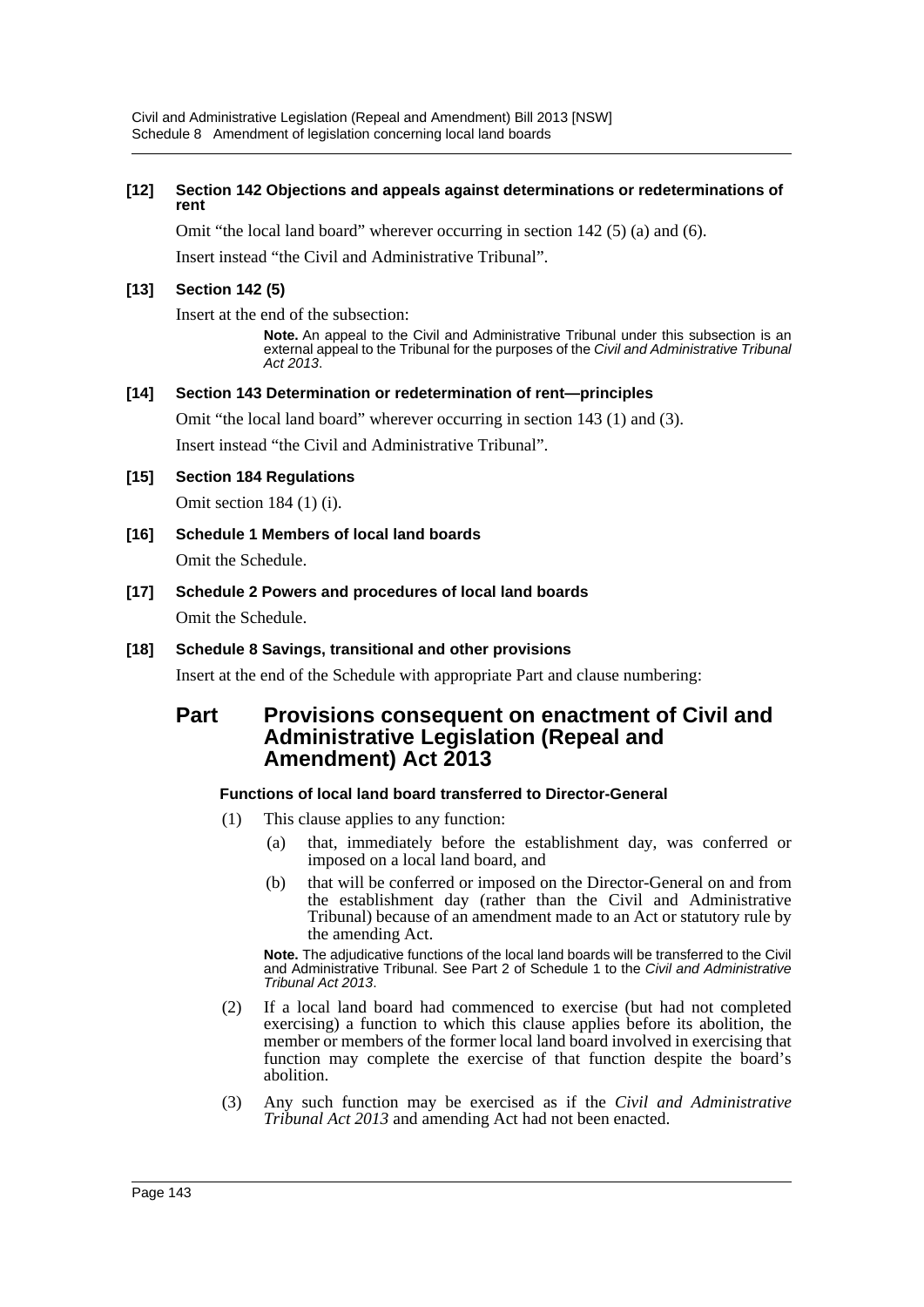**[12] Section 142 Objections and appeals against determinations or redeterminations of rent**

Omit "the local land board" wherever occurring in section 142 (5) (a) and (6).

Insert instead "the Civil and Administrative Tribunal".

**[13] Section 142 (5)**

Insert at the end of the subsection:

> **Note.** An appeal to the Civil and Administrative Tribunal under this subsection is an external appeal to the Tribunal for the purposes of the *Civil and Administrative Tribunal Act 2013*.

**[14] Section 143 Determination or redetermination of rent—principles**

Omit "the local land board" wherever occurring in section 143 (1) and (3).

Insert instead "the Civil and Administrative Tribunal".

**[15] Section 184 Regulations**

Omit section 184 (1) (i).

**[16] Schedule 1 Members of local land boards**

Omit the Schedule.

**[17] Schedule 2 Powers and procedures of local land boards**

Omit the Schedule.

**[18] Schedule 8 Savings, transitional and other provisions**

Insert at the end of the Schedule with appropriate Part and clause numbering:

## Part Provisions consequent on enactment of Civil and Administrative Legislation (Repeal and Amendment) Act 2013

#### Functions of local land board transferred to Director-General

(1) This clause applies to any function:

- (a) that, immediately before the establishment day, was conferred or imposed on a local land board, and
- (b) that will be conferred or imposed on the Director-General on and from the establishment day (rather than the Civil and Administrative Tribunal) because of an amendment made to an Act or statutory rule by the amending Act.

> **Note.** The adjudicative functions of the local land boards will be transferred to the Civil and Administrative Tribunal. See Part 2 of Schedule 1 to the *Civil and Administrative Tribunal Act 2013*.

(2) If a local land board had commenced to exercise (but had not completed exercising) a function to which this clause applies before its abolition, the member or members of the former local land board involved in exercising that function may complete the exercise of that function despite the board's abolition.

(3) Any such function may be exercised as if the *Civil and Administrative Tribunal Act 2013* and amending Act had not been enacted.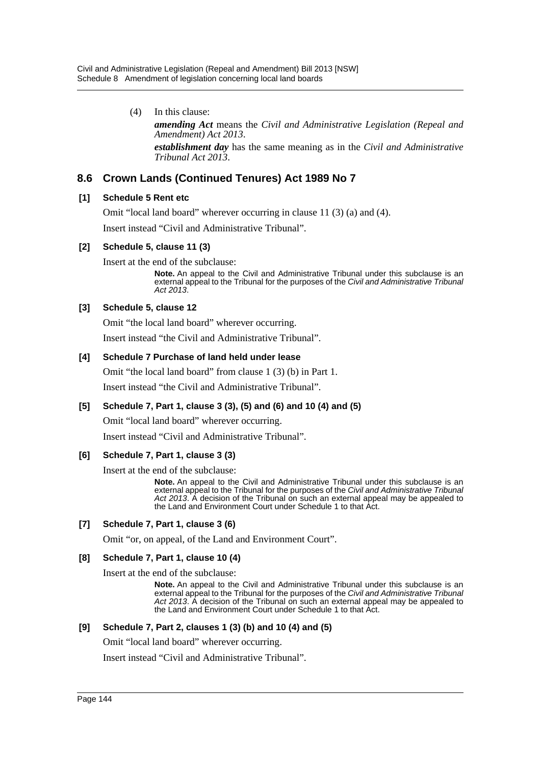(4) In this clause:

***amending Act*** means the *Civil and Administrative Legislation (Repeal and Amendment) Act 2013*.

***establishment day*** has the same meaning as in the *Civil and Administrative Tribunal Act 2013*.

## 8.6 Crown Lands (Continued Tenures) Act 1989 No 7

### [1] Schedule 5 Rent etc

Omit "local land board" wherever occurring in clause 11 (3) (a) and (4).

Insert instead "Civil and Administrative Tribunal".

### [2] Schedule 5, clause 11 (3)

Insert at the end of the subclause:

**Note.** An appeal to the Civil and Administrative Tribunal under this subclause is an external appeal to the Tribunal for the purposes of the *Civil and Administrative Tribunal Act 2013*.

### [3] Schedule 5, clause 12

Omit "the local land board" wherever occurring.

Insert instead "the Civil and Administrative Tribunal".

### [4] Schedule 7 Purchase of land held under lease

Omit "the local land board" from clause 1 (3) (b) in Part 1.

Insert instead "the Civil and Administrative Tribunal".

### [5] Schedule 7, Part 1, clause 3 (3), (5) and (6) and 10 (4) and (5)

Omit "local land board" wherever occurring.

Insert instead "Civil and Administrative Tribunal".

### [6] Schedule 7, Part 1, clause 3 (3)

Insert at the end of the subclause:

**Note.** An appeal to the Civil and Administrative Tribunal under this subclause is an external appeal to the Tribunal for the purposes of the *Civil and Administrative Tribunal Act 2013*. A decision of the Tribunal on such an external appeal may be appealed to the Land and Environment Court under Schedule 1 to that Act.

### [7] Schedule 7, Part 1, clause 3 (6)

Omit "or, on appeal, of the Land and Environment Court".

### [8] Schedule 7, Part 1, clause 10 (4)

Insert at the end of the subclause:

**Note.** An appeal to the Civil and Administrative Tribunal under this subclause is an external appeal to the Tribunal for the purposes of the *Civil and Administrative Tribunal Act 2013*. A decision of the Tribunal on such an external appeal may be appealed to the Land and Environment Court under Schedule 1 to that Act.

### [9] Schedule 7, Part 2, clauses 1 (3) (b) and 10 (4) and (5)

Omit "local land board" wherever occurring.

Insert instead "Civil and Administrative Tribunal".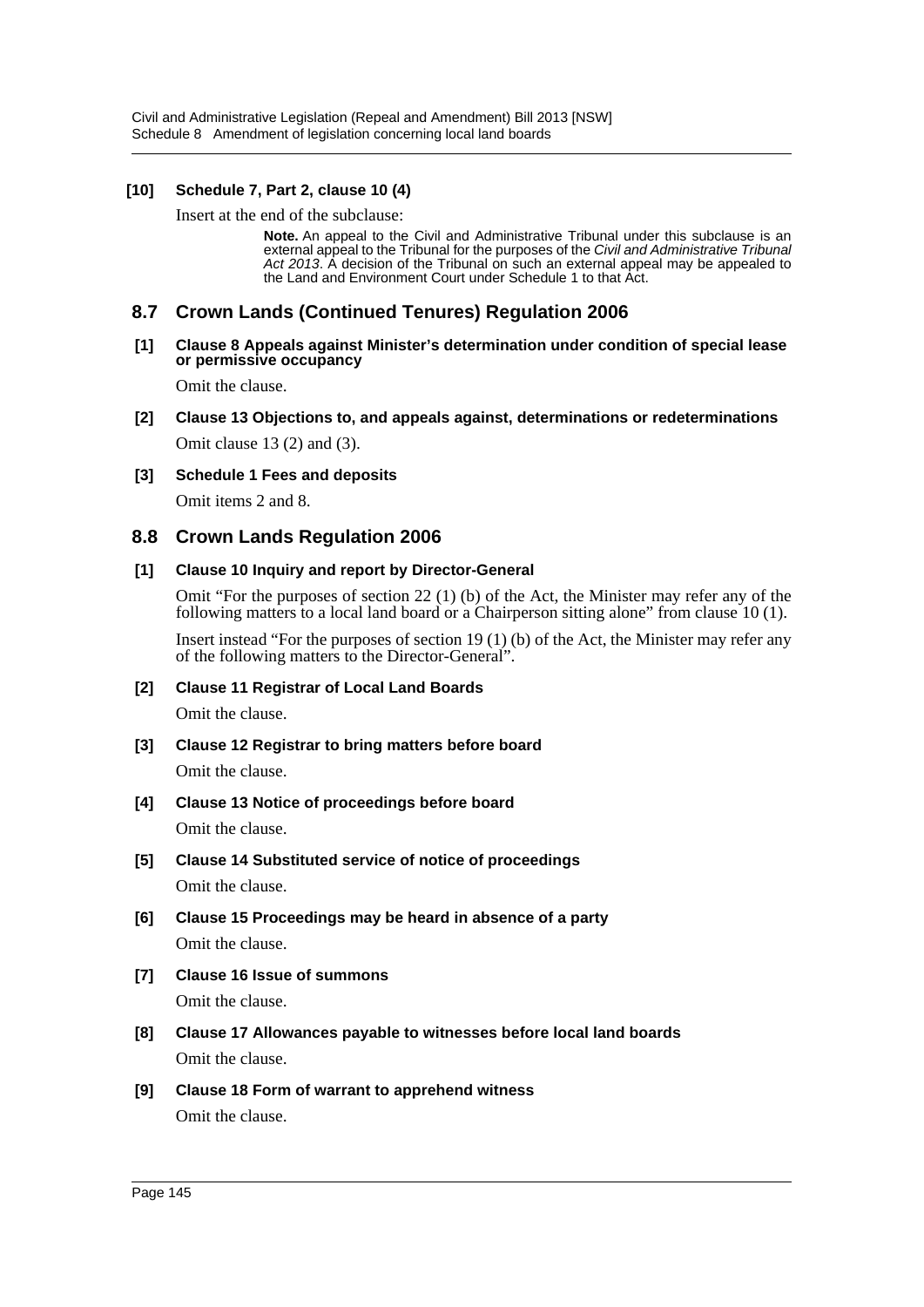**[10] Schedule 7, Part 2, clause 10 (4)**

Insert at the end of the subclause:

> **Note.** An appeal to the Civil and Administrative Tribunal under this subclause is an external appeal to the Tribunal for the purposes of the *Civil and Administrative Tribunal Act 2013*. A decision of the Tribunal on such an external appeal may be appealed to the Land and Environment Court under Schedule 1 to that Act.

## 8.7 Crown Lands (Continued Tenures) Regulation 2006

**[1] Clause 8 Appeals against Minister's determination under condition of special lease or permissive occupancy**

Omit the clause.

**[2] Clause 13 Objections to, and appeals against, determinations or redeterminations**

Omit clause 13 (2) and (3).

**[3] Schedule 1 Fees and deposits**

Omit items 2 and 8.

## 8.8 Crown Lands Regulation 2006

**[1] Clause 10 Inquiry and report by Director-General**

Omit "For the purposes of section 22 (1) (b) of the Act, the Minister may refer any of the following matters to a local land board or a Chairperson sitting alone" from clause 10 (1).

Insert instead "For the purposes of section 19 (1) (b) of the Act, the Minister may refer any of the following matters to the Director-General".

**[2] Clause 11 Registrar of Local Land Boards**

Omit the clause.

**[3] Clause 12 Registrar to bring matters before board**

Omit the clause.

**[4] Clause 13 Notice of proceedings before board**

Omit the clause.

**[5] Clause 14 Substituted service of notice of proceedings**

Omit the clause.

**[6] Clause 15 Proceedings may be heard in absence of a party**

Omit the clause.

**[7] Clause 16 Issue of summons**

Omit the clause.

**[8] Clause 17 Allowances payable to witnesses before local land boards**

Omit the clause.

**[9] Clause 18 Form of warrant to apprehend witness**

Omit the clause.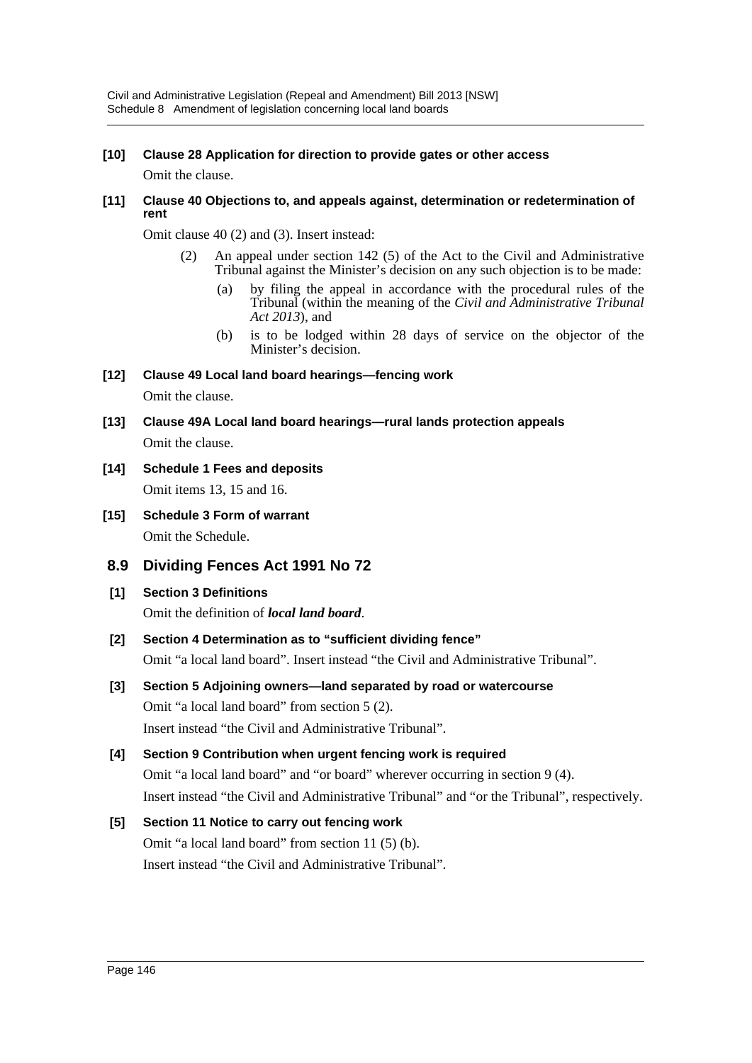**[10] Clause 28 Application for direction to provide gates or other access**

Omit the clause.

**[11] Clause 40 Objections to, and appeals against, determination or redetermination of rent**

Omit clause 40 (2) and (3). Insert instead:

> (2) An appeal under section 142 (5) of the Act to the Civil and Administrative Tribunal against the Minister's decision on any such objection is to be made:
>
> (a) by filing the appeal in accordance with the procedural rules of the Tribunal (within the meaning of the *Civil and Administrative Tribunal Act 2013*), and
>
> (b) is to be lodged within 28 days of service on the objector of the Minister's decision.

**[12] Clause 49 Local land board hearings—fencing work**

Omit the clause.

**[13] Clause 49A Local land board hearings—rural lands protection appeals**

Omit the clause.

**[14] Schedule 1 Fees and deposits**

Omit items 13, 15 and 16.

**[15] Schedule 3 Form of warrant**

Omit the Schedule.

## 8.9 Dividing Fences Act 1991 No 72

**[1] Section 3 Definitions**

Omit the definition of ***local land board***.

**[2] Section 4 Determination as to "sufficient dividing fence"**

Omit "a local land board". Insert instead "the Civil and Administrative Tribunal".

**[3] Section 5 Adjoining owners—land separated by road or watercourse**

Omit "a local land board" from section 5 (2).

Insert instead "the Civil and Administrative Tribunal".

**[4] Section 9 Contribution when urgent fencing work is required**

Omit "a local land board" and "or board" wherever occurring in section 9 (4).

Insert instead "the Civil and Administrative Tribunal" and "or the Tribunal", respectively.

**[5] Section 11 Notice to carry out fencing work**

Omit "a local land board" from section 11 (5) (b).

Insert instead "the Civil and Administrative Tribunal".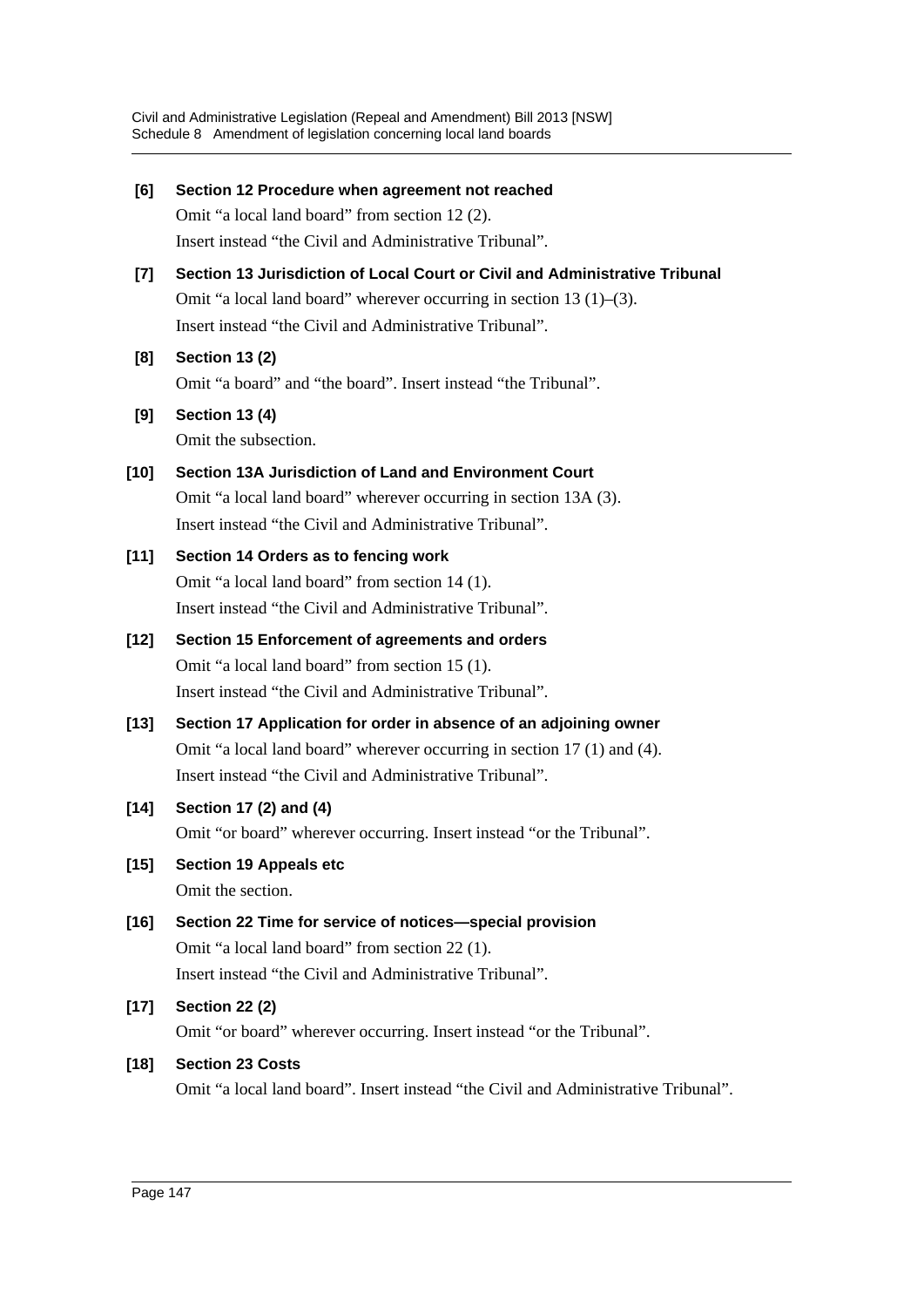**[6] Section 12 Procedure when agreement not reached**

Omit "a local land board" from section 12 (2).

Insert instead "the Civil and Administrative Tribunal".

**[7] Section 13 Jurisdiction of Local Court or Civil and Administrative Tribunal**

Omit "a local land board" wherever occurring in section 13 (1)–(3).

Insert instead "the Civil and Administrative Tribunal".

**[8] Section 13 (2)**

Omit "a board" and "the board". Insert instead "the Tribunal".

**[9] Section 13 (4)**

Omit the subsection.

**[10] Section 13A Jurisdiction of Land and Environment Court**

Omit "a local land board" wherever occurring in section 13A (3).

Insert instead "the Civil and Administrative Tribunal".

**[11] Section 14 Orders as to fencing work**

Omit "a local land board" from section 14 (1).

Insert instead "the Civil and Administrative Tribunal".

**[12] Section 15 Enforcement of agreements and orders**

Omit "a local land board" from section 15 (1).

Insert instead "the Civil and Administrative Tribunal".

**[13] Section 17 Application for order in absence of an adjoining owner**

Omit "a local land board" wherever occurring in section 17 (1) and (4).

Insert instead "the Civil and Administrative Tribunal".

**[14] Section 17 (2) and (4)**

Omit "or board" wherever occurring. Insert instead "or the Tribunal".

**[15] Section 19 Appeals etc**

Omit the section.

**[16] Section 22 Time for service of notices—special provision**

Omit "a local land board" from section 22 (1).

Insert instead "the Civil and Administrative Tribunal".

**[17] Section 22 (2)**

Omit "or board" wherever occurring. Insert instead "or the Tribunal".

**[18] Section 23 Costs**

Omit "a local land board". Insert instead "the Civil and Administrative Tribunal".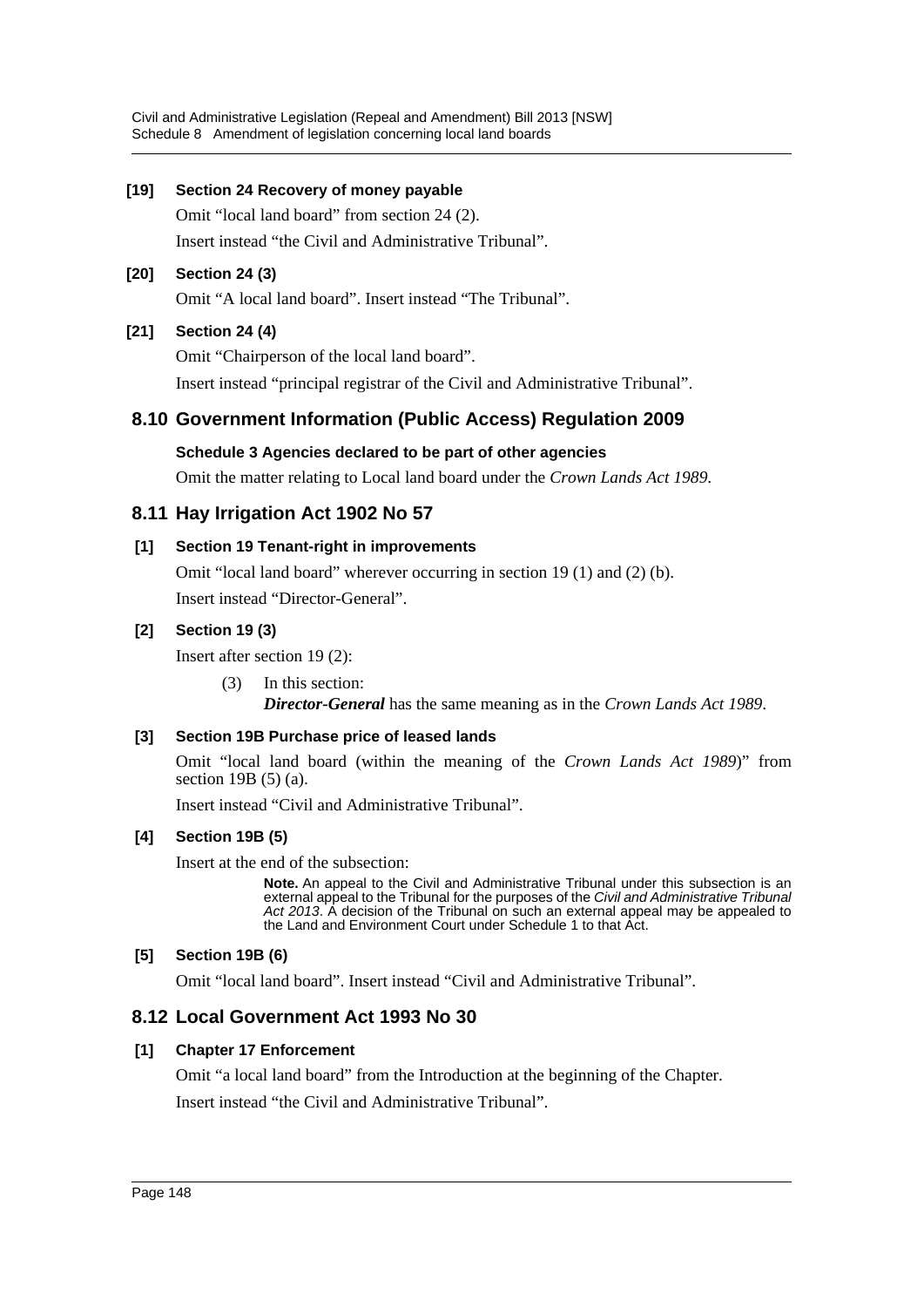**[19] Section 24 Recovery of money payable**

Omit "local land board" from section 24 (2).

Insert instead "the Civil and Administrative Tribunal".

**[20] Section 24 (3)**

Omit "A local land board". Insert instead "The Tribunal".

**[21] Section 24 (4)**

Omit "Chairperson of the local land board".

Insert instead "principal registrar of the Civil and Administrative Tribunal".

## 8.10 Government Information (Public Access) Regulation 2009

**Schedule 3 Agencies declared to be part of other agencies**

Omit the matter relating to Local land board under the *Crown Lands Act 1989*.

## 8.11 Hay Irrigation Act 1902 No 57

**[1] Section 19 Tenant-right in improvements**

Omit "local land board" wherever occurring in section 19 (1) and (2) (b).

Insert instead "Director-General".

**[2] Section 19 (3)**

Insert after section 19 (2):

> (3) In this section:
> ***Director-General*** has the same meaning as in the *Crown Lands Act 1989*.

**[3] Section 19B Purchase price of leased lands**

Omit "local land board (within the meaning of the *Crown Lands Act 1989*)" from section 19B (5) (a).

Insert instead "Civil and Administrative Tribunal".

**[4] Section 19B (5)**

Insert at the end of the subsection:

> **Note.** An appeal to the Civil and Administrative Tribunal under this subsection is an external appeal to the Tribunal for the purposes of the *Civil and Administrative Tribunal Act 2013*. A decision of the Tribunal on such an external appeal may be appealed to the Land and Environment Court under Schedule 1 to that Act.

**[5] Section 19B (6)**

Omit "local land board". Insert instead "Civil and Administrative Tribunal".

## 8.12 Local Government Act 1993 No 30

**[1] Chapter 17 Enforcement**

Omit "a local land board" from the Introduction at the beginning of the Chapter.

Insert instead "the Civil and Administrative Tribunal".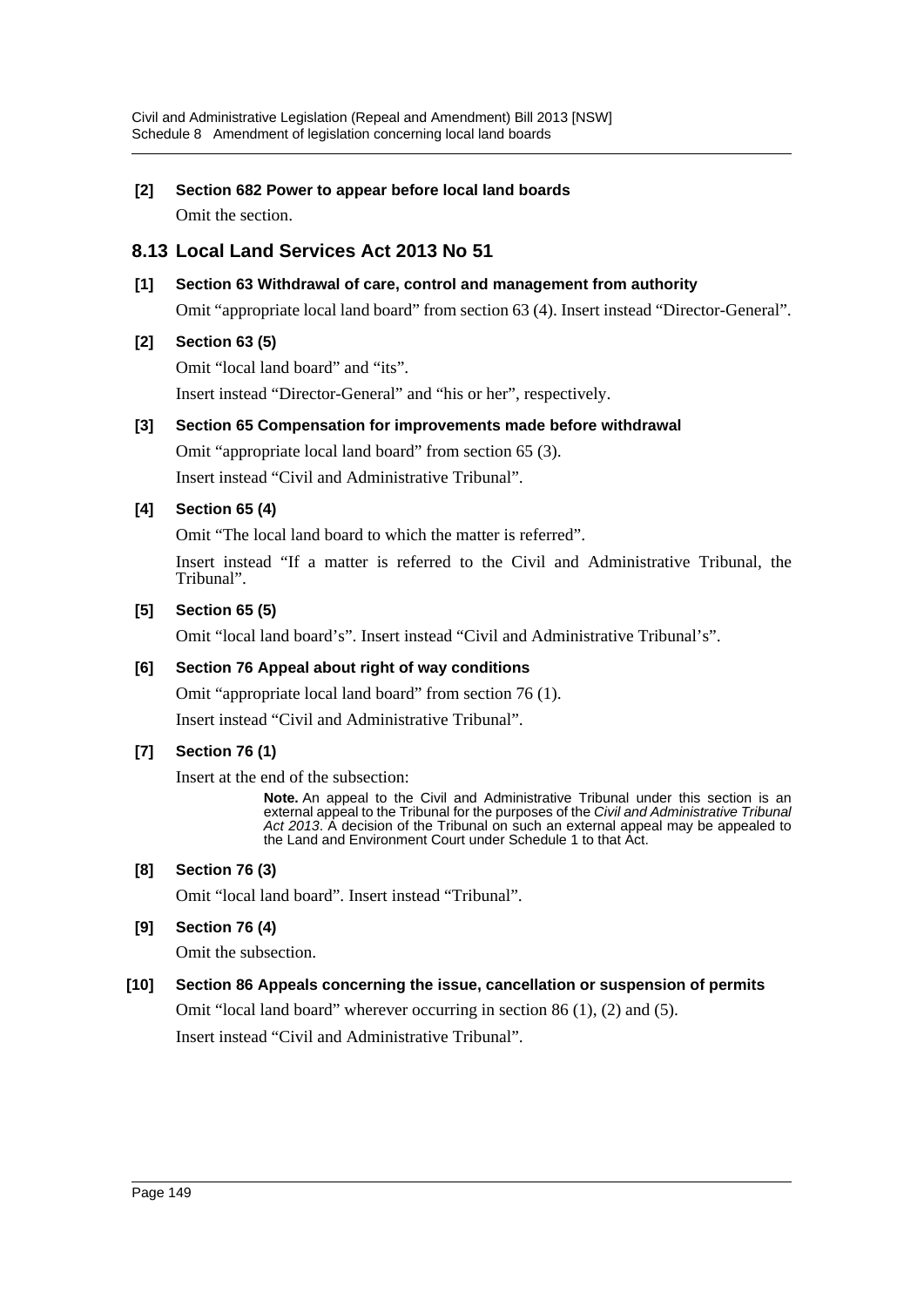**[2] Section 682 Power to appear before local land boards**

Omit the section.

## 8.13 Local Land Services Act 2013 No 51

**[1] Section 63 Withdrawal of care, control and management from authority**

Omit "appropriate local land board" from section 63 (4). Insert instead "Director-General".

**[2] Section 63 (5)**

Omit "local land board" and "its".

Insert instead "Director-General" and "his or her", respectively.

**[3] Section 65 Compensation for improvements made before withdrawal**

Omit "appropriate local land board" from section 65 (3).

Insert instead "Civil and Administrative Tribunal".

**[4] Section 65 (4)**

Omit "The local land board to which the matter is referred".

Insert instead "If a matter is referred to the Civil and Administrative Tribunal, the Tribunal".

**[5] Section 65 (5)**

Omit "local land board's". Insert instead "Civil and Administrative Tribunal's".

**[6] Section 76 Appeal about right of way conditions**

Omit "appropriate local land board" from section 76 (1).

Insert instead "Civil and Administrative Tribunal".

**[7] Section 76 (1)**

Insert at the end of the subsection:

> **Note.** An appeal to the Civil and Administrative Tribunal under this section is an external appeal to the Tribunal for the purposes of the *Civil and Administrative Tribunal Act 2013*. A decision of the Tribunal on such an external appeal may be appealed to the Land and Environment Court under Schedule 1 to that Act.

**[8] Section 76 (3)**

Omit "local land board". Insert instead "Tribunal".

**[9] Section 76 (4)**

Omit the subsection.

**[10] Section 86 Appeals concerning the issue, cancellation or suspension of permits**

Omit "local land board" wherever occurring in section 86 (1), (2) and (5).

Insert instead "Civil and Administrative Tribunal".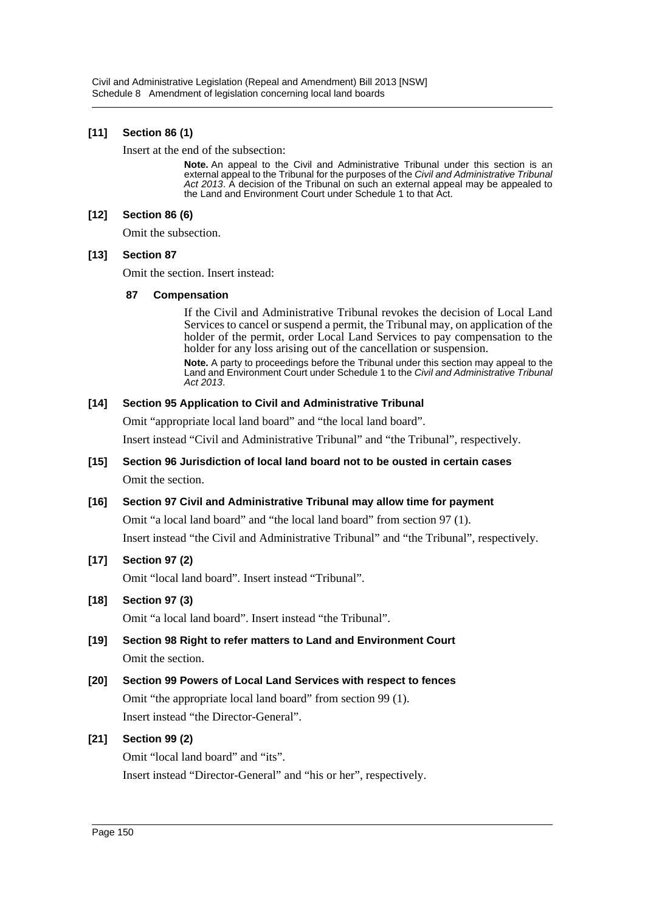**[11] Section 86 (1)**

Insert at the end of the subsection:

> **Note.** An appeal to the Civil and Administrative Tribunal under this section is an external appeal to the Tribunal for the purposes of the *Civil and Administrative Tribunal Act 2013*. A decision of the Tribunal on such an external appeal may be appealed to the Land and Environment Court under Schedule 1 to that Act.

**[12] Section 86 (6)**

Omit the subsection.

**[13] Section 87**

Omit the section. Insert instead:

> **87 Compensation**
>
> If the Civil and Administrative Tribunal revokes the decision of Local Land Services to cancel or suspend a permit, the Tribunal may, on application of the holder of the permit, order Local Land Services to pay compensation to the holder for any loss arising out of the cancellation or suspension.
>
> **Note.** A party to proceedings before the Tribunal under this section may appeal to the Land and Environment Court under Schedule 1 to the *Civil and Administrative Tribunal Act 2013*.

**[14] Section 95 Application to Civil and Administrative Tribunal**

Omit "appropriate local land board" and "the local land board".

Insert instead "Civil and Administrative Tribunal" and "the Tribunal", respectively.

**[15] Section 96 Jurisdiction of local land board not to be ousted in certain cases**

Omit the section.

**[16] Section 97 Civil and Administrative Tribunal may allow time for payment**

Omit "a local land board" and "the local land board" from section 97 (1).

Insert instead "the Civil and Administrative Tribunal" and "the Tribunal", respectively.

**[17] Section 97 (2)**

Omit "local land board". Insert instead "Tribunal".

**[18] Section 97 (3)**

Omit "a local land board". Insert instead "the Tribunal".

**[19] Section 98 Right to refer matters to Land and Environment Court**

Omit the section.

**[20] Section 99 Powers of Local Land Services with respect to fences**

Omit "the appropriate local land board" from section 99 (1).

Insert instead "the Director-General".

**[21] Section 99 (2)**

Omit "local land board" and "its".

Insert instead "Director-General" and "his or her", respectively.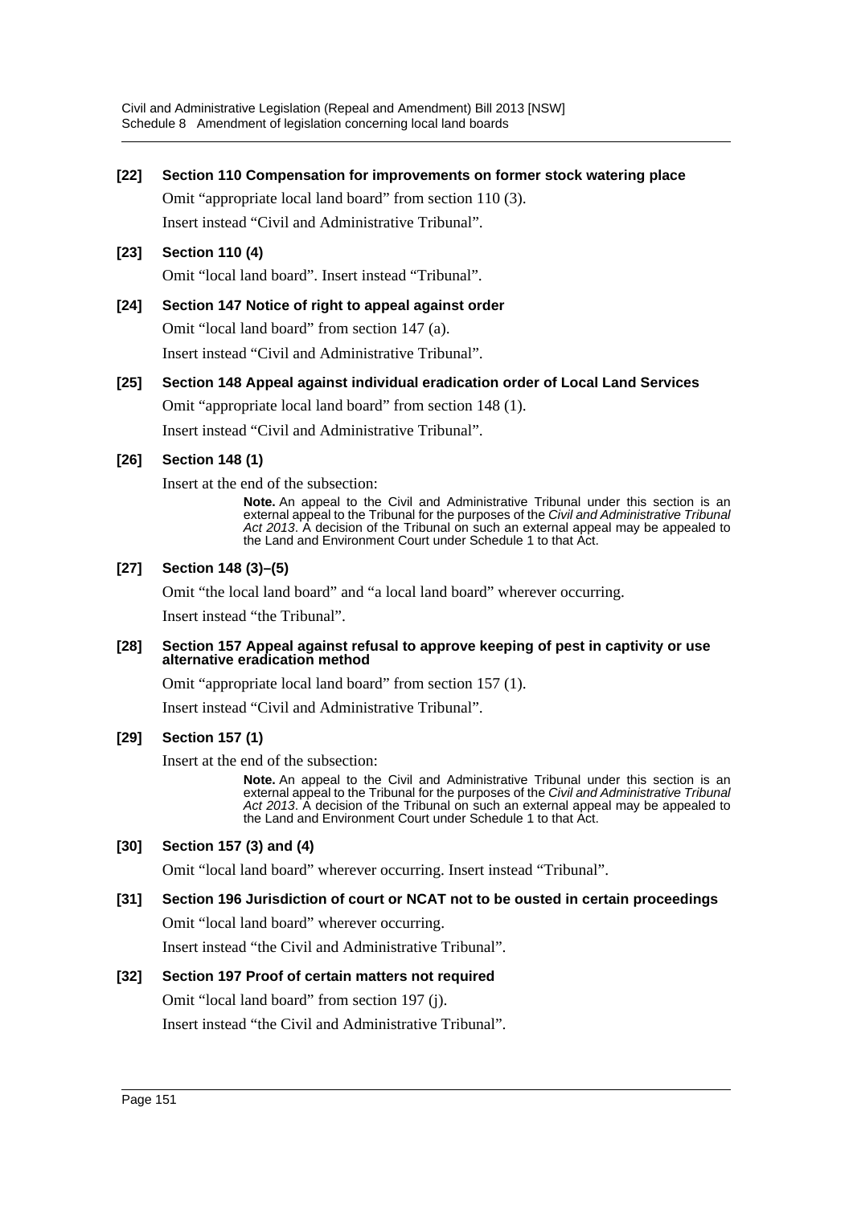**[22] Section 110 Compensation for improvements on former stock watering place**

Omit "appropriate local land board" from section 110 (3).

Insert instead "Civil and Administrative Tribunal".

**[23] Section 110 (4)**

Omit "local land board". Insert instead "Tribunal".

**[24] Section 147 Notice of right to appeal against order**

Omit "local land board" from section 147 (a).

Insert instead "Civil and Administrative Tribunal".

**[25] Section 148 Appeal against individual eradication order of Local Land Services**

Omit "appropriate local land board" from section 148 (1).

Insert instead "Civil and Administrative Tribunal".

**[26] Section 148 (1)**

Insert at the end of the subsection:

> **Note.** An appeal to the Civil and Administrative Tribunal under this section is an external appeal to the Tribunal for the purposes of the *Civil and Administrative Tribunal Act 2013*. A decision of the Tribunal on such an external appeal may be appealed to the Land and Environment Court under Schedule 1 to that Act.

**[27] Section 148 (3)–(5)**

Omit "the local land board" and "a local land board" wherever occurring.

Insert instead "the Tribunal".

**[28] Section 157 Appeal against refusal to approve keeping of pest in captivity or use alternative eradication method**

Omit "appropriate local land board" from section 157 (1).

Insert instead "Civil and Administrative Tribunal".

**[29] Section 157 (1)**

Insert at the end of the subsection:

> **Note.** An appeal to the Civil and Administrative Tribunal under this section is an external appeal to the Tribunal for the purposes of the *Civil and Administrative Tribunal Act 2013*. A decision of the Tribunal on such an external appeal may be appealed to the Land and Environment Court under Schedule 1 to that Act.

**[30] Section 157 (3) and (4)**

Omit "local land board" wherever occurring. Insert instead "Tribunal".

**[31] Section 196 Jurisdiction of court or NCAT not to be ousted in certain proceedings**

Omit "local land board" wherever occurring.

Insert instead "the Civil and Administrative Tribunal".

**[32] Section 197 Proof of certain matters not required**

Omit "local land board" from section 197 (j).

Insert instead "the Civil and Administrative Tribunal".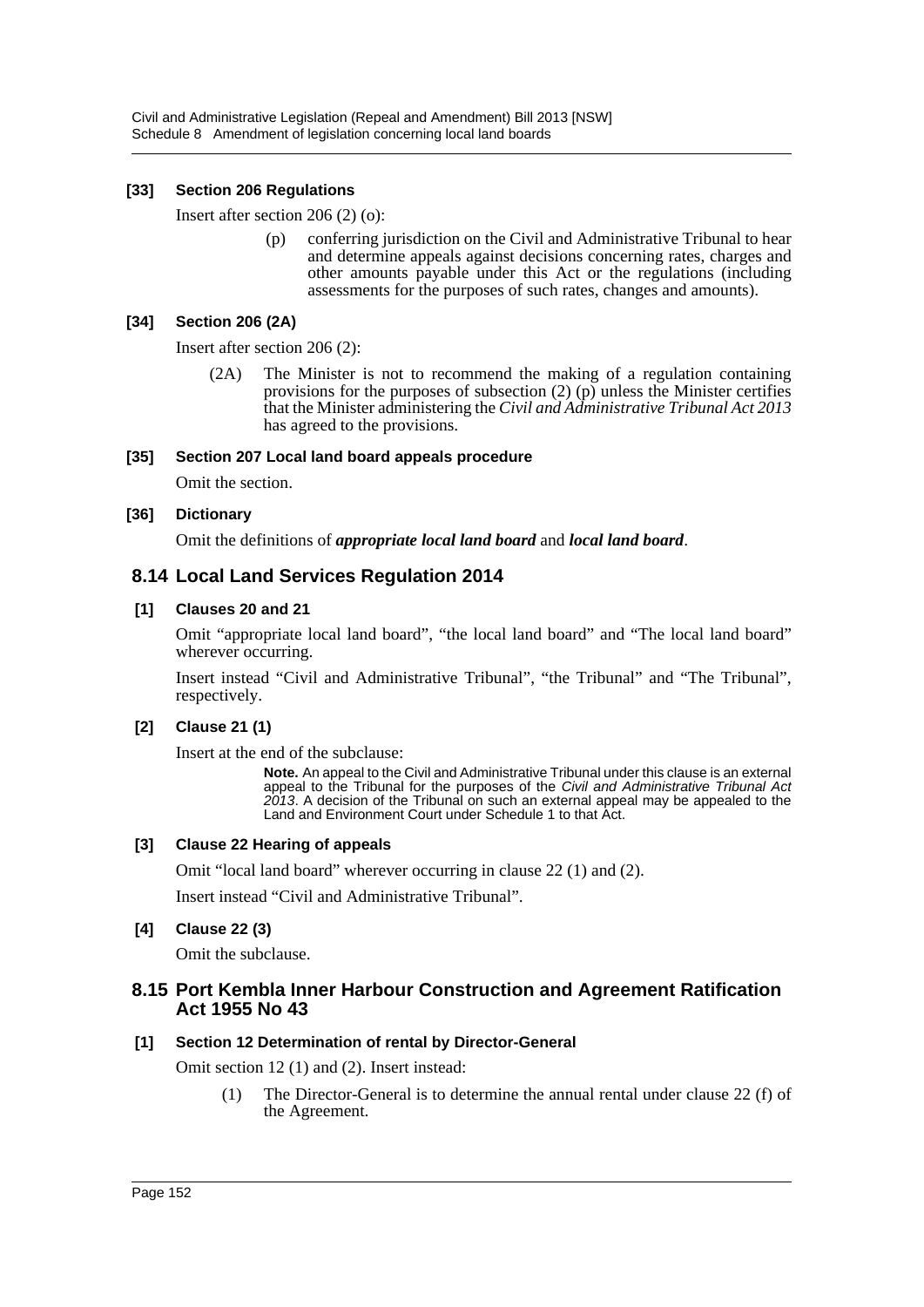#### [33] Section 206 Regulations

Insert after section 206 (2) (o):

> (p) conferring jurisdiction on the Civil and Administrative Tribunal to hear and determine appeals against decisions concerning rates, charges and other amounts payable under this Act or the regulations (including assessments for the purposes of such rates, changes and amounts).

#### [34] Section 206 (2A)

Insert after section 206 (2):

> (2A) The Minister is not to recommend the making of a regulation containing provisions for the purposes of subsection (2) (p) unless the Minister certifies that the Minister administering the *Civil and Administrative Tribunal Act 2013* has agreed to the provisions.

#### [35] Section 207 Local land board appeals procedure

Omit the section.

#### [36] Dictionary

Omit the definitions of ***appropriate local land board*** and ***local land board***.

## 8.14 Local Land Services Regulation 2014

#### [1] Clauses 20 and 21

Omit "appropriate local land board", "the local land board" and "The local land board" wherever occurring.

Insert instead "Civil and Administrative Tribunal", "the Tribunal" and "The Tribunal", respectively.

#### [2] Clause 21 (1)

Insert at the end of the subclause:

> **Note.** An appeal to the Civil and Administrative Tribunal under this clause is an external appeal to the Tribunal for the purposes of the *Civil and Administrative Tribunal Act 2013*. A decision of the Tribunal on such an external appeal may be appealed to the Land and Environment Court under Schedule 1 to that Act.

#### [3] Clause 22 Hearing of appeals

Omit "local land board" wherever occurring in clause 22 (1) and (2).

Insert instead "Civil and Administrative Tribunal".

#### [4] Clause 22 (3)

Omit the subclause.

## 8.15 Port Kembla Inner Harbour Construction and Agreement Ratification Act 1955 No 43

#### [1] Section 12 Determination of rental by Director-General

Omit section 12 (1) and (2). Insert instead:

> (1) The Director-General is to determine the annual rental under clause 22 (f) of the Agreement.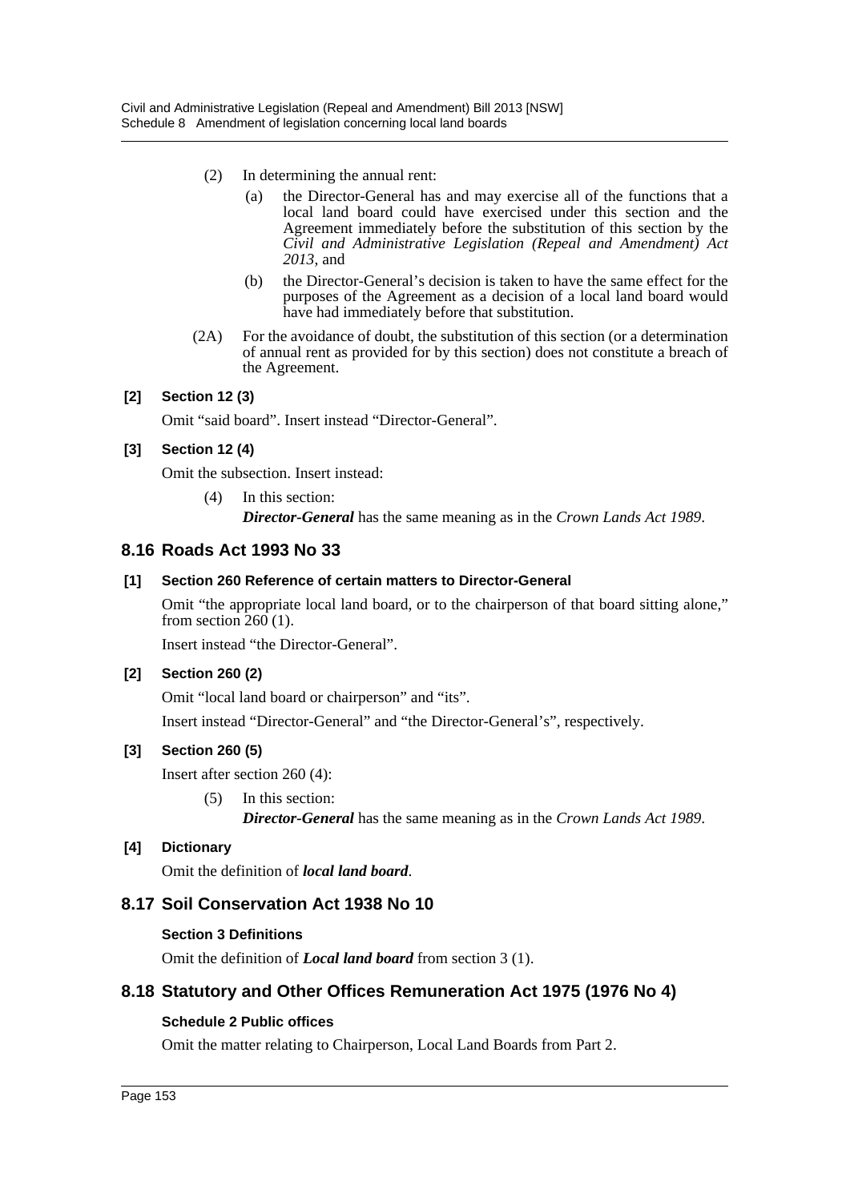(2) In determining the annual rent:

(a) the Director-General has and may exercise all of the functions that a local land board could have exercised under this section and the Agreement immediately before the substitution of this section by the *Civil and Administrative Legislation (Repeal and Amendment) Act 2013*, and

(b) the Director-General's decision is taken to have the same effect for the purposes of the Agreement as a decision of a local land board would have had immediately before that substitution.

(2A) For the avoidance of doubt, the substitution of this section (or a determination of annual rent as provided for by this section) does not constitute a breach of the Agreement.

#### [2] Section 12 (3)

Omit "said board". Insert instead "Director-General".

#### [3] Section 12 (4)

Omit the subsection. Insert instead:

(4) In this section:

***Director-General*** has the same meaning as in the *Crown Lands Act 1989*.

## 8.16 Roads Act 1993 No 33

#### [1] Section 260 Reference of certain matters to Director-General

Omit "the appropriate local land board, or to the chairperson of that board sitting alone," from section 260 (1).

Insert instead "the Director-General".

#### [2] Section 260 (2)

Omit "local land board or chairperson" and "its".

Insert instead "Director-General" and "the Director-General's", respectively.

#### [3] Section 260 (5)

Insert after section 260 (4):

(5) In this section:

***Director-General*** has the same meaning as in the *Crown Lands Act 1989*.

#### [4] Dictionary

Omit the definition of ***local land board***.

## 8.17 Soil Conservation Act 1938 No 10

#### Section 3 Definitions

Omit the definition of ***Local land board*** from section 3 (1).

## 8.18 Statutory and Other Offices Remuneration Act 1975 (1976 No 4)

#### Schedule 2 Public offices

Omit the matter relating to Chairperson, Local Land Boards from Part 2.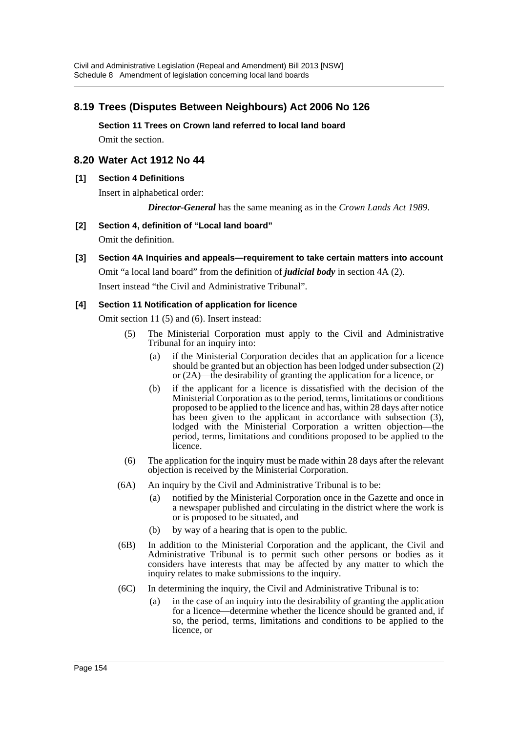## 8.19 Trees (Disputes Between Neighbours) Act 2006 No 126

**Section 11 Trees on Crown land referred to local land board**

Omit the section.

## 8.20 Water Act 1912 No 44

**[1] Section 4 Definitions**

Insert in alphabetical order:

> ***Director-General*** has the same meaning as in the *Crown Lands Act 1989*.

**[2] Section 4, definition of "Local land board"**

Omit the definition.

**[3] Section 4A Inquiries and appeals—requirement to take certain matters into account**

Omit "a local land board" from the definition of ***judicial body*** in section 4A (2).

Insert instead "the Civil and Administrative Tribunal".

**[4] Section 11 Notification of application for licence**

Omit section 11 (5) and (6). Insert instead:

> (5) The Ministerial Corporation must apply to the Civil and Administrative Tribunal for an inquiry into:
>
> (a) if the Ministerial Corporation decides that an application for a licence should be granted but an objection has been lodged under subsection (2) or (2A)—the desirability of granting the application for a licence, or
>
> (b) if the applicant for a licence is dissatisfied with the decision of the Ministerial Corporation as to the period, terms, limitations or conditions proposed to be applied to the licence and has, within 28 days after notice has been given to the applicant in accordance with subsection (3), lodged with the Ministerial Corporation a written objection—the period, terms, limitations and conditions proposed to be applied to the licence.
>
> (6) The application for the inquiry must be made within 28 days after the relevant objection is received by the Ministerial Corporation.
>
> (6A) An inquiry by the Civil and Administrative Tribunal is to be:
>
> (a) notified by the Ministerial Corporation once in the Gazette and once in a newspaper published and circulating in the district where the work is or is proposed to be situated, and
>
> (b) by way of a hearing that is open to the public.
>
> (6B) In addition to the Ministerial Corporation and the applicant, the Civil and Administrative Tribunal is to permit such other persons or bodies as it considers have interests that may be affected by any matter to which the inquiry relates to make submissions to the inquiry.
>
> (6C) In determining the inquiry, the Civil and Administrative Tribunal is to:
>
> (a) in the case of an inquiry into the desirability of granting the application for a licence—determine whether the licence should be granted and, if so, the period, terms, limitations and conditions to be applied to the licence, or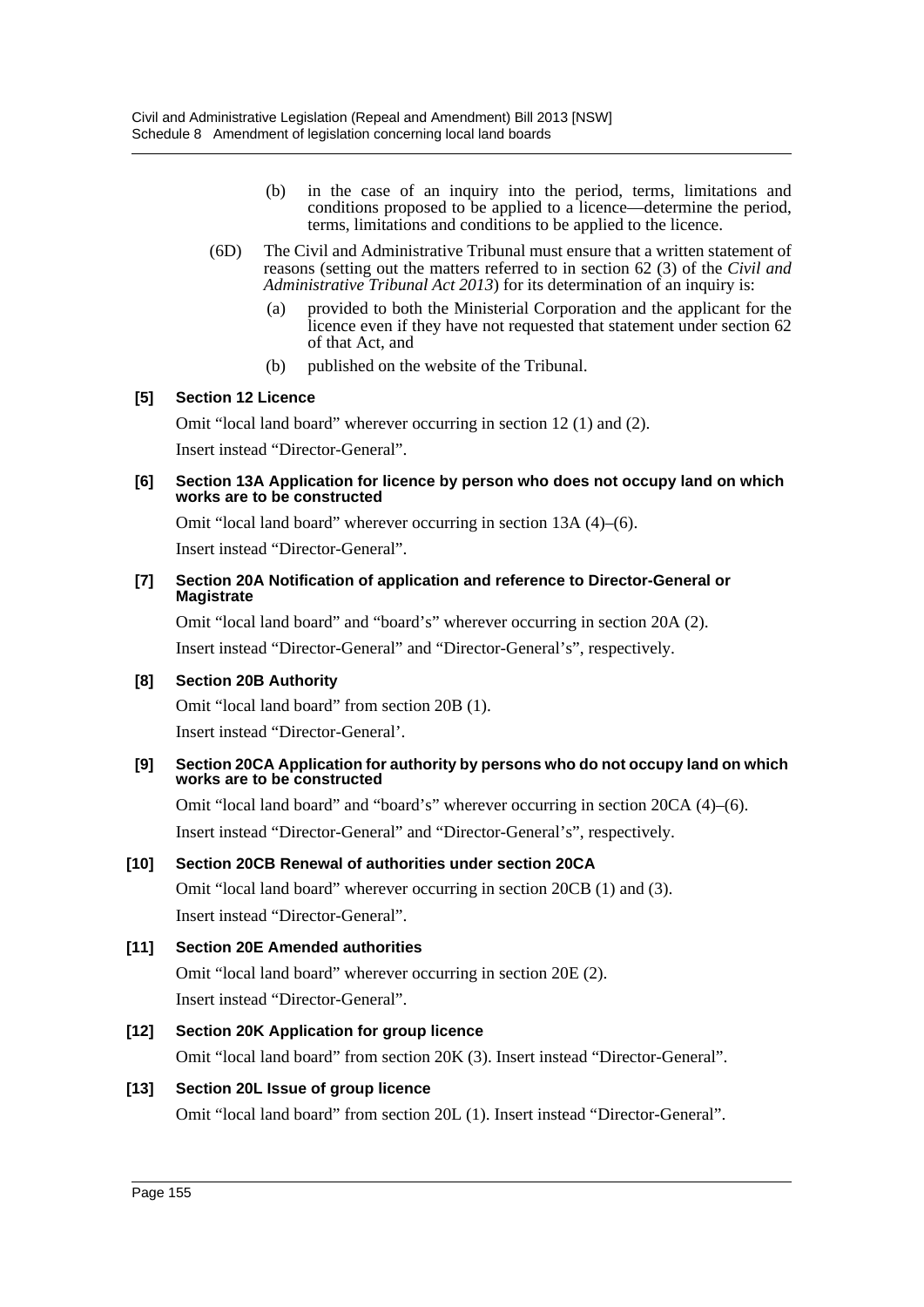(b) in the case of an inquiry into the period, terms, limitations and conditions proposed to be applied to a licence—determine the period, terms, limitations and conditions to be applied to the licence.

(6D) The Civil and Administrative Tribunal must ensure that a written statement of reasons (setting out the matters referred to in section 62 (3) of the *Civil and Administrative Tribunal Act 2013*) for its determination of an inquiry is:

(a) provided to both the Ministerial Corporation and the applicant for the licence even if they have not requested that statement under section 62 of that Act, and

(b) published on the website of the Tribunal.

**[5] Section 12 Licence**

Omit "local land board" wherever occurring in section 12 (1) and (2).

Insert instead "Director-General".

**[6] Section 13A Application for licence by person who does not occupy land on which works are to be constructed**

Omit "local land board" wherever occurring in section 13A (4)–(6).

Insert instead "Director-General".

**[7] Section 20A Notification of application and reference to Director-General or Magistrate**

Omit "local land board" and "board's" wherever occurring in section 20A (2).

Insert instead "Director-General" and "Director-General's", respectively.

**[8] Section 20B Authority**

Omit "local land board" from section 20B (1).

Insert instead "Director-General'.

**[9] Section 20CA Application for authority by persons who do not occupy land on which works are to be constructed**

Omit "local land board" and "board's" wherever occurring in section 20CA (4)–(6).

Insert instead "Director-General" and "Director-General's", respectively.

**[10] Section 20CB Renewal of authorities under section 20CA**

Omit "local land board" wherever occurring in section 20CB (1) and (3).

Insert instead "Director-General".

**[11] Section 20E Amended authorities**

Omit "local land board" wherever occurring in section 20E (2).

Insert instead "Director-General".

**[12] Section 20K Application for group licence**

Omit "local land board" from section 20K (3). Insert instead "Director-General".

**[13] Section 20L Issue of group licence**

Omit "local land board" from section 20L (1). Insert instead "Director-General".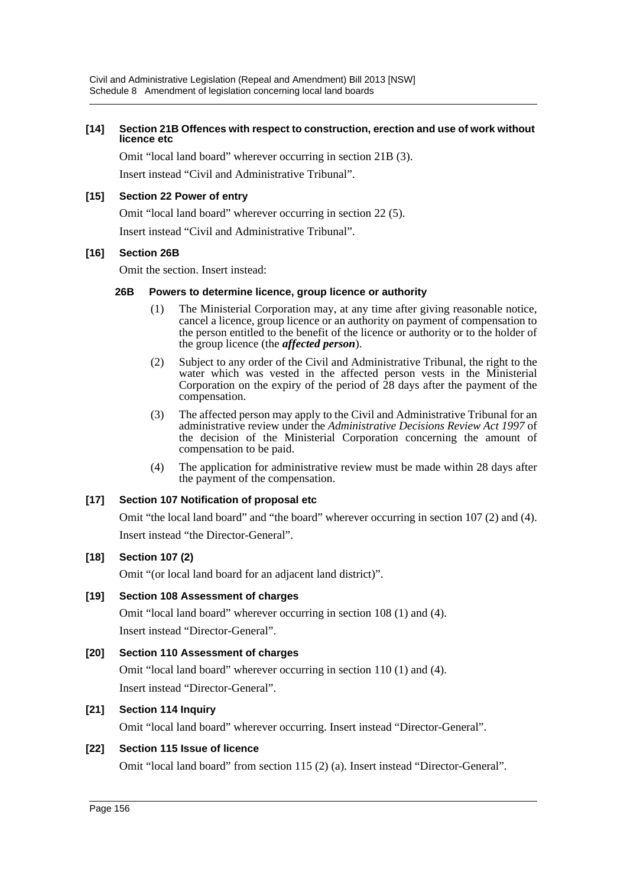**[14] Section 21B Offences with respect to construction, erection and use of work without licence etc**

Omit "local land board" wherever occurring in section 21B (3).

Insert instead "Civil and Administrative Tribunal".

**[15] Section 22 Power of entry**

Omit "local land board" wherever occurring in section 22 (5).

Insert instead "Civil and Administrative Tribunal".

**[16] Section 26B**

Omit the section. Insert instead:

**26B Powers to determine licence, group licence or authority**

(1) The Ministerial Corporation may, at any time after giving reasonable notice, cancel a licence, group licence or an authority on payment of compensation to the person entitled to the benefit of the licence or authority or to the holder of the group licence (the ***affected person***).

(2) Subject to any order of the Civil and Administrative Tribunal, the right to the water which was vested in the affected person vests in the Ministerial Corporation on the expiry of the period of 28 days after the payment of the compensation.

(3) The affected person may apply to the Civil and Administrative Tribunal for an administrative review under the *Administrative Decisions Review Act 1997* of the decision of the Ministerial Corporation concerning the amount of compensation to be paid.

(4) The application for administrative review must be made within 28 days after the payment of the compensation.

**[17] Section 107 Notification of proposal etc**

Omit "the local land board" and "the board" wherever occurring in section 107 (2) and (4).

Insert instead "the Director-General".

**[18] Section 107 (2)**

Omit "(or local land board for an adjacent land district)".

**[19] Section 108 Assessment of charges**

Omit "local land board" wherever occurring in section 108 (1) and (4).

Insert instead "Director-General".

**[20] Section 110 Assessment of charges**

Omit "local land board" wherever occurring in section 110 (1) and (4).

Insert instead "Director-General".

**[21] Section 114 Inquiry**

Omit "local land board" wherever occurring. Insert instead "Director-General".

**[22] Section 115 Issue of licence**

Omit "local land board" from section 115 (2) (a). Insert instead "Director-General".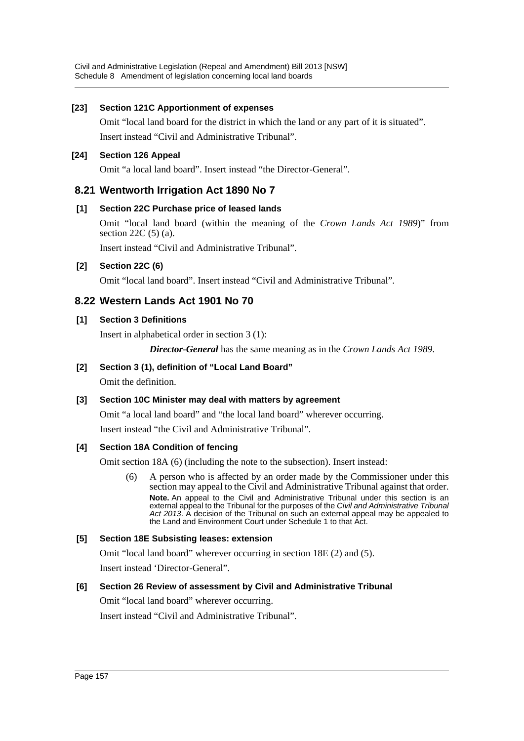### [23] Section 121C Apportionment of expenses

Omit "local land board for the district in which the land or any part of it is situated". Insert instead "Civil and Administrative Tribunal".

### [24] Section 126 Appeal

Omit "a local land board". Insert instead "the Director-General".

## 8.21 Wentworth Irrigation Act 1890 No 7

### [1] Section 22C Purchase price of leased lands

Omit "local land board (within the meaning of the *Crown Lands Act 1989*)" from section 22C (5) (a).

Insert instead "Civil and Administrative Tribunal".

### [2] Section 22C (6)

Omit "local land board". Insert instead "Civil and Administrative Tribunal".

## 8.22 Western Lands Act 1901 No 70

### [1] Section 3 Definitions

Insert in alphabetical order in section 3 (1):

> ***Director-General*** has the same meaning as in the *Crown Lands Act 1989*.

### [2] Section 3 (1), definition of "Local Land Board"

Omit the definition.

### [3] Section 10C Minister may deal with matters by agreement

Omit "a local land board" and "the local land board" wherever occurring.

Insert instead "the Civil and Administrative Tribunal".

### [4] Section 18A Condition of fencing

Omit section 18A (6) (including the note to the subsection). Insert instead:

> (6) A person who is affected by an order made by the Commissioner under this section may appeal to the Civil and Administrative Tribunal against that order.
>
> **Note.** An appeal to the Civil and Administrative Tribunal under this section is an external appeal to the Tribunal for the purposes of the *Civil and Administrative Tribunal Act 2013*. A decision of the Tribunal on such an external appeal may be appealed to the Land and Environment Court under Schedule 1 to that Act.

### [5] Section 18E Subsisting leases: extension

Omit "local land board" wherever occurring in section 18E (2) and (5).

Insert instead 'Director-General".

### [6] Section 26 Review of assessment by Civil and Administrative Tribunal

Omit "local land board" wherever occurring.

Insert instead "Civil and Administrative Tribunal".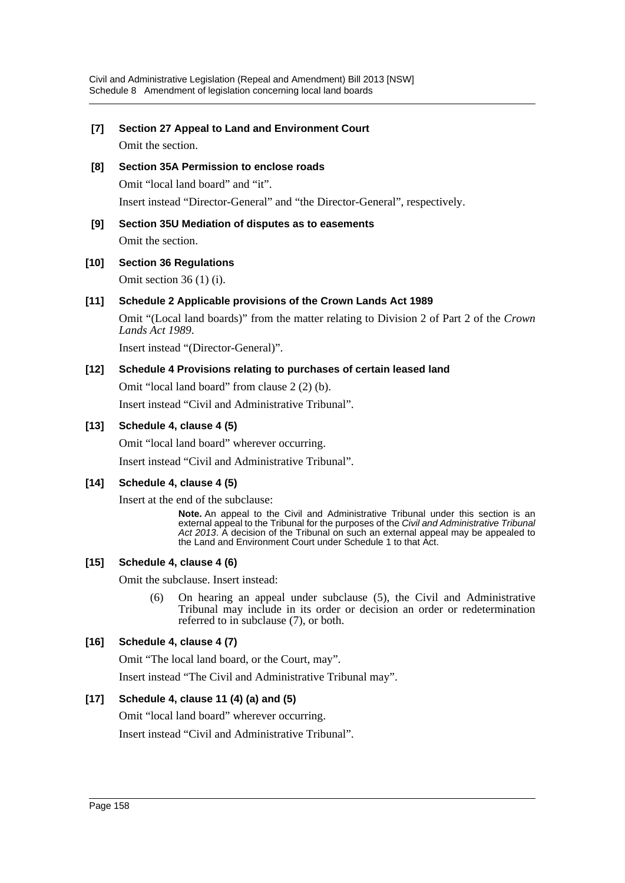**[7] Section 27 Appeal to Land and Environment Court**

Omit the section.

**[8] Section 35A Permission to enclose roads**

Omit "local land board" and "it".

Insert instead "Director-General" and "the Director-General", respectively.

**[9] Section 35U Mediation of disputes as to easements**

Omit the section.

**[10] Section 36 Regulations**

Omit section 36 (1) (i).

**[11] Schedule 2 Applicable provisions of the Crown Lands Act 1989**

Omit "(Local land boards)" from the matter relating to Division 2 of Part 2 of the *Crown Lands Act 1989*.

Insert instead "(Director-General)".

**[12] Schedule 4 Provisions relating to purchases of certain leased land**

Omit "local land board" from clause 2 (2) (b).

Insert instead "Civil and Administrative Tribunal".

**[13] Schedule 4, clause 4 (5)**

Omit "local land board" wherever occurring.

Insert instead "Civil and Administrative Tribunal".

**[14] Schedule 4, clause 4 (5)**

Insert at the end of the subclause:

> **Note.** An appeal to the Civil and Administrative Tribunal under this section is an external appeal to the Tribunal for the purposes of the *Civil and Administrative Tribunal Act 2013*. A decision of the Tribunal on such an external appeal may be appealed to the Land and Environment Court under Schedule 1 to that Act.

**[15] Schedule 4, clause 4 (6)**

Omit the subclause. Insert instead:

> (6) On hearing an appeal under subclause (5), the Civil and Administrative Tribunal may include in its order or decision an order or redetermination referred to in subclause (7), or both.

**[16] Schedule 4, clause 4 (7)**

Omit "The local land board, or the Court, may".

Insert instead "The Civil and Administrative Tribunal may".

**[17] Schedule 4, clause 11 (4) (a) and (5)**

Omit "local land board" wherever occurring.

Insert instead "Civil and Administrative Tribunal".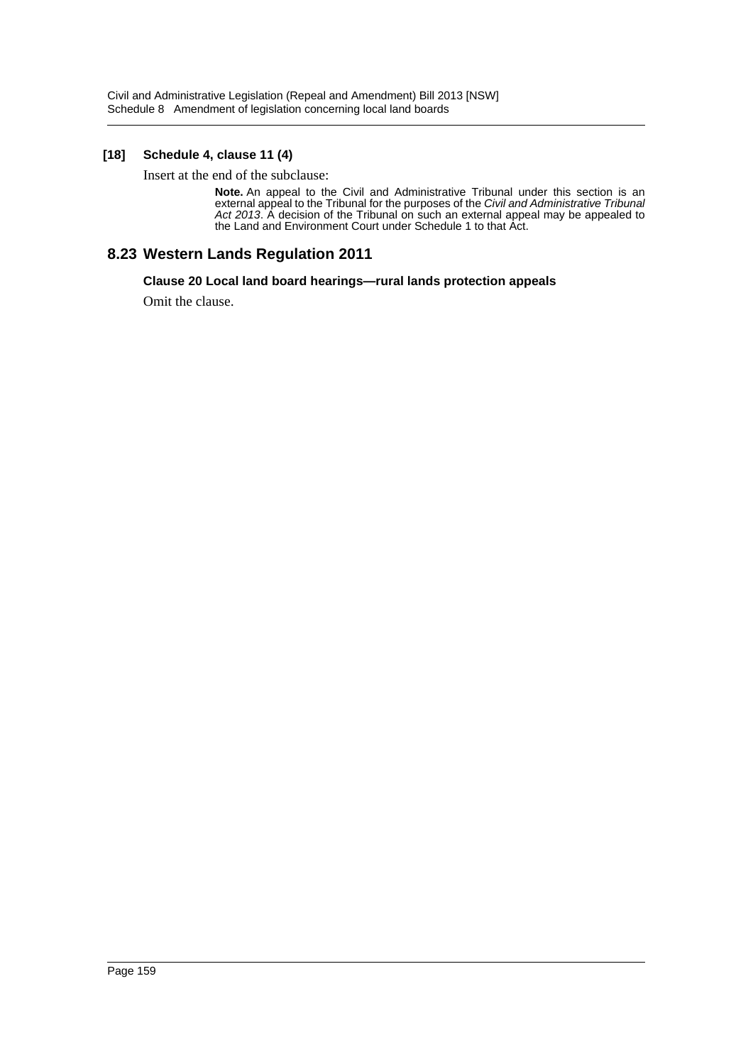**[18] Schedule 4, clause 11 (4)**

Insert at the end of the subclause:

> **Note.** An appeal to the Civil and Administrative Tribunal under this section is an external appeal to the Tribunal for the purposes of the *Civil and Administrative Tribunal Act 2013*. A decision of the Tribunal on such an external appeal may be appealed to the Land and Environment Court under Schedule 1 to that Act.

## 8.23 Western Lands Regulation 2011

**Clause 20 Local land board hearings—rural lands protection appeals**

Omit the clause.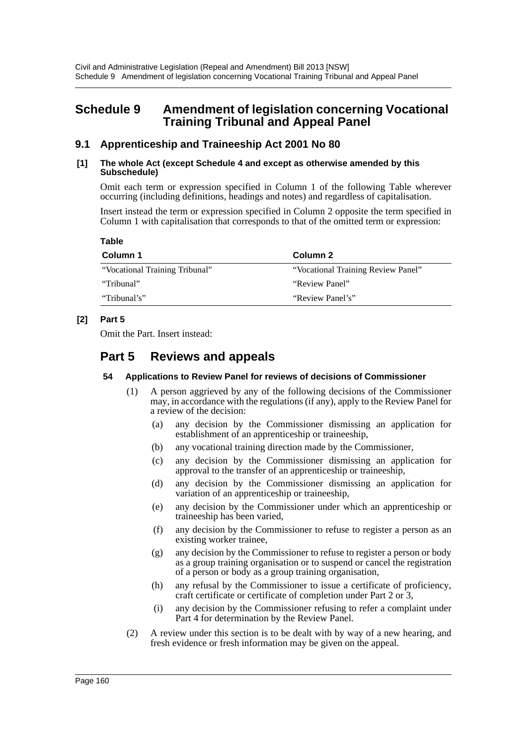# Schedule 9 Amendment of legislation concerning Vocational Training Tribunal and Appeal Panel

## 9.1 Apprenticeship and Traineeship Act 2001 No 80

**[1] The whole Act (except Schedule 4 and except as otherwise amended by this Subschedule)**

Omit each term or expression specified in Column 1 of the following Table wherever occurring (including definitions, headings and notes) and regardless of capitalisation.

Insert instead the term or expression specified in Column 2 opposite the term specified in Column 1 with capitalisation that corresponds to that of the omitted term or expression:

**Table**

| Column 1 | Column 2 |
|---|---|
| "Vocational Training Tribunal" | "Vocational Training Review Panel" |
| "Tribunal" | "Review Panel" |
| "Tribunal's" | "Review Panel's" |

**[2] Part 5**

Omit the Part. Insert instead:

## Part 5 Reviews and appeals

**54 Applications to Review Panel for reviews of decisions of Commissioner**

(1) A person aggrieved by any of the following decisions of the Commissioner may, in accordance with the regulations (if any), apply to the Review Panel for a review of the decision:

(a) any decision by the Commissioner dismissing an application for establishment of an apprenticeship or traineeship,

(b) any vocational training direction made by the Commissioner,

(c) any decision by the Commissioner dismissing an application for approval to the transfer of an apprenticeship or traineeship,

(d) any decision by the Commissioner dismissing an application for variation of an apprenticeship or traineeship,

(e) any decision by the Commissioner under which an apprenticeship or traineeship has been varied,

(f) any decision by the Commissioner to refuse to register a person as an existing worker trainee,

(g) any decision by the Commissioner to refuse to register a person or body as a group training organisation or to suspend or cancel the registration of a person or body as a group training organisation,

(h) any refusal by the Commissioner to issue a certificate of proficiency, craft certificate or certificate of completion under Part 2 or 3,

(i) any decision by the Commissioner refusing to refer a complaint under Part 4 for determination by the Review Panel.

(2) A review under this section is to be dealt with by way of a new hearing, and fresh evidence or fresh information may be given on the appeal.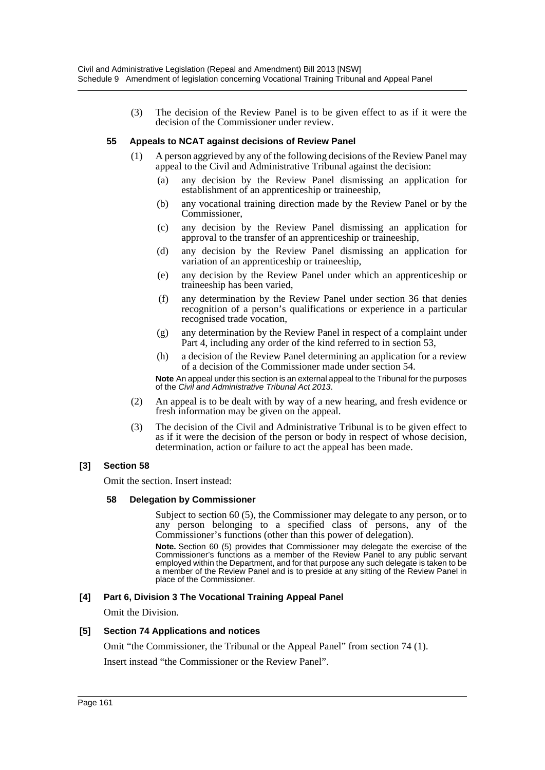(3) The decision of the Review Panel is to be given effect to as if it were the decision of the Commissioner under review.

**55 Appeals to NCAT against decisions of Review Panel**

(1) A person aggrieved by any of the following decisions of the Review Panel may appeal to the Civil and Administrative Tribunal against the decision:

(a) any decision by the Review Panel dismissing an application for establishment of an apprenticeship or traineeship,

(b) any vocational training direction made by the Review Panel or by the Commissioner,

(c) any decision by the Review Panel dismissing an application for approval to the transfer of an apprenticeship or traineeship,

(d) any decision by the Review Panel dismissing an application for variation of an apprenticeship or traineeship,

(e) any decision by the Review Panel under which an apprenticeship or traineeship has been varied,

(f) any determination by the Review Panel under section 36 that denies recognition of a person's qualifications or experience in a particular recognised trade vocation,

(g) any determination by the Review Panel in respect of a complaint under Part 4, including any order of the kind referred to in section 53,

(h) a decision of the Review Panel determining an application for a review of a decision of the Commissioner made under section 54.

**Note** An appeal under this section is an external appeal to the Tribunal for the purposes of the *Civil and Administrative Tribunal Act 2013*.

(2) An appeal is to be dealt with by way of a new hearing, and fresh evidence or fresh information may be given on the appeal.

(3) The decision of the Civil and Administrative Tribunal is to be given effect to as if it were the decision of the person or body in respect of whose decision, determination, action or failure to act the appeal has been made.

**[3] Section 58**

Omit the section. Insert instead:

**58 Delegation by Commissioner**

Subject to section 60 (5), the Commissioner may delegate to any person, or to any person belonging to a specified class of persons, any of the Commissioner's functions (other than this power of delegation).

**Note.** Section 60 (5) provides that Commissioner may delegate the exercise of the Commissioner's functions as a member of the Review Panel to any public servant employed within the Department, and for that purpose any such delegate is taken to be a member of the Review Panel and is to preside at any sitting of the Review Panel in place of the Commissioner.

**[4] Part 6, Division 3 The Vocational Training Appeal Panel**

Omit the Division.

**[5] Section 74 Applications and notices**

Omit "the Commissioner, the Tribunal or the Appeal Panel" from section 74 (1).

Insert instead "the Commissioner or the Review Panel".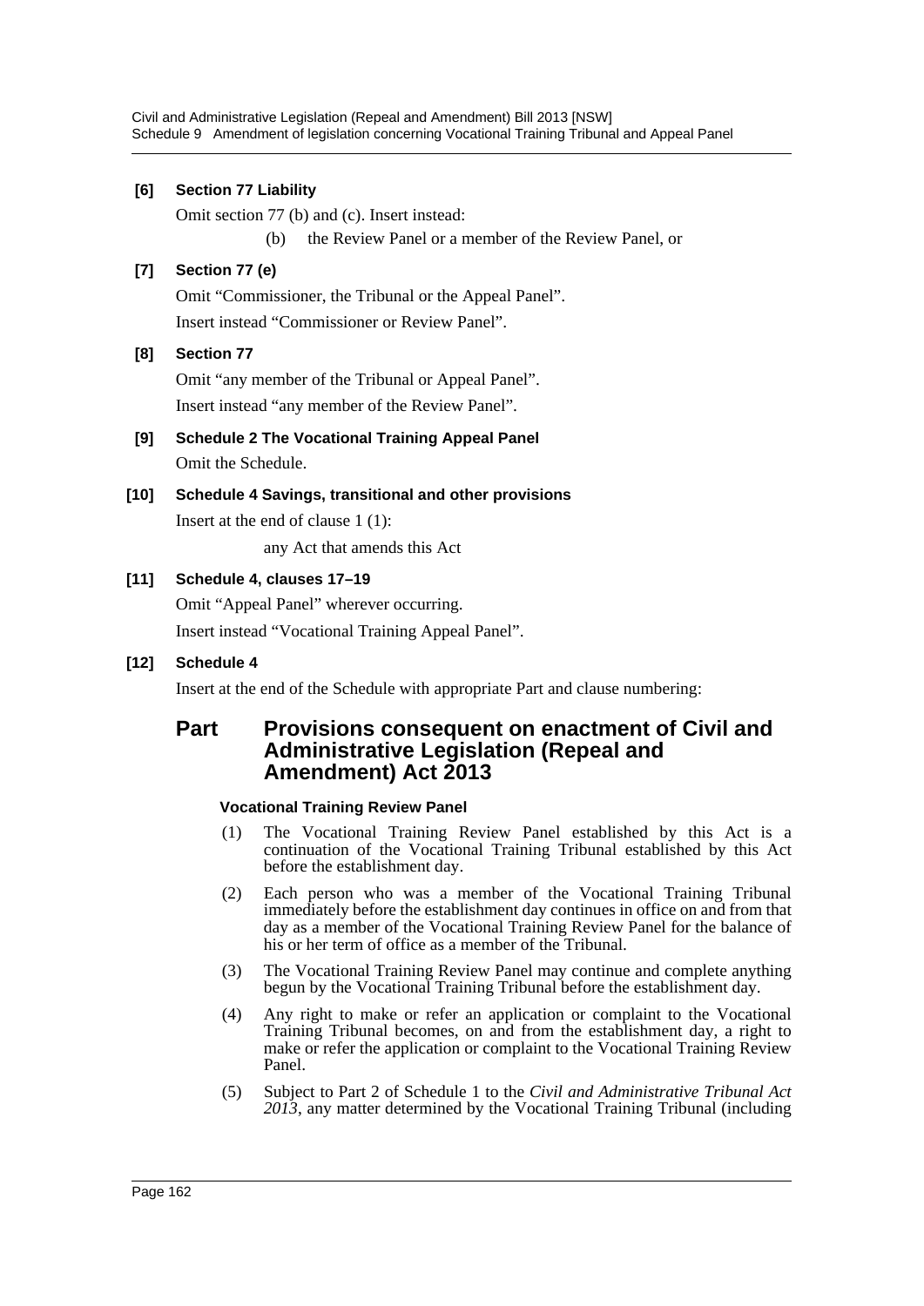**[6] Section 77 Liability**

Omit section 77 (b) and (c). Insert instead:

(b) the Review Panel or a member of the Review Panel, or

**[7] Section 77 (e)**

Omit "Commissioner, the Tribunal or the Appeal Panel".

Insert instead "Commissioner or Review Panel".

**[8] Section 77**

Omit "any member of the Tribunal or Appeal Panel".

Insert instead "any member of the Review Panel".

**[9] Schedule 2 The Vocational Training Appeal Panel**

Omit the Schedule.

**[10] Schedule 4 Savings, transitional and other provisions**

Insert at the end of clause 1 (1):

any Act that amends this Act

**[11] Schedule 4, clauses 17–19**

Omit "Appeal Panel" wherever occurring.

Insert instead "Vocational Training Appeal Panel".

**[12] Schedule 4**

Insert at the end of the Schedule with appropriate Part and clause numbering:

## Part Provisions consequent on enactment of Civil and Administrative Legislation (Repeal and Amendment) Act 2013

#### Vocational Training Review Panel

(1) The Vocational Training Review Panel established by this Act is a continuation of the Vocational Training Tribunal established by this Act before the establishment day.

(2) Each person who was a member of the Vocational Training Tribunal immediately before the establishment day continues in office on and from that day as a member of the Vocational Training Review Panel for the balance of his or her term of office as a member of the Tribunal.

(3) The Vocational Training Review Panel may continue and complete anything begun by the Vocational Training Tribunal before the establishment day.

(4) Any right to make or refer an application or complaint to the Vocational Training Tribunal becomes, on and from the establishment day, a right to make or refer the application or complaint to the Vocational Training Review Panel.

(5) Subject to Part 2 of Schedule 1 to the *Civil and Administrative Tribunal Act 2013*, any matter determined by the Vocational Training Tribunal (including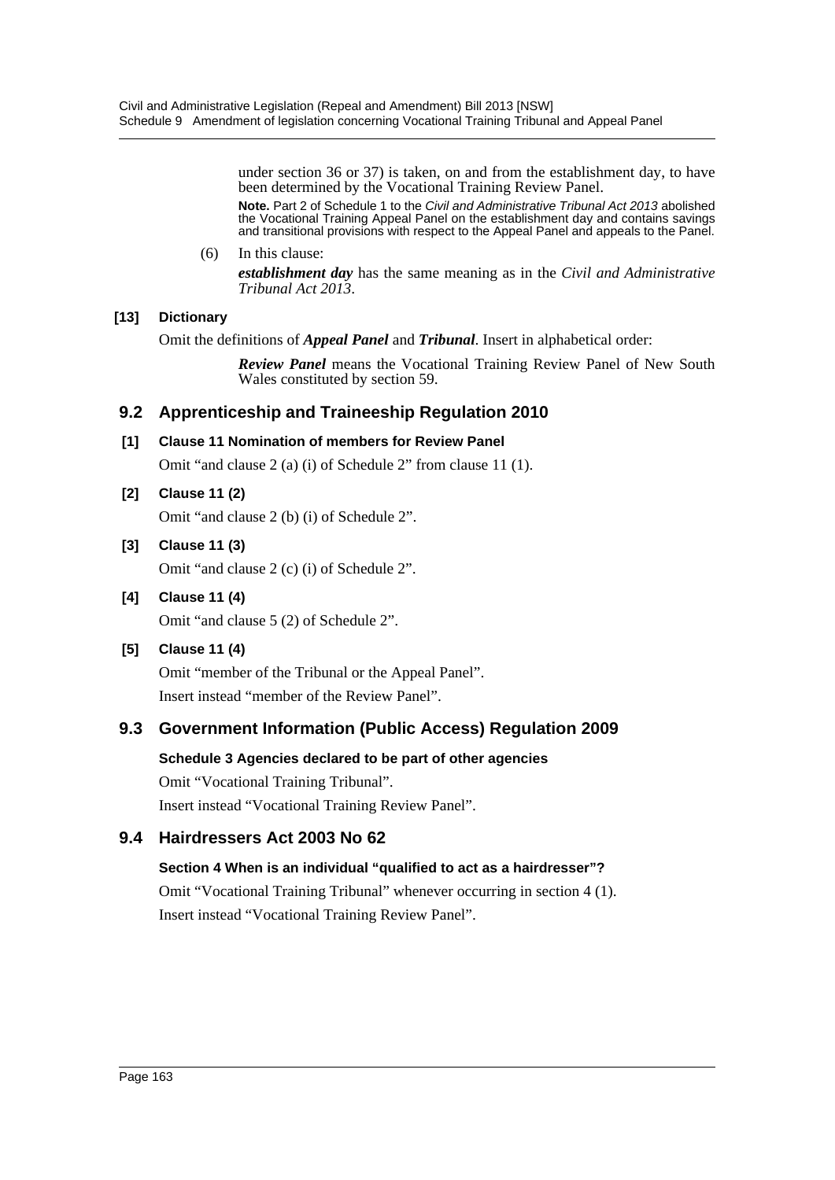under section 36 or 37) is taken, on and from the establishment day, to have been determined by the Vocational Training Review Panel.

**Note.** Part 2 of Schedule 1 to the *Civil and Administrative Tribunal Act 2013* abolished the Vocational Training Appeal Panel on the establishment day and contains savings and transitional provisions with respect to the Appeal Panel and appeals to the Panel.

(6) In this clause:

***establishment day*** has the same meaning as in the *Civil and Administrative Tribunal Act 2013*.

**[13] Dictionary**

Omit the definitions of ***Appeal Panel*** and ***Tribunal***. Insert in alphabetical order:

> ***Review Panel*** means the Vocational Training Review Panel of New South Wales constituted by section 59.

## 9.2 Apprenticeship and Traineeship Regulation 2010

**[1] Clause 11 Nomination of members for Review Panel**

Omit "and clause 2 (a) (i) of Schedule 2" from clause 11 (1).

**[2] Clause 11 (2)**

Omit "and clause 2 (b) (i) of Schedule 2".

**[3] Clause 11 (3)**

Omit "and clause 2 (c) (i) of Schedule 2".

**[4] Clause 11 (4)**

Omit "and clause 5 (2) of Schedule 2".

**[5] Clause 11 (4)**

Omit "member of the Tribunal or the Appeal Panel".

Insert instead "member of the Review Panel".

## 9.3 Government Information (Public Access) Regulation 2009

**Schedule 3 Agencies declared to be part of other agencies**

Omit "Vocational Training Tribunal".

Insert instead "Vocational Training Review Panel".

## 9.4 Hairdressers Act 2003 No 62

**Section 4 When is an individual "qualified to act as a hairdresser"?**

Omit "Vocational Training Tribunal" whenever occurring in section 4 (1).

Insert instead "Vocational Training Review Panel".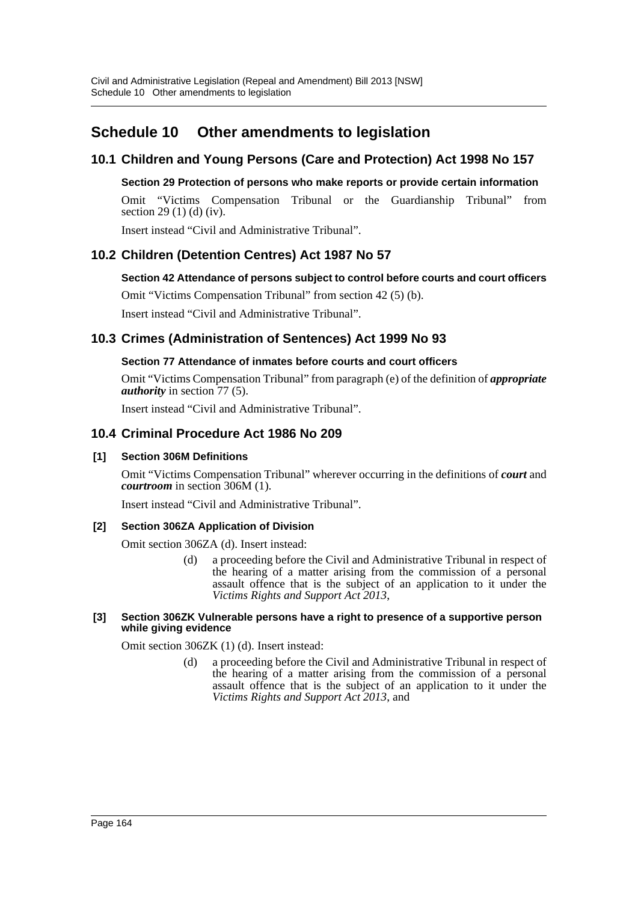# Schedule 10 Other amendments to legislation

## 10.1 Children and Young Persons (Care and Protection) Act 1998 No 157

### Section 29 Protection of persons who make reports or provide certain information

Omit "Victims Compensation Tribunal or the Guardianship Tribunal" from section 29 (1) (d) (iv).

Insert instead "Civil and Administrative Tribunal".

## 10.2 Children (Detention Centres) Act 1987 No 57

### Section 42 Attendance of persons subject to control before courts and court officers

Omit "Victims Compensation Tribunal" from section 42 (5) (b).

Insert instead "Civil and Administrative Tribunal".

## 10.3 Crimes (Administration of Sentences) Act 1999 No 93

### Section 77 Attendance of inmates before courts and court officers

Omit "Victims Compensation Tribunal" from paragraph (e) of the definition of ***appropriate authority*** in section 77 (5).

Insert instead "Civil and Administrative Tribunal".

## 10.4 Criminal Procedure Act 1986 No 209

### [1] Section 306M Definitions

Omit "Victims Compensation Tribunal" wherever occurring in the definitions of ***court*** and ***courtroom*** in section 306M (1).

Insert instead "Civil and Administrative Tribunal".

### [2] Section 306ZA Application of Division

Omit section 306ZA (d). Insert instead:

> (d) a proceeding before the Civil and Administrative Tribunal in respect of the hearing of a matter arising from the commission of a personal assault offence that is the subject of an application to it under the *Victims Rights and Support Act 2013*,

### [3] Section 306ZK Vulnerable persons have a right to presence of a supportive person while giving evidence

Omit section 306ZK (1) (d). Insert instead:

> (d) a proceeding before the Civil and Administrative Tribunal in respect of the hearing of a matter arising from the commission of a personal assault offence that is the subject of an application to it under the *Victims Rights and Support Act 2013*, and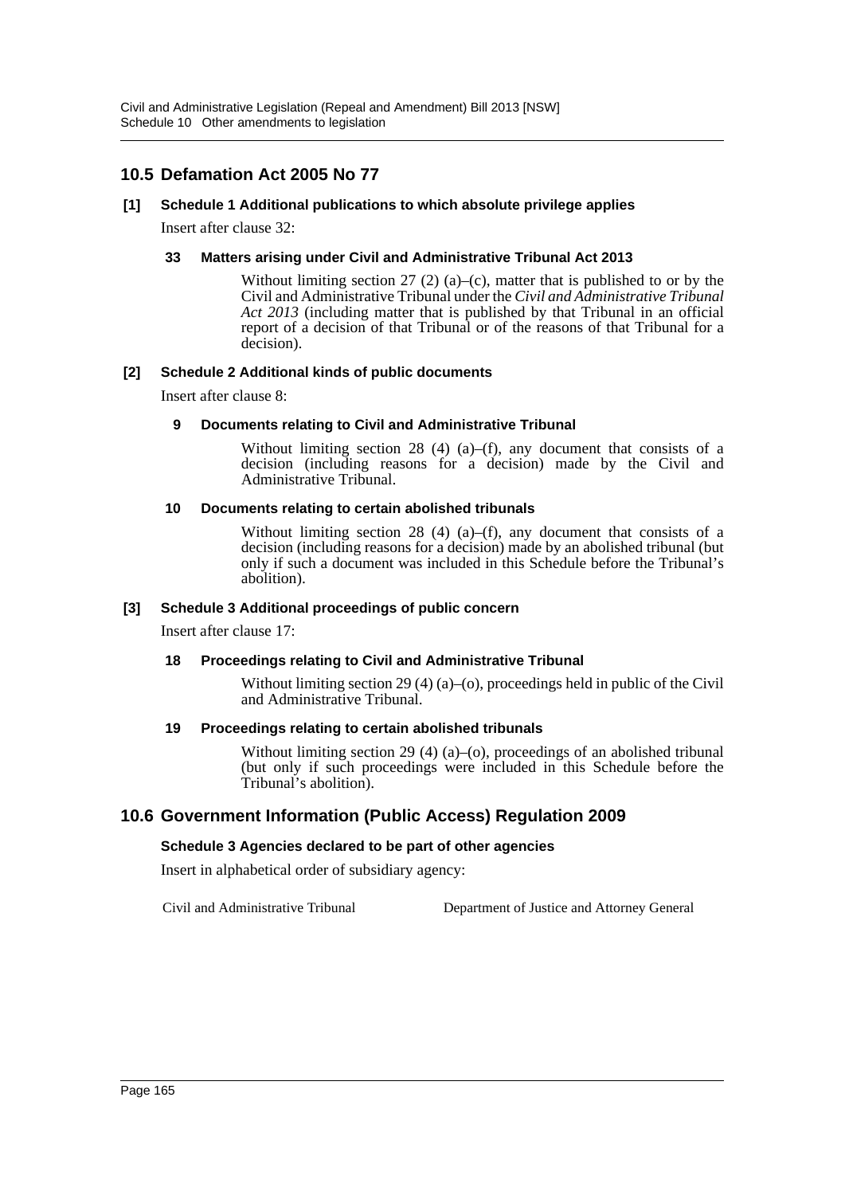## 10.5 Defamation Act 2005 No 77

**[1] Schedule 1 Additional publications to which absolute privilege applies**

Insert after clause 32:

**33 Matters arising under Civil and Administrative Tribunal Act 2013**

Without limiting section 27 (2) (a)–(c), matter that is published to or by the Civil and Administrative Tribunal under the *Civil and Administrative Tribunal Act 2013* (including matter that is published by that Tribunal in an official report of a decision of that Tribunal or of the reasons of that Tribunal for a decision).

**[2] Schedule 2 Additional kinds of public documents**

Insert after clause 8:

**9 Documents relating to Civil and Administrative Tribunal**

Without limiting section 28 (4) (a)–(f), any document that consists of a decision (including reasons for a decision) made by the Civil and Administrative Tribunal.

**10 Documents relating to certain abolished tribunals**

Without limiting section 28 (4) (a)–(f), any document that consists of a decision (including reasons for a decision) made by an abolished tribunal (but only if such a document was included in this Schedule before the Tribunal's abolition).

**[3] Schedule 3 Additional proceedings of public concern**

Insert after clause 17:

**18 Proceedings relating to Civil and Administrative Tribunal**

Without limiting section 29 (4) (a)–(o), proceedings held in public of the Civil and Administrative Tribunal.

**19 Proceedings relating to certain abolished tribunals**

Without limiting section 29 (4) (a)–(o), proceedings of an abolished tribunal (but only if such proceedings were included in this Schedule before the Tribunal's abolition).

## 10.6 Government Information (Public Access) Regulation 2009

**Schedule 3 Agencies declared to be part of other agencies**

Insert in alphabetical order of subsidiary agency:

| | |
|---|---|
| Civil and Administrative Tribunal | Department of Justice and Attorney General |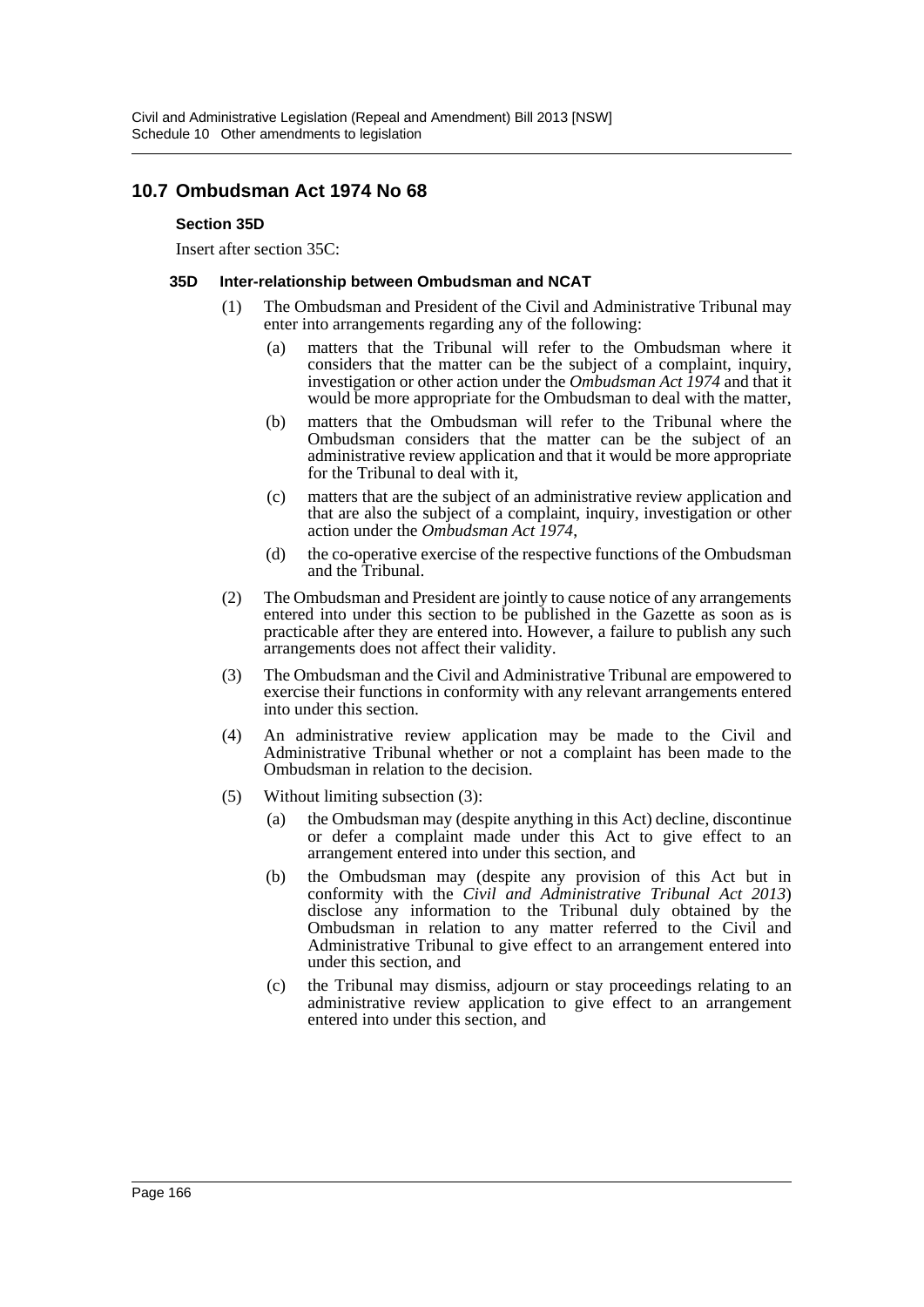## 10.7 Ombudsman Act 1974 No 68

**Section 35D**

Insert after section 35C:

**35D Inter-relationship between Ombudsman and NCAT**

(1) The Ombudsman and President of the Civil and Administrative Tribunal may enter into arrangements regarding any of the following:

(a) matters that the Tribunal will refer to the Ombudsman where it considers that the matter can be the subject of a complaint, inquiry, investigation or other action under the *Ombudsman Act 1974* and that it would be more appropriate for the Ombudsman to deal with the matter,

(b) matters that the Ombudsman will refer to the Tribunal where the Ombudsman considers that the matter can be the subject of an administrative review application and that it would be more appropriate for the Tribunal to deal with it,

(c) matters that are the subject of an administrative review application and that are also the subject of a complaint, inquiry, investigation or other action under the *Ombudsman Act 1974*,

(d) the co-operative exercise of the respective functions of the Ombudsman and the Tribunal.

(2) The Ombudsman and President are jointly to cause notice of any arrangements entered into under this section to be published in the Gazette as soon as is practicable after they are entered into. However, a failure to publish any such arrangements does not affect their validity.

(3) The Ombudsman and the Civil and Administrative Tribunal are empowered to exercise their functions in conformity with any relevant arrangements entered into under this section.

(4) An administrative review application may be made to the Civil and Administrative Tribunal whether or not a complaint has been made to the Ombudsman in relation to the decision.

(5) Without limiting subsection (3):

(a) the Ombudsman may (despite anything in this Act) decline, discontinue or defer a complaint made under this Act to give effect to an arrangement entered into under this section, and

(b) the Ombudsman may (despite any provision of this Act but in conformity with the *Civil and Administrative Tribunal Act 2013*) disclose any information to the Tribunal duly obtained by the Ombudsman in relation to any matter referred to the Civil and Administrative Tribunal to give effect to an arrangement entered into under this section, and

(c) the Tribunal may dismiss, adjourn or stay proceedings relating to an administrative review application to give effect to an arrangement entered into under this section, and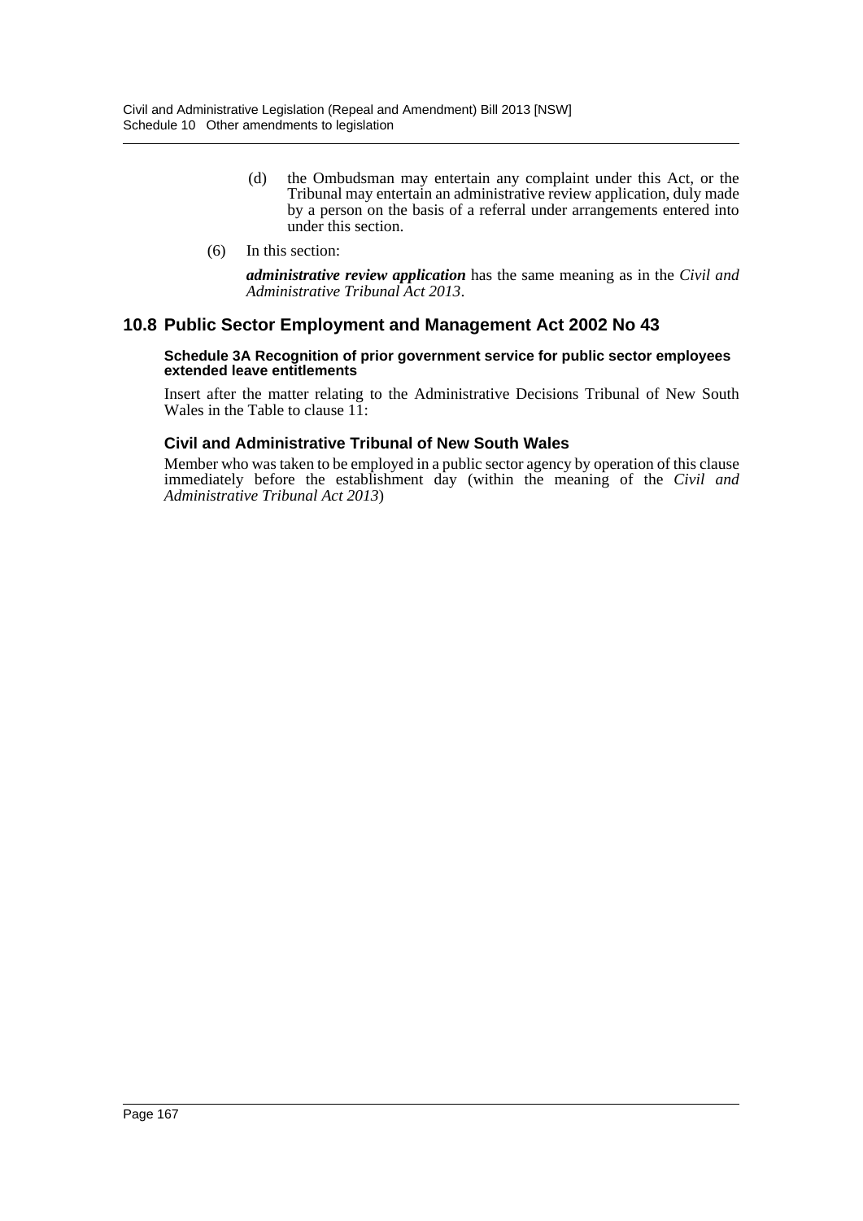(d) the Ombudsman may entertain any complaint under this Act, or the Tribunal may entertain an administrative review application, duly made by a person on the basis of a referral under arrangements entered into under this section.

(6) In this section:

***administrative review application*** has the same meaning as in the *Civil and Administrative Tribunal Act 2013*.

## 10.8 Public Sector Employment and Management Act 2002 No 43

**Schedule 3A Recognition of prior government service for public sector employees extended leave entitlements**

Insert after the matter relating to the Administrative Decisions Tribunal of New South Wales in the Table to clause 11:

### Civil and Administrative Tribunal of New South Wales

Member who was taken to be employed in a public sector agency by operation of this clause immediately before the establishment day (within the meaning of the *Civil and Administrative Tribunal Act 2013*)